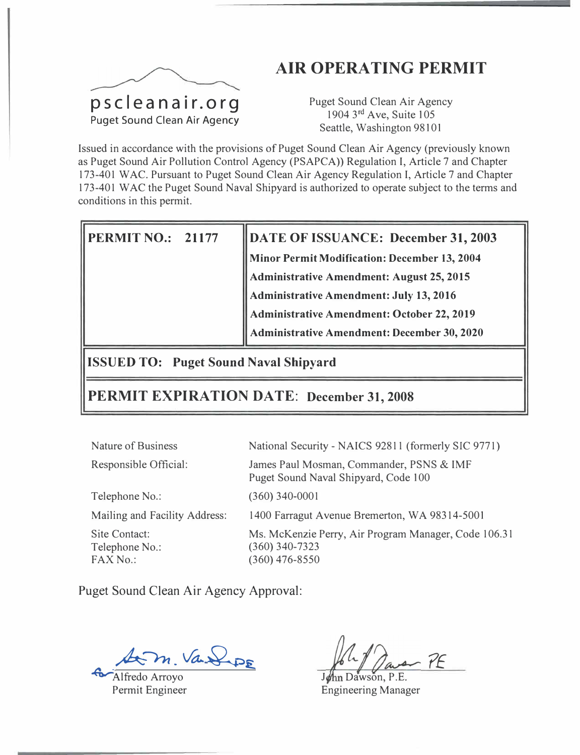pscleanair.org
Puget Sound Clean Air Agency

# AIR OPERATING PERMIT

Puget Sound Clean Air Agency
1904 3rd Ave, Suite 105
Seattle, Washington 98101

Issued in accordance with the provisions of Puget Sound Clean Air Agency (previously known as Puget Sound Air Pollution Control Agency (PSAPCA)) Regulation I, Article 7 and Chapter 173-401 WAC. Pursuant to Puget Sound Clean Air Agency Regulation I, Article 7 and Chapter 173-401 WAC the Puget Sound Naval Shipyard is authorized to operate subject to the terms and conditions in this permit.

| | |
|---|---|
| **PERMIT NO.: 21177** | **DATE OF ISSUANCE: December 31, 2003** |
| | **Minor Permit Modification: December 13, 2004** |
| | **Administrative Amendment: August 25, 2015** |
| | **Administrative Amendment: July 13, 2016** |
| | **Administrative Amendment: October 22, 2019** |
| | **Administrative Amendment: December 30, 2020** |
| **ISSUED TO: Puget Sound Naval Shipyard** | |
| **PERMIT EXPIRATION DATE: December 31, 2008** | |

| | |
|---|---|
| Nature of Business | National Security - NAICS 92811 (formerly SIC 9771) |
| Responsible Official: | James Paul Mosman, Commander, PSNS & IMF<br>Puget Sound Naval Shipyard, Code 100 |
| Telephone No.: | (360) 340-0001 |
| Mailing and Facility Address: | 1400 Farragut Avenue Bremerton, WA 98314-5001 |
| Site Contact:<br>Telephone No.:<br>FAX No.: | Ms. McKenzie Perry, Air Program Manager, Code 106.31<br>(360) 340-7323<br>(360) 476-8550 |

Puget Sound Clean Air Agency Approval:

for Alfredo Arroyo
Permit Engineer

John Dawson, P.E.
Engineering Manager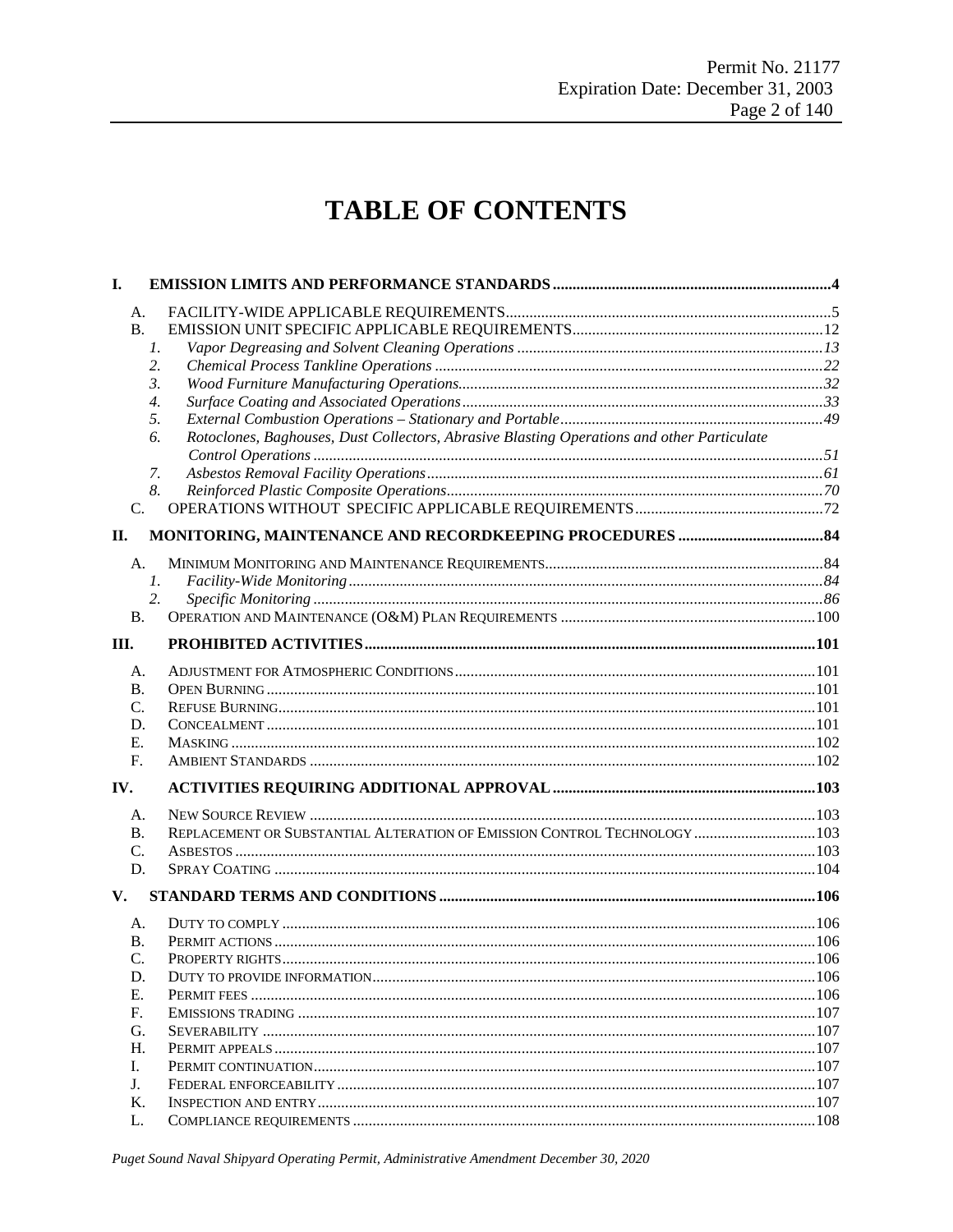# TABLE OF CONTENTS

**I. EMISSION LIMITS AND PERFORMANCE STANDARDS** ....................................................................4

- A. FACILITY-WIDE APPLICABLE REQUIREMENTS ....................................................................5
- B. EMISSION UNIT SPECIFIC APPLICABLE REQUIREMENTS ....................................................................12
  - *1. Vapor Degreasing and Solvent Cleaning Operations* ....................................................................13
  - *2. Chemical Process Tankline Operations* ....................................................................22
  - *3. Wood Furniture Manufacturing Operations* ....................................................................32
  - *4. Surface Coating and Associated Operations* ....................................................................33
  - *5. External Combustion Operations – Stationary and Portable* ....................................................................49
  - *6. Rotoclones, Baghouses, Dust Collectors, Abrasive Blasting Operations and other Particulate Control Operations* ....................................................................51
  - *7. Asbestos Removal Facility Operations* ....................................................................61
  - *8. Reinforced Plastic Composite Operations* ....................................................................70
- C. OPERATIONS WITHOUT SPECIFIC APPLICABLE REQUIREMENTS ....................................................................72

**II. MONITORING, MAINTENANCE AND RECORDKEEPING PROCEDURES** ....................................................................84

- A. MINIMUM MONITORING AND MAINTENANCE REQUIREMENTS ....................................................................84
  - *1. Facility-Wide Monitoring* ....................................................................84
  - *2. Specific Monitoring* ....................................................................86
- B. OPERATION AND MAINTENANCE (O&M) PLAN REQUIREMENTS ....................................................................100

**III. PROHIBITED ACTIVITIES** ....................................................................101

- A. ADJUSTMENT FOR ATMOSPHERIC CONDITIONS ....................................................................101
- B. OPEN BURNING ....................................................................101
- C. REFUSE BURNING ....................................................................101
- D. CONCEALMENT ....................................................................101
- E. MASKING ....................................................................102
- F. AMBIENT STANDARDS ....................................................................102

**IV. ACTIVITIES REQUIRING ADDITIONAL APPROVAL** ....................................................................103

- A. NEW SOURCE REVIEW ....................................................................103
- B. REPLACEMENT OR SUBSTANTIAL ALTERATION OF EMISSION CONTROL TECHNOLOGY ....................................................................103
- C. ASBESTOS ....................................................................103
- D. SPRAY COATING ....................................................................104

**V. STANDARD TERMS AND CONDITIONS** ....................................................................106

- A. DUTY TO COMPLY ....................................................................106
- B. PERMIT ACTIONS ....................................................................106
- C. PROPERTY RIGHTS ....................................................................106
- D. DUTY TO PROVIDE INFORMATION ....................................................................106
- E. PERMIT FEES ....................................................................106
- F. EMISSIONS TRADING ....................................................................107
- G. SEVERABILITY ....................................................................107
- H. PERMIT APPEALS ....................................................................107
- I. PERMIT CONTINUATION ....................................................................107
- J. FEDERAL ENFORCEABILITY ....................................................................107
- K. INSPECTION AND ENTRY ....................................................................107
- L. COMPLIANCE REQUIREMENTS ....................................................................108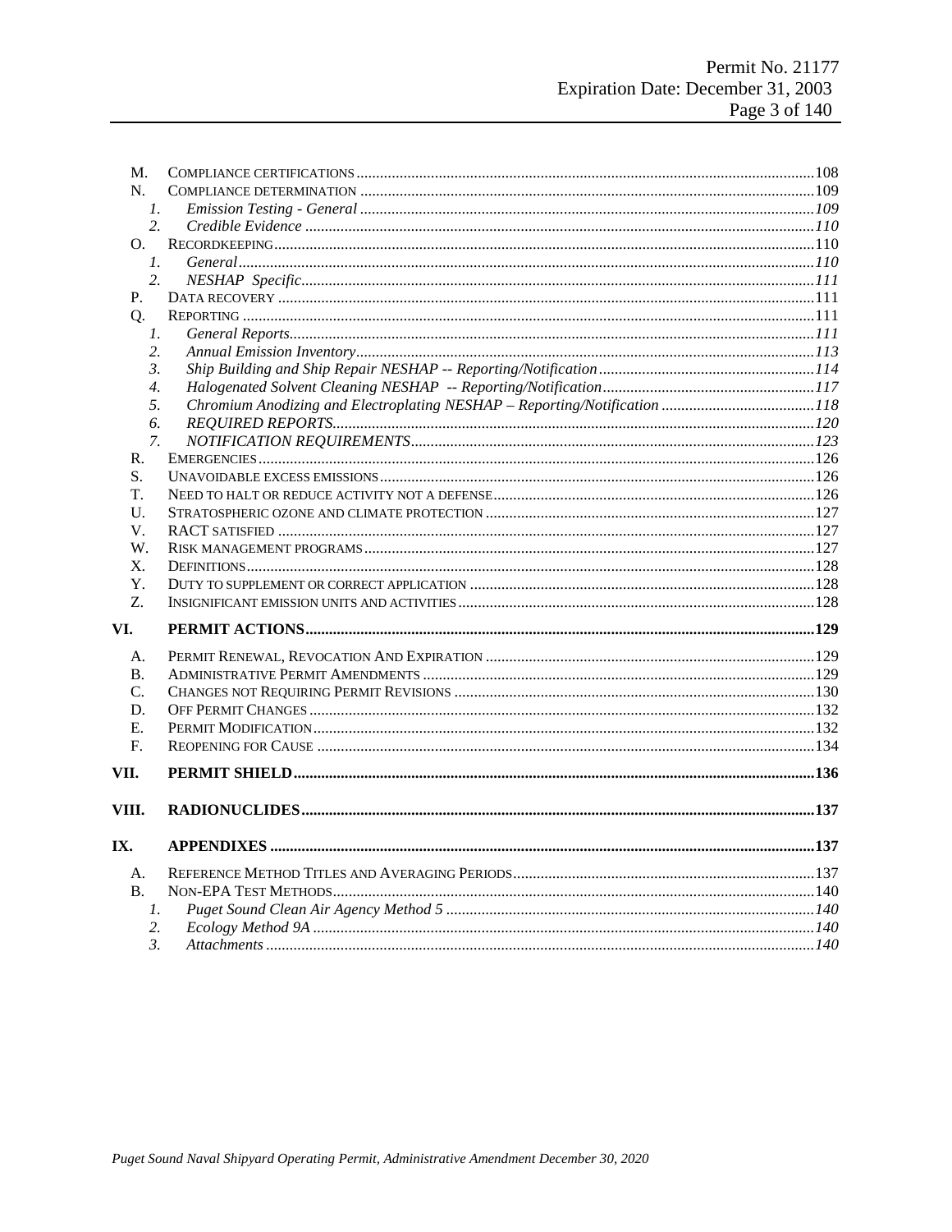M. Compliance certifications ...108
N. Compliance determination ...109
  1. *Emission Testing - General* ...109
  2. *Credible Evidence* ...110
O. Recordkeeping ...110
  1. *General* ...110
  2. *NESHAP Specific* ...111
P. Data recovery ...111
Q. Reporting ...111
  1. *General Reports* ...111
  2. *Annual Emission Inventory* ...113
  3. *Ship Building and Ship Repair NESHAP -- Reporting/Notification* ...114
  4. *Halogenated Solvent Cleaning NESHAP -- Reporting/Notification* ...117
  5. *Chromium Anodizing and Electroplating NESHAP – Reporting/Notification* ...118
  6. *REQUIRED REPORTS* ...120
  7. *NOTIFICATION REQUIREMENTS* ...123
R. Emergencies ...126
S. Unavoidable excess emissions ...126
T. Need to halt or reduce activity not a defense ...126
U. Stratospheric ozone and climate protection ...127
V. RACT satisfied ...127
W. Risk management programs ...127
X. Definitions ...128
Y. Duty to supplement or correct application ...128
Z. Insignificant emission units and activities ...128

**VI. PERMIT ACTIONS ...129**

A. Permit Renewal, Revocation And Expiration ...129
B. Administrative Permit Amendments ...129
C. Changes not Requiring Permit Revisions ...130
D. Off Permit Changes ...132
E. Permit Modification ...132
F. Reopening for Cause ...134

**VII. PERMIT SHIELD ...136**

**VIII. RADIONUCLIDES ...137**

**IX. APPENDIXES ...137**

A. Reference Method Titles and Averaging Periods ...137
B. Non-EPA Test Methods ...140
  1. *Puget Sound Clean Air Agency Method 5* ...140
  2. *Ecology Method 9A* ...140
  3. *Attachments* ...140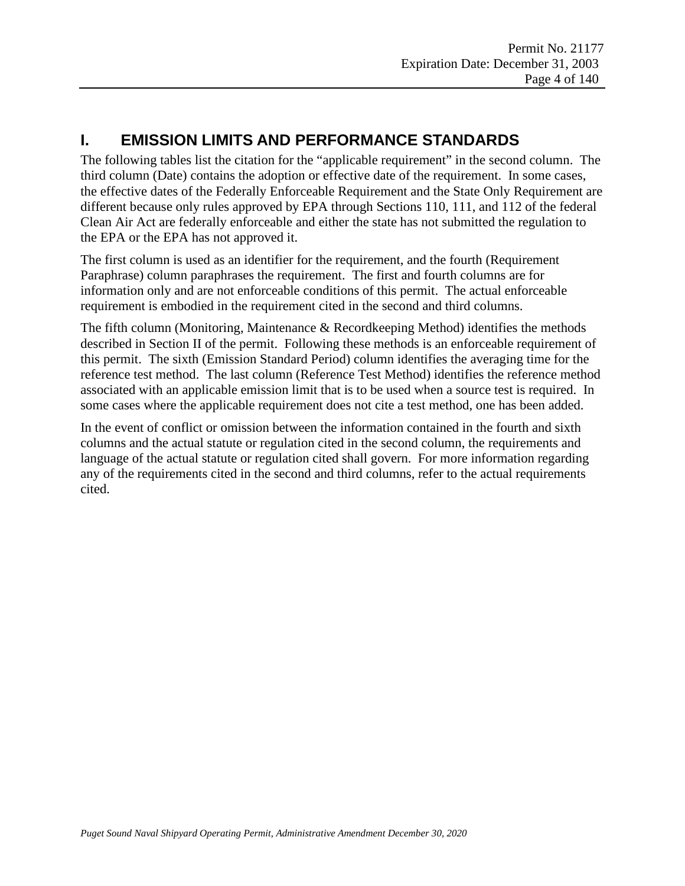# I. EMISSION LIMITS AND PERFORMANCE STANDARDS

The following tables list the citation for the "applicable requirement" in the second column. The third column (Date) contains the adoption or effective date of the requirement. In some cases, the effective dates of the Federally Enforceable Requirement and the State Only Requirement are different because only rules approved by EPA through Sections 110, 111, and 112 of the federal Clean Air Act are federally enforceable and either the state has not submitted the regulation to the EPA or the EPA has not approved it.

The first column is used as an identifier for the requirement, and the fourth (Requirement Paraphrase) column paraphrases the requirement. The first and fourth columns are for information only and are not enforceable conditions of this permit. The actual enforceable requirement is embodied in the requirement cited in the second and third columns.

The fifth column (Monitoring, Maintenance & Recordkeeping Method) identifies the methods described in Section II of the permit. Following these methods is an enforceable requirement of this permit. The sixth (Emission Standard Period) column identifies the averaging time for the reference test method. The last column (Reference Test Method) identifies the reference method associated with an applicable emission limit that is to be used when a source test is required. In some cases where the applicable requirement does not cite a test method, one has been added.

In the event of conflict or omission between the information contained in the fourth and sixth columns and the actual statute or regulation cited in the second column, the requirements and language of the actual statute or regulation cited shall govern. For more information regarding any of the requirements cited in the second and third columns, refer to the actual requirements cited.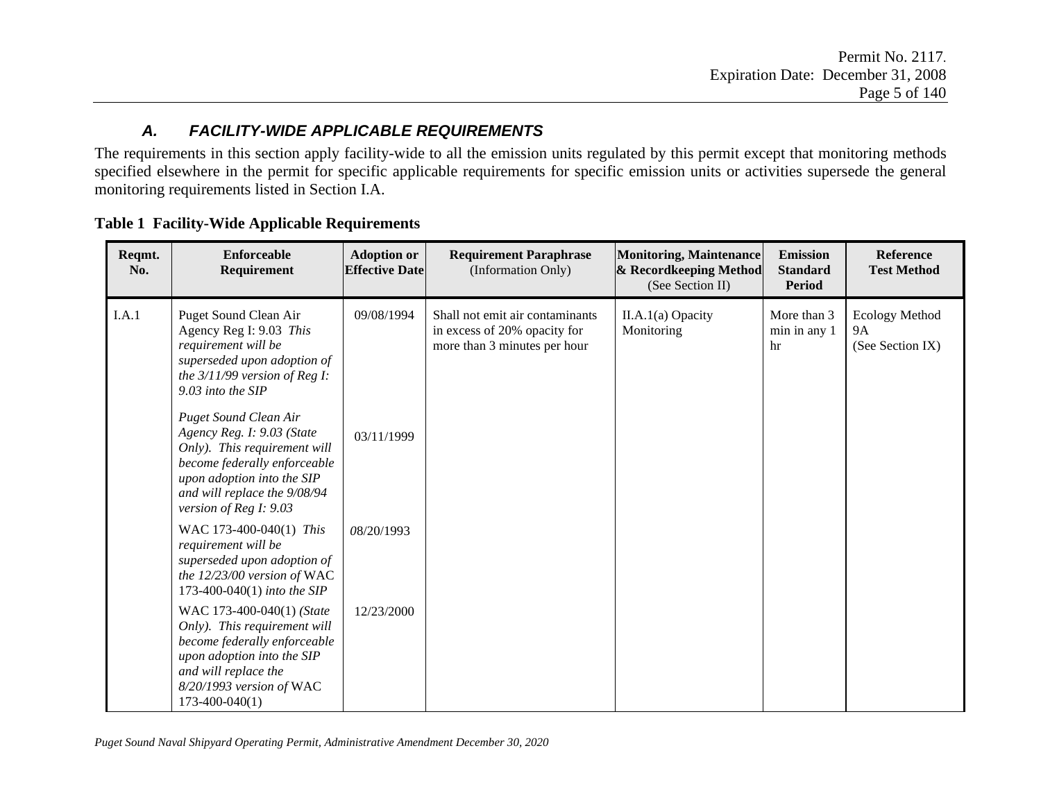## *A. FACILITY-WIDE APPLICABLE REQUIREMENTS*

The requirements in this section apply facility-wide to all the emission units regulated by this permit except that monitoring methods specified elsewhere in the permit for specific applicable requirements for specific emission units or activities supersede the general monitoring requirements listed in Section I.A.

**Table 1 Facility-Wide Applicable Requirements**

| Reqmt. No. | Enforceable Requirement | Adoption or Effective Date | Requirement Paraphrase (Information Only) | Monitoring, Maintenance & Recordkeeping Method (See Section II) | Emission Standard Period | Reference Test Method |
|---|---|---|---|---|---|---|
| I.A.1 | Puget Sound Clean Air Agency Reg I: 9.03 *This requirement will be superseded upon adoption of the 3/11/99 version of Reg I: 9.03 into the SIP* | 09/08/1994 | Shall not emit air contaminants in excess of 20% opacity for more than 3 minutes per hour | II.A.1(a) Opacity Monitoring | More than 3 min in any 1 hr | Ecology Method 9A (See Section IX) |
| | *Puget Sound Clean Air Agency Reg. I: 9.03 (State Only). This requirement will become federally enforceable upon adoption into the SIP and will replace the 9/08/94 version of Reg I: 9.03* | 03/11/1999 | | | | |
| | WAC 173-400-040(1) *This requirement will be superseded upon adoption of the 12/23/00 version of* WAC 173-400-040(1) *into the SIP* | 08/20/1993 | | | | |
| | WAC 173-400-040(1) *(State Only). This requirement will become federally enforceable upon adoption into the SIP and will replace the 8/20/1993 version of* WAC 173-400-040(1) | 12/23/2000 | | | | |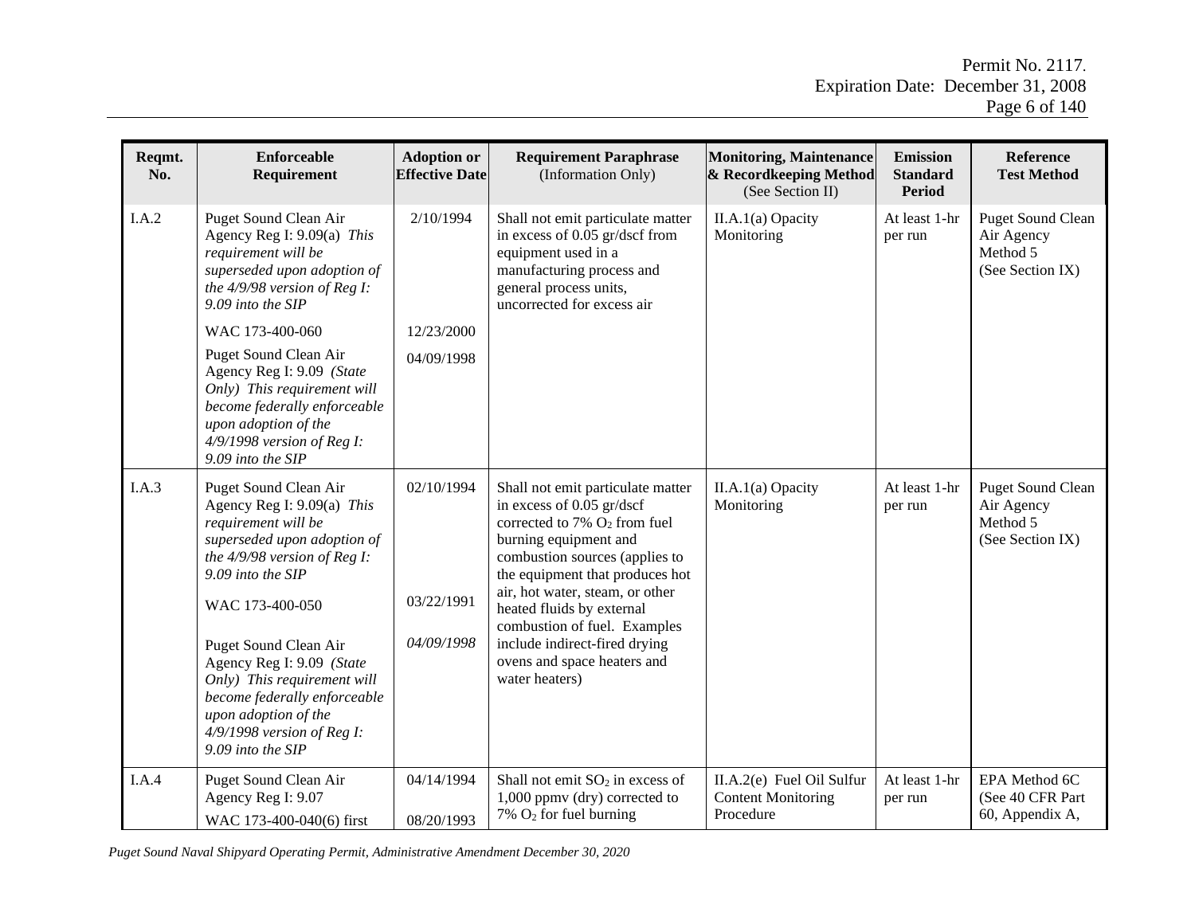| Reqmt. No. | Enforceable Requirement | Adoption or Effective Date | Requirement Paraphrase (Information Only) | Monitoring, Maintenance & Recordkeeping Method (See Section II) | Emission Standard Period | Reference Test Method |
|---|---|---|---|---|---|---|
| I.A.2 | Puget Sound Clean Air Agency Reg I: 9.09(a) *This requirement will be superseded upon adoption of the 4/9/98 version of Reg I: 9.09 into the SIP*<br>WAC 173-400-060<br>Puget Sound Clean Air Agency Reg I: 9.09 *(State Only) This requirement will become federally enforceable upon adoption of the 4/9/1998 version of Reg I: 9.09 into the SIP* | 2/10/1994<br>12/23/2000<br>04/09/1998 | Shall not emit particulate matter in excess of 0.05 gr/dscf from equipment used in a manufacturing process and general process units, uncorrected for excess air | II.A.1(a) Opacity Monitoring | At least 1-hr per run | Puget Sound Clean Air Agency Method 5 (See Section IX) |
| I.A.3 | Puget Sound Clean Air Agency Reg I: 9.09(a) *This requirement will be superseded upon adoption of the 4/9/98 version of Reg I: 9.09 into the SIP*<br>WAC 173-400-050<br>Puget Sound Clean Air Agency Reg I: 9.09 *(State Only) This requirement will become federally enforceable upon adoption of the 4/9/1998 version of Reg I: 9.09 into the SIP* | 02/10/1994<br>03/22/1991<br>*04/09/1998* | Shall not emit particulate matter in excess of 0.05 gr/dscf corrected to 7% $O_2$ from fuel burning equipment and combustion sources (applies to the equipment that produces hot air, hot water, steam, or other heated fluids by external combustion of fuel. Examples include indirect-fired drying ovens and space heaters and water heaters) | II.A.1(a) Opacity Monitoring | At least 1-hr per run | Puget Sound Clean Air Agency Method 5 (See Section IX) |
| I.A.4 | Puget Sound Clean Air Agency Reg I: 9.07<br>WAC 173-400-040(6) first | 04/14/1994<br>08/20/1993 | Shall not emit $SO_2$ in excess of 1,000 ppmv (dry) corrected to 7% $O_2$ for fuel burning | II.A.2(e) Fuel Oil Sulfur Content Monitoring Procedure | At least 1-hr per run | EPA Method 6C (See 40 CFR Part 60, Appendix A, |

*Puget Sound Naval Shipyard Operating Permit, Administrative Amendment December 30, 2020*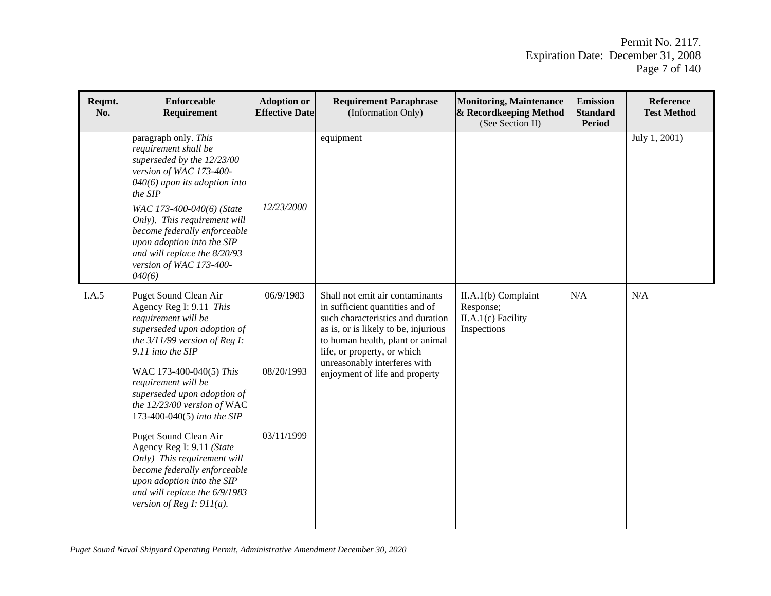| Reqmt. No. | Enforceable Requirement | Adoption or Effective Date | Requirement Paraphrase (Information Only) | Monitoring, Maintenance & Recordkeeping Method (See Section II) | Emission Standard Period | Reference Test Method |
|---|---|---|---|---|---|---|
| | paragraph only. *This requirement shall be superseded by the 12/23/00 version of WAC 173-400-040(6) upon its adoption into the SIP*<br><br>*WAC 173-400-040(6) (State Only). This requirement will become federally enforceable upon adoption into the SIP and will replace the 8/20/93 version of WAC 173-400-040(6)* | <br><br><br><br><br>*12/23/2000* | equipment | | | July 1, 2001) |
| I.A.5 | Puget Sound Clean Air Agency Reg I: 9.11 *This requirement will be superseded upon adoption of the 3/11/99 version of Reg I: 9.11 into the SIP*<br><br>WAC 173-400-040(5) *This requirement will be superseded upon adoption of the 12/23/00 version of* WAC 173-400-040(5) *into the SIP*<br><br>Puget Sound Clean Air Agency Reg I: 9.11 *(State Only) This requirement will become federally enforceable upon adoption into the SIP and will replace the 6/9/1983 version of Reg I: 911(a).* | 06/9/1983<br><br><br><br><br>08/20/1993<br><br><br><br><br>03/11/1999 | Shall not emit air contaminants in sufficient quantities and of such characteristics and duration as is, or is likely to be, injurious to human health, plant or animal life, or property, or which unreasonably interferes with enjoyment of life and property | II.A.1(b) Complaint Response;<br>II.A.1(c) Facility Inspections | N/A | N/A |

*Puget Sound Naval Shipyard Operating Permit, Administrative Amendment December 30, 2020*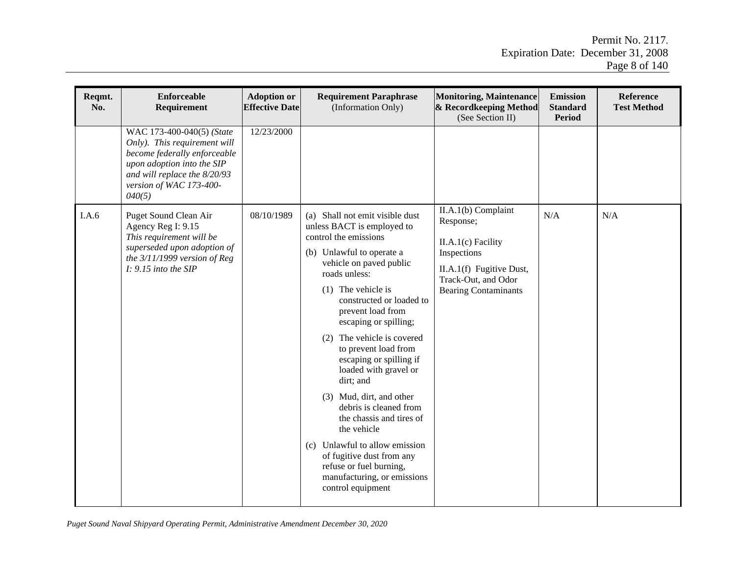| Reqmt. No. | Enforceable Requirement | Adoption or Effective Date | Requirement Paraphrase (Information Only) | Monitoring, Maintenance & Recordkeeping Method (See Section II) | Emission Standard Period | Reference Test Method |
|---|---|---|---|---|---|---|
| | WAC 173-400-040(5) *(State Only). This requirement will become federally enforceable upon adoption into the SIP and will replace the 8/20/93 version of WAC 173-400-040(5)* | 12/23/2000 | | | | |
| I.A.6 | Puget Sound Clean Air Agency Reg I: 9.15 *This requirement will be superseded upon adoption of the 3/11/1999 version of Reg I: 9.15 into the SIP* | 08/10/1989 | (a) Shall not emit visible dust unless BACT is employed to control the emissions<br>(b) Unlawful to operate a vehicle on paved public roads unless:<br>(1) The vehicle is constructed or loaded to prevent load from escaping or spilling;<br>(2) The vehicle is covered to prevent load from escaping or spilling if loaded with gravel or dirt; and<br>(3) Mud, dirt, and other debris is cleaned from the chassis and tires of the vehicle<br>(c) Unlawful to allow emission of fugitive dust from any refuse or fuel burning, manufacturing, or emissions control equipment | II.A.1(b) Complaint Response;<br>II.A.1(c) Facility Inspections<br>II.A.1(f) Fugitive Dust, Track-Out, and Odor Bearing Contaminants | N/A | N/A |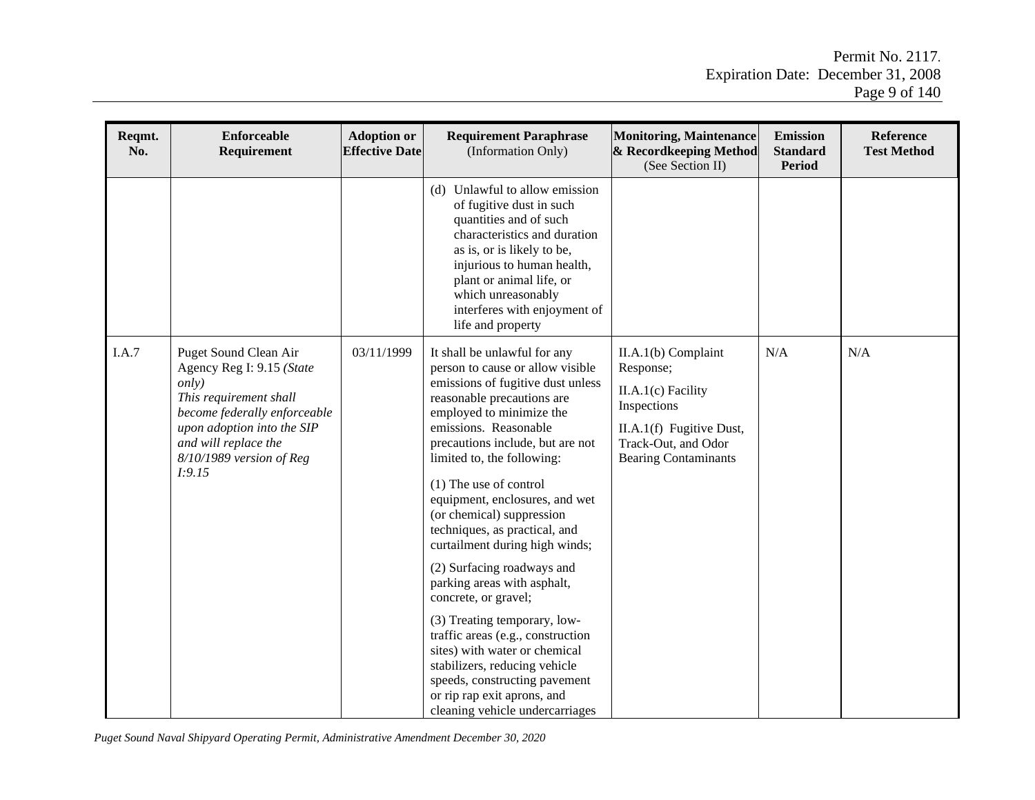| Reqmt. No. | Enforceable Requirement | Adoption or Effective Date | Requirement Paraphrase (Information Only) | Monitoring, Maintenance & Recordkeeping Method (See Section II) | Emission Standard Period | Reference Test Method |
|---|---|---|---|---|---|---|
| | | | (d) Unlawful to allow emission of fugitive dust in such quantities and of such characteristics and duration as is, or is likely to be, injurious to human health, plant or animal life, or which unreasonably interferes with enjoyment of life and property | | | |
| I.A.7 | Puget Sound Clean Air Agency Reg I: 9.15 *(State only)* *This requirement shall become federally enforceable upon adoption into the SIP and will replace the 8/10/1989 version of Reg I:9.15* | 03/11/1999 | It shall be unlawful for any person to cause or allow visible emissions of fugitive dust unless reasonable precautions are employed to minimize the emissions. Reasonable precautions include, but are not limited to, the following:<br><br>(1) The use of control equipment, enclosures, and wet (or chemical) suppression techniques, as practical, and curtailment during high winds;<br><br>(2) Surfacing roadways and parking areas with asphalt, concrete, or gravel;<br><br>(3) Treating temporary, low-traffic areas (e.g., construction sites) with water or chemical stabilizers, reducing vehicle speeds, constructing pavement or rip rap exit aprons, and cleaning vehicle undercarriages | II.A.1(b) Complaint Response;<br><br>II.A.1(c) Facility Inspections<br><br>II.A.1(f) Fugitive Dust, Track-Out, and Odor Bearing Contaminants | N/A | N/A |

*Puget Sound Naval Shipyard Operating Permit, Administrative Amendment December 30, 2020*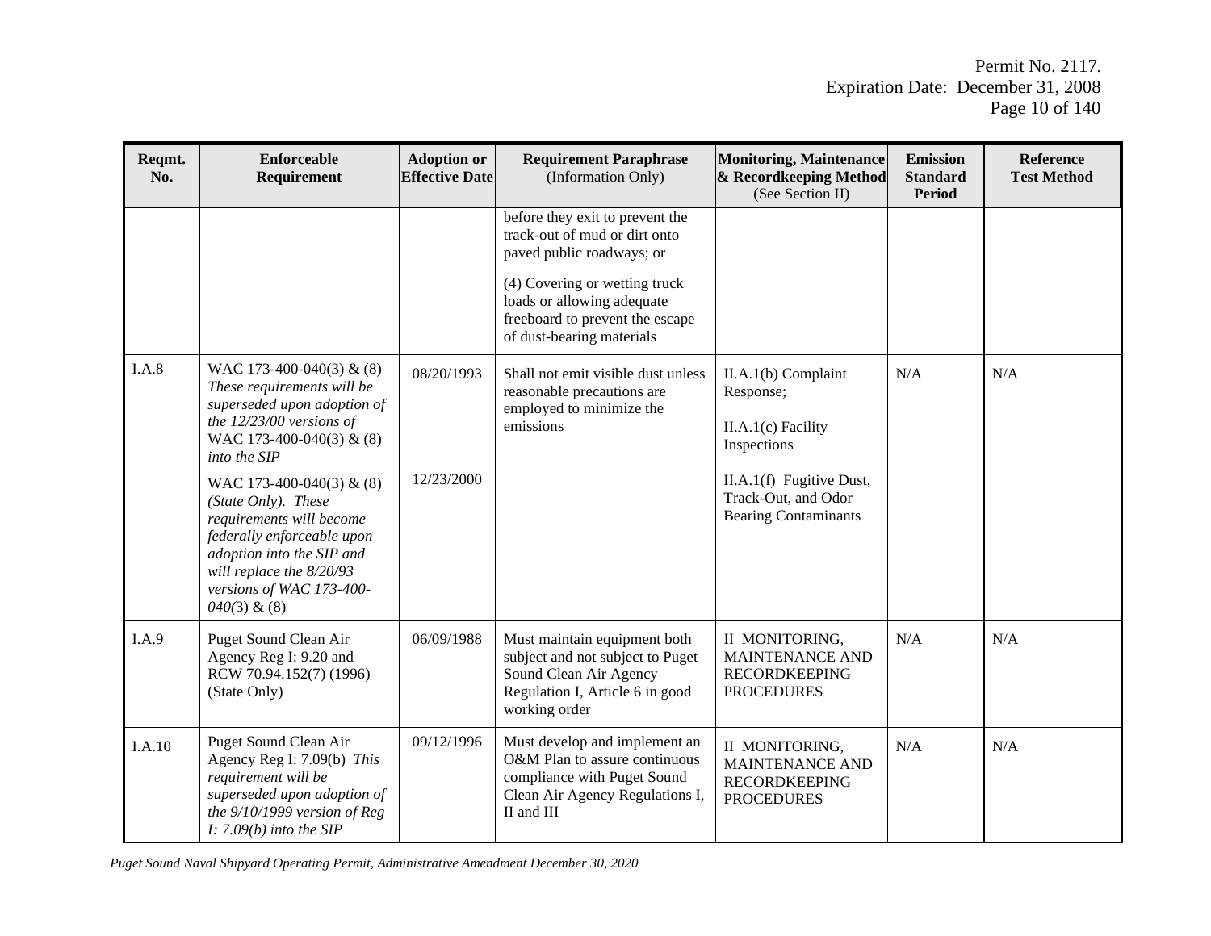| Reqmt. No. | Enforceable Requirement | Adoption or Effective Date | Requirement Paraphrase (Information Only) | Monitoring, Maintenance & Recordkeeping Method (See Section II) | Emission Standard Period | Reference Test Method |
|---|---|---|---|---|---|---|
| | | | before they exit to prevent the track-out of mud or dirt onto paved public roadways; or<br><br>(4) Covering or wetting truck loads or allowing adequate freeboard to prevent the escape of dust-bearing materials | | | |
| I.A.8 | WAC 173-400-040(3) & (8) *These requirements will be superseded upon adoption of the 12/23/00 versions of* WAC 173-400-040(3) & (8) *into the SIP*<br><br>WAC 173-400-040(3) & (8) *(State Only). These requirements will become federally enforceable upon adoption into the SIP and will replace the 8/20/93 versions of WAC 173-400-040*(3) & (8) | 08/20/1993<br><br>12/23/2000 | Shall not emit visible dust unless reasonable precautions are employed to minimize the emissions | II.A.1(b) Complaint Response;<br><br>II.A.1(c) Facility Inspections<br><br>II.A.1(f) Fugitive Dust, Track-Out, and Odor Bearing Contaminants | N/A | N/A |
| I.A.9 | Puget Sound Clean Air Agency Reg I: 9.20 and RCW 70.94.152(7) (1996) (State Only) | 06/09/1988 | Must maintain equipment both subject and not subject to Puget Sound Clean Air Agency Regulation I, Article 6 in good working order | II MONITORING, MAINTENANCE AND RECORDKEEPING PROCEDURES | N/A | N/A |
| I.A.10 | Puget Sound Clean Air Agency Reg I: 7.09(b) *This requirement will be superseded upon adoption of the 9/10/1999 version of Reg I: 7.09(b) into the SIP* | 09/12/1996 | Must develop and implement an O&M Plan to assure continuous compliance with Puget Sound Clean Air Agency Regulations I, II and III | II MONITORING, MAINTENANCE AND RECORDKEEPING PROCEDURES | N/A | N/A |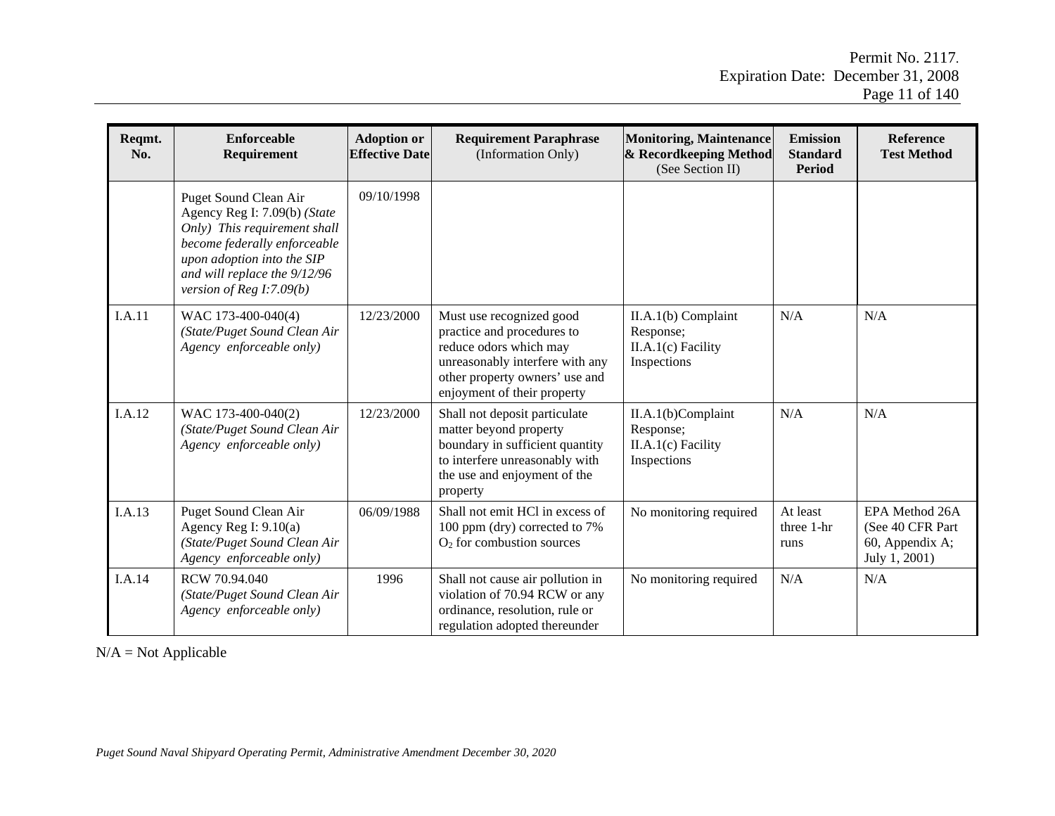| Reqmt. No. | Enforceable Requirement | Adoption or Effective Date | Requirement Paraphrase (Information Only) | Monitoring, Maintenance & Recordkeeping Method (See Section II) | Emission Standard Period | Reference Test Method |
|---|---|---|---|---|---|---|
| | Puget Sound Clean Air Agency Reg I: 7.09(b) *(State Only) This requirement shall become federally enforceable upon adoption into the SIP and will replace the 9/12/96 version of Reg I:7.09(b)* | 09/10/1998 | | | | |
| I.A.11 | WAC 173-400-040(4) *(State/Puget Sound Clean Air Agency enforceable only)* | 12/23/2000 | Must use recognized good practice and procedures to reduce odors which may unreasonably interfere with any other property owners' use and enjoyment of their property | II.A.1(b) Complaint Response; II.A.1(c) Facility Inspections | N/A | N/A |
| I.A.12 | WAC 173-400-040(2) *(State/Puget Sound Clean Air Agency enforceable only)* | 12/23/2000 | Shall not deposit particulate matter beyond property boundary in sufficient quantity to interfere unreasonably with the use and enjoyment of the property | II.A.1(b)Complaint Response; II.A.1(c) Facility Inspections | N/A | N/A |
| I.A.13 | Puget Sound Clean Air Agency Reg I: 9.10(a) *(State/Puget Sound Clean Air Agency enforceable only)* | 06/09/1988 | Shall not emit HCl in excess of 100 ppm (dry) corrected to 7% $O_2$ for combustion sources | No monitoring required | At least three 1-hr runs | EPA Method 26A (See 40 CFR Part 60, Appendix A; July 1, 2001) |
| I.A.14 | RCW 70.94.040 *(State/Puget Sound Clean Air Agency enforceable only)* | 1996 | Shall not cause air pollution in violation of 70.94 RCW or any ordinance, resolution, rule or regulation adopted thereunder | No monitoring required | N/A | N/A |

N/A = Not Applicable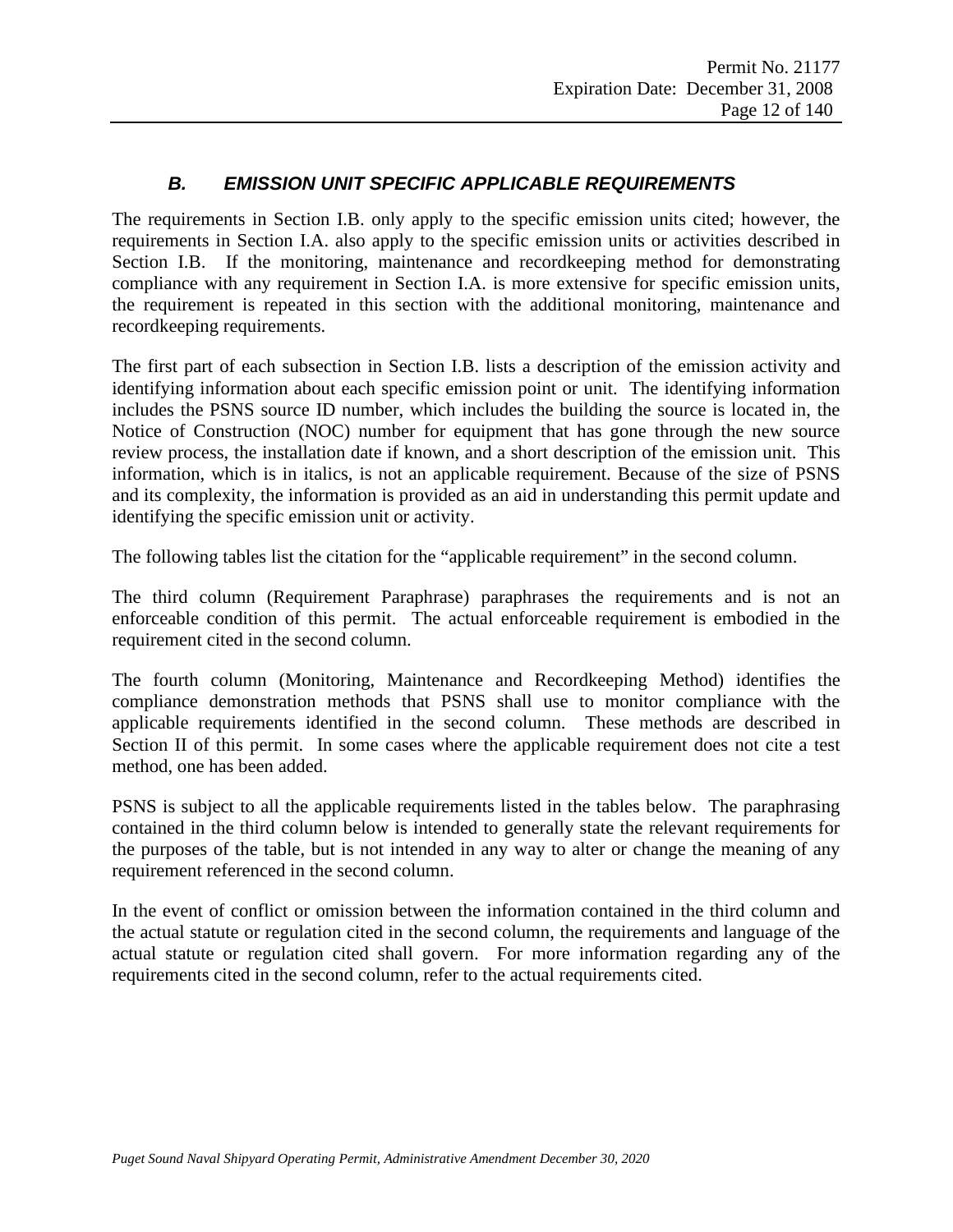## *B. EMISSION UNIT SPECIFIC APPLICABLE REQUIREMENTS*

The requirements in Section I.B. only apply to the specific emission units cited; however, the requirements in Section I.A. also apply to the specific emission units or activities described in Section I.B. If the monitoring, maintenance and recordkeeping method for demonstrating compliance with any requirement in Section I.A. is more extensive for specific emission units, the requirement is repeated in this section with the additional monitoring, maintenance and recordkeeping requirements.

The first part of each subsection in Section I.B. lists a description of the emission activity and identifying information about each specific emission point or unit. The identifying information includes the PSNS source ID number, which includes the building the source is located in, the Notice of Construction (NOC) number for equipment that has gone through the new source review process, the installation date if known, and a short description of the emission unit. This information, which is in italics, is not an applicable requirement. Because of the size of PSNS and its complexity, the information is provided as an aid in understanding this permit update and identifying the specific emission unit or activity.

The following tables list the citation for the "applicable requirement" in the second column.

The third column (Requirement Paraphrase) paraphrases the requirements and is not an enforceable condition of this permit. The actual enforceable requirement is embodied in the requirement cited in the second column.

The fourth column (Monitoring, Maintenance and Recordkeeping Method) identifies the compliance demonstration methods that PSNS shall use to monitor compliance with the applicable requirements identified in the second column. These methods are described in Section II of this permit. In some cases where the applicable requirement does not cite a test method, one has been added.

PSNS is subject to all the applicable requirements listed in the tables below. The paraphrasing contained in the third column below is intended to generally state the relevant requirements for the purposes of the table, but is not intended in any way to alter or change the meaning of any requirement referenced in the second column.

In the event of conflict or omission between the information contained in the third column and the actual statute or regulation cited in the second column, the requirements and language of the actual statute or regulation cited shall govern. For more information regarding any of the requirements cited in the second column, refer to the actual requirements cited.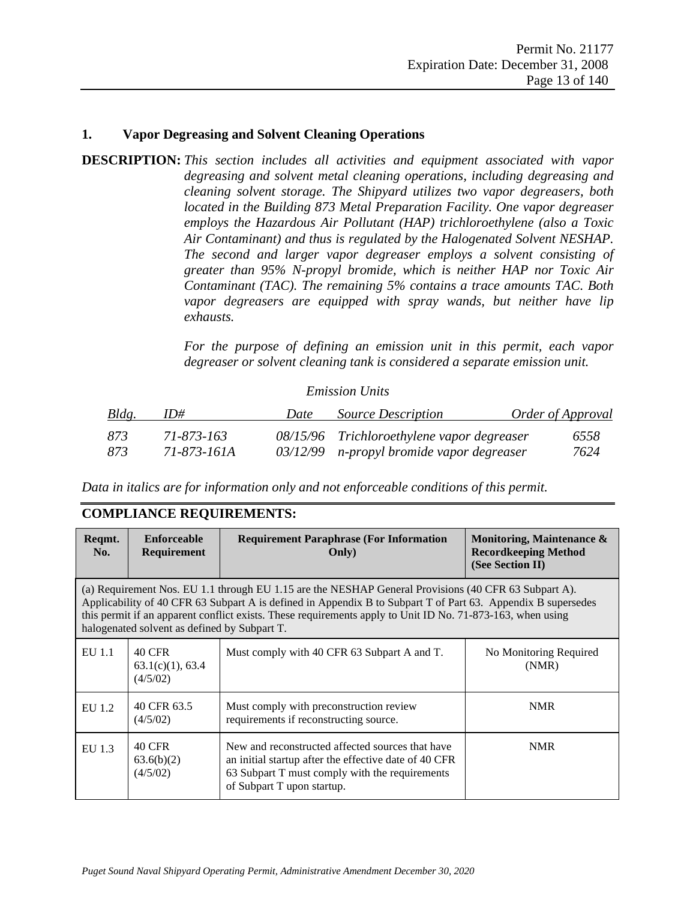## 1. Vapor Degreasing and Solvent Cleaning Operations

**DESCRIPTION:** *This section includes all activities and equipment associated with vapor degreasing and solvent metal cleaning operations, including degreasing and cleaning solvent storage. The Shipyard utilizes two vapor degreasers, both located in the Building 873 Metal Preparation Facility. One vapor degreaser employs the Hazardous Air Pollutant (HAP) trichloroethylene (also a Toxic Air Contaminant) and thus is regulated by the Halogenated Solvent NESHAP. The second and larger vapor degreaser employs a solvent consisting of greater than 95% N-propyl bromide, which is neither HAP nor Toxic Air Contaminant (TAC). The remaining 5% contains a trace amounts TAC. Both vapor degreasers are equipped with spray wands, but neither have lip exhausts.*

*For the purpose of defining an emission unit in this permit, each vapor degreaser or solvent cleaning tank is considered a separate emission unit.*

*Emission Units*

| *Bldg.* | *ID#* | *Date* | *Source Description* | *Order of Approval* |
|---|---|---|---|---|
| *873* | *71-873-163* | *08/15/96* | *Trichloroethylene vapor degreaser* | *6558* |
| *873* | *71-873-161A* | *03/12/99* | *n-propyl bromide vapor degreaser* | *7624* |

*Data in italics are for information only and not enforceable conditions of this permit.*

## COMPLIANCE REQUIREMENTS:

| Reqmt. No. | Enforceable Requirement | Requirement Paraphrase (For Information Only) | Monitoring, Maintenance & Recordkeeping Method (See Section II) |
|---|---|---|---|
| (a) Requirement Nos. EU 1.1 through EU 1.15 are the NESHAP General Provisions (40 CFR 63 Subpart A). Applicability of 40 CFR 63 Subpart A is defined in Appendix B to Subpart T of Part 63. Appendix B supersedes this permit if an apparent conflict exists. These requirements apply to Unit ID No. 71-873-163, when using halogenated solvent as defined by Subpart T. | | | |
| EU 1.1 | 40 CFR 63.1(c)(1), 63.4 (4/5/02) | Must comply with 40 CFR 63 Subpart A and T. | No Monitoring Required (NMR) |
| EU 1.2 | 40 CFR 63.5 (4/5/02) | Must comply with preconstruction review requirements if reconstructing source. | NMR |
| EU 1.3 | 40 CFR 63.6(b)(2) (4/5/02) | New and reconstructed affected sources that have an initial startup after the effective date of 40 CFR 63 Subpart T must comply with the requirements of Subpart T upon startup. | NMR |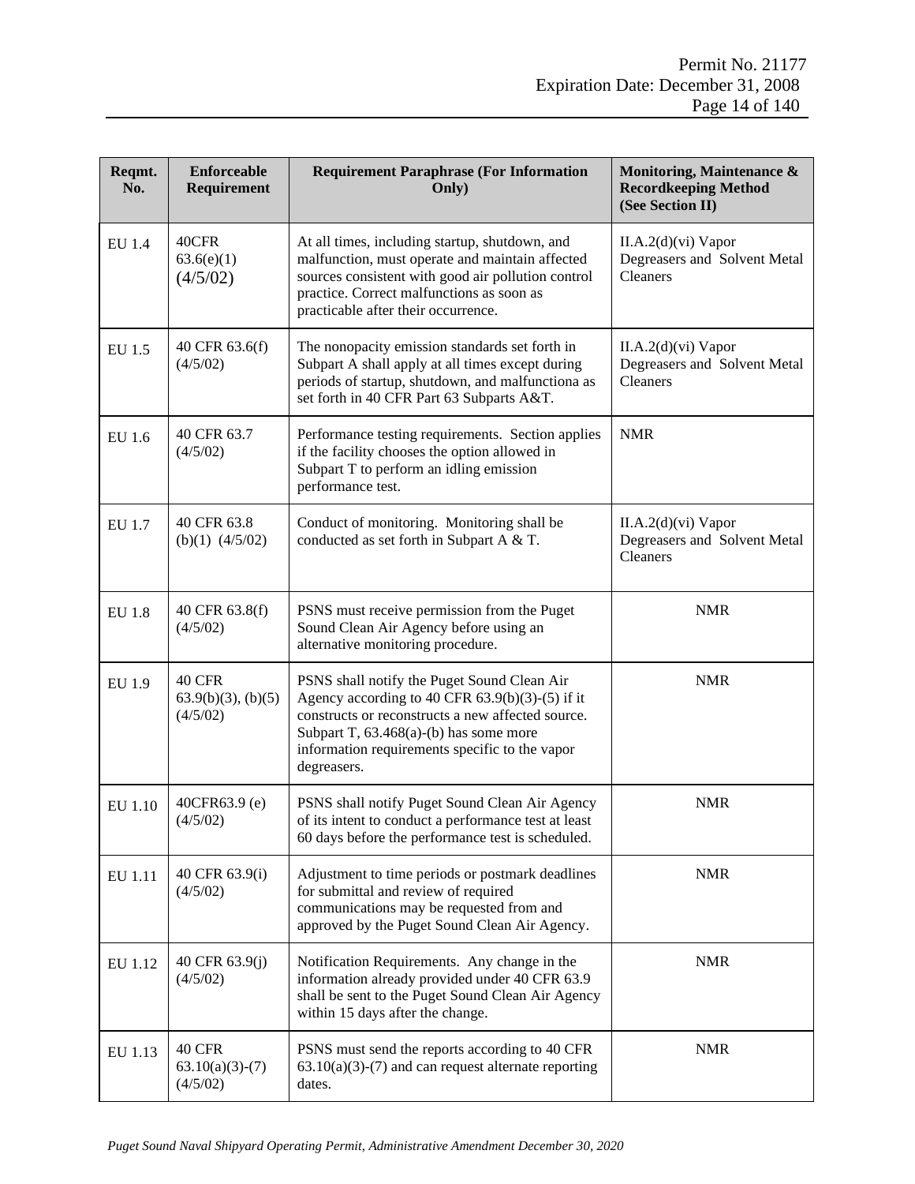| Reqmt. No. | Enforceable Requirement | Requirement Paraphrase (For Information Only) | Monitoring, Maintenance & Recordkeeping Method (See Section II) |
|---|---|---|---|
| EU 1.4 | 40CFR 63.6(e)(1) (4/5/02) | At all times, including startup, shutdown, and malfunction, must operate and maintain affected sources consistent with good air pollution control practice. Correct malfunctions as soon as practicable after their occurrence. | II.A.2(d)(vi) Vapor Degreasers and Solvent Metal Cleaners |
| EU 1.5 | 40 CFR 63.6(f) (4/5/02) | The nonopacity emission standards set forth in Subpart A shall apply at all times except during periods of startup, shutdown, and malfunctiona as set forth in 40 CFR Part 63 Subparts A&T. | II.A.2(d)(vi) Vapor Degreasers and Solvent Metal Cleaners |
| EU 1.6 | 40 CFR 63.7 (4/5/02) | Performance testing requirements. Section applies if the facility chooses the option allowed in Subpart T to perform an idling emission performance test. | NMR |
| EU 1.7 | 40 CFR 63.8 (b)(1) (4/5/02) | Conduct of monitoring. Monitoring shall be conducted as set forth in Subpart A & T. | II.A.2(d)(vi) Vapor Degreasers and Solvent Metal Cleaners |
| EU 1.8 | 40 CFR 63.8(f) (4/5/02) | PSNS must receive permission from the Puget Sound Clean Air Agency before using an alternative monitoring procedure. | NMR |
| EU 1.9 | 40 CFR 63.9(b)(3), (b)(5) (4/5/02) | PSNS shall notify the Puget Sound Clean Air Agency according to 40 CFR 63.9(b)(3)-(5) if it constructs or reconstructs a new affected source. Subpart T, 63.468(a)-(b) has some more information requirements specific to the vapor degreasers. | NMR |
| EU 1.10 | 40CFR63.9 (e) (4/5/02) | PSNS shall notify Puget Sound Clean Air Agency of its intent to conduct a performance test at least 60 days before the performance test is scheduled. | NMR |
| EU 1.11 | 40 CFR 63.9(i) (4/5/02) | Adjustment to time periods or postmark deadlines for submittal and review of required communications may be requested from and approved by the Puget Sound Clean Air Agency. | NMR |
| EU 1.12 | 40 CFR 63.9(j) (4/5/02) | Notification Requirements. Any change in the information already provided under 40 CFR 63.9 shall be sent to the Puget Sound Clean Air Agency within 15 days after the change. | NMR |
| EU 1.13 | 40 CFR 63.10(a)(3)-(7) (4/5/02) | PSNS must send the reports according to 40 CFR 63.10(a)(3)-(7) and can request alternate reporting dates. | NMR |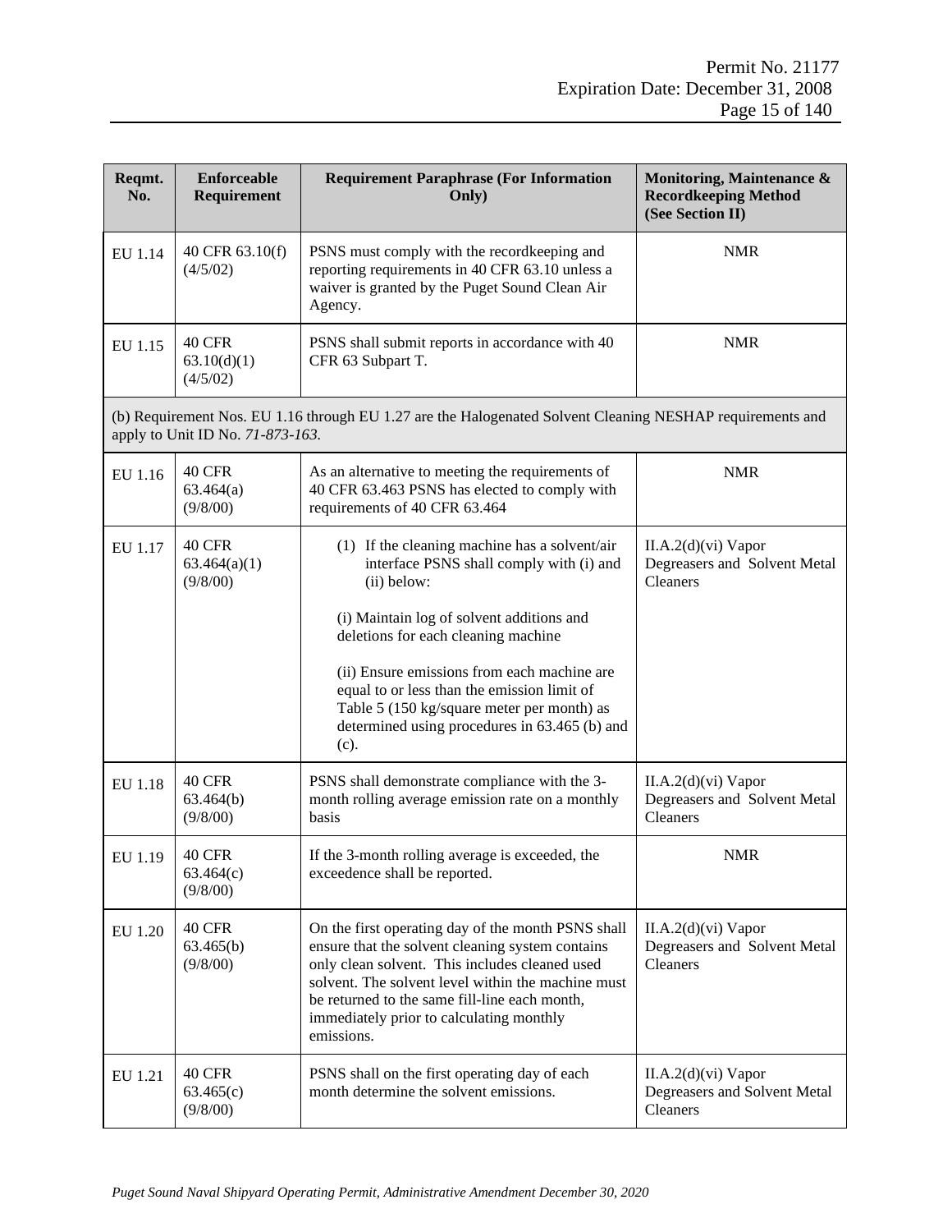| Reqmt. No. | Enforceable Requirement | Requirement Paraphrase (For Information Only) | Monitoring, Maintenance & Recordkeeping Method (See Section II) |
|---|---|---|---|
| EU 1.14 | 40 CFR 63.10(f) (4/5/02) | PSNS must comply with the recordkeeping and reporting requirements in 40 CFR 63.10 unless a waiver is granted by the Puget Sound Clean Air Agency. | NMR |
| EU 1.15 | 40 CFR 63.10(d)(1) (4/5/02) | PSNS shall submit reports in accordance with 40 CFR 63 Subpart T. | NMR |
| (b) Requirement Nos. EU 1.16 through EU 1.27 are the Halogenated Solvent Cleaning NESHAP requirements and apply to Unit ID No. *71-873-163.* | | | |
| EU 1.16 | 40 CFR 63.464(a) (9/8/00) | As an alternative to meeting the requirements of 40 CFR 63.463 PSNS has elected to comply with requirements of 40 CFR 63.464 | NMR |
| EU 1.17 | 40 CFR 63.464(a)(1) (9/8/00) | (1) If the cleaning machine has a solvent/air interface PSNS shall comply with (i) and (ii) below:<br><br>(i) Maintain log of solvent additions and deletions for each cleaning machine<br><br>(ii) Ensure emissions from each machine are equal to or less than the emission limit of Table 5 (150 kg/square meter per month) as determined using procedures in 63.465 (b) and (c). | II.A.2(d)(vi) Vapor Degreasers and Solvent Metal Cleaners |
| EU 1.18 | 40 CFR 63.464(b) (9/8/00) | PSNS shall demonstrate compliance with the 3-month rolling average emission rate on a monthly basis | II.A.2(d)(vi) Vapor Degreasers and Solvent Metal Cleaners |
| EU 1.19 | 40 CFR 63.464(c) (9/8/00) | If the 3-month rolling average is exceeded, the exceedence shall be reported. | NMR |
| EU 1.20 | 40 CFR 63.465(b) (9/8/00) | On the first operating day of the month PSNS shall ensure that the solvent cleaning system contains only clean solvent. This includes cleaned used solvent. The solvent level within the machine must be returned to the same fill-line each month, immediately prior to calculating monthly emissions. | II.A.2(d)(vi) Vapor Degreasers and Solvent Metal Cleaners |
| EU 1.21 | 40 CFR 63.465(c) (9/8/00) | PSNS shall on the first operating day of each month determine the solvent emissions. | II.A.2(d)(vi) Vapor Degreasers and Solvent Metal Cleaners |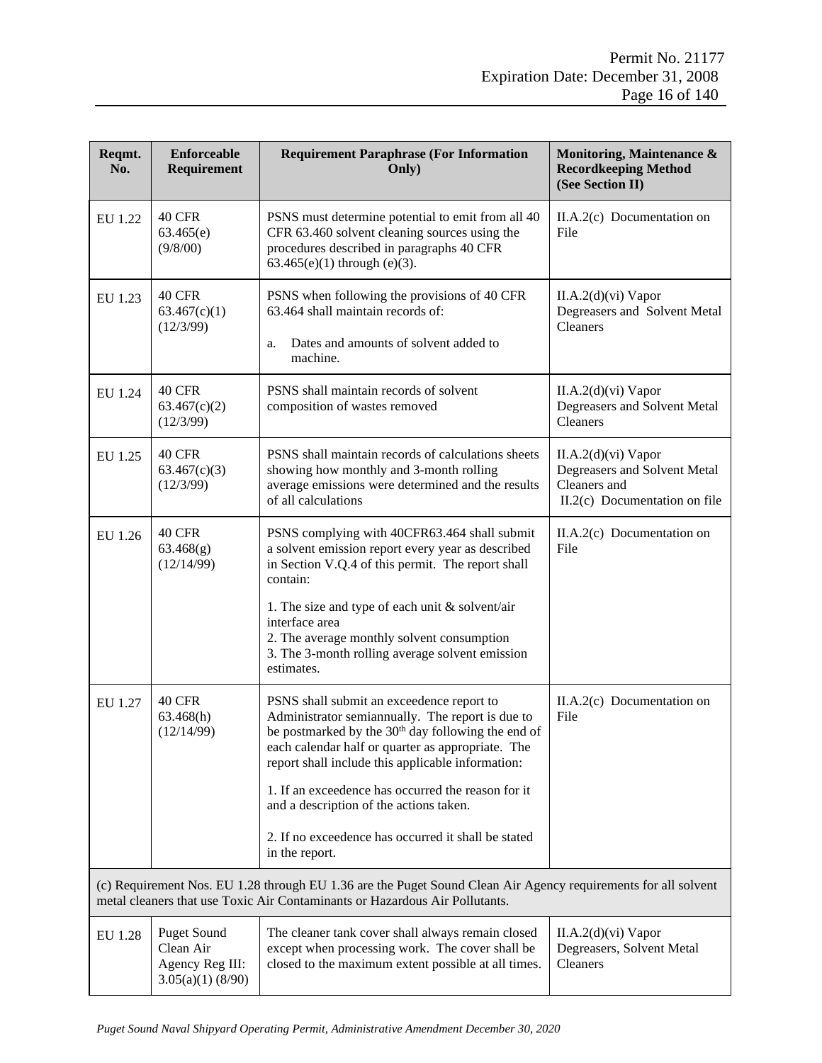| Reqmt. No. | Enforceable Requirement | Requirement Paraphrase (For Information Only) | Monitoring, Maintenance & Recordkeeping Method (See Section II) |
|---|---|---|---|
| EU 1.22 | 40 CFR 63.465(e) (9/8/00) | PSNS must determine potential to emit from all 40 CFR 63.460 solvent cleaning sources using the procedures described in paragraphs 40 CFR 63.465(e)(1) through (e)(3). | II.A.2(c) Documentation on File |
| EU 1.23 | 40 CFR 63.467(c)(1) (12/3/99) | PSNS when following the provisions of 40 CFR 63.464 shall maintain records of:<br><br>a. Dates and amounts of solvent added to machine. | II.A.2(d)(vi) Vapor Degreasers and Solvent Metal Cleaners |
| EU 1.24 | 40 CFR 63.467(c)(2) (12/3/99) | PSNS shall maintain records of solvent composition of wastes removed | II.A.2(d)(vi) Vapor Degreasers and Solvent Metal Cleaners |
| EU 1.25 | 40 CFR 63.467(c)(3) (12/3/99) | PSNS shall maintain records of calculations sheets showing how monthly and 3-month rolling average emissions were determined and the results of all calculations | II.A.2(d)(vi) Vapor Degreasers and Solvent Metal Cleaners and II.2(c) Documentation on file |
| EU 1.26 | 40 CFR 63.468(g) (12/14/99) | PSNS complying with 40CFR63.464 shall submit a solvent emission report every year as described in Section V.Q.4 of this permit. The report shall contain:<br><br>1. The size and type of each unit & solvent/air interface area<br>2. The average monthly solvent consumption<br>3. The 3-month rolling average solvent emission estimates. | II.A.2(c) Documentation on File |
| EU 1.27 | 40 CFR 63.468(h) (12/14/99) | PSNS shall submit an exceedence report to Administrator semiannually. The report is due to be postmarked by the 30th day following the end of each calendar half or quarter as appropriate. The report shall include this applicable information:<br><br>1. If an exceedence has occurred the reason for it and a description of the actions taken.<br><br>2. If no exceedence has occurred it shall be stated in the report. | II.A.2(c) Documentation on File |
| (c) Requirement Nos. EU 1.28 through EU 1.36 are the Puget Sound Clean Air Agency requirements for all solvent metal cleaners that use Toxic Air Contaminants or Hazardous Air Pollutants. | | | |
| EU 1.28 | Puget Sound Clean Air Agency Reg III: 3.05(a)(1) (8/90) | The cleaner tank cover shall always remain closed except when processing work. The cover shall be closed to the maximum extent possible at all times. | II.A.2(d)(vi) Vapor Degreasers, Solvent Metal Cleaners |

*Puget Sound Naval Shipyard Operating Permit, Administrative Amendment December 30, 2020*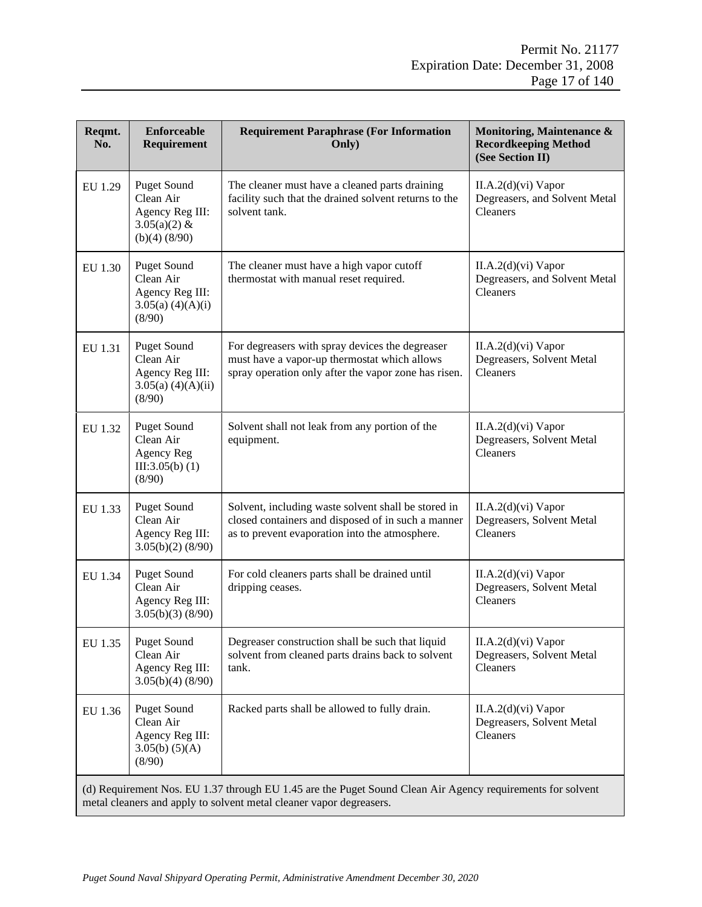| Reqmt. No. | Enforceable Requirement | Requirement Paraphrase (For Information Only) | Monitoring, Maintenance & Recordkeeping Method (See Section II) |
|---|---|---|---|
| EU 1.29 | Puget Sound Clean Air Agency Reg III: 3.05(a)(2) & (b)(4) (8/90) | The cleaner must have a cleaned parts draining facility such that the drained solvent returns to the solvent tank. | II.A.2(d)(vi) Vapor Degreasers, and Solvent Metal Cleaners |
| EU 1.30 | Puget Sound Clean Air Agency Reg III: 3.05(a) (4)(A)(i) (8/90) | The cleaner must have a high vapor cutoff thermostat with manual reset required. | II.A.2(d)(vi) Vapor Degreasers, and Solvent Metal Cleaners |
| EU 1.31 | Puget Sound Clean Air Agency Reg III: 3.05(a) (4)(A)(ii) (8/90) | For degreasers with spray devices the degreaser must have a vapor-up thermostat which allows spray operation only after the vapor zone has risen. | II.A.2(d)(vi) Vapor Degreasers, Solvent Metal Cleaners |
| EU 1.32 | Puget Sound Clean Air Agency Reg III:3.05(b) (1) (8/90) | Solvent shall not leak from any portion of the equipment. | II.A.2(d)(vi) Vapor Degreasers, Solvent Metal Cleaners |
| EU 1.33 | Puget Sound Clean Air Agency Reg III: 3.05(b)(2) (8/90) | Solvent, including waste solvent shall be stored in closed containers and disposed of in such a manner as to prevent evaporation into the atmosphere. | II.A.2(d)(vi) Vapor Degreasers, Solvent Metal Cleaners |
| EU 1.34 | Puget Sound Clean Air Agency Reg III: 3.05(b)(3) (8/90) | For cold cleaners parts shall be drained until dripping ceases. | II.A.2(d)(vi) Vapor Degreasers, Solvent Metal Cleaners |
| EU 1.35 | Puget Sound Clean Air Agency Reg III: 3.05(b)(4) (8/90) | Degreaser construction shall be such that liquid solvent from cleaned parts drains back to solvent tank. | II.A.2(d)(vi) Vapor Degreasers, Solvent Metal Cleaners |
| EU 1.36 | Puget Sound Clean Air Agency Reg III: 3.05(b) (5)(A) (8/90) | Racked parts shall be allowed to fully drain. | II.A.2(d)(vi) Vapor Degreasers, Solvent Metal Cleaners |
| (d) Requirement Nos. EU 1.37 through EU 1.45 are the Puget Sound Clean Air Agency requirements for solvent metal cleaners and apply to solvent metal cleaner vapor degreasers. | | | |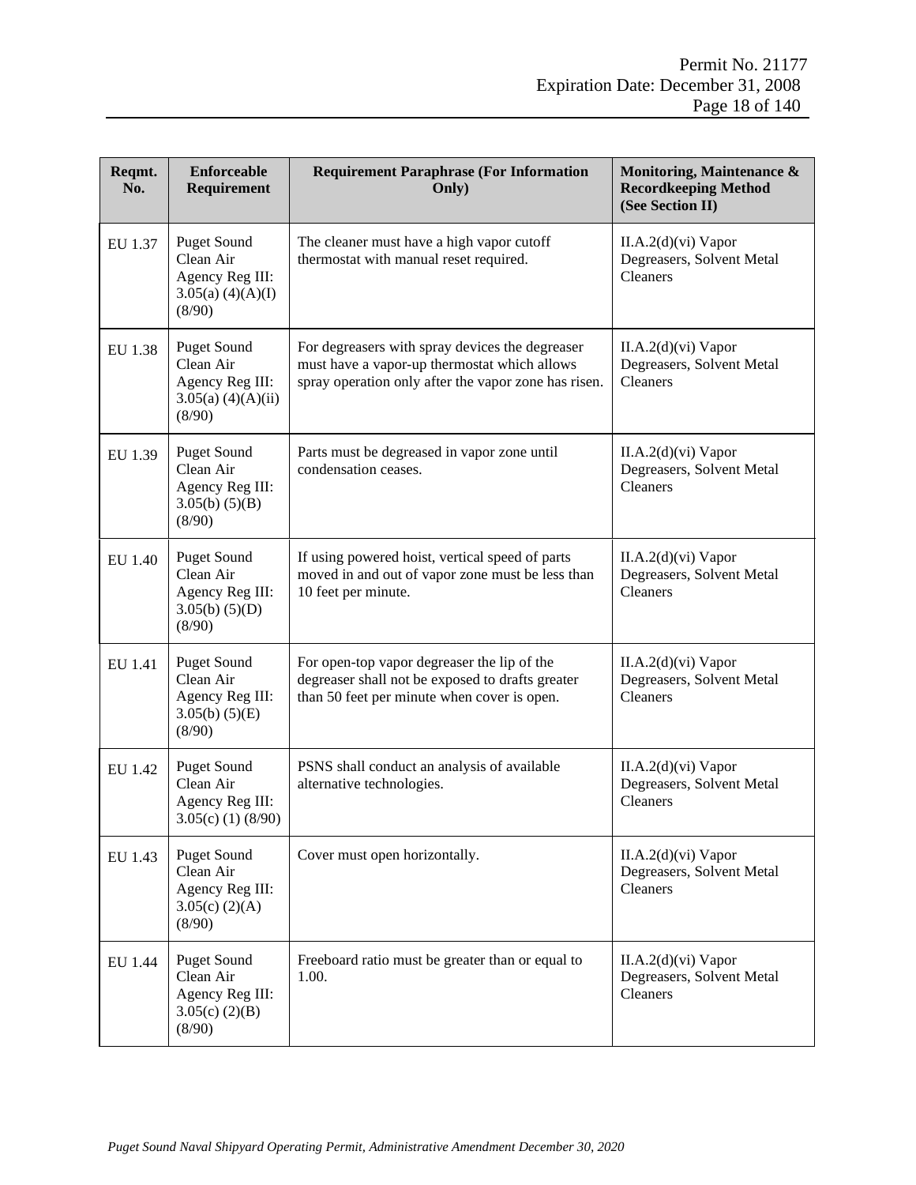| Reqmt. No. | Enforceable Requirement | Requirement Paraphrase (For Information Only) | Monitoring, Maintenance & Recordkeeping Method (See Section II) |
|---|---|---|---|
| EU 1.37 | Puget Sound Clean Air Agency Reg III: 3.05(a) (4)(A)(I) (8/90) | The cleaner must have a high vapor cutoff thermostat with manual reset required. | II.A.2(d)(vi) Vapor Degreasers, Solvent Metal Cleaners |
| EU 1.38 | Puget Sound Clean Air Agency Reg III: 3.05(a) (4)(A)(ii) (8/90) | For degreasers with spray devices the degreaser must have a vapor-up thermostat which allows spray operation only after the vapor zone has risen. | II.A.2(d)(vi) Vapor Degreasers, Solvent Metal Cleaners |
| EU 1.39 | Puget Sound Clean Air Agency Reg III: 3.05(b) (5)(B) (8/90) | Parts must be degreased in vapor zone until condensation ceases. | II.A.2(d)(vi) Vapor Degreasers, Solvent Metal Cleaners |
| EU 1.40 | Puget Sound Clean Air Agency Reg III: 3.05(b) (5)(D) (8/90) | If using powered hoist, vertical speed of parts moved in and out of vapor zone must be less than 10 feet per minute. | II.A.2(d)(vi) Vapor Degreasers, Solvent Metal Cleaners |
| EU 1.41 | Puget Sound Clean Air Agency Reg III: 3.05(b) (5)(E) (8/90) | For open-top vapor degreaser the lip of the degreaser shall not be exposed to drafts greater than 50 feet per minute when cover is open. | II.A.2(d)(vi) Vapor Degreasers, Solvent Metal Cleaners |
| EU 1.42 | Puget Sound Clean Air Agency Reg III: 3.05(c) (1) (8/90) | PSNS shall conduct an analysis of available alternative technologies. | II.A.2(d)(vi) Vapor Degreasers, Solvent Metal Cleaners |
| EU 1.43 | Puget Sound Clean Air Agency Reg III: 3.05(c) (2)(A) (8/90) | Cover must open horizontally. | II.A.2(d)(vi) Vapor Degreasers, Solvent Metal Cleaners |
| EU 1.44 | Puget Sound Clean Air Agency Reg III: 3.05(c) (2)(B) (8/90) | Freeboard ratio must be greater than or equal to 1.00. | II.A.2(d)(vi) Vapor Degreasers, Solvent Metal Cleaners |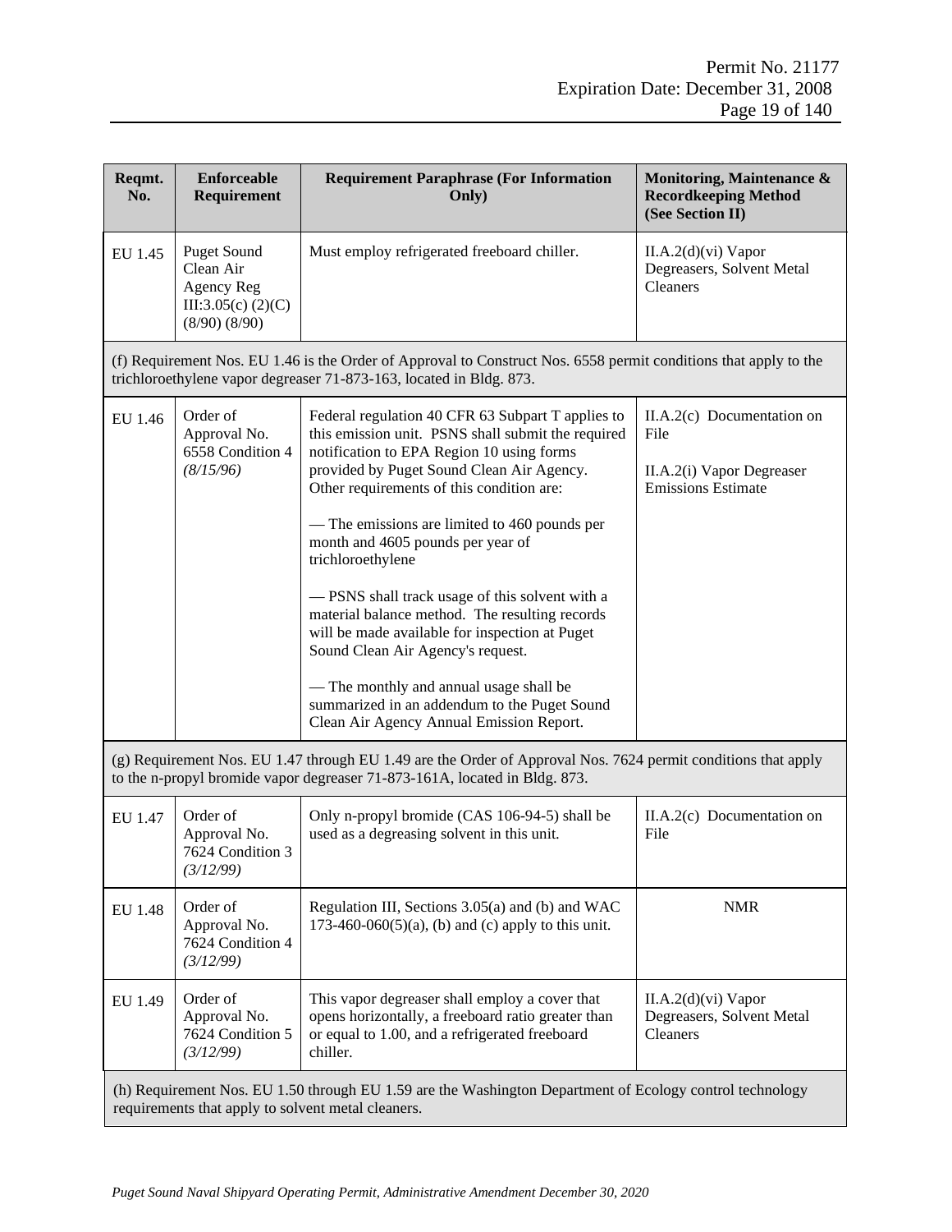| Reqmt. No. | Enforceable Requirement | Requirement Paraphrase (For Information Only) | Monitoring, Maintenance & Recordkeeping Method (See Section II) |
|---|---|---|---|
| EU 1.45 | Puget Sound Clean Air Agency Reg III:3.05(c) (2)(C) (8/90) (8/90) | Must employ refrigerated freeboard chiller. | II.A.2(d)(vi) Vapor Degreasers, Solvent Metal Cleaners |
| (f) Requirement Nos. EU 1.46 is the Order of Approval to Construct Nos. 6558 permit conditions that apply to the trichloroethylene vapor degreaser 71-873-163, located in Bldg. 873. | | | |
| EU 1.46 | Order of Approval No. 6558 Condition 4 *(8/15/96)* | Federal regulation 40 CFR 63 Subpart T applies to this emission unit. PSNS shall submit the required notification to EPA Region 10 using forms provided by Puget Sound Clean Air Agency. Other requirements of this condition are:<br><br>— The emissions are limited to 460 pounds per month and 4605 pounds per year of trichloroethylene<br><br>— PSNS shall track usage of this solvent with a material balance method. The resulting records will be made available for inspection at Puget Sound Clean Air Agency's request.<br><br>— The monthly and annual usage shall be summarized in an addendum to the Puget Sound Clean Air Agency Annual Emission Report. | II.A.2(c) Documentation on File<br><br>II.A.2(i) Vapor Degreaser Emissions Estimate |
| (g) Requirement Nos. EU 1.47 through EU 1.49 are the Order of Approval No. 7624 permit conditions that apply to the n-propyl bromide vapor degreaser 71-873-161A, located in Bldg. 873. | | | |
| EU 1.47 | Order of Approval No. 7624 Condition 3 *(3/12/99)* | Only n-propyl bromide (CAS 106-94-5) shall be used as a degreasing solvent in this unit. | II.A.2(c) Documentation on File |
| EU 1.48 | Order of Approval No. 7624 Condition 4 *(3/12/99)* | Regulation III, Sections 3.05(a) and (b) and WAC 173-460-060(5)(a), (b) and (c) apply to this unit. | NMR |
| EU 1.49 | Order of Approval No. 7624 Condition 5 *(3/12/99)* | This vapor degreaser shall employ a cover that opens horizontally, a freeboard ratio greater than or equal to 1.00, and a refrigerated freeboard chiller. | II.A.2(d)(vi) Vapor Degreasers, Solvent Metal Cleaners |
| (h) Requirement Nos. EU 1.50 through EU 1.59 are the Washington Department of Ecology control technology requirements that apply to solvent metal cleaners. | | | |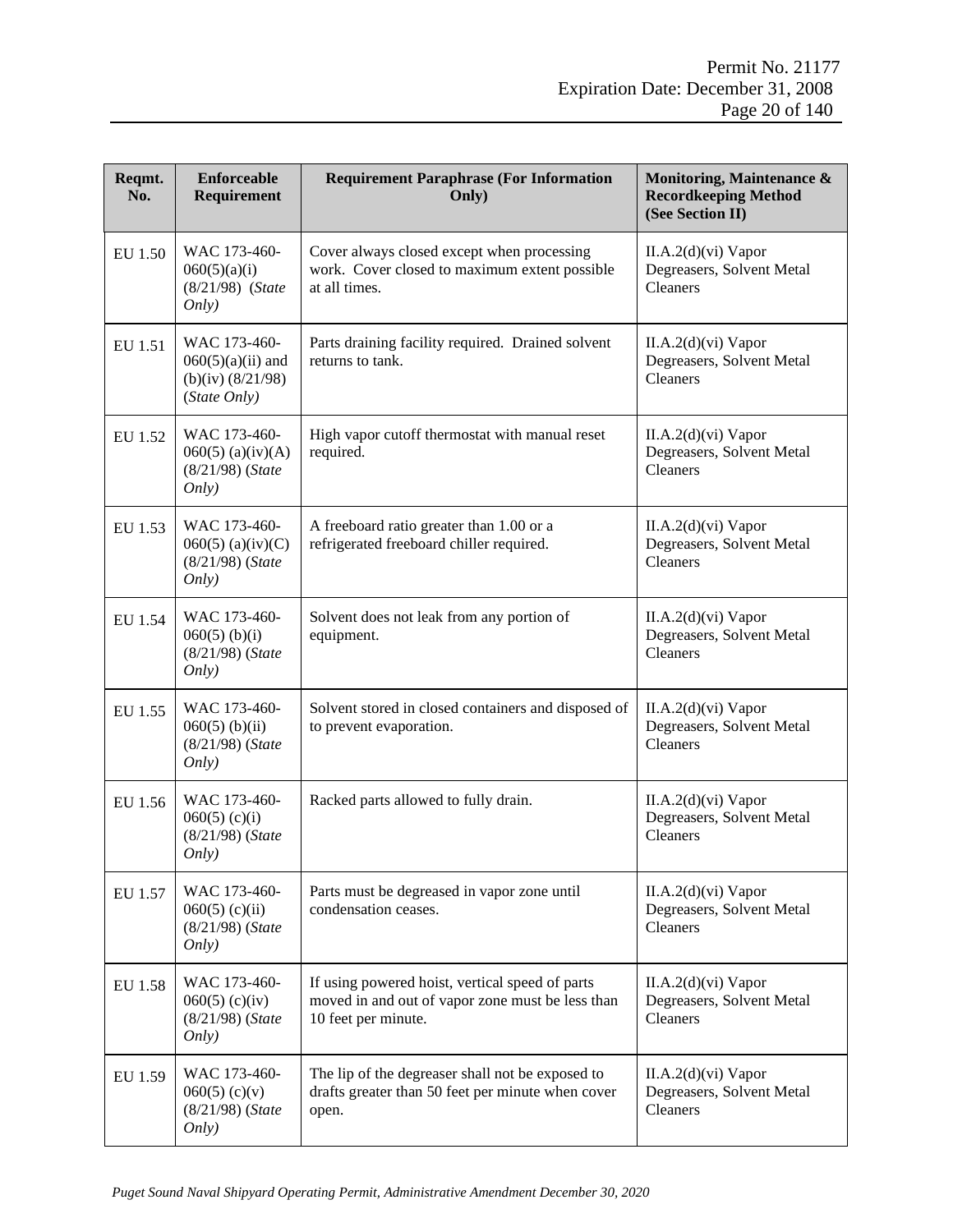| Reqmt. No. | Enforceable Requirement | Requirement Paraphrase (For Information Only) | Monitoring, Maintenance & Recordkeeping Method (See Section II) |
|---|---|---|---|
| EU 1.50 | WAC 173-460-060(5)(a)(i) (8/21/98) *(State Only)* | Cover always closed except when processing work. Cover closed to maximum extent possible at all times. | II.A.2(d)(vi) Vapor Degreasers, Solvent Metal Cleaners |
| EU 1.51 | WAC 173-460-060(5)(a)(ii) and (b)(iv) (8/21/98) *(State Only)* | Parts draining facility required. Drained solvent returns to tank. | II.A.2(d)(vi) Vapor Degreasers, Solvent Metal Cleaners |
| EU 1.52 | WAC 173-460-060(5) (a)(iv)(A) (8/21/98) *(State Only)* | High vapor cutoff thermostat with manual reset required. | II.A.2(d)(vi) Vapor Degreasers, Solvent Metal Cleaners |
| EU 1.53 | WAC 173-460-060(5) (a)(iv)(C) (8/21/98) *(State Only)* | A freeboard ratio greater than 1.00 or a refrigerated freeboard chiller required. | II.A.2(d)(vi) Vapor Degreasers, Solvent Metal Cleaners |
| EU 1.54 | WAC 173-460-060(5) (b)(i) (8/21/98) *(State Only)* | Solvent does not leak from any portion of equipment. | II.A.2(d)(vi) Vapor Degreasers, Solvent Metal Cleaners |
| EU 1.55 | WAC 173-460-060(5) (b)(ii) (8/21/98) *(State Only)* | Solvent stored in closed containers and disposed of to prevent evaporation. | II.A.2(d)(vi) Vapor Degreasers, Solvent Metal Cleaners |
| EU 1.56 | WAC 173-460-060(5) (c)(i) (8/21/98) *(State Only)* | Racked parts allowed to fully drain. | II.A.2(d)(vi) Vapor Degreasers, Solvent Metal Cleaners |
| EU 1.57 | WAC 173-460-060(5) (c)(ii) (8/21/98) *(State Only)* | Parts must be degreased in vapor zone until condensation ceases. | II.A.2(d)(vi) Vapor Degreasers, Solvent Metal Cleaners |
| EU 1.58 | WAC 173-460-060(5) (c)(iv) (8/21/98) *(State Only)* | If using powered hoist, vertical speed of parts moved in and out of vapor zone must be less than 10 feet per minute. | II.A.2(d)(vi) Vapor Degreasers, Solvent Metal Cleaners |
| EU 1.59 | WAC 173-460-060(5) (c)(v) (8/21/98) *(State Only)* | The lip of the degreaser shall not be exposed to drafts greater than 50 feet per minute when cover open. | II.A.2(d)(vi) Vapor Degreasers, Solvent Metal Cleaners |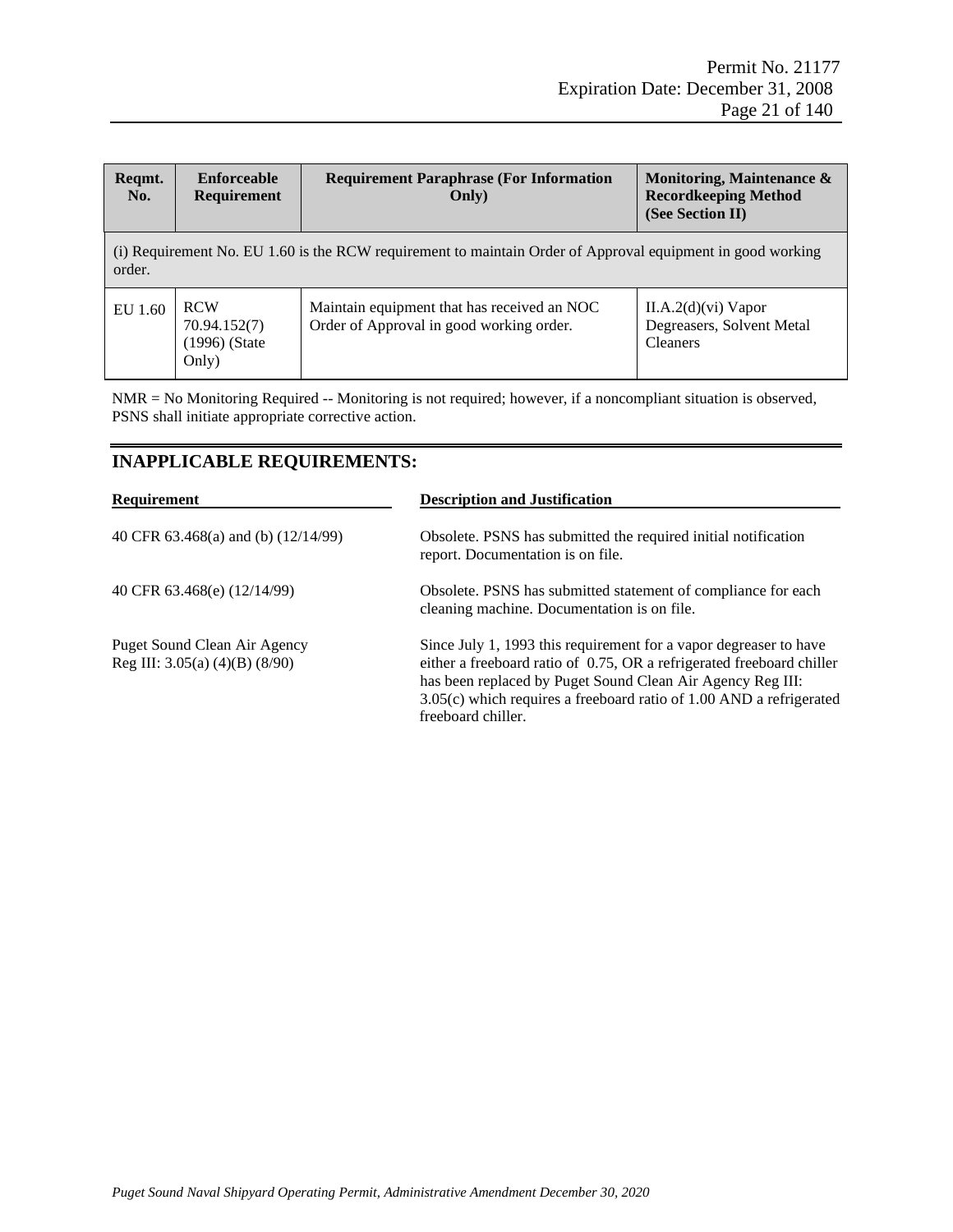| Reqmt. No. | Enforceable Requirement | Requirement Paraphrase (For Information Only) | Monitoring, Maintenance & Recordkeeping Method (See Section II) |
|---|---|---|---|
| (i) Requirement No. EU 1.60 is the RCW requirement to maintain Order of Approval equipment in good working order. | | | |
| EU 1.60 | RCW 70.94.152(7) (1996) (State Only) | Maintain equipment that has received an NOC Order of Approval in good working order. | II.A.2(d)(vi) Vapor Degreasers, Solvent Metal Cleaners |

NMR = No Monitoring Required -- Monitoring is not required; however, if a noncompliant situation is observed, PSNS shall initiate appropriate corrective action.

## INAPPLICABLE REQUIREMENTS:

| Requirement | Description and Justification |
|---|---|
| 40 CFR 63.468(a) and (b) (12/14/99) | Obsolete. PSNS has submitted the required initial notification report. Documentation is on file. |
| 40 CFR 63.468(e) (12/14/99) | Obsolete. PSNS has submitted statement of compliance for each cleaning machine. Documentation is on file. |
| Puget Sound Clean Air Agency Reg III: 3.05(a) (4)(B) (8/90) | Since July 1, 1993 this requirement for a vapor degreaser to have either a freeboard ratio of 0.75, OR a refrigerated freeboard chiller has been replaced by Puget Sound Clean Air Agency Reg III: 3.05(c) which requires a freeboard ratio of 1.00 AND a refrigerated freeboard chiller. |

*Puget Sound Naval Shipyard Operating Permit, Administrative Amendment December 30, 2020*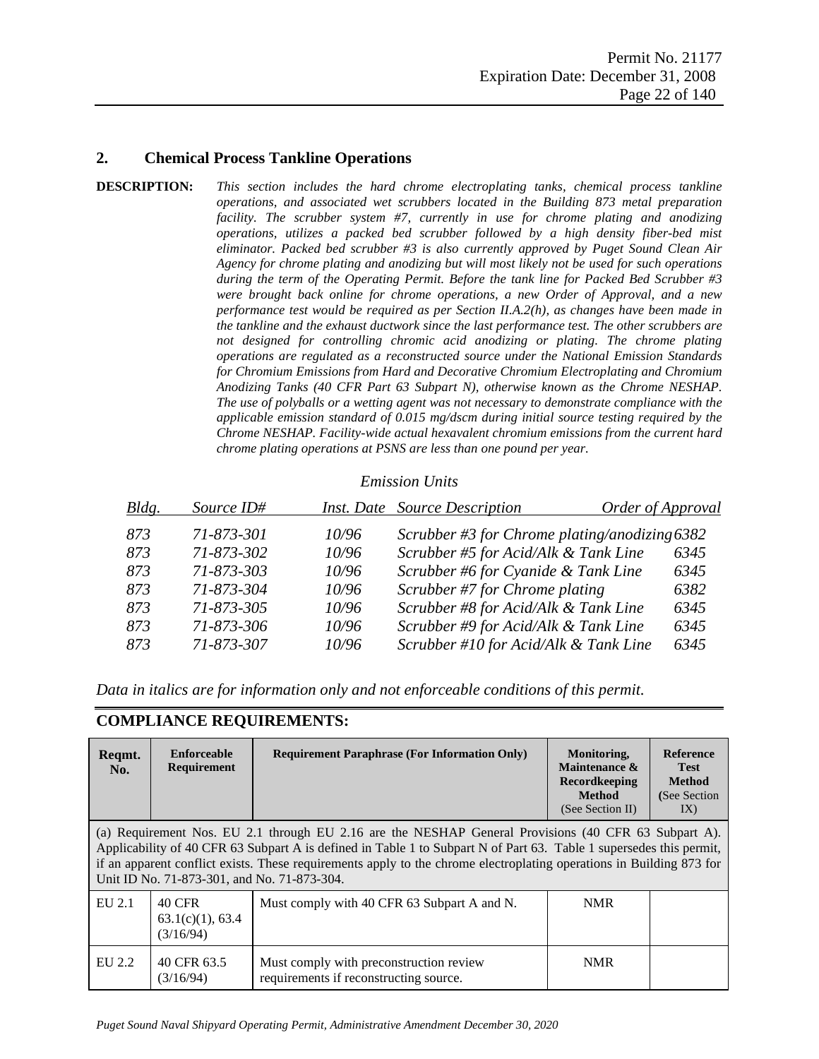## 2. Chemical Process Tankline Operations

**DESCRIPTION:** *This section includes the hard chrome electroplating tanks, chemical process tankline operations, and associated wet scrubbers located in the Building 873 metal preparation facility. The scrubber system #7, currently in use for chrome plating and anodizing operations, utilizes a packed bed scrubber followed by a high density fiber-bed mist eliminator. Packed bed scrubber #3 is also currently approved by Puget Sound Clean Air Agency for chrome plating and anodizing but will most likely not be used for such operations during the term of the Operating Permit. Before the tank line for Packed Bed Scrubber #3 were brought back online for chrome operations, a new Order of Approval, and a new performance test would be required as per Section II.A.2(h), as changes have been made in the tankline and the exhaust ductwork since the last performance test. The other scrubbers are not designed for controlling chromic acid anodizing or plating. The chrome plating operations are regulated as a reconstructed source under the National Emission Standards for Chromium Emissions from Hard and Decorative Chromium Electroplating and Chromium Anodizing Tanks (40 CFR Part 63 Subpart N), otherwise known as the Chrome NESHAP. The use of polyballs or a wetting agent was not necessary to demonstrate compliance with the applicable emission standard of 0.015 mg/dscm during initial source testing required by the Chrome NESHAP. Facility-wide actual hexavalent chromium emissions from the current hard chrome plating operations at PSNS are less than one pound per year.*

*Emission Units*

| *Bldg.* | *Source ID#* | *Inst. Date* | *Source Description* | *Order of Approval* |
|---|---|---|---|---|
| *873* | *71-873-301* | *10/96* | *Scrubber #3 for Chrome plating/anodizing* | *6382* |
| *873* | *71-873-302* | *10/96* | *Scrubber #5 for Acid/Alk & Tank Line* | *6345* |
| *873* | *71-873-303* | *10/96* | *Scrubber #6 for Cyanide & Tank Line* | *6345* |
| *873* | *71-873-304* | *10/96* | *Scrubber #7 for Chrome plating* | *6382* |
| *873* | *71-873-305* | *10/96* | *Scrubber #8 for Acid/Alk & Tank Line* | *6345* |
| *873* | *71-873-306* | *10/96* | *Scrubber #9 for Acid/Alk & Tank Line* | *6345* |
| *873* | *71-873-307* | *10/96* | *Scrubber #10 for Acid/Alk & Tank Line* | *6345* |

*Data in italics are for information only and not enforceable conditions of this permit.*

## COMPLIANCE REQUIREMENTS:

| Reqmt. No. | Enforceable Requirement | Requirement Paraphrase (For Information Only) | Monitoring, Maintenance & Recordkeeping Method (See Section II) | Reference Test Method (See Section IX) |
|---|---|---|---|---|
| (a) Requirement Nos. EU 2.1 through EU 2.16 are the NESHAP General Provisions (40 CFR 63 Subpart A). Applicability of 40 CFR 63 Subpart A is defined in Table 1 to Subpart N of Part 63. Table 1 supersedes this permit, if an apparent conflict exists. These requirements apply to the chrome electroplating operations in Building 873 for Unit ID No. 71-873-301, and No. 71-873-304. | | | | |
| EU 2.1 | 40 CFR 63.1(c)(1), 63.4 (3/16/94) | Must comply with 40 CFR 63 Subpart A and N. | NMR | |
| EU 2.2 | 40 CFR 63.5 (3/16/94) | Must comply with preconstruction review requirements if reconstructing source. | NMR | |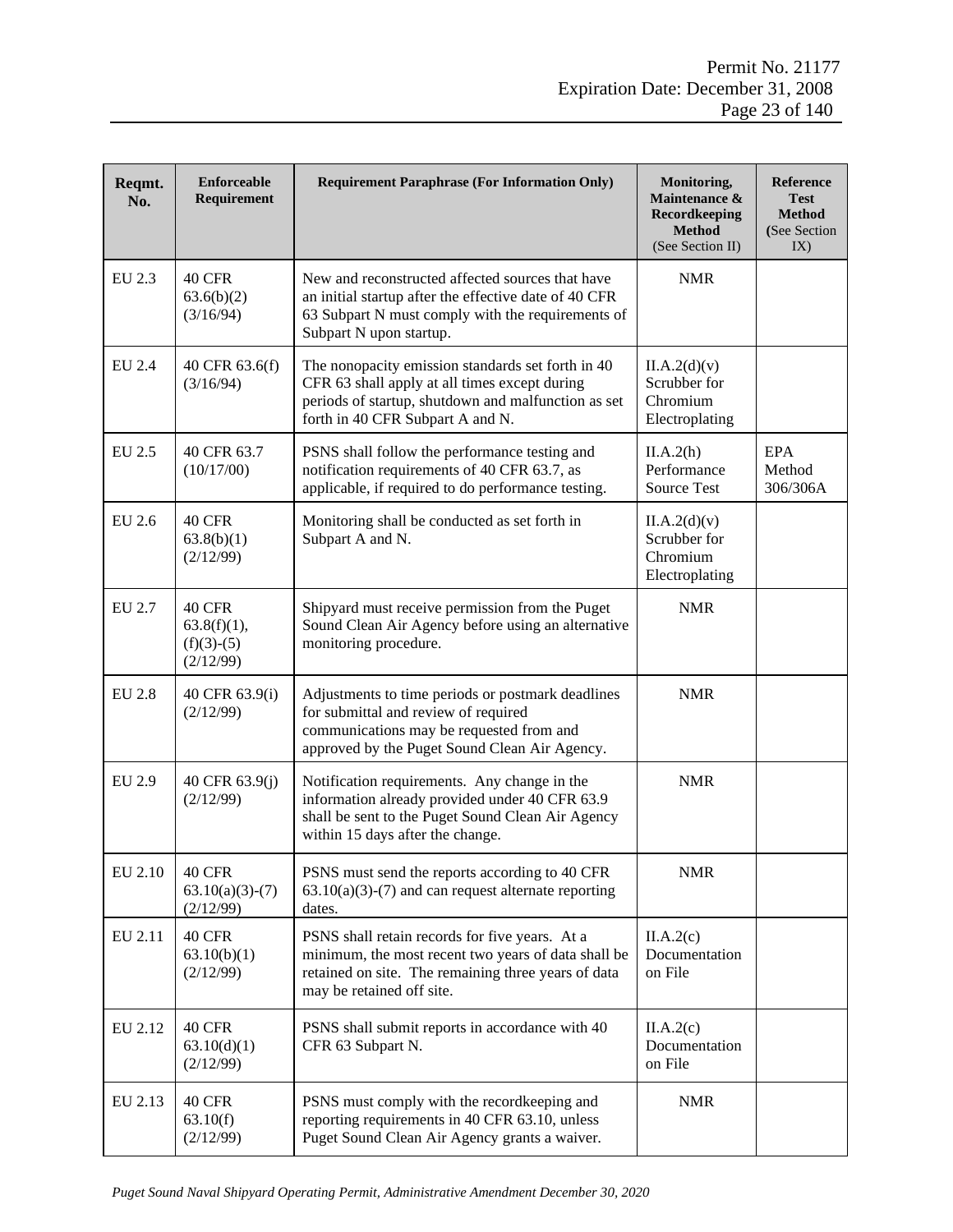| Reqmt. No. | Enforceable Requirement | Requirement Paraphrase (For Information Only) | Monitoring, Maintenance & Recordkeeping Method (See Section II) | Reference Test Method (See Section IX) |
|---|---|---|---|---|
| EU 2.3 | 40 CFR 63.6(b)(2) (3/16/94) | New and reconstructed affected sources that have an initial startup after the effective date of 40 CFR 63 Subpart N must comply with the requirements of Subpart N upon startup. | NMR | |
| EU 2.4 | 40 CFR 63.6(f) (3/16/94) | The nonopacity emission standards set forth in 40 CFR 63 shall apply at all times except during periods of startup, shutdown and malfunction as set forth in 40 CFR Subpart A and N. | II.A.2(d)(v) Scrubber for Chromium Electroplating | |
| EU 2.5 | 40 CFR 63.7 (10/17/00) | PSNS shall follow the performance testing and notification requirements of 40 CFR 63.7, as applicable, if required to do performance testing. | II.A.2(h) Performance Source Test | EPA Method 306/306A |
| EU 2.6 | 40 CFR 63.8(b)(1) (2/12/99) | Monitoring shall be conducted as set forth in Subpart A and N. | II.A.2(d)(v) Scrubber for Chromium Electroplating | |
| EU 2.7 | 40 CFR 63.8(f)(1), (f)(3)-(5) (2/12/99) | Shipyard must receive permission from the Puget Sound Clean Air Agency before using an alternative monitoring procedure. | NMR | |
| EU 2.8 | 40 CFR 63.9(i) (2/12/99) | Adjustments to time periods or postmark deadlines for submittal and review of required communications may be requested from and approved by the Puget Sound Clean Air Agency. | NMR | |
| EU 2.9 | 40 CFR 63.9(j) (2/12/99) | Notification requirements. Any change in the information already provided under 40 CFR 63.9 shall be sent to the Puget Sound Clean Air Agency within 15 days after the change. | NMR | |
| EU 2.10 | 40 CFR 63.10(a)(3)-(7) (2/12/99) | PSNS must send the reports according to 40 CFR 63.10(a)(3)-(7) and can request alternate reporting dates. | NMR | |
| EU 2.11 | 40 CFR 63.10(b)(1) (2/12/99) | PSNS shall retain records for five years. At a minimum, the most recent two years of data shall be retained on site. The remaining three years of data may be retained off site. | II.A.2(c) Documentation on File | |
| EU 2.12 | 40 CFR 63.10(d)(1) (2/12/99) | PSNS shall submit reports in accordance with 40 CFR 63 Subpart N. | II.A.2(c) Documentation on File | |
| EU 2.13 | 40 CFR 63.10(f) (2/12/99) | PSNS must comply with the recordkeeping and reporting requirements in 40 CFR 63.10, unless Puget Sound Clean Air Agency grants a waiver. | NMR | |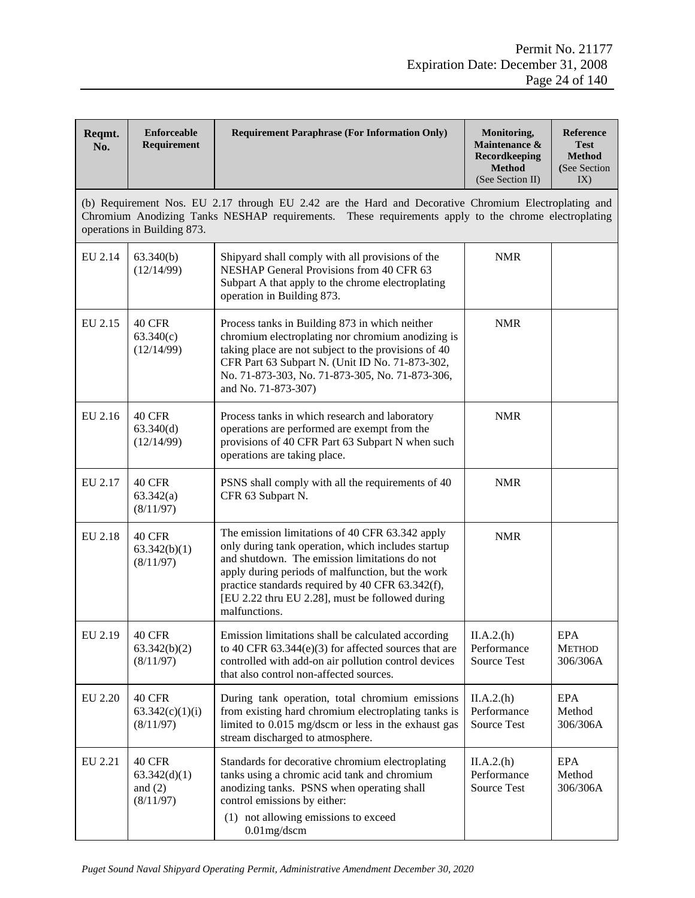| Reqmt. No. | Enforceable Requirement | Requirement Paraphrase (For Information Only) | Monitoring, Maintenance & Recordkeeping Method (See Section II) | Reference Test Method (See Section IX) |
|---|---|---|---|---|
| (b) Requirement Nos. EU 2.17 through EU 2.42 are the Hard and Decorative Chromium Electroplating and Chromium Anodizing Tanks NESHAP requirements. These requirements apply to the chrome electroplating operations in Building 873. | | | | |
| EU 2.14 | 63.340(b) (12/14/99) | Shipyard shall comply with all provisions of the NESHAP General Provisions from 40 CFR 63 Subpart A that apply to the chrome electroplating operation in Building 873. | NMR | |
| EU 2.15 | 40 CFR 63.340(c) (12/14/99) | Process tanks in Building 873 in which neither chromium electroplating nor chromium anodizing is taking place are not subject to the provisions of 40 CFR Part 63 Subpart N. (Unit ID No. 71-873-302, No. 71-873-303, No. 71-873-305, No. 71-873-306, and No. 71-873-307) | NMR | |
| EU 2.16 | 40 CFR 63.340(d) (12/14/99) | Process tanks in which research and laboratory operations are performed are exempt from the provisions of 40 CFR Part 63 Subpart N when such operations are taking place. | NMR | |
| EU 2.17 | 40 CFR 63.342(a) (8/11/97) | PSNS shall comply with all the requirements of 40 CFR 63 Subpart N. | NMR | |
| EU 2.18 | 40 CFR 63.342(b)(1) (8/11/97) | The emission limitations of 40 CFR 63.342 apply only during tank operation, which includes startup and shutdown. The emission limitations do not apply during periods of malfunction, but the work practice standards required by 40 CFR 63.342(f), [EU 2.22 thru EU 2.28], must be followed during malfunctions. | NMR | |
| EU 2.19 | 40 CFR 63.342(b)(2) (8/11/97) | Emission limitations shall be calculated according to 40 CFR 63.344(e)(3) for affected sources that are controlled with add-on air pollution control devices that also control non-affected sources. | II.A.2.(h) Performance Source Test | EPA METHOD 306/306A |
| EU 2.20 | 40 CFR 63.342(c)(1)(i) (8/11/97) | During tank operation, total chromium emissions from existing hard chromium electroplating tanks is limited to 0.015 mg/dscm or less in the exhaust gas stream discharged to atmosphere. | II.A.2.(h) Performance Source Test | EPA Method 306/306A |
| EU 2.21 | 40 CFR 63.342(d)(1) and (2) (8/11/97) | Standards for decorative chromium electroplating tanks using a chromic acid tank and chromium anodizing tanks. PSNS when operating shall control emissions by either:<br>(1) not allowing emissions to exceed 0.01mg/dscm | II.A.2.(h) Performance Source Test | EPA Method 306/306A |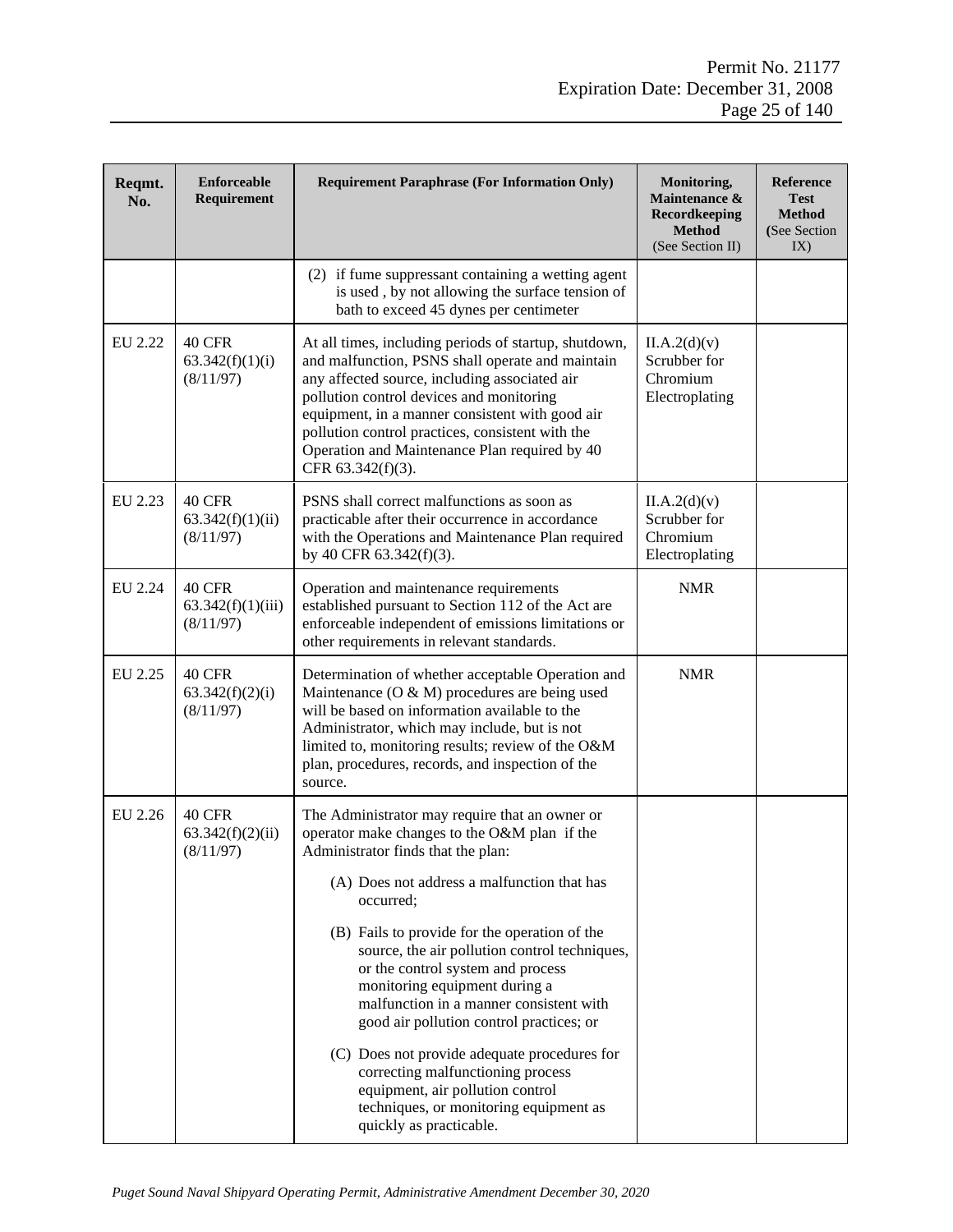| Reqmt. No. | Enforceable Requirement | Requirement Paraphrase (For Information Only) | Monitoring, Maintenance & Recordkeeping Method (See Section II) | Reference Test Method (See Section IX) |
|---|---|---|---|---|
| | | (2) if fume suppressant containing a wetting agent is used , by not allowing the surface tension of bath to exceed 45 dynes per centimeter | | |
| EU 2.22 | 40 CFR 63.342(f)(1)(i) (8/11/97) | At all times, including periods of startup, shutdown, and malfunction, PSNS shall operate and maintain any affected source, including associated air pollution control devices and monitoring equipment, in a manner consistent with good air pollution control practices, consistent with the Operation and Maintenance Plan required by 40 CFR 63.342(f)(3). | II.A.2(d)(v) Scrubber for Chromium Electroplating | |
| EU 2.23 | 40 CFR 63.342(f)(1)(ii) (8/11/97) | PSNS shall correct malfunctions as soon as practicable after their occurrence in accordance with the Operations and Maintenance Plan required by 40 CFR 63.342(f)(3). | II.A.2(d)(v) Scrubber for Chromium Electroplating | |
| EU 2.24 | 40 CFR 63.342(f)(1)(iii) (8/11/97) | Operation and maintenance requirements established pursuant to Section 112 of the Act are enforceable independent of emissions limitations or other requirements in relevant standards. | NMR | |
| EU 2.25 | 40 CFR 63.342(f)(2)(i) (8/11/97) | Determination of whether acceptable Operation and Maintenance (O & M) procedures are being used will be based on information available to the Administrator, which may include, but is not limited to, monitoring results; review of the O&M plan, procedures, records, and inspection of the source. | NMR | |
| EU 2.26 | 40 CFR 63.342(f)(2)(ii) (8/11/97) | The Administrator may require that an owner or operator make changes to the O&M plan if the Administrator finds that the plan:<br><br>(A) Does not address a malfunction that has occurred;<br><br>(B) Fails to provide for the operation of the source, the air pollution control techniques, or the control system and process monitoring equipment during a malfunction in a manner consistent with good air pollution control practices; or<br><br>(C) Does not provide adequate procedures for correcting malfunctioning process equipment, air pollution control techniques, or monitoring equipment as quickly as practicable. | | |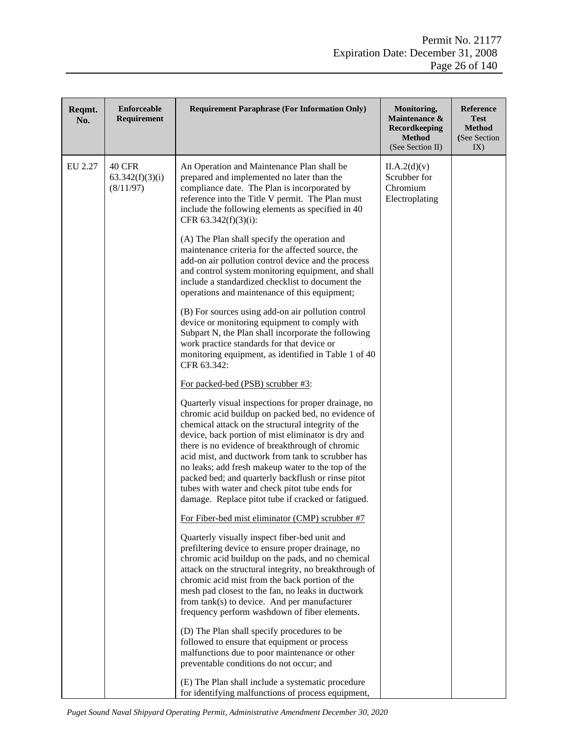| Reqmt. No. | Enforceable Requirement | Requirement Paraphrase (For Information Only) | Monitoring, Maintenance & Recordkeeping Method (See Section II) | Reference Test Method (See Section IX) |
|---|---|---|---|---|
| EU 2.27 | 40 CFR 63.342(f)(3)(i) (8/11/97) | An Operation and Maintenance Plan shall be prepared and implemented no later than the compliance date. The Plan is incorporated by reference into the Title V permit. The Plan must include the following elements as specified in 40 CFR 63.342(f)(3)(i):<br><br>(A) The Plan shall specify the operation and maintenance criteria for the affected source, the add-on air pollution control device and the process and control system monitoring equipment, and shall include a standardized checklist to document the operations and maintenance of this equipment;<br><br>(B) For sources using add-on air pollution control device or monitoring equipment to comply with Subpart N, the Plan shall incorporate the following work practice standards for that device or monitoring equipment, as identified in Table 1 of 40 CFR 63.342:<br><br><u>For packed-bed (PSB) scrubber #3</u>:<br><br>Quarterly visual inspections for proper drainage, no chromic acid buildup on packed bed, no evidence of chemical attack on the structural integrity of the device, back portion of mist eliminator is dry and there is no evidence of breakthrough of chromic acid mist, and ductwork from tank to scrubber has no leaks; add fresh makeup water to the top of the packed bed; and quarterly backflush or rinse pitot tubes with water and check pitot tube ends for damage. Replace pitot tube if cracked or fatigued.<br><br><u>For Fiber-bed mist eliminator (CMP) scrubber #7</u><br><br>Quarterly visually inspect fiber-bed unit and prefiltering device to ensure proper drainage, no chromic acid buildup on the pads, and no chemical attack on the structural integrity, no breakthrough of chromic acid mist from the back portion of the mesh pad closest to the fan, no leaks in ductwork from tank(s) to device. And per manufacturer frequency perform washdown of fiber elements.<br><br>(D) The Plan shall specify procedures to be followed to ensure that equipment or process malfunctions due to poor maintenance or other preventable conditions do not occur; and<br><br>(E) The Plan shall include a systematic procedure for identifying malfunctions of process equipment, | II.A.2(d)(v) Scrubber for Chromium Electroplating | |

*Puget Sound Naval Shipyard Operating Permit, Administrative Amendment December 30, 2020*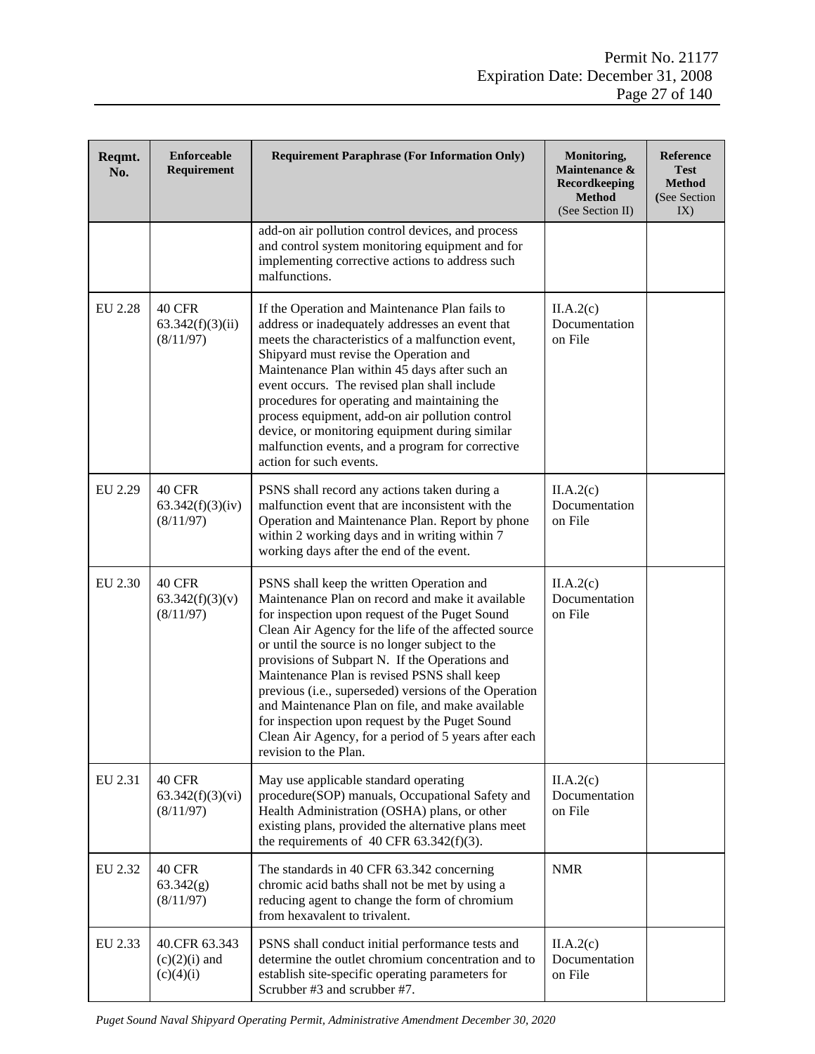| Reqmt. No. | Enforceable Requirement | Requirement Paraphrase (For Information Only) | Monitoring, Maintenance & Recordkeeping Method (See Section II) | Reference Test Method (See Section IX) |
|---|---|---|---|---|
| | | add-on air pollution control devices, and process and control system monitoring equipment and for implementing corrective actions to address such malfunctions. | | |
| EU 2.28 | 40 CFR 63.342(f)(3)(ii) (8/11/97) | If the Operation and Maintenance Plan fails to address or inadequately addresses an event that meets the characteristics of a malfunction event, Shipyard must revise the Operation and Maintenance Plan within 45 days after such an event occurs. The revised plan shall include procedures for operating and maintaining the process equipment, add-on air pollution control device, or monitoring equipment during similar malfunction events, and a program for corrective action for such events. | II.A.2(c) Documentation on File | |
| EU 2.29 | 40 CFR 63.342(f)(3)(iv) (8/11/97) | PSNS shall record any actions taken during a malfunction event that are inconsistent with the Operation and Maintenance Plan. Report by phone within 2 working days and in writing within 7 working days after the end of the event. | II.A.2(c) Documentation on File | |
| EU 2.30 | 40 CFR 63.342(f)(3)(v) (8/11/97) | PSNS shall keep the written Operation and Maintenance Plan on record and make it available for inspection upon request of the Puget Sound Clean Air Agency for the life of the affected source or until the source is no longer subject to the provisions of Subpart N. If the Operations and Maintenance Plan is revised PSNS shall keep previous (i.e., superseded) versions of the Operation and Maintenance Plan on file, and make available for inspection upon request by the Puget Sound Clean Air Agency, for a period of 5 years after each revision to the Plan. | II.A.2(c) Documentation on File | |
| EU 2.31 | 40 CFR 63.342(f)(3)(vi) (8/11/97) | May use applicable standard operating procedure(SOP) manuals, Occupational Safety and Health Administration (OSHA) plans, or other existing plans, provided the alternative plans meet the requirements of 40 CFR 63.342(f)(3). | II.A.2(c) Documentation on File | |
| EU 2.32 | 40 CFR 63.342(g) (8/11/97) | The standards in 40 CFR 63.342 concerning chromic acid baths shall not be met by using a reducing agent to change the form of chromium from hexavalent to trivalent. | NMR | |
| EU 2.33 | 40.CFR 63.343 (c)(2)(i) and (c)(4)(i) | PSNS shall conduct initial performance tests and determine the outlet chromium concentration and to establish site-specific operating parameters for Scrubber #3 and scrubber #7. | II.A.2(c) Documentation on File | |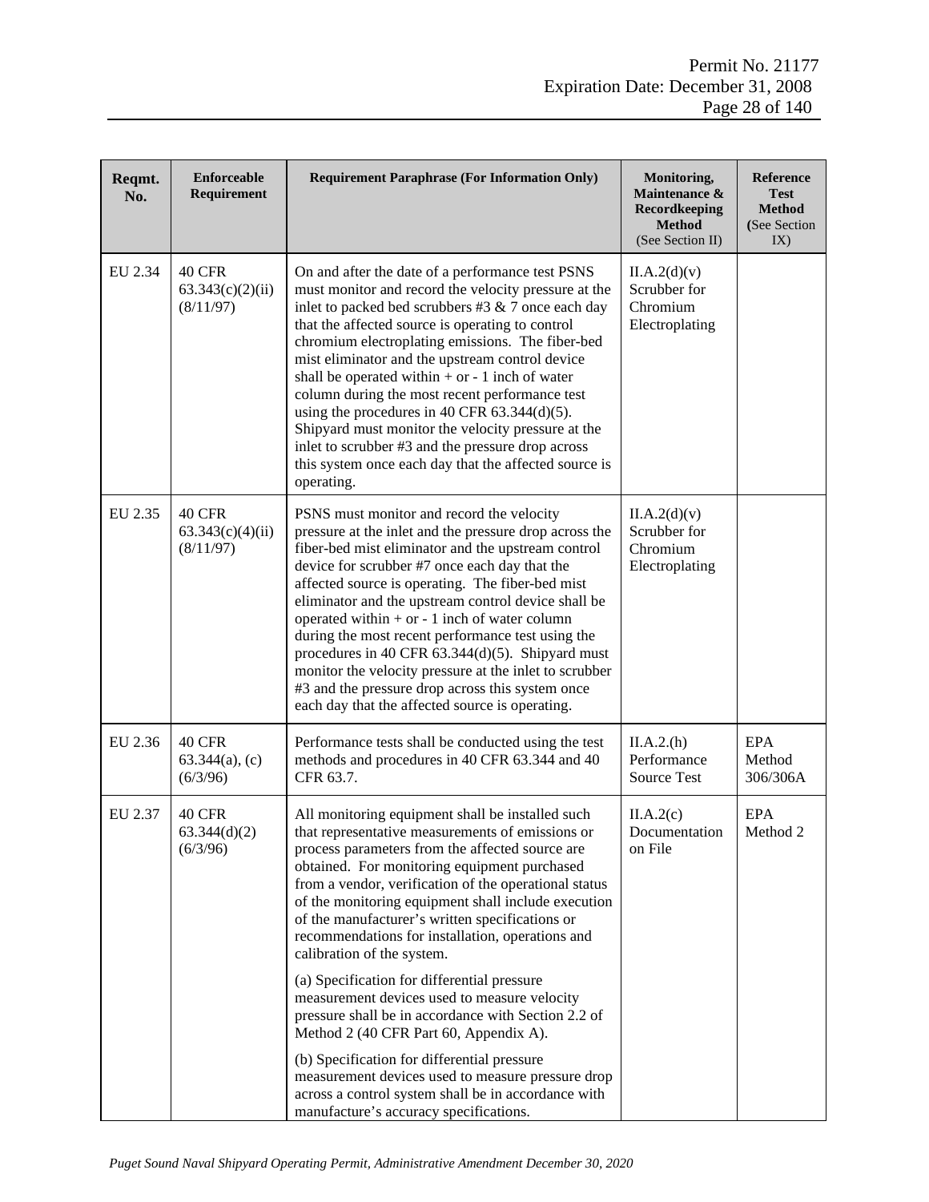| Reqmt. No. | Enforceable Requirement | Requirement Paraphrase (For Information Only) | Monitoring, Maintenance & Recordkeeping Method (See Section II) | Reference Test Method (See Section IX) |
|---|---|---|---|---|
| EU 2.34 | 40 CFR 63.343(c)(2)(ii) (8/11/97) | On and after the date of a performance test PSNS must monitor and record the velocity pressure at the inlet to packed bed scrubbers #3 & 7 once each day that the affected source is operating to control chromium electroplating emissions. The fiber-bed mist eliminator and the upstream control device shall be operated within + or - 1 inch of water column during the most recent performance test using the procedures in 40 CFR 63.344(d)(5). Shipyard must monitor the velocity pressure at the inlet to scrubber #3 and the pressure drop across this system once each day that the affected source is operating. | II.A.2(d)(v) Scrubber for Chromium Electroplating | |
| EU 2.35 | 40 CFR 63.343(c)(4)(ii) (8/11/97) | PSNS must monitor and record the velocity pressure at the inlet and the pressure drop across the fiber-bed mist eliminator and the upstream control device for scrubber #7 once each day that the affected source is operating. The fiber-bed mist eliminator and the upstream control device shall be operated within + or - 1 inch of water column during the most recent performance test using the procedures in 40 CFR 63.344(d)(5). Shipyard must monitor the velocity pressure at the inlet to scrubber #3 and the pressure drop across this system once each day that the affected source is operating. | II.A.2(d)(v) Scrubber for Chromium Electroplating | |
| EU 2.36 | 40 CFR 63.344(a), (c) (6/3/96) | Performance tests shall be conducted using the test methods and procedures in 40 CFR 63.344 and 40 CFR 63.7. | II.A.2.(h) Performance Source Test | EPA Method 306/306A |
| EU 2.37 | 40 CFR 63.344(d)(2) (6/3/96) | All monitoring equipment shall be installed such that representative measurements of emissions or process parameters from the affected source are obtained. For monitoring equipment purchased from a vendor, verification of the operational status of the monitoring equipment shall include execution of the manufacturer's written specifications or recommendations for installation, operations and calibration of the system.<br><br>(a) Specification for differential pressure measurement devices used to measure velocity pressure shall be in accordance with Section 2.2 of Method 2 (40 CFR Part 60, Appendix A).<br><br>(b) Specification for differential pressure measurement devices used to measure pressure drop across a control system shall be in accordance with manufacture's accuracy specifications. | II.A.2(c) Documentation on File | EPA Method 2 |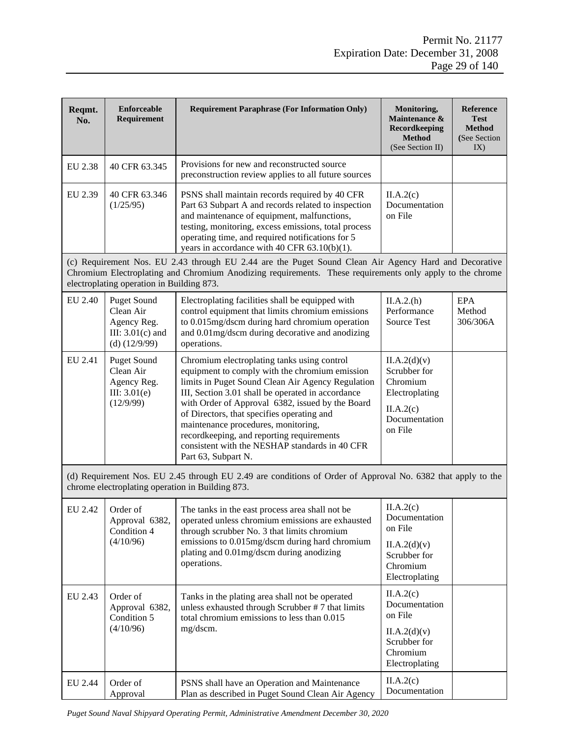| Reqmt. No. | Enforceable Requirement | Requirement Paraphrase (For Information Only) | Monitoring, Maintenance & Recordkeeping Method (See Section II) | Reference Test Method (See Section IX) |
|---|---|---|---|---|
| EU 2.38 | 40 CFR 63.345 | Provisions for new and reconstructed source preconstruction review applies to all future sources | | |
| EU 2.39 | 40 CFR 63.346 (1/25/95) | PSNS shall maintain records required by 40 CFR Part 63 Subpart A and records related to inspection and maintenance of equipment, malfunctions, testing, monitoring, excess emissions, total process operating time, and required notifications for 5 years in accordance with 40 CFR 63.10(b)(1). | II.A.2(c) Documentation on File | |
| (c) Requirement Nos. EU 2.43 through EU 2.44 are the Puget Sound Clean Air Agency Hard and Decorative Chromium Electroplating and Chromium Anodizing requirements. These requirements only apply to the chrome electroplating operation in Building 873. | | | | |
| EU 2.40 | Puget Sound Clean Air Agency Reg. III: 3.01(c) and (d) (12/9/99) | Electroplating facilities shall be equipped with control equipment that limits chromium emissions to 0.015mg/dscm during hard chromium operation and 0.01mg/dscm during decorative and anodizing operations. | II.A.2.(h) Performance Source Test | EPA Method 306/306A |
| EU 2.41 | Puget Sound Clean Air Agency Reg. III: 3.01(e) (12/9/99) | Chromium electroplating tanks using control equipment to comply with the chromium emission limits in Puget Sound Clean Air Agency Regulation III, Section 3.01 shall be operated in accordance with Order of Approval 6382, issued by the Board of Directors, that specifies operating and maintenance procedures, monitoring, recordkeeping, and reporting requirements consistent with the NESHAP standards in 40 CFR Part 63, Subpart N. | II.A.2(d)(v) Scrubber for Chromium Electroplating<br>II.A.2(c) Documentation on File | |
| (d) Requirement Nos. EU 2.45 through EU 2.49 are conditions of Order of Approval No. 6382 that apply to the chrome electroplating operation in Building 873. | | | | |
| EU 2.42 | Order of Approval 6382, Condition 4 (4/10/96) | The tanks in the east process area shall not be operated unless chromium emissions are exhausted through scrubber No. 3 that limits chromium emissions to 0.015mg/dscm during hard chromium plating and 0.01mg/dscm during anodizing operations. | II.A.2(c) Documentation on File<br>II.A.2(d)(v) Scrubber for Chromium Electroplating | |
| EU 2.43 | Order of Approval 6382, Condition 5 (4/10/96) | Tanks in the plating area shall not be operated unless exhausted through Scrubber # 7 that limits total chromium emissions to less than 0.015 mg/dscm. | II.A.2(c) Documentation on File<br>II.A.2(d)(v) Scrubber for Chromium Electroplating | |
| EU 2.44 | Order of Approval | PSNS shall have an Operation and Maintenance Plan as described in Puget Sound Clean Air Agency | II.A.2(c) Documentation | |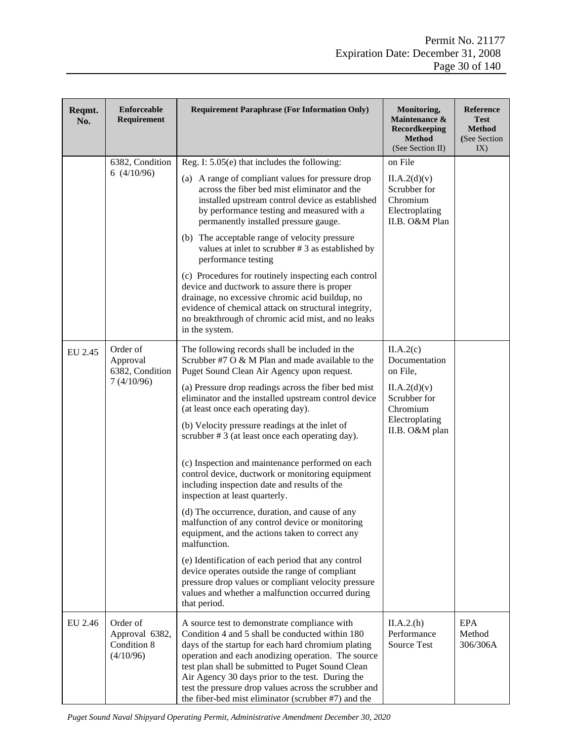| Reqmt. No. | Enforceable Requirement | Requirement Paraphrase (For Information Only) | Monitoring, Maintenance & Recordkeeping Method (See Section II) | Reference Test Method (See Section IX) |
|---|---|---|---|---|
| | 6382, Condition 6 (4/10/96) | Reg. I: 5.05(e) that includes the following:<br>(a) A range of compliant values for pressure drop across the fiber bed mist eliminator and the installed upstream control device as established by performance testing and measured with a permanently installed pressure gauge.<br>(b) The acceptable range of velocity pressure values at inlet to scrubber # 3 as established by performance testing<br>(c) Procedures for routinely inspecting each control device and ductwork to assure there is proper drainage, no excessive chromic acid buildup, no evidence of chemical attack on structural integrity, no breakthrough of chromic acid mist, and no leaks in the system. | on File<br>II.A.2(d)(v) Scrubber for Chromium Electroplating II.B. O&M Plan | |
| EU 2.45 | Order of Approval 6382, Condition 7 (4/10/96) | The following records shall be included in the Scrubber #7 O & M Plan and made available to the Puget Sound Clean Air Agency upon request.<br>(a) Pressure drop readings across the fiber bed mist eliminator and the installed upstream control device (at least once each operating day).<br>(b) Velocity pressure readings at the inlet of scrubber # 3 (at least once each operating day).<br>(c) Inspection and maintenance performed on each control device, ductwork or monitoring equipment including inspection date and results of the inspection at least quarterly.<br>(d) The occurrence, duration, and cause of any malfunction of any control device or monitoring equipment, and the actions taken to correct any malfunction.<br>(e) Identification of each period that any control device operates outside the range of compliant pressure drop values or compliant velocity pressure values and whether a malfunction occurred during that period. | II.A.2(c) Documentation on File,<br>II.A.2(d)(v) Scrubber for Chromium Electroplating II.B. O&M plan | |
| EU 2.46 | Order of Approval 6382, Condition 8 (4/10/96) | A source test to demonstrate compliance with Condition 4 and 5 shall be conducted within 180 days of the startup for each hard chromium plating operation and each anodizing operation. The source test plan shall be submitted to Puget Sound Clean Air Agency 30 days prior to the test. During the test the pressure drop values across the scrubber and the fiber-bed mist eliminator (scrubber #7) and the | II.A.2.(h) Performance Source Test | EPA Method 306/306A |

*Puget Sound Naval Shipyard Operating Permit, Administrative Amendment December 30, 2020*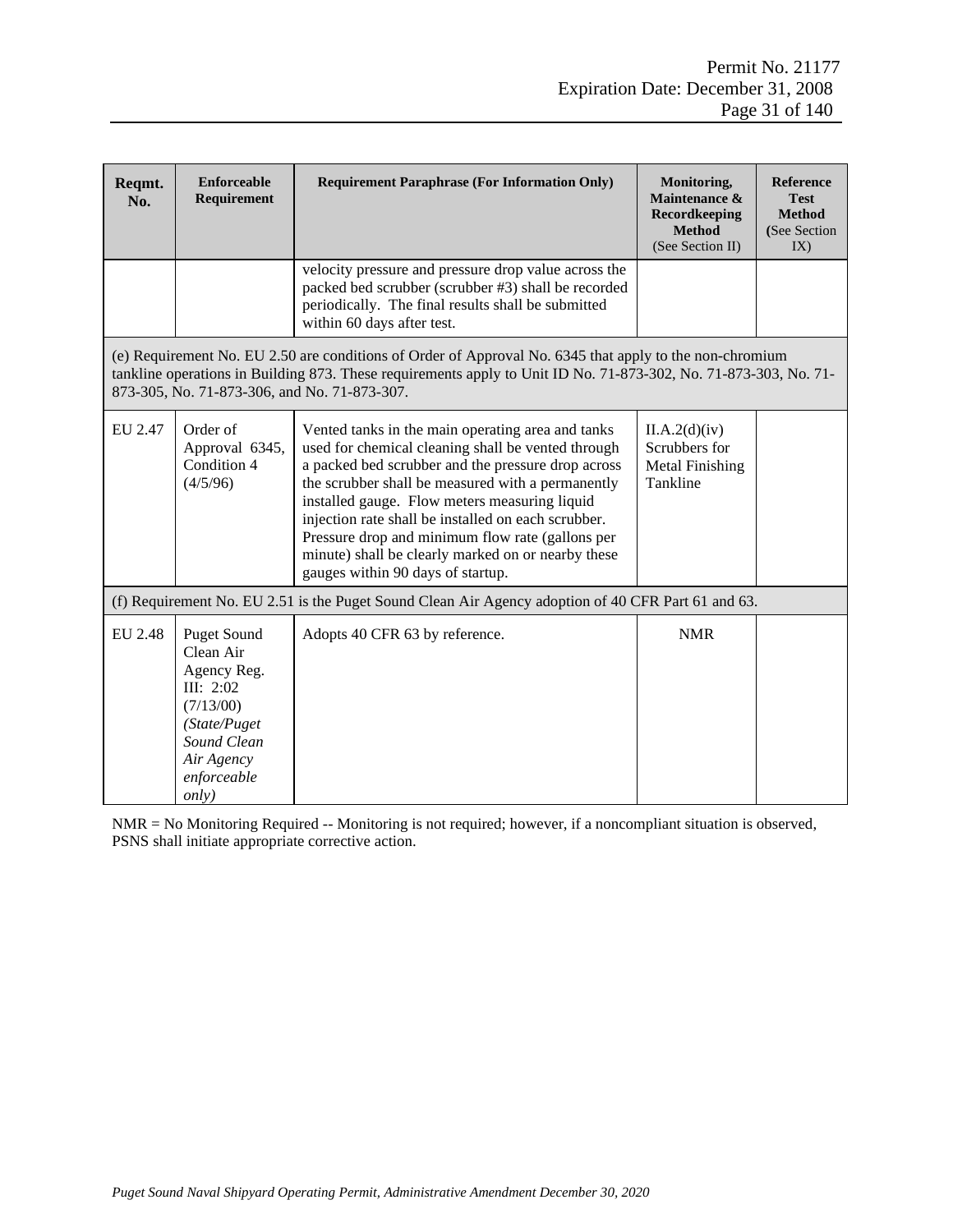| Reqmt. No. | Enforceable Requirement | Requirement Paraphrase (For Information Only) | Monitoring, Maintenance & Recordkeeping Method (See Section II) | Reference Test Method (See Section IX) |
|---|---|---|---|---|
| | | velocity pressure and pressure drop value across the packed bed scrubber (scrubber #3) shall be recorded periodically. The final results shall be submitted within 60 days after test. | | |
| (e) Requirement No. EU 2.50 are conditions of Order of Approval No. 6345 that apply to the non-chromium tankline operations in Building 873. These requirements apply to Unit ID No. 71-873-302, No. 71-873-303, No. 71-873-305, No. 71-873-306, and No. 71-873-307. | | | | |
| EU 2.47 | Order of Approval 6345, Condition 4 (4/5/96) | Vented tanks in the main operating area and tanks used for chemical cleaning shall be vented through a packed bed scrubber and the pressure drop across the scrubber shall be measured with a permanently installed gauge. Flow meters measuring liquid injection rate shall be installed on each scrubber. Pressure drop and minimum flow rate (gallons per minute) shall be clearly marked on or nearby these gauges within 90 days of startup. | II.A.2(d)(iv) Scrubbers for Metal Finishing Tankline | |
| (f) Requirement No. EU 2.51 is the Puget Sound Clean Air Agency adoption of 40 CFR Part 61 and 63. | | | | |
| EU 2.48 | Puget Sound Clean Air Agency Reg. III: 2:02 (7/13/00) *(State/Puget Sound Clean Air Agency enforceable only)* | Adopts 40 CFR 63 by reference. | NMR | |

NMR = No Monitoring Required -- Monitoring is not required; however, if a noncompliant situation is observed, PSNS shall initiate appropriate corrective action.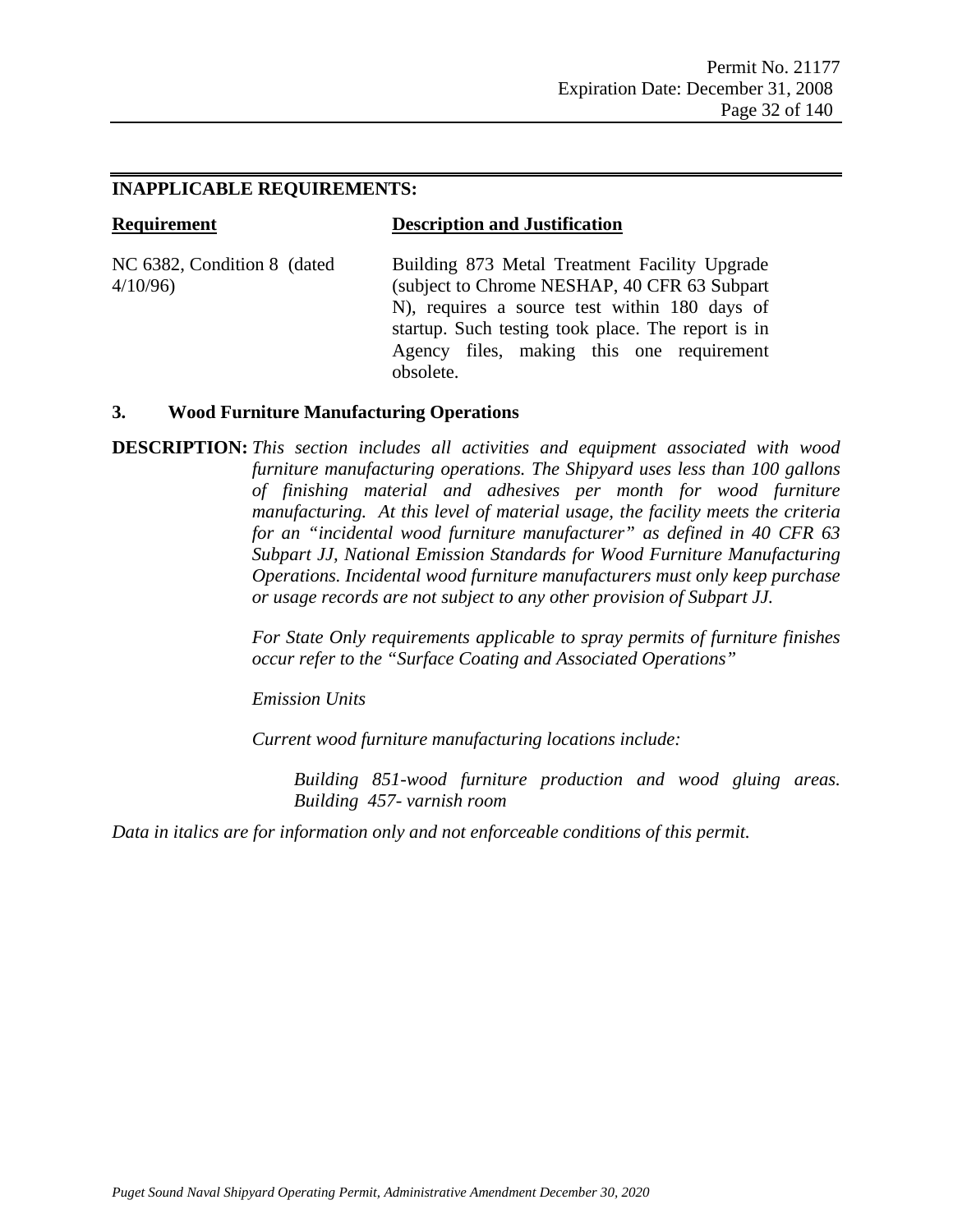**INAPPLICABLE REQUIREMENTS:**

| Requirement | Description and Justification |
| --- | --- |
| NC 6382, Condition 8 (dated 4/10/96) | Building 873 Metal Treatment Facility Upgrade (subject to Chrome NESHAP, 40 CFR 63 Subpart N), requires a source test within 180 days of startup. Such testing took place. The report is in Agency files, making this one requirement obsolete. |

### 3. Wood Furniture Manufacturing Operations

**DESCRIPTION:** *This section includes all activities and equipment associated with wood furniture manufacturing operations. The Shipyard uses less than 100 gallons of finishing material and adhesives per month for wood furniture manufacturing. At this level of material usage, the facility meets the criteria for an "incidental wood furniture manufacturer" as defined in 40 CFR 63 Subpart JJ, National Emission Standards for Wood Furniture Manufacturing Operations. Incidental wood furniture manufacturers must only keep purchase or usage records are not subject to any other provision of Subpart JJ.*

*For State Only requirements applicable to spray permits of furniture finishes occur refer to the "Surface Coating and Associated Operations"*

*Emission Units*

*Current wood furniture manufacturing locations include:*

*Building 851-wood furniture production and wood gluing areas.*
*Building 457- varnish room*

*Data in italics are for information only and not enforceable conditions of this permit.*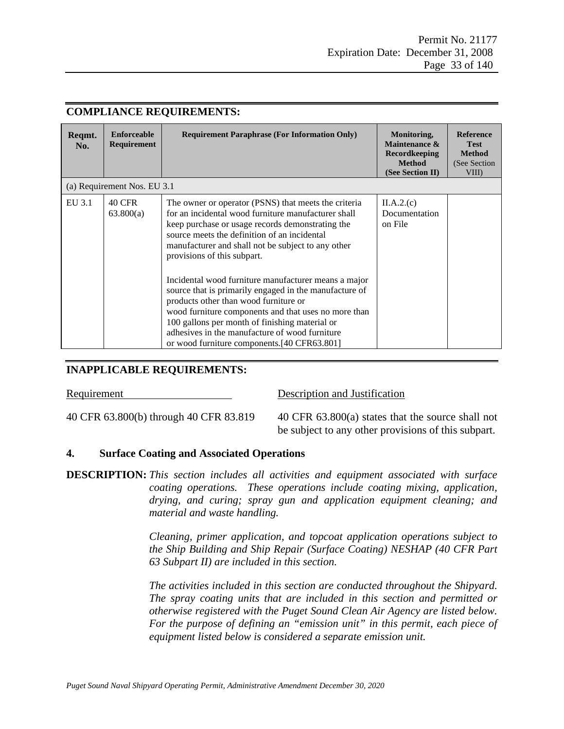## COMPLIANCE REQUIREMENTS:

| Reqmt. No. | Enforceable Requirement | Requirement Paraphrase (For Information Only) | Monitoring, Maintenance & Recordkeeping Method (See Section II) | Reference Test Method (See Section VIII) |
|---|---|---|---|---|
| (a) Requirement Nos. EU 3.1 | | | | |
| EU 3.1 | 40 CFR 63.800(a) | The owner or operator (PSNS) that meets the criteria for an incidental wood furniture manufacturer shall keep purchase or usage records demonstrating the source meets the definition of an incidental manufacturer and shall not be subject to any other provisions of this subpart.<br><br>Incidental wood furniture manufacturer means a major source that is primarily engaged in the manufacture of products other than wood furniture or wood furniture components and that uses no more than 100 gallons per month of finishing material or adhesives in the manufacture of wood furniture or wood furniture components.[40 CFR63.801] | II.A.2.(c) Documentation on File | |

## INAPPLICABLE REQUIREMENTS:

| Requirement | Description and Justification |
|---|---|
| 40 CFR 63.800(b) through 40 CFR 83.819 | 40 CFR 63.800(a) states that the source shall not be subject to any other provisions of this subpart. |

### 4. Surface Coating and Associated Operations

**DESCRIPTION:** *This section includes all activities and equipment associated with surface coating operations. These operations include coating mixing, application, drying, and curing; spray gun and application equipment cleaning; and material and waste handling.*

*Cleaning, primer application, and topcoat application operations subject to the Ship Building and Ship Repair (Surface Coating) NESHAP (40 CFR Part 63 Subpart II) are included in this section.*

*The activities included in this section are conducted throughout the Shipyard. The spray coating units that are included in this section and permitted or otherwise registered with the Puget Sound Clean Air Agency are listed below. For the purpose of defining an "emission unit" in this permit, each piece of equipment listed below is considered a separate emission unit.*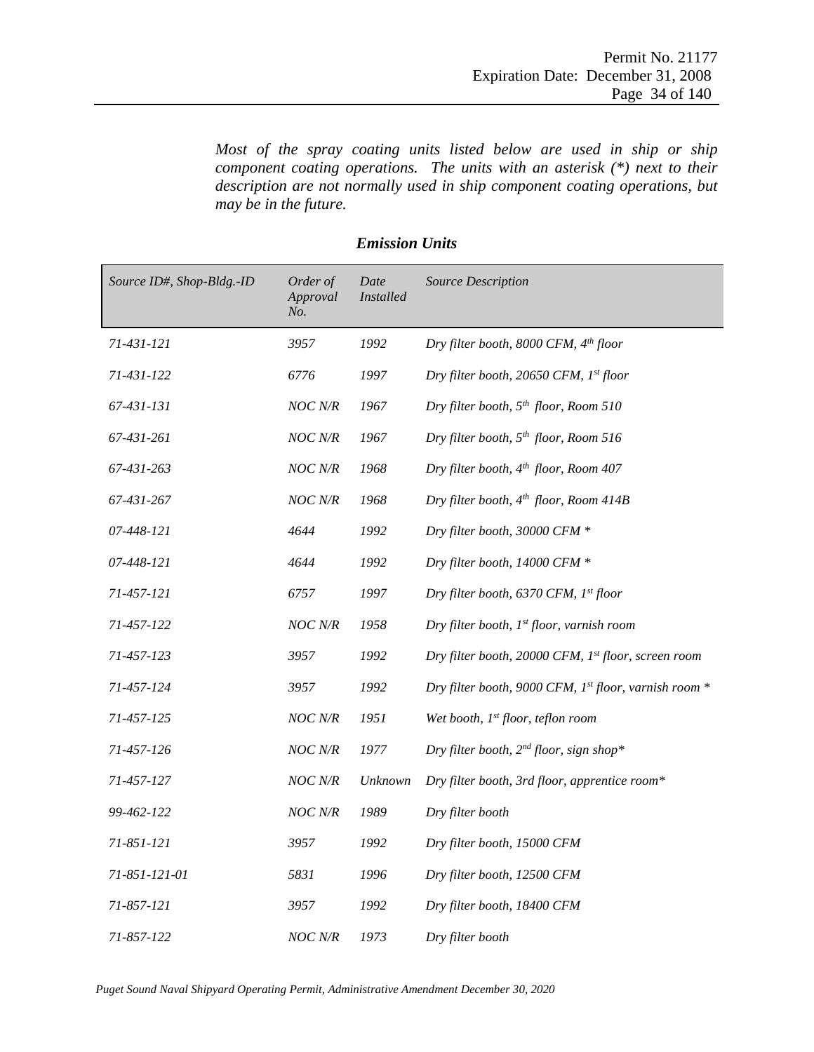*Most of the spray coating units listed below are used in ship or ship component coating operations. The units with an asterisk (*) next to their description are not normally used in ship component coating operations, but may be in the future.*

***Emission Units***

| *Source ID#, Shop-Bldg.-ID* | *Order of Approval No.* | *Date Installed* | *Source Description* |
|---|---|---|---|
| *71-431-121* | *3957* | *1992* | *Dry filter booth, 8000 CFM, 4th floor* |
| *71-431-122* | *6776* | *1997* | *Dry filter booth, 20650 CFM, 1st floor* |
| *67-431-131* | *NOC N/R* | *1967* | *Dry filter booth, 5th floor, Room 510* |
| *67-431-261* | *NOC N/R* | *1967* | *Dry filter booth, 5th floor, Room 516* |
| *67-431-263* | *NOC N/R* | *1968* | *Dry filter booth, 4th floor, Room 407* |
| *67-431-267* | *NOC N/R* | *1968* | *Dry filter booth, 4th floor, Room 414B* |
| *07-448-121* | *4644* | *1992* | *Dry filter booth, 30000 CFM ** |
| *07-448-121* | *4644* | *1992* | *Dry filter booth, 14000 CFM ** |
| *71-457-121* | *6757* | *1997* | *Dry filter booth, 6370 CFM, 1st floor* |
| *71-457-122* | *NOC N/R* | *1958* | *Dry filter booth, 1st floor, varnish room* |
| *71-457-123* | *3957* | *1992* | *Dry filter booth, 20000 CFM, 1st floor, screen room* |
| *71-457-124* | *3957* | *1992* | *Dry filter booth, 9000 CFM, 1st floor, varnish room ** |
| *71-457-125* | *NOC N/R* | *1951* | *Wet booth, 1st floor, teflon room* |
| *71-457-126* | *NOC N/R* | *1977* | *Dry filter booth, 2nd floor, sign shop** |
| *71-457-127* | *NOC N/R* | *Unknown* | *Dry filter booth, 3rd floor, apprentice room** |
| *99-462-122* | *NOC N/R* | *1989* | *Dry filter booth* |
| *71-851-121* | *3957* | *1992* | *Dry filter booth, 15000 CFM* |
| *71-851-121-01* | *5831* | *1996* | *Dry filter booth, 12500 CFM* |
| *71-857-121* | *3957* | *1992* | *Dry filter booth, 18400 CFM* |
| *71-857-122* | *NOC N/R* | *1973* | *Dry filter booth* |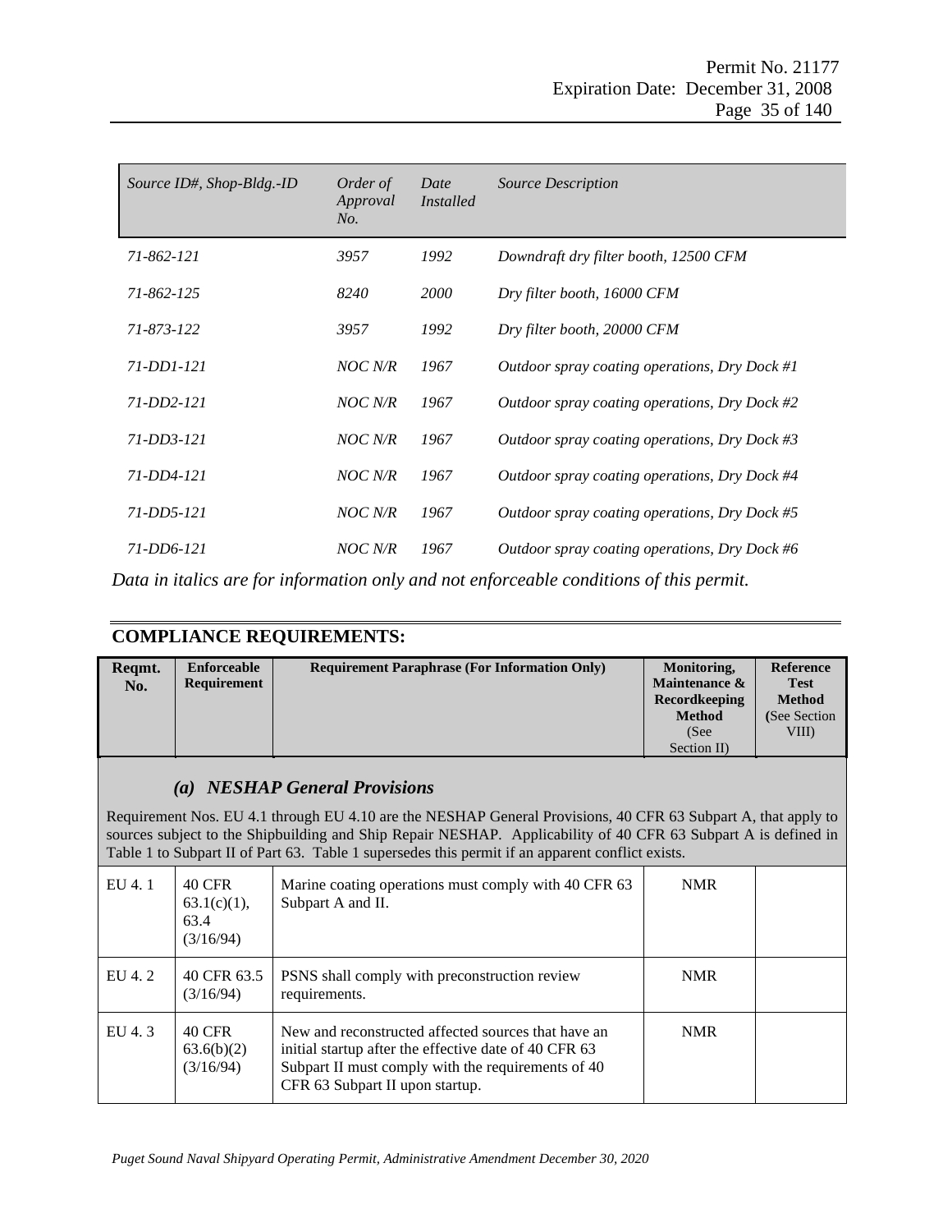| *Source ID#, Shop-Bldg.-ID* | *Order of Approval No.* | *Date Installed* | *Source Description* |
|---|---|---|---|
| *71-862-121* | *3957* | *1992* | *Downdraft dry filter booth, 12500 CFM* |
| *71-862-125* | *8240* | *2000* | *Dry filter booth, 16000 CFM* |
| *71-873-122* | *3957* | *1992* | *Dry filter booth, 20000 CFM* |
| *71-DD1-121* | *NOC N/R* | *1967* | *Outdoor spray coating operations, Dry Dock #1* |
| *71-DD2-121* | *NOC N/R* | *1967* | *Outdoor spray coating operations, Dry Dock #2* |
| *71-DD3-121* | *NOC N/R* | *1967* | *Outdoor spray coating operations, Dry Dock #3* |
| *71-DD4-121* | *NOC N/R* | *1967* | *Outdoor spray coating operations, Dry Dock #4* |
| *71-DD5-121* | *NOC N/R* | *1967* | *Outdoor spray coating operations, Dry Dock #5* |
| *71-DD6-121* | *NOC N/R* | *1967* | *Outdoor spray coating operations, Dry Dock #6* |

*Data in italics are for information only and not enforceable conditions of this permit.*

## COMPLIANCE REQUIREMENTS:

| Reqmt. No. | Enforceable Requirement | Requirement Paraphrase (For Information Only) | Monitoring, Maintenance & Recordkeeping Method (See Section II) | Reference Test Method (See Section VIII) |
|---|---|---|---|---|
| ***(a) NESHAP General Provisions*** Requirement Nos. EU 4.1 through EU 4.10 are the NESHAP General Provisions, 40 CFR 63 Subpart A, that apply to sources subject to the Shipbuilding and Ship Repair NESHAP. Applicability of 40 CFR 63 Subpart A is defined in Table 1 to Subpart II of Part 63. Table 1 supersedes this permit if an apparent conflict exists. | | | | |
| EU 4. 1 | 40 CFR 63.1(c)(1), 63.4 (3/16/94) | Marine coating operations must comply with 40 CFR 63 Subpart A and II. | NMR | |
| EU 4. 2 | 40 CFR 63.5 (3/16/94) | PSNS shall comply with preconstruction review requirements. | NMR | |
| EU 4. 3 | 40 CFR 63.6(b)(2) (3/16/94) | New and reconstructed affected sources that have an initial startup after the effective date of 40 CFR 63 Subpart II must comply with the requirements of 40 CFR 63 Subpart II upon startup. | NMR | |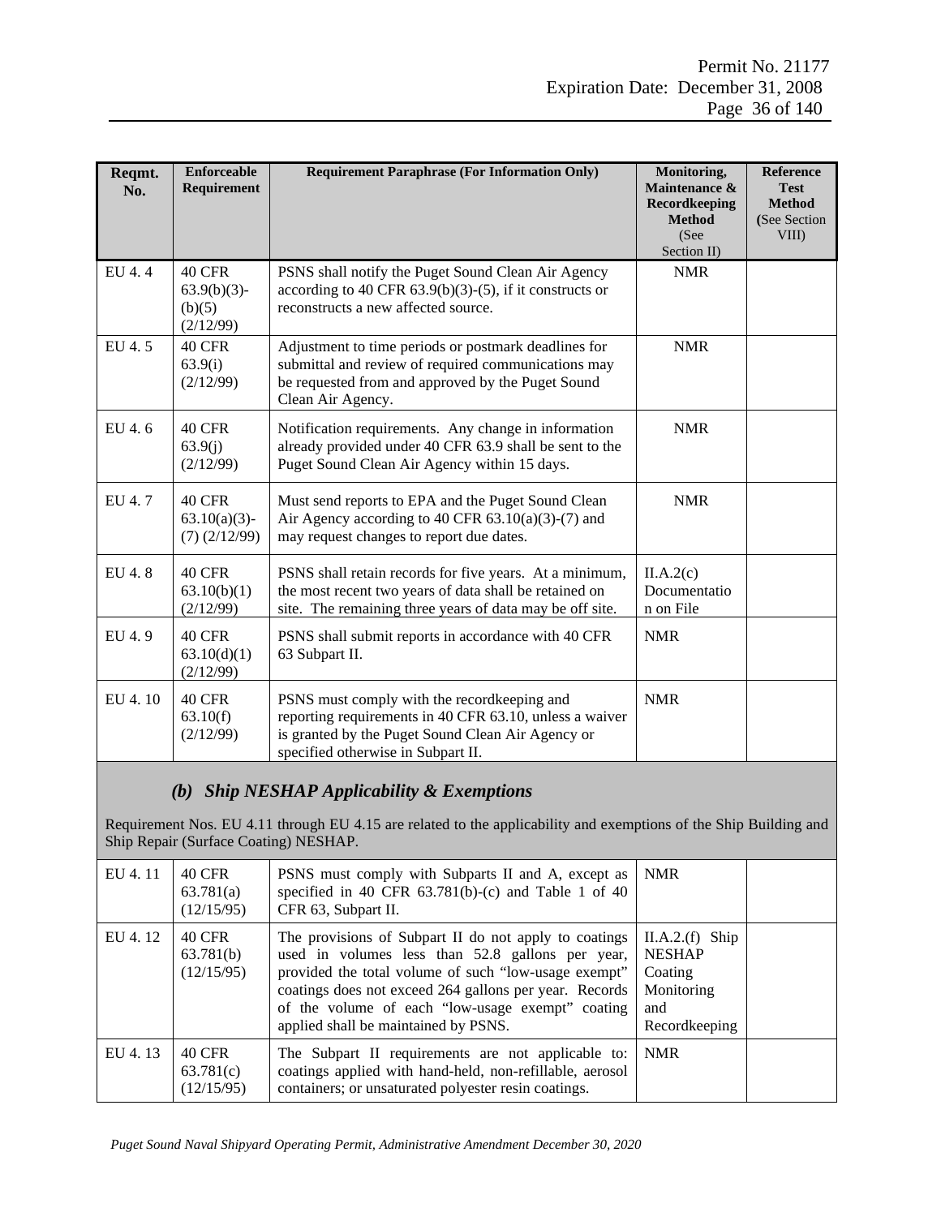| Reqmt. No. | Enforceable Requirement | Requirement Paraphrase (For Information Only) | Monitoring, Maintenance & Recordkeeping Method (See Section II) | Reference Test Method (See Section VIII) |
|---|---|---|---|---|
| EU 4. 4 | 40 CFR 63.9(b)(3)-(b)(5) (2/12/99) | PSNS shall notify the Puget Sound Clean Air Agency according to 40 CFR 63.9(b)(3)-(5), if it constructs or reconstructs a new affected source. | NMR | |
| EU 4. 5 | 40 CFR 63.9(i) (2/12/99) | Adjustment to time periods or postmark deadlines for submittal and review of required communications may be requested from and approved by the Puget Sound Clean Air Agency. | NMR | |
| EU 4. 6 | 40 CFR 63.9(j) (2/12/99) | Notification requirements. Any change in information already provided under 40 CFR 63.9 shall be sent to the Puget Sound Clean Air Agency within 15 days. | NMR | |
| EU 4. 7 | 40 CFR 63.10(a)(3)-(7) (2/12/99) | Must send reports to EPA and the Puget Sound Clean Air Agency according to 40 CFR 63.10(a)(3)-(7) and may request changes to report due dates. | NMR | |
| EU 4. 8 | 40 CFR 63.10(b)(1) (2/12/99) | PSNS shall retain records for five years. At a minimum, the most recent two years of data shall be retained on site. The remaining three years of data may be off site. | II.A.2(c) Documentation on File | |
| EU 4. 9 | 40 CFR 63.10(d)(1) (2/12/99) | PSNS shall submit reports in accordance with 40 CFR 63 Subpart II. | NMR | |
| EU 4. 10 | 40 CFR 63.10(f) (2/12/99) | PSNS must comply with the recordkeeping and reporting requirements in 40 CFR 63.10, unless a waiver is granted by the Puget Sound Clean Air Agency or specified otherwise in Subpart II. | NMR | |
| ***(b) Ship NESHAP Applicability & Exemptions*** Requirement Nos. EU 4.11 through EU 4.15 are related to the applicability and exemptions of the Ship Building and Ship Repair (Surface Coating) NESHAP. | | | | |
| EU 4. 11 | 40 CFR 63.781(a) (12/15/95) | PSNS must comply with Subparts II and A, except as specified in 40 CFR 63.781(b)-(c) and Table 1 of 40 CFR 63, Subpart II. | NMR | |
| EU 4. 12 | 40 CFR 63.781(b) (12/15/95) | The provisions of Subpart II do not apply to coatings used in volumes less than 52.8 gallons per year, provided the total volume of such "low-usage exempt" coatings does not exceed 264 gallons per year. Records of the volume of each "low-usage exempt" coating applied shall be maintained by PSNS. | II.A.2.(f) Ship NESHAP Coating Monitoring and Recordkeeping | |
| EU 4. 13 | 40 CFR 63.781(c) (12/15/95) | The Subpart II requirements are not applicable to: coatings applied with hand-held, non-refillable, aerosol containers; or unsaturated polyester resin coatings. | NMR | |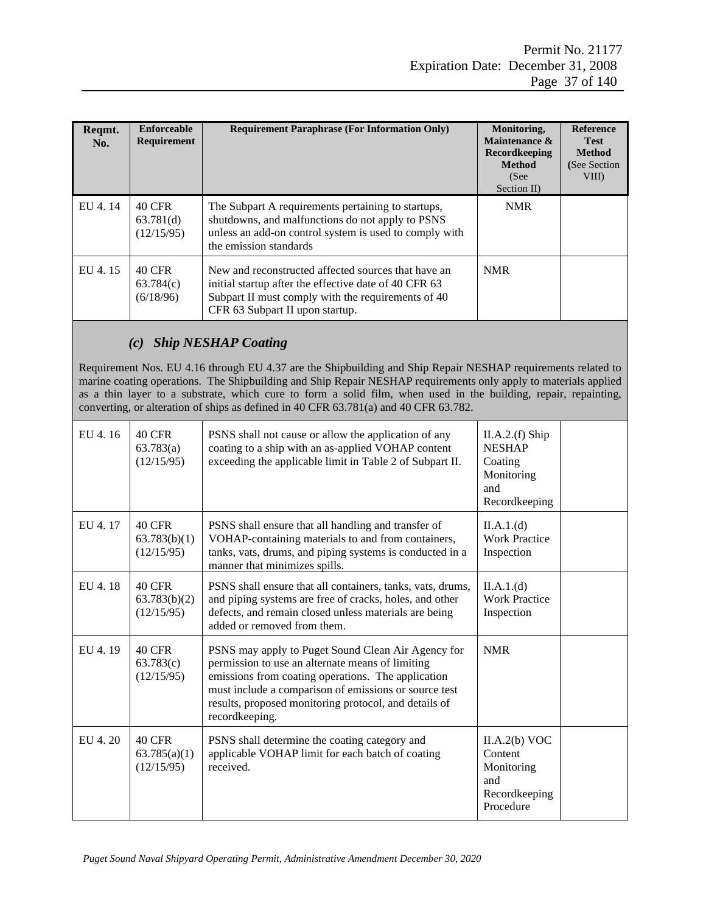| Reqmt. No. | Enforceable Requirement | Requirement Paraphrase (For Information Only) | Monitoring, Maintenance & Recordkeeping Method (See Section II) | Reference Test Method (See Section VIII) |
|---|---|---|---|---|
| EU 4. 14 | 40 CFR 63.781(d) (12/15/95) | The Subpart A requirements pertaining to startups, shutdowns, and malfunctions do not apply to PSNS unless an add-on control system is used to comply with the emission standards | NMR | |
| EU 4. 15 | 40 CFR 63.784(c) (6/18/96) | New and reconstructed affected sources that have an initial startup after the effective date of 40 CFR 63 Subpart II must comply with the requirements of 40 CFR 63 Subpart II upon startup. | NMR | |

### *(c) Ship NESHAP Coating*

Requirement Nos. EU 4.16 through EU 4.37 are the Shipbuilding and Ship Repair NESHAP requirements related to marine coating operations. The Shipbuilding and Ship Repair NESHAP requirements only apply to materials applied as a thin layer to a substrate, which cure to form a solid film, when used in the building, repair, repainting, converting, or alteration of ships as defined in 40 CFR 63.781(a) and 40 CFR 63.782.

| Reqmt. No. | Enforceable Requirement | Requirement Paraphrase (For Information Only) | Monitoring, Maintenance & Recordkeeping Method (See Section II) | Reference Test Method (See Section VIII) |
|---|---|---|---|---|
| EU 4. 16 | 40 CFR 63.783(a) (12/15/95) | PSNS shall not cause or allow the application of any coating to a ship with an as-applied VOHAP content exceeding the applicable limit in Table 2 of Subpart II. | II.A.2.(f) Ship NESHAP Coating Monitoring and Recordkeeping | |
| EU 4. 17 | 40 CFR 63.783(b)(1) (12/15/95) | PSNS shall ensure that all handling and transfer of VOHAP-containing materials to and from containers, tanks, vats, drums, and piping systems is conducted in a manner that minimizes spills. | II.A.1.(d) Work Practice Inspection | |
| EU 4. 18 | 40 CFR 63.783(b)(2) (12/15/95) | PSNS shall ensure that all containers, tanks, vats, drums, and piping systems are free of cracks, holes, and other defects, and remain closed unless materials are being added or removed from them. | II.A.1.(d) Work Practice Inspection | |
| EU 4. 19 | 40 CFR 63.783(c) (12/15/95) | PSNS may apply to Puget Sound Clean Air Agency for permission to use an alternate means of limiting emissions from coating operations. The application must include a comparison of emissions or source test results, proposed monitoring protocol, and details of recordkeeping. | NMR | |
| EU 4. 20 | 40 CFR 63.785(a)(1) (12/15/95) | PSNS shall determine the coating category and applicable VOHAP limit for each batch of coating received. | II.A.2(b) VOC Content Monitoring and Recordkeeping Procedure | |

*Puget Sound Naval Shipyard Operating Permit, Administrative Amendment December 30, 2020*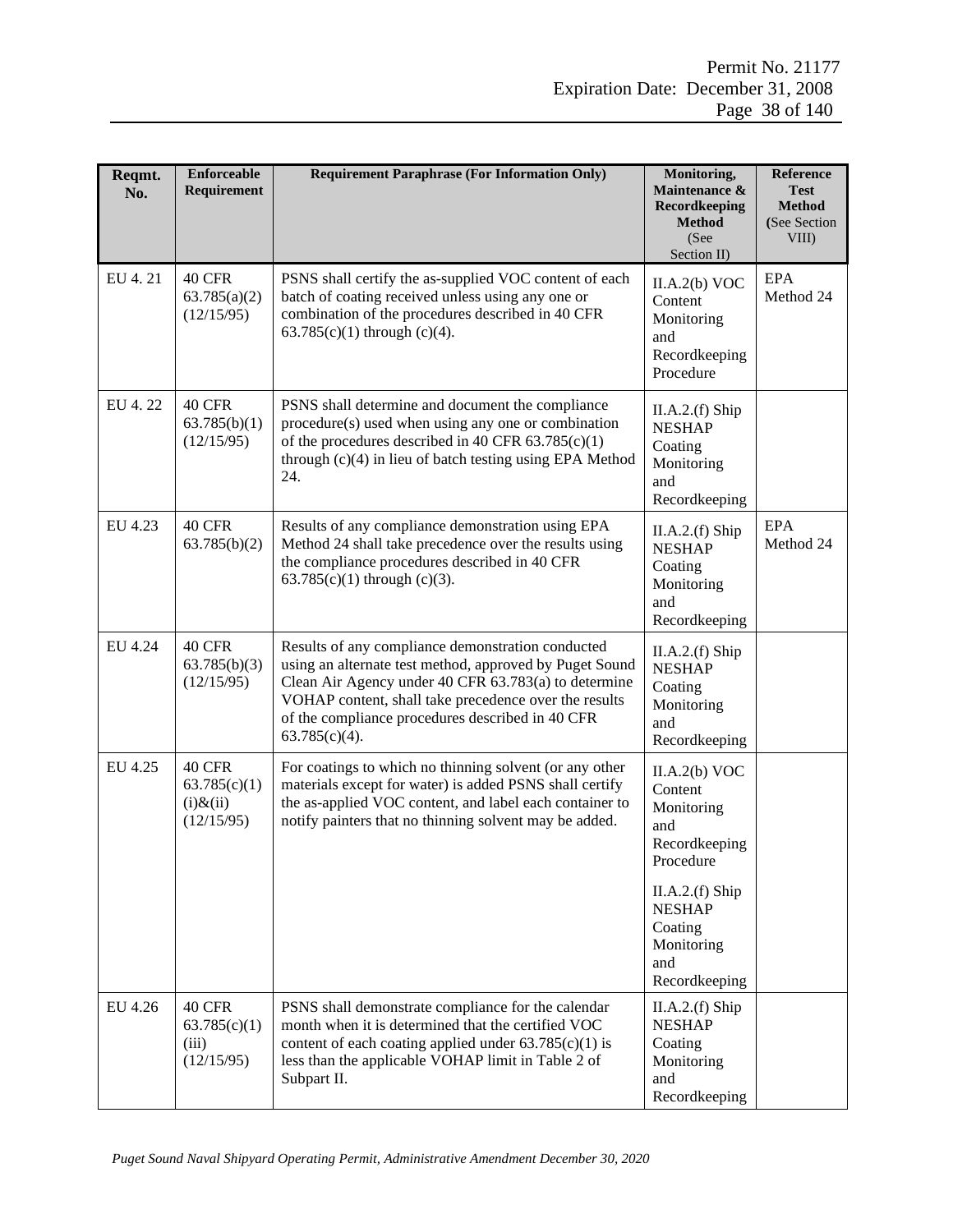| Reqmt. No. | Enforceable Requirement | Requirement Paraphrase (For Information Only) | Monitoring, Maintenance & Recordkeeping Method (See Section II) | Reference Test Method (See Section VIII) |
|---|---|---|---|---|
| EU 4. 21 | 40 CFR 63.785(a)(2) (12/15/95) | PSNS shall certify the as-supplied VOC content of each batch of coating received unless using any one or combination of the procedures described in 40 CFR 63.785(c)(1) through (c)(4). | II.A.2(b) VOC Content Monitoring and Recordkeeping Procedure | EPA Method 24 |
| EU 4. 22 | 40 CFR 63.785(b)(1) (12/15/95) | PSNS shall determine and document the compliance procedure(s) used when using any one or combination of the procedures described in 40 CFR 63.785(c)(1) through (c)(4) in lieu of batch testing using EPA Method 24. | II.A.2.(f) Ship NESHAP Coating Monitoring and Recordkeeping | |
| EU 4.23 | 40 CFR 63.785(b)(2) | Results of any compliance demonstration using EPA Method 24 shall take precedence over the results using the compliance procedures described in 40 CFR 63.785(c)(1) through (c)(3). | II.A.2.(f) Ship NESHAP Coating Monitoring and Recordkeeping | EPA Method 24 |
| EU 4.24 | 40 CFR 63.785(b)(3) (12/15/95) | Results of any compliance demonstration conducted using an alternate test method, approved by Puget Sound Clean Air Agency under 40 CFR 63.783(a) to determine VOHAP content, shall take precedence over the results of the compliance procedures described in 40 CFR 63.785(c)(4). | II.A.2.(f) Ship NESHAP Coating Monitoring and Recordkeeping | |
| EU 4.25 | 40 CFR 63.785(c)(1) (i)&(ii) (12/15/95) | For coatings to which no thinning solvent (or any other materials except for water) is added PSNS shall certify the as-applied VOC content, and label each container to notify painters that no thinning solvent may be added. | II.A.2(b) VOC Content Monitoring and Recordkeeping Procedure<br><br>II.A.2.(f) Ship NESHAP Coating Monitoring and Recordkeeping | |
| EU 4.26 | 40 CFR 63.785(c)(1) (iii) (12/15/95) | PSNS shall demonstrate compliance for the calendar month when it is determined that the certified VOC content of each coating applied under 63.785(c)(1) is less than the applicable VOHAP limit in Table 2 of Subpart II. | II.A.2.(f) Ship NESHAP Coating Monitoring and Recordkeeping | |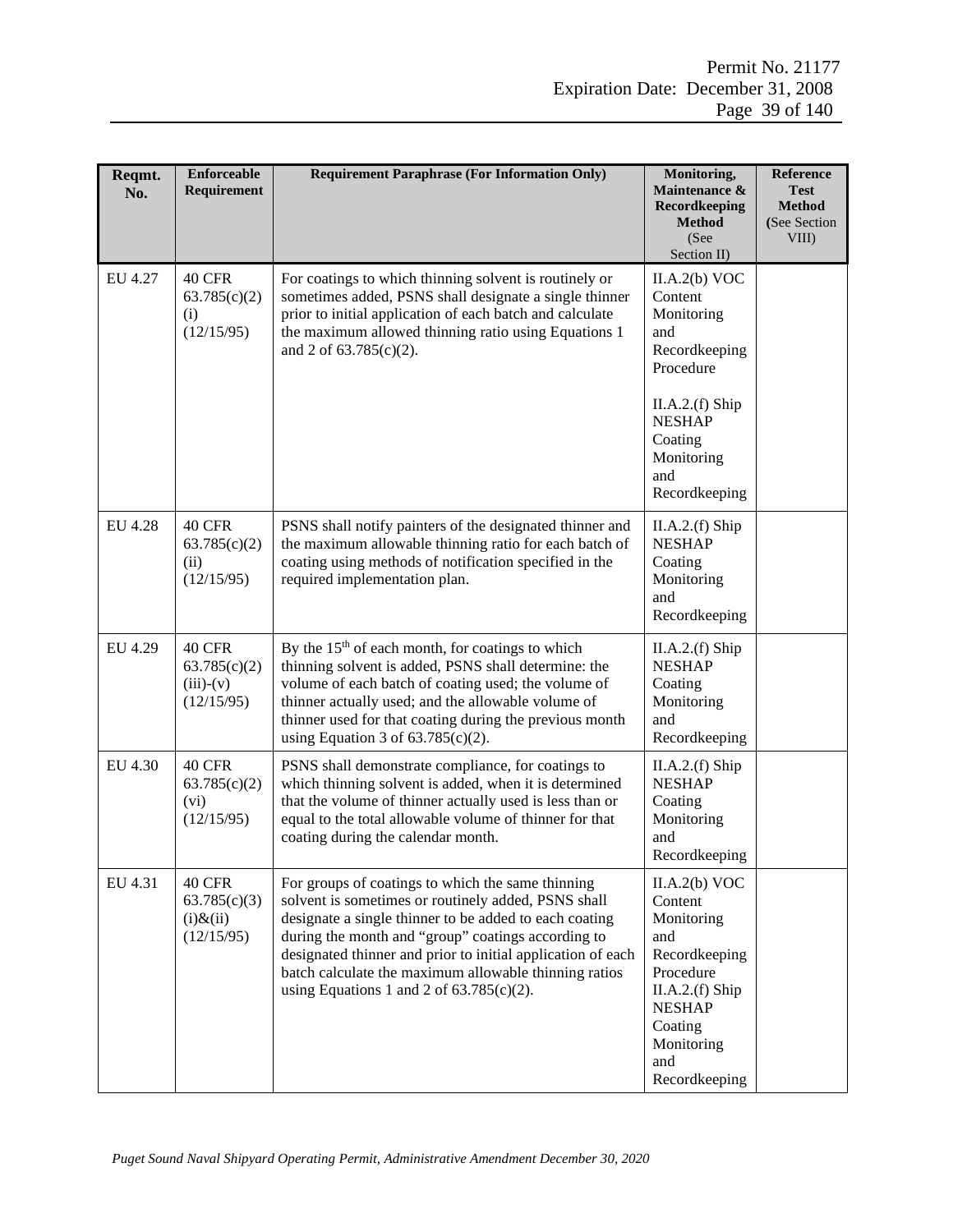| Reqmt. No. | Enforceable Requirement | Requirement Paraphrase (For Information Only) | Monitoring, Maintenance & Recordkeeping Method (See Section II) | Reference Test Method (See Section VIII) |
|---|---|---|---|---|
| EU 4.27 | 40 CFR 63.785(c)(2)(i) (12/15/95) | For coatings to which thinning solvent is routinely or sometimes added, PSNS shall designate a single thinner prior to initial application of each batch and calculate the maximum allowed thinning ratio using Equations 1 and 2 of 63.785(c)(2). | II.A.2(b) VOC Content Monitoring and Recordkeeping Procedure<br><br>II.A.2.(f) Ship NESHAP Coating Monitoring and Recordkeeping | |
| EU 4.28 | 40 CFR 63.785(c)(2)(ii) (12/15/95) | PSNS shall notify painters of the designated thinner and the maximum allowable thinning ratio for each batch of coating using methods of notification specified in the required implementation plan. | II.A.2.(f) Ship NESHAP Coating Monitoring and Recordkeeping | |
| EU 4.29 | 40 CFR 63.785(c)(2)(iii)-(v) (12/15/95) | By the 15th of each month, for coatings to which thinning solvent is added, PSNS shall determine: the volume of each batch of coating used; the volume of thinner actually used; and the allowable volume of thinner used for that coating during the previous month using Equation 3 of 63.785(c)(2). | II.A.2.(f) Ship NESHAP Coating Monitoring and Recordkeeping | |
| EU 4.30 | 40 CFR 63.785(c)(2)(vi) (12/15/95) | PSNS shall demonstrate compliance, for coatings to which thinning solvent is added, when it is determined that the volume of thinner actually used is less than or equal to the total allowable volume of thinner for that coating during the calendar month. | II.A.2.(f) Ship NESHAP Coating Monitoring and Recordkeeping | |
| EU 4.31 | 40 CFR 63.785(c)(3)(i)&(ii) (12/15/95) | For groups of coatings to which the same thinning solvent is sometimes or routinely added, PSNS shall designate a single thinner to be added to each coating during the month and "group" coatings according to designated thinner and prior to initial application of each batch calculate the maximum allowable thinning ratios using Equations 1 and 2 of 63.785(c)(2). | II.A.2(b) VOC Content Monitoring and Recordkeeping Procedure<br>II.A.2.(f) Ship NESHAP Coating Monitoring and Recordkeeping | |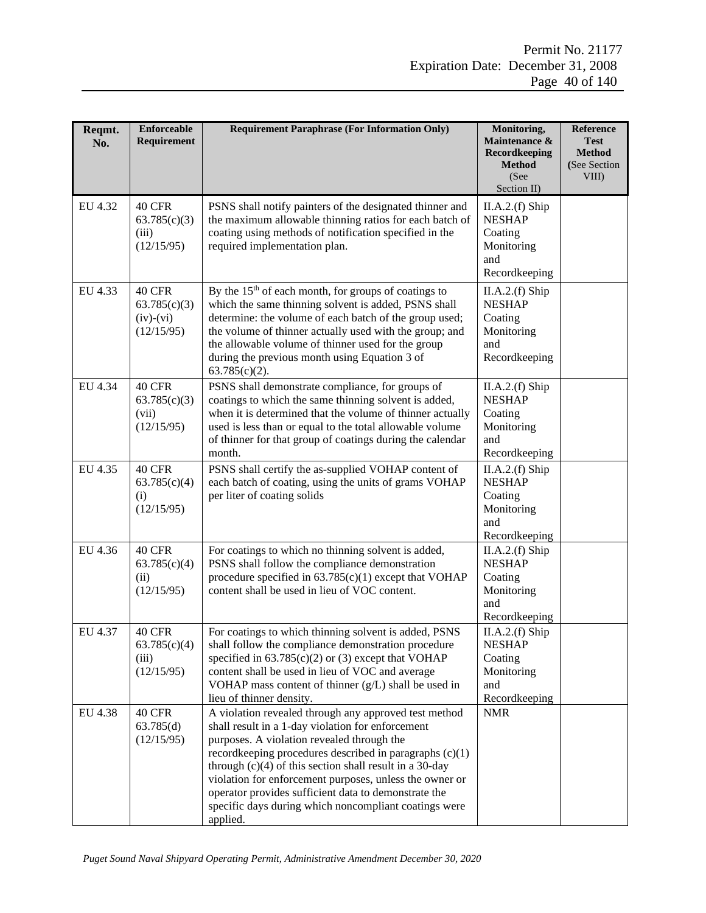| Reqmt. No. | Enforceable Requirement | Requirement Paraphrase (For Information Only) | Monitoring, Maintenance & Recordkeeping Method (See Section II) | Reference Test Method (See Section VIII) |
|---|---|---|---|---|
| EU 4.32 | 40 CFR 63.785(c)(3)(iii) (12/15/95) | PSNS shall notify painters of the designated thinner and the maximum allowable thinning ratios for each batch of coating using methods of notification specified in the required implementation plan. | II.A.2.(f) Ship NESHAP Coating Monitoring and Recordkeeping | |
| EU 4.33 | 40 CFR 63.785(c)(3)(iv)-(vi) (12/15/95) | By the 15th of each month, for groups of coatings to which the same thinning solvent is added, PSNS shall determine: the volume of each batch of the group used; the volume of thinner actually used with the group; and the allowable volume of thinner used for the group during the previous month using Equation 3 of 63.785(c)(2). | II.A.2.(f) Ship NESHAP Coating Monitoring and Recordkeeping | |
| EU 4.34 | 40 CFR 63.785(c)(3)(vii) (12/15/95) | PSNS shall demonstrate compliance, for groups of coatings to which the same thinning solvent is added, when it is determined that the volume of thinner actually used is less than or equal to the total allowable volume of thinner for that group of coatings during the calendar month. | II.A.2.(f) Ship NESHAP Coating Monitoring and Recordkeeping | |
| EU 4.35 | 40 CFR 63.785(c)(4)(i) (12/15/95) | PSNS shall certify the as-supplied VOHAP content of each batch of coating, using the units of grams VOHAP per liter of coating solids | II.A.2.(f) Ship NESHAP Coating Monitoring and Recordkeeping | |
| EU 4.36 | 40 CFR 63.785(c)(4)(ii) (12/15/95) | For coatings to which no thinning solvent is added, PSNS shall follow the compliance demonstration procedure specified in 63.785(c)(1) except that VOHAP content shall be used in lieu of VOC content. | II.A.2.(f) Ship NESHAP Coating Monitoring and Recordkeeping | |
| EU 4.37 | 40 CFR 63.785(c)(4)(iii) (12/15/95) | For coatings to which thinning solvent is added, PSNS shall follow the compliance demonstration procedure specified in 63.785(c)(2) or (3) except that VOHAP content shall be used in lieu of VOC and average VOHAP mass content of thinner (g/L) shall be used in lieu of thinner density. | II.A.2.(f) Ship NESHAP Coating Monitoring and Recordkeeping | |
| EU 4.38 | 40 CFR 63.785(d) (12/15/95) | A violation revealed through any approved test method shall result in a 1-day violation for enforcement purposes. A violation revealed through the recordkeeping procedures described in paragraphs (c)(1) through (c)(4) of this section shall result in a 30-day violation for enforcement purposes, unless the owner or operator provides sufficient data to demonstrate the specific days during which noncompliant coatings were applied. | NMR | |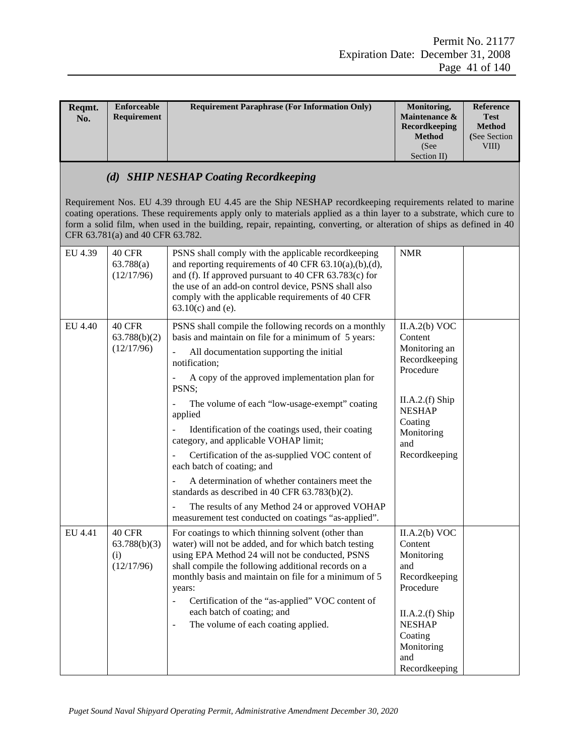| Reqmt. No. | Enforceable Requirement | Requirement Paraphrase (For Information Only) | Monitoring, Maintenance & Recordkeeping Method (See Section II) | Reference Test Method (See Section VIII) |
|---|---|---|---|---|

### *(d) SHIP NESHAP Coating Recordkeeping*

Requirement Nos. EU 4.39 through EU 4.45 are the Ship NESHAP recordkeeping requirements related to marine coating operations. These requirements apply only to materials applied as a thin layer to a substrate, which cure to form a solid film, when used in the building, repair, repainting, converting, or alteration of ships as defined in 40 CFR 63.781(a) and 40 CFR 63.782.

| Reqmt. No. | Enforceable Requirement | Requirement Paraphrase (For Information Only) | Monitoring, Maintenance & Recordkeeping Method (See Section II) | Reference Test Method (See Section VIII) |
|---|---|---|---|---|
| EU 4.39 | 40 CFR 63.788(a) (12/17/96) | PSNS shall comply with the applicable recordkeeping and reporting requirements of 40 CFR 63.10(a),(b),(d), and (f). If approved pursuant to 40 CFR 63.783(c) for the use of an add-on control device, PSNS shall also comply with the applicable requirements of 40 CFR 63.10(c) and (e). | NMR | |
| EU 4.40 | 40 CFR 63.788(b)(2) (12/17/96) | PSNS shall compile the following records on a monthly basis and maintain on file for a minimum of 5 years:<br>- All documentation supporting the initial notification;<br>- A copy of the approved implementation plan for PSNS;<br>- The volume of each "low-usage-exempt" coating applied<br>- Identification of the coatings used, their coating category, and applicable VOHAP limit;<br>- Certification of the as-supplied VOC content of each batch of coating; and<br>- A determination of whether containers meet the standards as described in 40 CFR 63.783(b)(2).<br>- The results of any Method 24 or approved VOHAP measurement test conducted on coatings "as-applied". | II.A.2(b) VOC Content Monitoring an Recordkeeping Procedure<br><br>II.A.2.(f) Ship NESHAP Coating Monitoring and Recordkeeping | |
| EU 4.41 | 40 CFR 63.788(b)(3)(i) (12/17/96) | For coatings to which thinning solvent (other than water) will not be added, and for which batch testing using EPA Method 24 will not be conducted, PSNS shall compile the following additional records on a monthly basis and maintain on file for a minimum of 5 years:<br>- Certification of the "as-applied" VOC content of each batch of coating; and<br>- The volume of each coating applied. | II.A.2(b) VOC Content Monitoring and Recordkeeping Procedure<br><br>II.A.2.(f) Ship NESHAP Coating Monitoring and Recordkeeping | |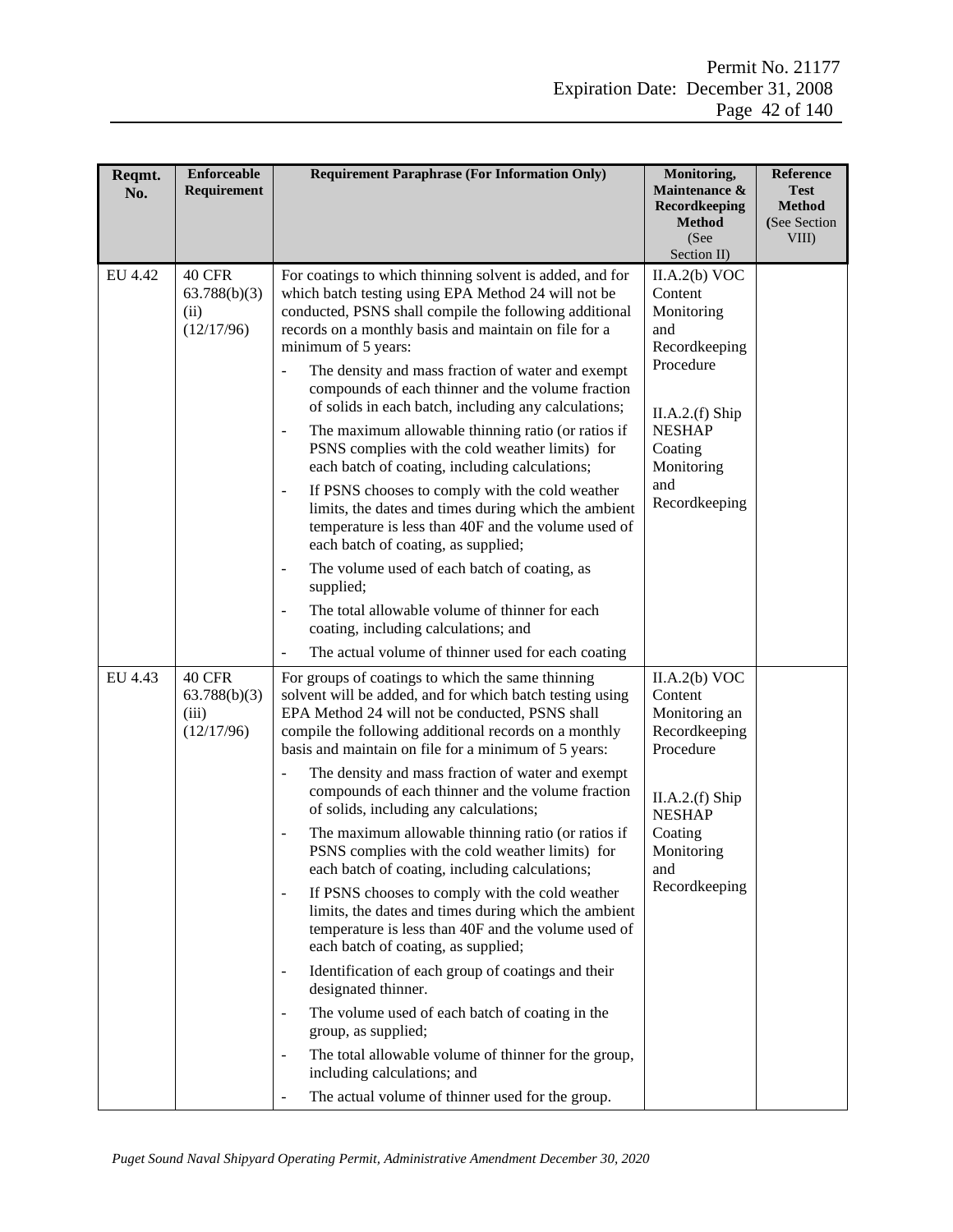| Reqmt. No. | Enforceable Requirement | Requirement Paraphrase (For Information Only) | Monitoring, Maintenance & Recordkeeping Method (See Section II) | Reference Test Method (See Section VIII) |
|---|---|---|---|---|
| EU 4.42 | 40 CFR 63.788(b)(3)(ii) (12/17/96) | For coatings to which thinning solvent is added, and for which batch testing using EPA Method 24 will not be conducted, PSNS shall compile the following additional records on a monthly basis and maintain on file for a minimum of 5 years:<br>- The density and mass fraction of water and exempt compounds of each thinner and the volume fraction of solids in each batch, including any calculations;<br>- The maximum allowable thinning ratio (or ratios if PSNS complies with the cold weather limits) for each batch of coating, including calculations;<br>- If PSNS chooses to comply with the cold weather limits, the dates and times during which the ambient temperature is less than 40F and the volume used of each batch of coating, as supplied;<br>- The volume used of each batch of coating, as supplied;<br>- The total allowable volume of thinner for each coating, including calculations; and<br>- The actual volume of thinner used for each coating | II.A.2(b) VOC Content Monitoring and Recordkeeping Procedure<br><br>II.A.2.(f) Ship NESHAP Coating Monitoring and Recordkeeping | |
| EU 4.43 | 40 CFR 63.788(b)(3)(iii) (12/17/96) | For groups of coatings to which the same thinning solvent will be added, and for which batch testing using EPA Method 24 will not be conducted, PSNS shall compile the following additional records on a monthly basis and maintain on file for a minimum of 5 years:<br>- The density and mass fraction of water and exempt compounds of each thinner and the volume fraction of solids, including any calculations;<br>- The maximum allowable thinning ratio (or ratios if PSNS complies with the cold weather limits) for each batch of coating, including calculations;<br>- If PSNS chooses to comply with the cold weather limits, the dates and times during which the ambient temperature is less than 40F and the volume used of each batch of coating, as supplied;<br>- Identification of each group of coatings and their designated thinner.<br>- The volume used of each batch of coating in the group, as supplied;<br>- The total allowable volume of thinner for the group, including calculations; and<br>- The actual volume of thinner used for the group. | II.A.2(b) VOC Content Monitoring an Recordkeeping Procedure<br><br>II.A.2.(f) Ship NESHAP Coating Monitoring and Recordkeeping | |

*Puget Sound Naval Shipyard Operating Permit, Administrative Amendment December 30, 2020*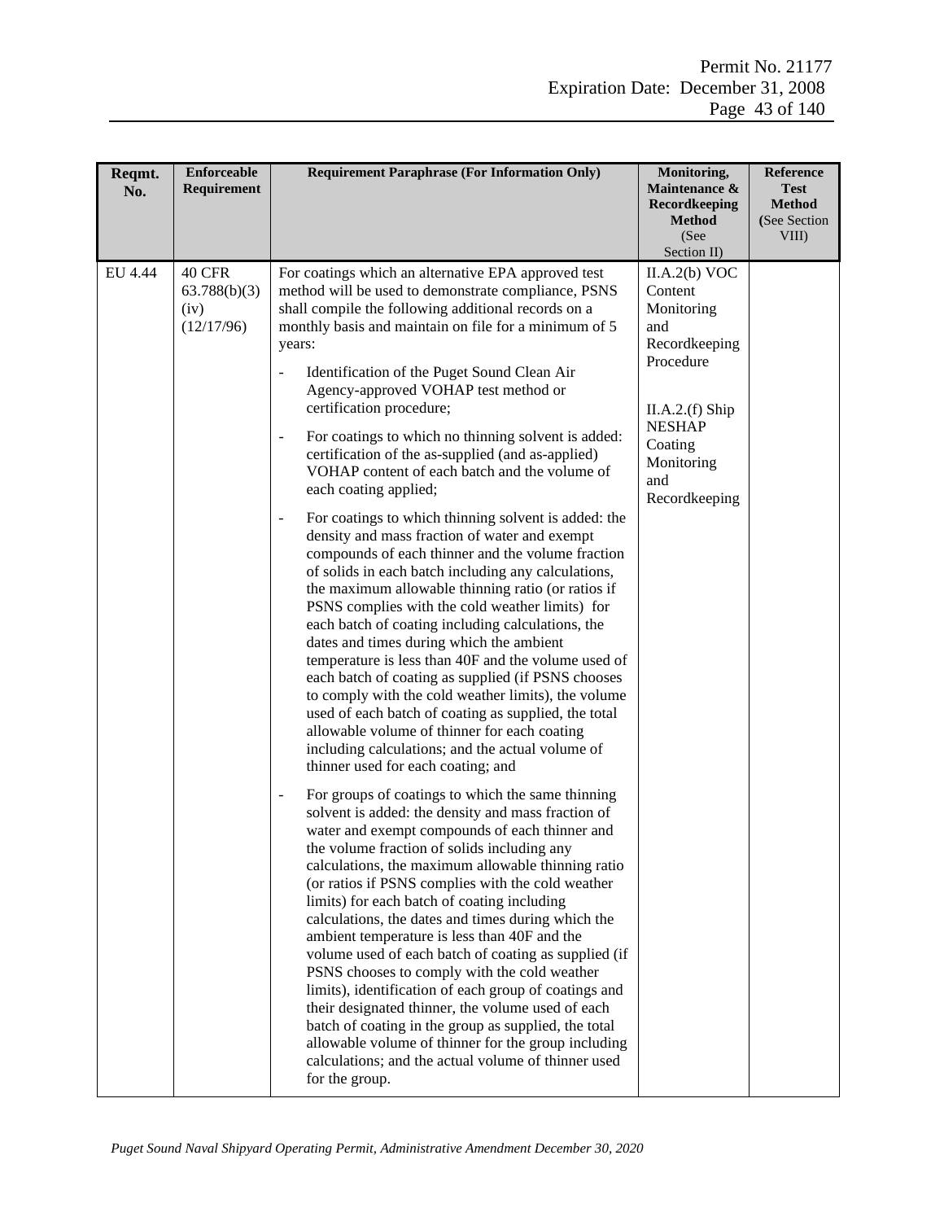| Reqmt. No. | Enforceable Requirement | Requirement Paraphrase (For Information Only) | Monitoring, Maintenance & Recordkeeping Method (See Section II) | Reference Test Method (See Section VIII) |
|---|---|---|---|---|
| EU 4.44 | 40 CFR 63.788(b)(3)(iv) (12/17/96) | For coatings which an alternative EPA approved test method will be used to demonstrate compliance, PSNS shall compile the following additional records on a monthly basis and maintain on file for a minimum of 5 years:<br><br>- Identification of the Puget Sound Clean Air Agency-approved VOHAP test method or certification procedure;<br>- For coatings to which no thinning solvent is added: certification of the as-supplied (and as-applied) VOHAP content of each batch and the volume of each coating applied;<br>- For coatings to which thinning solvent is added: the density and mass fraction of water and exempt compounds of each thinner and the volume fraction of solids in each batch including any calculations, the maximum allowable thinning ratio (or ratios if PSNS complies with the cold weather limits) for each batch of coating including calculations, the dates and times during which the ambient temperature is less than 40F and the volume used of each batch of coating as supplied (if PSNS chooses to comply with the cold weather limits), the volume used of each batch of coating as supplied, the total allowable volume of thinner for each coating including calculations; and the actual volume of thinner used for each coating; and<br>- For groups of coatings to which the same thinning solvent is added: the density and mass fraction of water and exempt compounds of each thinner and the volume fraction of solids including any calculations, the maximum allowable thinning ratio (or ratios if PSNS complies with the cold weather limits) for each batch of coating including calculations, the dates and times during which the ambient temperature is less than 40F and the volume used of each batch of coating as supplied (if PSNS chooses to comply with the cold weather limits), identification of each group of coatings and their designated thinner, the volume used of each batch of coating in the group as supplied, the total allowable volume of thinner for the group including calculations; and the actual volume of thinner used for the group. | II.A.2(b) VOC Content Monitoring and Recordkeeping Procedure<br><br>II.A.2.(f) Ship NESHAP Coating Monitoring and Recordkeeping | |

*Puget Sound Naval Shipyard Operating Permit, Administrative Amendment December 30, 2020*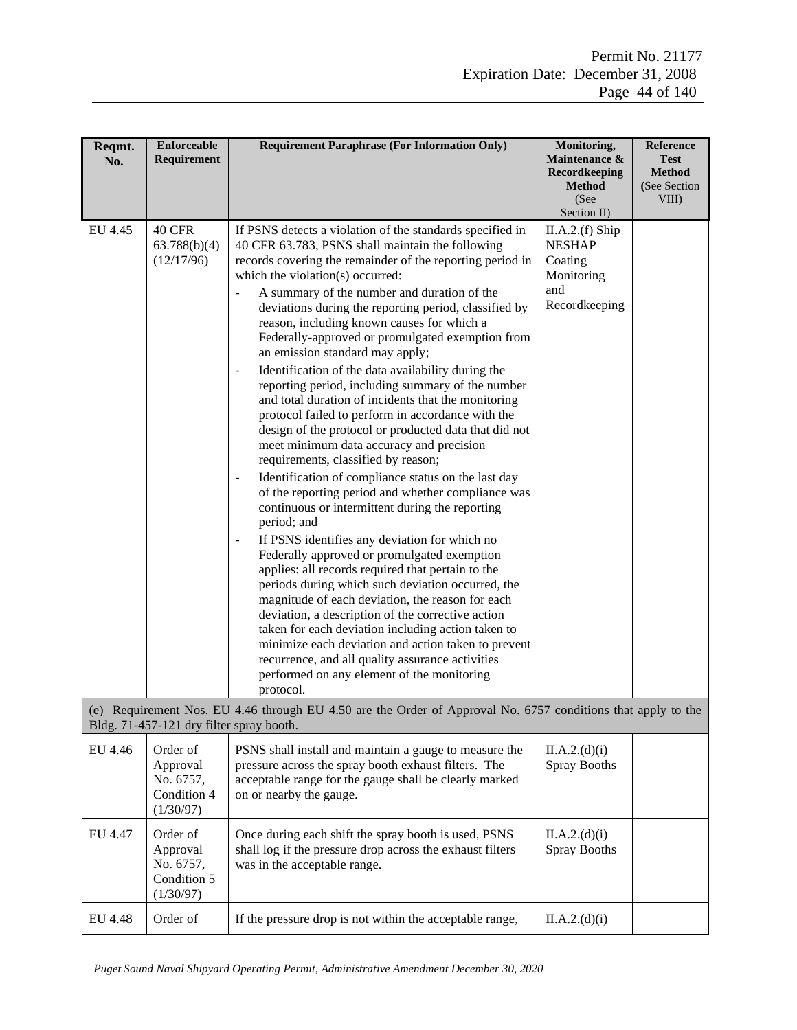| Reqmt. No. | Enforceable Requirement | Requirement Paraphrase (For Information Only) | Monitoring, Maintenance & Recordkeeping Method (See Section II) | Reference Test Method (See Section VIII) |
|---|---|---|---|---|
| EU 4.45 | 40 CFR 63.788(b)(4) (12/17/96) | If PSNS detects a violation of the standards specified in 40 CFR 63.783, PSNS shall maintain the following records covering the remainder of the reporting period in which the violation(s) occurred: <br>- A summary of the number and duration of the deviations during the reporting period, classified by reason, including known causes for which a Federally-approved or promulgated exemption from an emission standard may apply; <br>- Identification of the data availability during the reporting period, including summary of the number and total duration of incidents that the monitoring protocol failed to perform in accordance with the design of the protocol or producted data that did not meet minimum data accuracy and precision requirements, classified by reason; <br>- Identification of compliance status on the last day of the reporting period and whether compliance was continuous or intermittent during the reporting period; and <br>- If PSNS identifies any deviation for which no Federally approved or promulgated exemption applies: all records required that pertain to the periods during which such deviation occurred, the magnitude of each deviation, the reason for each deviation, a description of the corrective action taken for each deviation including action taken to minimize each deviation and action taken to prevent recurrence, and all quality assurance activities performed on any element of the monitoring protocol. | II.A.2.(f) Ship NESHAP Coating Monitoring and Recordkeeping | |
| (e) Requirement Nos. EU 4.46 through EU 4.50 are the Order of Approval No. 6757 conditions that apply to the Bldg. 71-457-121 dry filter spray booth. | | | | |
| EU 4.46 | Order of Approval No. 6757, Condition 4 (1/30/97) | PSNS shall install and maintain a gauge to measure the pressure across the spray booth exhaust filters. The acceptable range for the gauge shall be clearly marked on or nearby the gauge. | II.A.2.(d)(i) Spray Booths | |
| EU 4.47 | Order of Approval No. 6757, Condition 5 (1/30/97) | Once during each shift the spray booth is used, PSNS shall log if the pressure drop across the exhaust filters was in the acceptable range. | II.A.2.(d)(i) Spray Booths | |
| EU 4.48 | Order of | If the pressure drop is not within the acceptable range, | II.A.2.(d)(i) | |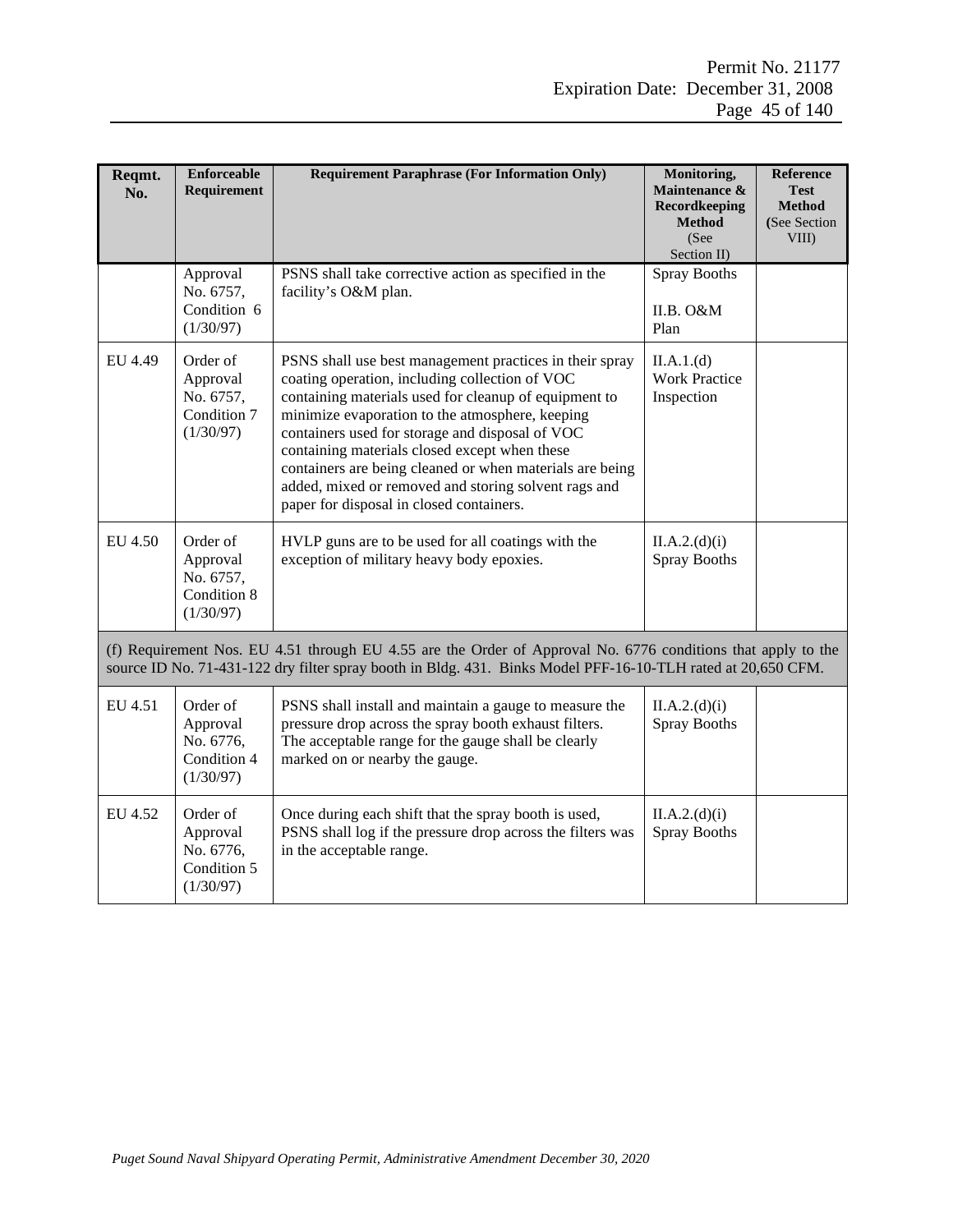| Reqmt. No. | Enforceable Requirement | Requirement Paraphrase (For Information Only) | Monitoring, Maintenance & Recordkeeping Method (See Section II) | Reference Test Method (See Section VIII) |
|---|---|---|---|---|
| | Approval No. 6757, Condition 6 (1/30/97) | PSNS shall take corrective action as specified in the facility's O&M plan. | Spray Booths<br><br>II.B. O&M Plan | |
| EU 4.49 | Order of Approval No. 6757, Condition 7 (1/30/97) | PSNS shall use best management practices in their spray coating operation, including collection of VOC containing materials used for cleanup of equipment to minimize evaporation to the atmosphere, keeping containers used for storage and disposal of VOC containing materials closed except when these containers are being cleaned or when materials are being added, mixed or removed and storing solvent rags and paper for disposal in closed containers. | II.A.1.(d) Work Practice Inspection | |
| EU 4.50 | Order of Approval No. 6757, Condition 8 (1/30/97) | HVLP guns are to be used for all coatings with the exception of military heavy body epoxies. | II.A.2.(d)(i) Spray Booths | |
| (f) Requirement Nos. EU 4.51 through EU 4.55 are the Order of Approval No. 6776 conditions that apply to the source ID No. 71-431-122 dry filter spray booth in Bldg. 431. Binks Model PFF-16-10-TLH rated at 20,650 CFM. | | | | |
| EU 4.51 | Order of Approval No. 6776, Condition 4 (1/30/97) | PSNS shall install and maintain a gauge to measure the pressure drop across the spray booth exhaust filters. The acceptable range for the gauge shall be clearly marked on or nearby the gauge. | II.A.2.(d)(i) Spray Booths | |
| EU 4.52 | Order of Approval No. 6776, Condition 5 (1/30/97) | Once during each shift that the spray booth is used, PSNS shall log if the pressure drop across the filters was in the acceptable range. | II.A.2.(d)(i) Spray Booths | |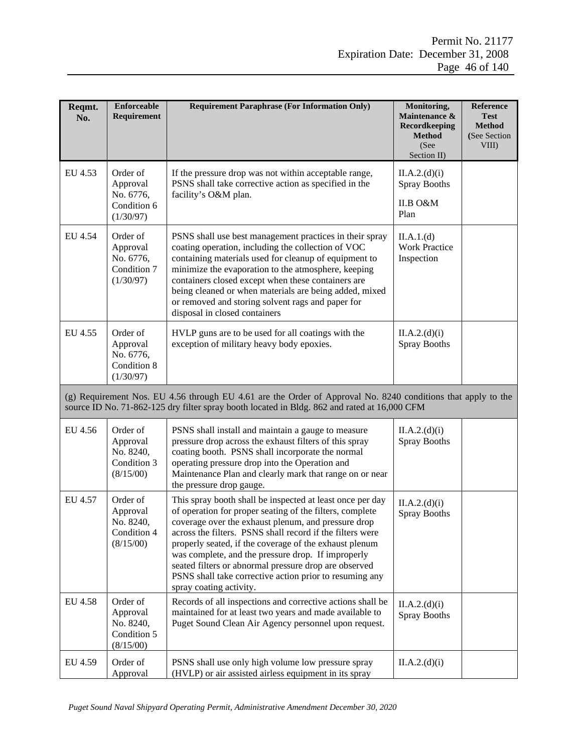| Reqmt. No. | Enforceable Requirement | Requirement Paraphrase (For Information Only) | Monitoring, Maintenance & Recordkeeping Method (See Section II) | Reference Test Method (See Section VIII) |
|---|---|---|---|---|
| EU 4.53 | Order of Approval No. 6776, Condition 6 (1/30/97) | If the pressure drop was not within acceptable range, PSNS shall take corrective action as specified in the facility's O&M plan. | II.A.2.(d)(i) Spray Booths<br><br>II.B O&M Plan | |
| EU 4.54 | Order of Approval No. 6776, Condition 7 (1/30/97) | PSNS shall use best management practices in their spray coating operation, including the collection of VOC containing materials used for cleanup of equipment to minimize the evaporation to the atmosphere, keeping containers closed except when these containers are being cleaned or when materials are being added, mixed or removed and storing solvent rags and paper for disposal in closed containers | II.A.1.(d) Work Practice Inspection | |
| EU 4.55 | Order of Approval No. 6776, Condition 8 (1/30/97) | HVLP guns are to be used for all coatings with the exception of military heavy body epoxies. | II.A.2.(d)(i) Spray Booths | |
| (g) Requirement Nos. EU 4.56 through EU 4.61 are the Order of Approval No. 8240 conditions that apply to the source ID No. 71-862-125 dry filter spray booth located in Bldg. 862 and rated at 16,000 CFM | | | | |
| EU 4.56 | Order of Approval No. 8240, Condition 3 (8/15/00) | PSNS shall install and maintain a gauge to measure pressure drop across the exhaust filters of this spray coating booth. PSNS shall incorporate the normal operating pressure drop into the Operation and Maintenance Plan and clearly mark that range on or near the pressure drop gauge. | II.A.2.(d)(i) Spray Booths | |
| EU 4.57 | Order of Approval No. 8240, Condition 4 (8/15/00) | This spray booth shall be inspected at least once per day of operation for proper seating of the filters, complete coverage over the exhaust plenum, and pressure drop across the filters. PSNS shall record if the filters were properly seated, if the coverage of the exhaust plenum was complete, and the pressure drop. If improperly seated filters or abnormal pressure drop are observed PSNS shall take corrective action prior to resuming any spray coating activity. | II.A.2.(d)(i) Spray Booths | |
| EU 4.58 | Order of Approval No. 8240, Condition 5 (8/15/00) | Records of all inspections and corrective actions shall be maintained for at least two years and made available to Puget Sound Clean Air Agency personnel upon request. | II.A.2.(d)(i) Spray Booths | |
| EU 4.59 | Order of Approval | PSNS shall use only high volume low pressure spray (HVLP) or air assisted airless equipment in its spray | II.A.2.(d)(i) | |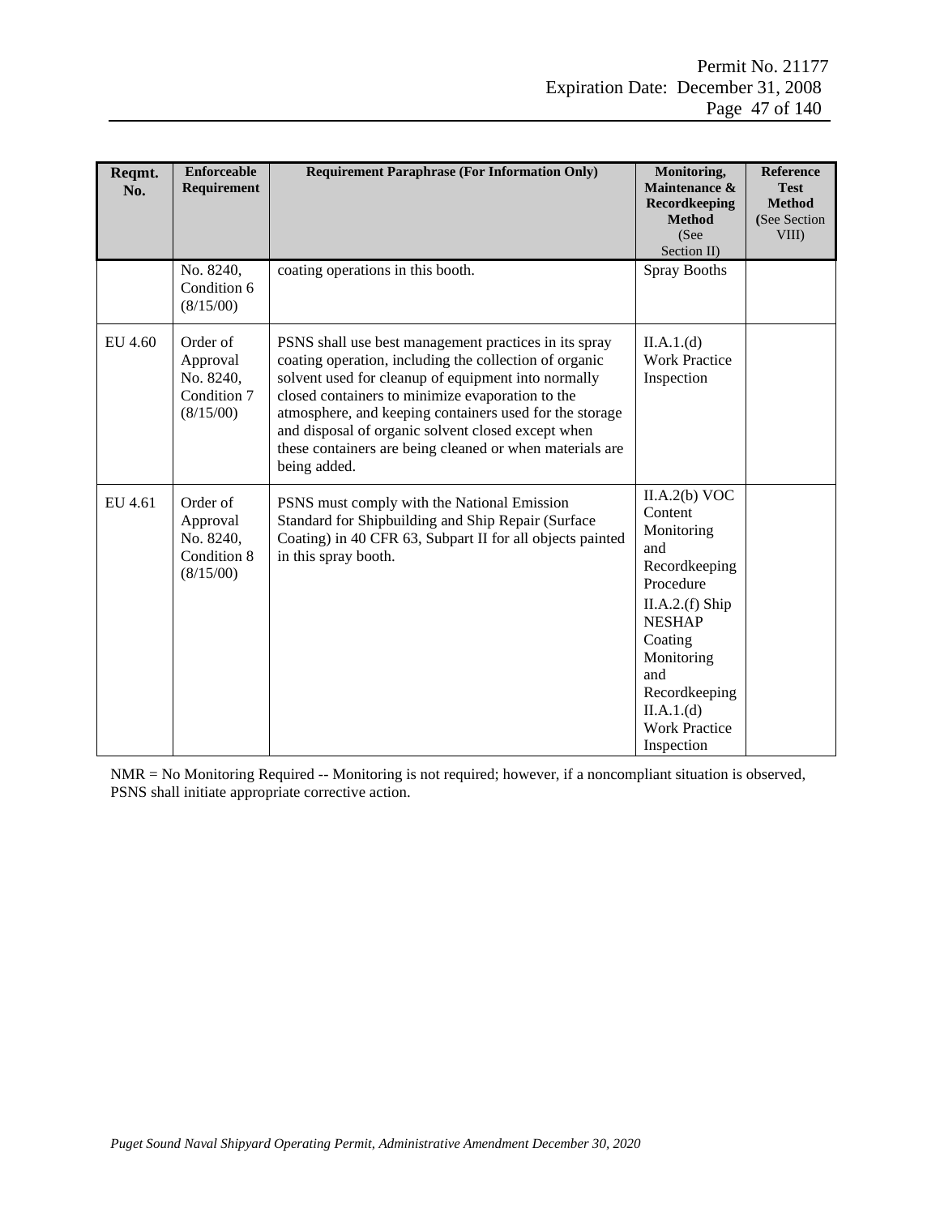| Reqmt. No. | Enforceable Requirement | Requirement Paraphrase (For Information Only) | Monitoring, Maintenance & Recordkeeping Method (See Section II) | Reference Test Method (See Section VIII) |
|---|---|---|---|---|
| | No. 8240, Condition 6 (8/15/00) | coating operations in this booth. | Spray Booths | |
| EU 4.60 | Order of Approval No. 8240, Condition 7 (8/15/00) | PSNS shall use best management practices in its spray coating operation, including the collection of organic solvent used for cleanup of equipment into normally closed containers to minimize evaporation to the atmosphere, and keeping containers used for the storage and disposal of organic solvent closed except when these containers are being cleaned or when materials are being added. | II.A.1.(d) Work Practice Inspection | |
| EU 4.61 | Order of Approval No. 8240, Condition 8 (8/15/00) | PSNS must comply with the National Emission Standard for Shipbuilding and Ship Repair (Surface Coating) in 40 CFR 63, Subpart II for all objects painted in this spray booth. | II.A.2(b) VOC Content Monitoring and Recordkeeping Procedure II.A.2.(f) Ship NESHAP Coating Monitoring and Recordkeeping II.A.1.(d) Work Practice Inspection | |

NMR = No Monitoring Required -- Monitoring is not required; however, if a noncompliant situation is observed, PSNS shall initiate appropriate corrective action.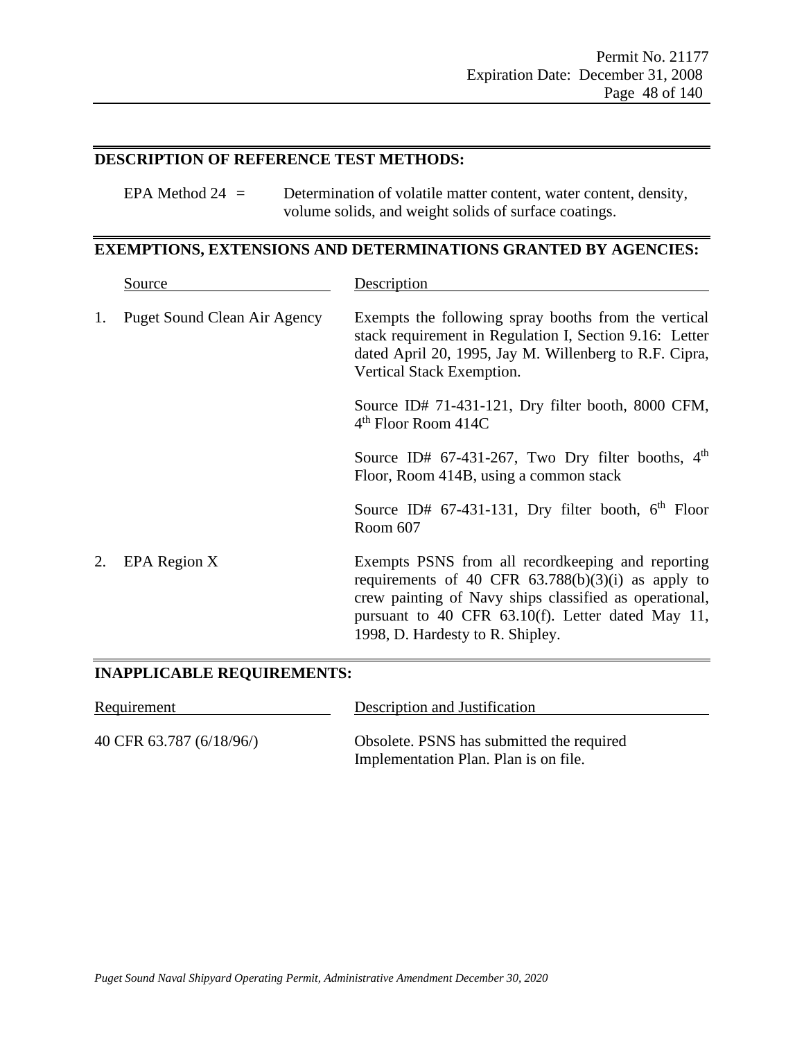## DESCRIPTION OF REFERENCE TEST METHODS:

EPA Method 24 = Determination of volatile matter content, water content, density, volume solids, and weight solids of surface coatings.

## EXEMPTIONS, EXTENSIONS AND DETERMINATIONS GRANTED BY AGENCIES:

| | Source | Description |
|---|---|---|
| 1. | Puget Sound Clean Air Agency | Exempts the following spray booths from the vertical stack requirement in Regulation I, Section 9.16: Letter dated April 20, 1995, Jay M. Willenberg to R.F. Cipra, Vertical Stack Exemption. |
| | | Source ID# 71-431-121, Dry filter booth, 8000 CFM, 4th Floor Room 414C |
| | | Source ID# 67-431-267, Two Dry filter booths, 4th Floor, Room 414B, using a common stack |
| | | Source ID# 67-431-131, Dry filter booth, 6th Floor Room 607 |
| 2. | EPA Region X | Exempts PSNS from all recordkeeping and reporting requirements of 40 CFR 63.788(b)(3)(i) as apply to crew painting of Navy ships classified as operational, pursuant to 40 CFR 63.10(f). Letter dated May 11, 1998, D. Hardesty to R. Shipley. |

## INAPPLICABLE REQUIREMENTS:

| Requirement | Description and Justification |
|---|---|
| 40 CFR 63.787 (6/18/96/) | Obsolete. PSNS has submitted the required Implementation Plan. Plan is on file. |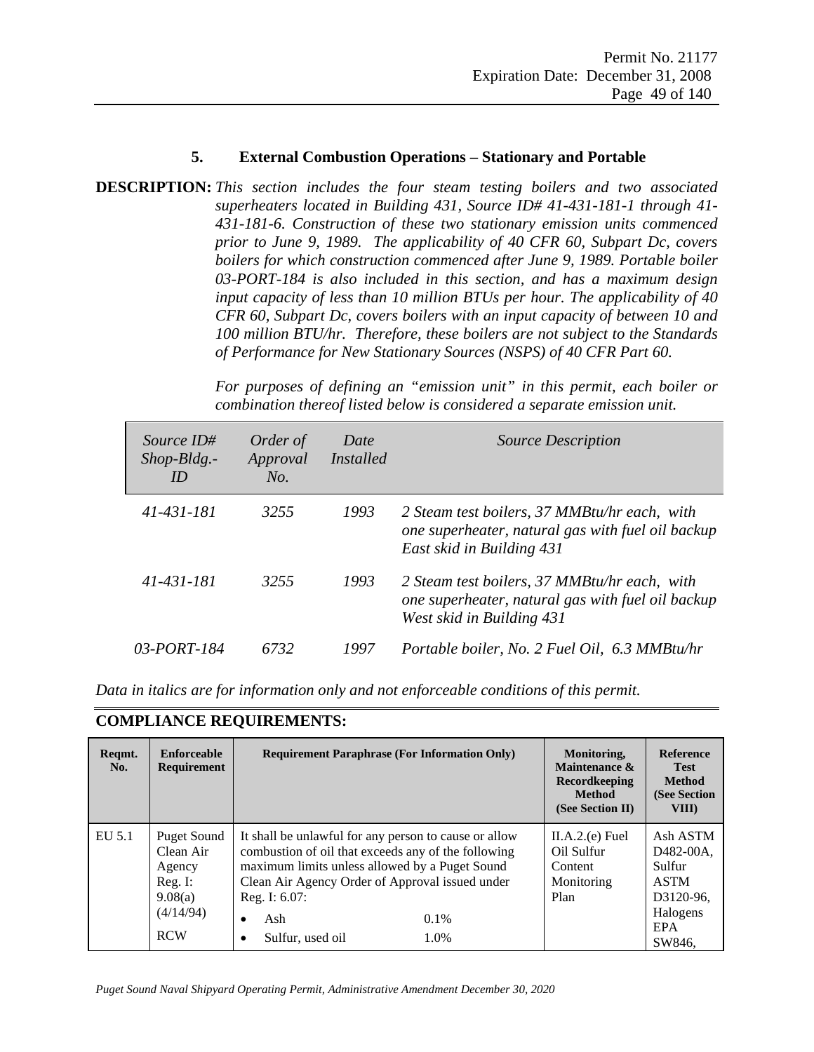## 5. External Combustion Operations – Stationary and Portable

**DESCRIPTION:** *This section includes the four steam testing boilers and two associated superheaters located in Building 431, Source ID# 41-431-181-1 through 41-431-181-6. Construction of these two stationary emission units commenced prior to June 9, 1989. The applicability of 40 CFR 60, Subpart Dc, covers boilers for which construction commenced after June 9, 1989. Portable boiler 03-PORT-184 is also included in this section, and has a maximum design input capacity of less than 10 million BTUs per hour. The applicability of 40 CFR 60, Subpart Dc, covers boilers with an input capacity of between 10 and 100 million BTU/hr. Therefore, these boilers are not subject to the Standards of Performance for New Stationary Sources (NSPS) of 40 CFR Part 60.*

*For purposes of defining an "emission unit" in this permit, each boiler or combination thereof listed below is considered a separate emission unit.*

| *Source ID# Shop-Bldg.-ID* | *Order of Approval No.* | *Date Installed* | *Source Description* |
|---|---|---|---|
| *41-431-181* | *3255* | *1993* | *2 Steam test boilers, 37 MMBtu/hr each, with one superheater, natural gas with fuel oil backup East skid in Building 431* |
| *41-431-181* | *3255* | *1993* | *2 Steam test boilers, 37 MMBtu/hr each, with one superheater, natural gas with fuel oil backup West skid in Building 431* |
| *03-PORT-184* | *6732* | *1997* | *Portable boiler, No. 2 Fuel Oil, 6.3 MMBtu/hr* |

*Data in italics are for information only and not enforceable conditions of this permit.*

## COMPLIANCE REQUIREMENTS:

| Reqmt. No. | Enforceable Requirement | Requirement Paraphrase (For Information Only) | Monitoring, Maintenance & Recordkeeping Method (See Section II) | Reference Test Method (See Section VIII) |
|---|---|---|---|---|
| EU 5.1 | Puget Sound Clean Air Agency Reg. I: 9.08(a) (4/14/94) RCW | It shall be unlawful for any person to cause or allow combustion of oil that exceeds any of the following maximum limits unless allowed by a Puget Sound Clean Air Agency Order of Approval issued under Reg. I: 6.07: <br>• Ash 0.1% <br>• Sulfur, used oil 1.0% | II.A.2.(e) Fuel Oil Sulfur Content Monitoring Plan | Ash ASTM D482-00A, Sulfur ASTM D3120-96, Halogens EPA SW846, |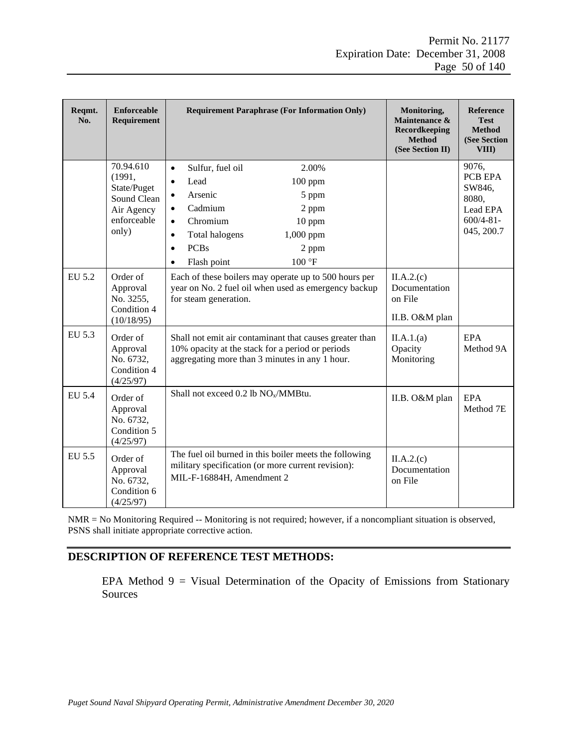| Reqmt. No. | Enforceable Requirement | Requirement Paraphrase (For Information Only) | Monitoring, Maintenance & Recordkeeping Method (See Section II) | Reference Test Method (See Section VIII) |
|---|---|---|---|---|
| | 70.94.610 (1991, State/Puget Sound Clean Air Agency enforceable only) | • Sulfur, fuel oil 2.00%<br>• Lead 100 ppm<br>• Arsenic 5 ppm<br>• Cadmium 2 ppm<br>• Chromium 10 ppm<br>• Total halogens 1,000 ppm<br>• PCBs 2 ppm<br>• Flash point 100 °F | | 9076, PCB EPA SW846, 8080, Lead EPA 600/4-81-045, 200.7 |
| EU 5.2 | Order of Approval No. 3255, Condition 4 (10/18/95) | Each of these boilers may operate up to 500 hours per year on No. 2 fuel oil when used as emergency backup for steam generation. | II.A.2.(c) Documentation on File<br><br>II.B. O&M plan | |
| EU 5.3 | Order of Approval No. 6732, Condition 4 (4/25/97) | Shall not emit air contaminant that causes greater than 10% opacity at the stack for a period or periods aggregating more than 3 minutes in any 1 hour. | II.A.1.(a) Opacity Monitoring | EPA Method 9A |
| EU 5.4 | Order of Approval No. 6732, Condition 5 (4/25/97) | Shall not exceed 0.2 lb $NO_x$/MMBtu. | II.B. O&M plan | EPA Method 7E |
| EU 5.5 | Order of Approval No. 6732, Condition 6 (4/25/97) | The fuel oil burned in this boiler meets the following military specification (or more current revision): MIL-F-16884H, Amendment 2 | II.A.2.(c) Documentation on File | |

NMR = No Monitoring Required -- Monitoring is not required; however, if a noncompliant situation is observed, PSNS shall initiate appropriate corrective action.

## DESCRIPTION OF REFERENCE TEST METHODS:

EPA Method 9 = Visual Determination of the Opacity of Emissions from Stationary Sources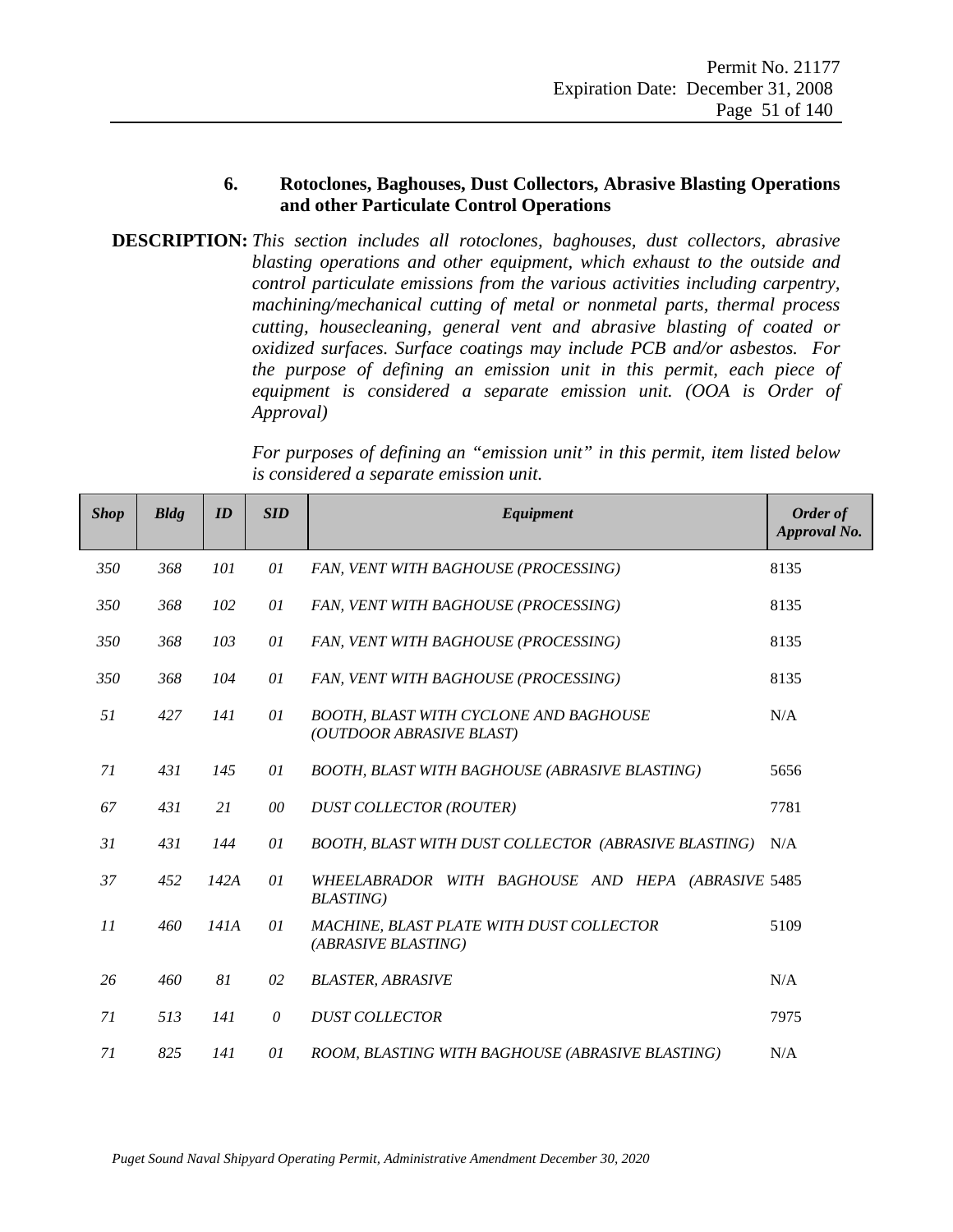## 6. Rotoclones, Baghouses, Dust Collectors, Abrasive Blasting Operations and other Particulate Control Operations

**DESCRIPTION:** *This section includes all rotoclones, baghouses, dust collectors, abrasive blasting operations and other equipment, which exhaust to the outside and control particulate emissions from the various activities including carpentry, machining/mechanical cutting of metal or nonmetal parts, thermal process cutting, housecleaning, general vent and abrasive blasting of coated or oxidized surfaces. Surface coatings may include PCB and/or asbestos. For the purpose of defining an emission unit in this permit, each piece of equipment is considered a separate emission unit. (OOA is Order of Approval)*

*For purposes of defining an "emission unit" in this permit, item listed below is considered a separate emission unit.*

| *Shop* | *Bldg* | *ID* | *SID* | *Equipment* | *Order of Approval No.* |
|---|---|---|---|---|---|
| *350* | *368* | *101* | *01* | *FAN, VENT WITH BAGHOUSE (PROCESSING)* | 8135 |
| *350* | *368* | *102* | *01* | *FAN, VENT WITH BAGHOUSE (PROCESSING)* | 8135 |
| *350* | *368* | *103* | *01* | *FAN, VENT WITH BAGHOUSE (PROCESSING)* | 8135 |
| *350* | *368* | *104* | *01* | *FAN, VENT WITH BAGHOUSE (PROCESSING)* | 8135 |
| *51* | *427* | *141* | *01* | *BOOTH, BLAST WITH CYCLONE AND BAGHOUSE (OUTDOOR ABRASIVE BLAST)* | N/A |
| *71* | *431* | *145* | *01* | *BOOTH, BLAST WITH BAGHOUSE (ABRASIVE BLASTING)* | 5656 |
| *67* | *431* | *21* | *00* | *DUST COLLECTOR (ROUTER)* | 7781 |
| *31* | *431* | *144* | *01* | *BOOTH, BLAST WITH DUST COLLECTOR (ABRASIVE BLASTING)* | N/A |
| *37* | *452* | *142A* | *01* | *WHEELABRADOR WITH BAGHOUSE AND HEPA (ABRASIVE BLASTING)* | 5485 |
| *11* | *460* | *141A* | *01* | *MACHINE, BLAST PLATE WITH DUST COLLECTOR (ABRASIVE BLASTING)* | 5109 |
| *26* | *460* | *81* | *02* | *BLASTER, ABRASIVE* | N/A |
| *71* | *513* | *141* | *0* | *DUST COLLECTOR* | 7975 |
| *71* | *825* | *141* | *01* | *ROOM, BLASTING WITH BAGHOUSE (ABRASIVE BLASTING)* | N/A |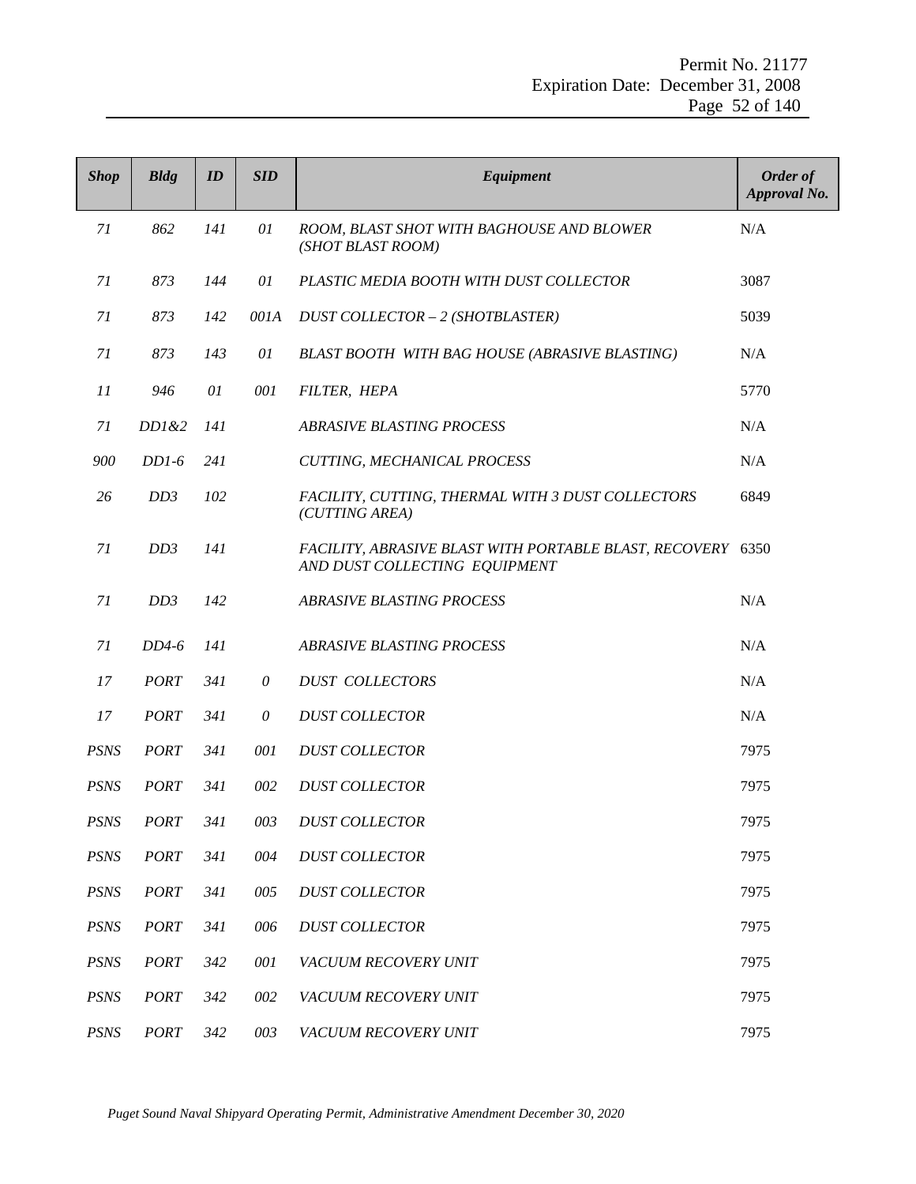| *Shop* | *Bldg* | *ID* | *SID* | *Equipment* | *Order of Approval No.* |
|---|---|---|---|---|---|
| *71* | *862* | *141* | *01* | *ROOM, BLAST SHOT WITH BAGHOUSE AND BLOWER (SHOT BLAST ROOM)* | N/A |
| *71* | *873* | *144* | *01* | *PLASTIC MEDIA BOOTH WITH DUST COLLECTOR* | 3087 |
| *71* | *873* | *142* | *001A* | *DUST COLLECTOR – 2 (SHOTBLASTER)* | 5039 |
| *71* | *873* | *143* | *01* | *BLAST BOOTH WITH BAG HOUSE (ABRASIVE BLASTING)* | N/A |
| *11* | *946* | *01* | *001* | *FILTER, HEPA* | 5770 |
| *71* | *DD1&2* | *141* | | *ABRASIVE BLASTING PROCESS* | N/A |
| *900* | *DD1-6* | *241* | | *CUTTING, MECHANICAL PROCESS* | N/A |
| *26* | *DD3* | *102* | | *FACILITY, CUTTING, THERMAL WITH 3 DUST COLLECTORS (CUTTING AREA)* | 6849 |
| *71* | *DD3* | *141* | | *FACILITY, ABRASIVE BLAST WITH PORTABLE BLAST, RECOVERY AND DUST COLLECTING EQUIPMENT* | 6350 |
| *71* | *DD3* | *142* | | *ABRASIVE BLASTING PROCESS* | N/A |
| *71* | *DD4-6* | *141* | | *ABRASIVE BLASTING PROCESS* | N/A |
| *17* | *PORT* | *341* | *0* | *DUST COLLECTORS* | N/A |
| *17* | *PORT* | *341* | *0* | *DUST COLLECTOR* | N/A |
| *PSNS* | *PORT* | *341* | *001* | *DUST COLLECTOR* | 7975 |
| *PSNS* | *PORT* | *341* | *002* | *DUST COLLECTOR* | 7975 |
| *PSNS* | *PORT* | *341* | *003* | *DUST COLLECTOR* | 7975 |
| *PSNS* | *PORT* | *341* | *004* | *DUST COLLECTOR* | 7975 |
| *PSNS* | *PORT* | *341* | *005* | *DUST COLLECTOR* | 7975 |
| *PSNS* | *PORT* | *341* | *006* | *DUST COLLECTOR* | 7975 |
| *PSNS* | *PORT* | *342* | *001* | *VACUUM RECOVERY UNIT* | 7975 |
| *PSNS* | *PORT* | *342* | *002* | *VACUUM RECOVERY UNIT* | 7975 |
| *PSNS* | *PORT* | *342* | *003* | *VACUUM RECOVERY UNIT* | 7975 |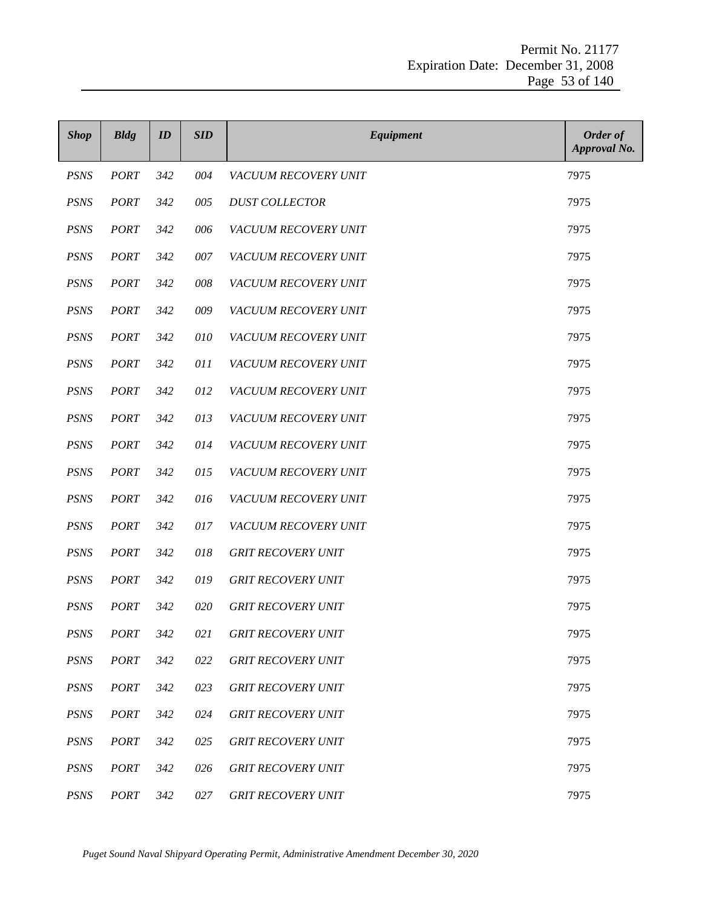| Shop | Bldg | ID | SID | Equipment | Order of Approval No. |
|---|---|---|---|---|---|
| PSNS | PORT | 342 | 004 | VACUUM RECOVERY UNIT | 7975 |
| PSNS | PORT | 342 | 005 | DUST COLLECTOR | 7975 |
| PSNS | PORT | 342 | 006 | VACUUM RECOVERY UNIT | 7975 |
| PSNS | PORT | 342 | 007 | VACUUM RECOVERY UNIT | 7975 |
| PSNS | PORT | 342 | 008 | VACUUM RECOVERY UNIT | 7975 |
| PSNS | PORT | 342 | 009 | VACUUM RECOVERY UNIT | 7975 |
| PSNS | PORT | 342 | 010 | VACUUM RECOVERY UNIT | 7975 |
| PSNS | PORT | 342 | 011 | VACUUM RECOVERY UNIT | 7975 |
| PSNS | PORT | 342 | 012 | VACUUM RECOVERY UNIT | 7975 |
| PSNS | PORT | 342 | 013 | VACUUM RECOVERY UNIT | 7975 |
| PSNS | PORT | 342 | 014 | VACUUM RECOVERY UNIT | 7975 |
| PSNS | PORT | 342 | 015 | VACUUM RECOVERY UNIT | 7975 |
| PSNS | PORT | 342 | 016 | VACUUM RECOVERY UNIT | 7975 |
| PSNS | PORT | 342 | 017 | VACUUM RECOVERY UNIT | 7975 |
| PSNS | PORT | 342 | 018 | GRIT RECOVERY UNIT | 7975 |
| PSNS | PORT | 342 | 019 | GRIT RECOVERY UNIT | 7975 |
| PSNS | PORT | 342 | 020 | GRIT RECOVERY UNIT | 7975 |
| PSNS | PORT | 342 | 021 | GRIT RECOVERY UNIT | 7975 |
| PSNS | PORT | 342 | 022 | GRIT RECOVERY UNIT | 7975 |
| PSNS | PORT | 342 | 023 | GRIT RECOVERY UNIT | 7975 |
| PSNS | PORT | 342 | 024 | GRIT RECOVERY UNIT | 7975 |
| PSNS | PORT | 342 | 025 | GRIT RECOVERY UNIT | 7975 |
| PSNS | PORT | 342 | 026 | GRIT RECOVERY UNIT | 7975 |
| PSNS | PORT | 342 | 027 | GRIT RECOVERY UNIT | 7975 |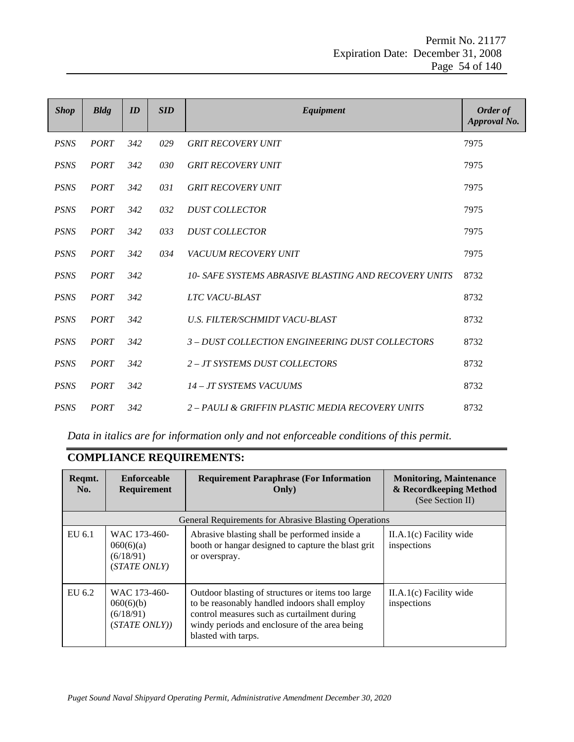| *Shop* | *Bldg* | *ID* | *SID* | *Equipment* | *Order of Approval No.* |
|---|---|---|---|---|---|
| *PSNS* | *PORT* | *342* | *029* | *GRIT RECOVERY UNIT* | 7975 |
| *PSNS* | *PORT* | *342* | *030* | *GRIT RECOVERY UNIT* | 7975 |
| *PSNS* | *PORT* | *342* | *031* | *GRIT RECOVERY UNIT* | 7975 |
| *PSNS* | *PORT* | *342* | *032* | *DUST COLLECTOR* | 7975 |
| *PSNS* | *PORT* | *342* | *033* | *DUST COLLECTOR* | 7975 |
| *PSNS* | *PORT* | *342* | *034* | *VACUUM RECOVERY UNIT* | 7975 |
| *PSNS* | *PORT* | *342* | | *10- SAFE SYSTEMS ABRASIVE BLASTING AND RECOVERY UNITS* | 8732 |
| *PSNS* | *PORT* | *342* | | *LTC VACU-BLAST* | 8732 |
| *PSNS* | *PORT* | *342* | | *U.S. FILTER/SCHMIDT VACU-BLAST* | 8732 |
| *PSNS* | *PORT* | *342* | | *3 – DUST COLLECTION ENGINEERING DUST COLLECTORS* | 8732 |
| *PSNS* | *PORT* | *342* | | *2 – JT SYSTEMS DUST COLLECTORS* | 8732 |
| *PSNS* | *PORT* | *342* | | *14 – JT SYSTEMS VACUUMS* | 8732 |
| *PSNS* | *PORT* | *342* | | *2 – PAULI & GRIFFIN PLASTIC MEDIA RECOVERY UNITS* | 8732 |

*Data in italics are for information only and not enforceable conditions of this permit.*

## COMPLIANCE REQUIREMENTS:

| Reqmt. No. | Enforceable Requirement | Requirement Paraphrase (For Information Only) | Monitoring, Maintenance & Recordkeeping Method (See Section II) |
|---|---|---|---|
| General Requirements for Abrasive Blasting Operations | | | |
| EU 6.1 | WAC 173-460-060(6)(a) (6/18/91) (*STATE ONLY)* | Abrasive blasting shall be performed inside a booth or hangar designed to capture the blast grit or overspray. | II.A.1(c) Facility wide inspections |
| EU 6.2 | WAC 173-460-060(6)(b) (6/18/91) (*STATE ONLY))* | Outdoor blasting of structures or items too large to be reasonably handled indoors shall employ control measures such as curtailment during windy periods and enclosure of the area being blasted with tarps. | II.A.1(c) Facility wide inspections |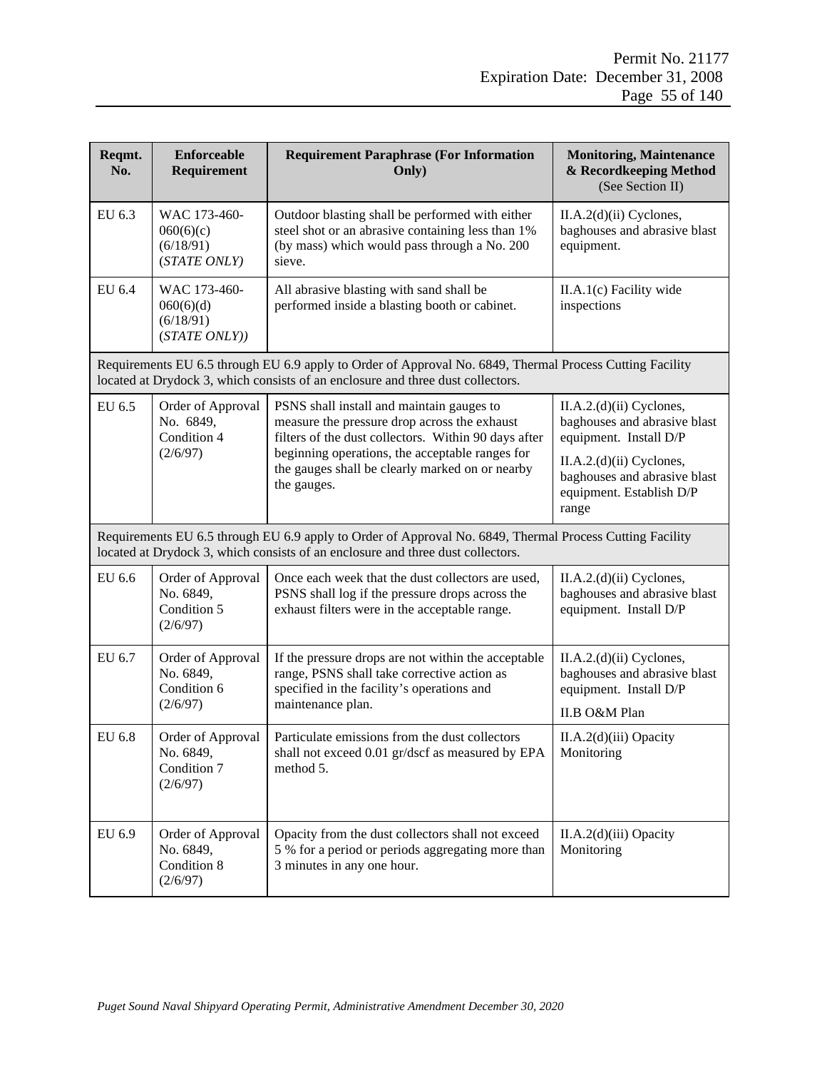| Reqmt. No. | Enforceable Requirement | Requirement Paraphrase (For Information Only) | Monitoring, Maintenance & Recordkeeping Method (See Section II) |
|---|---|---|---|
| EU 6.3 | WAC 173-460-060(6)(c) (6/18/91) (*STATE ONLY*) | Outdoor blasting shall be performed with either steel shot or an abrasive containing less than 1% (by mass) which would pass through a No. 200 sieve. | II.A.2(d)(ii) Cyclones, baghouses and abrasive blast equipment. |
| EU 6.4 | WAC 173-460-060(6)(d) (6/18/91) (*STATE ONLY)*) | All abrasive blasting with sand shall be performed inside a blasting booth or cabinet. | II.A.1(c) Facility wide inspections |
| Requirements EU 6.5 through EU 6.9 apply to Order of Approval No. 6849, Thermal Process Cutting Facility located at Drydock 3, which consists of an enclosure and three dust collectors. | | | |
| EU 6.5 | Order of Approval No. 6849, Condition 4 (2/6/97) | PSNS shall install and maintain gauges to measure the pressure drop across the exhaust filters of the dust collectors. Within 90 days after beginning operations, the acceptable ranges for the gauges shall be clearly marked on or nearby the gauges. | II.A.2.(d)(ii) Cyclones, baghouses and abrasive blast equipment. Install D/P<br>II.A.2.(d)(ii) Cyclones, baghouses and abrasive blast equipment. Establish D/P range |
| Requirements EU 6.5 through EU 6.9 apply to Order of Approval No. 6849, Thermal Process Cutting Facility located at Drydock 3, which consists of an enclosure and three dust collectors. | | | |
| EU 6.6 | Order of Approval No. 6849, Condition 5 (2/6/97) | Once each week that the dust collectors are used, PSNS shall log if the pressure drops across the exhaust filters were in the acceptable range. | II.A.2.(d)(ii) Cyclones, baghouses and abrasive blast equipment. Install D/P |
| EU 6.7 | Order of Approval No. 6849, Condition 6 (2/6/97) | If the pressure drops are not within the acceptable range, PSNS shall take corrective action as specified in the facility's operations and maintenance plan. | II.A.2.(d)(ii) Cyclones, baghouses and abrasive blast equipment. Install D/P<br>II.B O&M Plan |
| EU 6.8 | Order of Approval No. 6849, Condition 7 (2/6/97) | Particulate emissions from the dust collectors shall not exceed 0.01 gr/dscf as measured by EPA method 5. | II.A.2(d)(iii) Opacity Monitoring |
| EU 6.9 | Order of Approval No. 6849, Condition 8 (2/6/97) | Opacity from the dust collectors shall not exceed 5 % for a period or periods aggregating more than 3 minutes in any one hour. | II.A.2(d)(iii) Opacity Monitoring |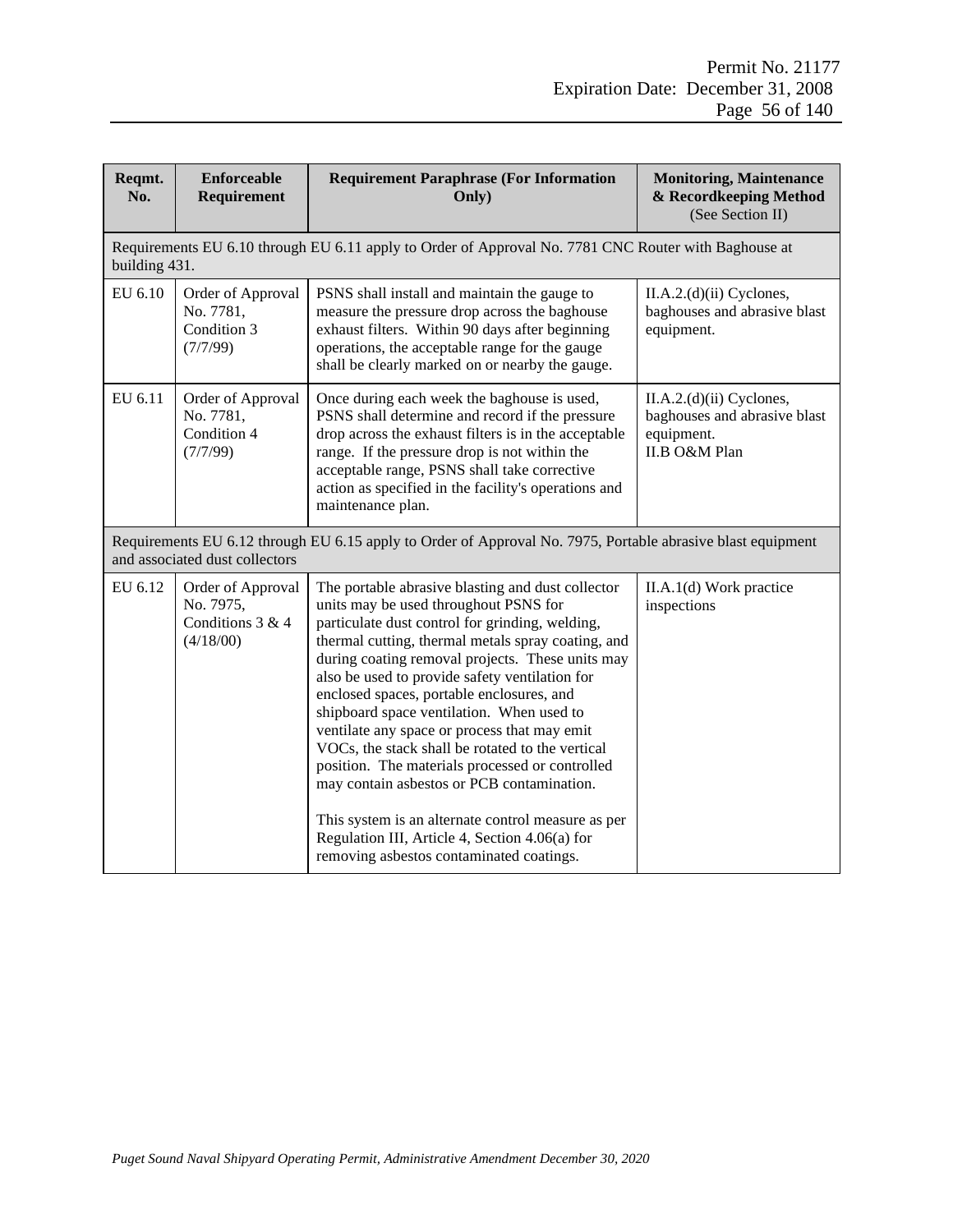| Reqmt. No. | Enforceable Requirement | Requirement Paraphrase (For Information Only) | Monitoring, Maintenance & Recordkeeping Method (See Section II) |
|---|---|---|---|
| Requirements EU 6.10 through EU 6.11 apply to Order of Approval No. 7781 CNC Router with Baghouse at building 431. | | | |
| EU 6.10 | Order of Approval No. 7781, Condition 3 (7/7/99) | PSNS shall install and maintain the gauge to measure the pressure drop across the baghouse exhaust filters. Within 90 days after beginning operations, the acceptable range for the gauge shall be clearly marked on or nearby the gauge. | II.A.2.(d)(ii) Cyclones, baghouses and abrasive blast equipment. |
| EU 6.11 | Order of Approval No. 7781, Condition 4 (7/7/99) | Once during each week the baghouse is used, PSNS shall determine and record if the pressure drop across the exhaust filters is in the acceptable range. If the pressure drop is not within the acceptable range, PSNS shall take corrective action as specified in the facility's operations and maintenance plan. | II.A.2.(d)(ii) Cyclones, baghouses and abrasive blast equipment.<br>II.B O&M Plan |
| Requirements EU 6.12 through EU 6.15 apply to Order of Approval No. 7975, Portable abrasive blast equipment and associated dust collectors | | | |
| EU 6.12 | Order of Approval No. 7975, Conditions 3 & 4 (4/18/00) | The portable abrasive blasting and dust collector units may be used throughout PSNS for particulate dust control for grinding, welding, thermal cutting, thermal metals spray coating, and during coating removal projects. These units may also be used to provide safety ventilation for enclosed spaces, portable enclosures, and shipboard space ventilation. When used to ventilate any space or process that may emit VOCs, the stack shall be rotated to the vertical position. The materials processed or controlled may contain asbestos or PCB contamination.<br><br>This system is an alternate control measure as per Regulation III, Article 4, Section 4.06(a) for removing asbestos contaminated coatings. | II.A.1(d) Work practice inspections |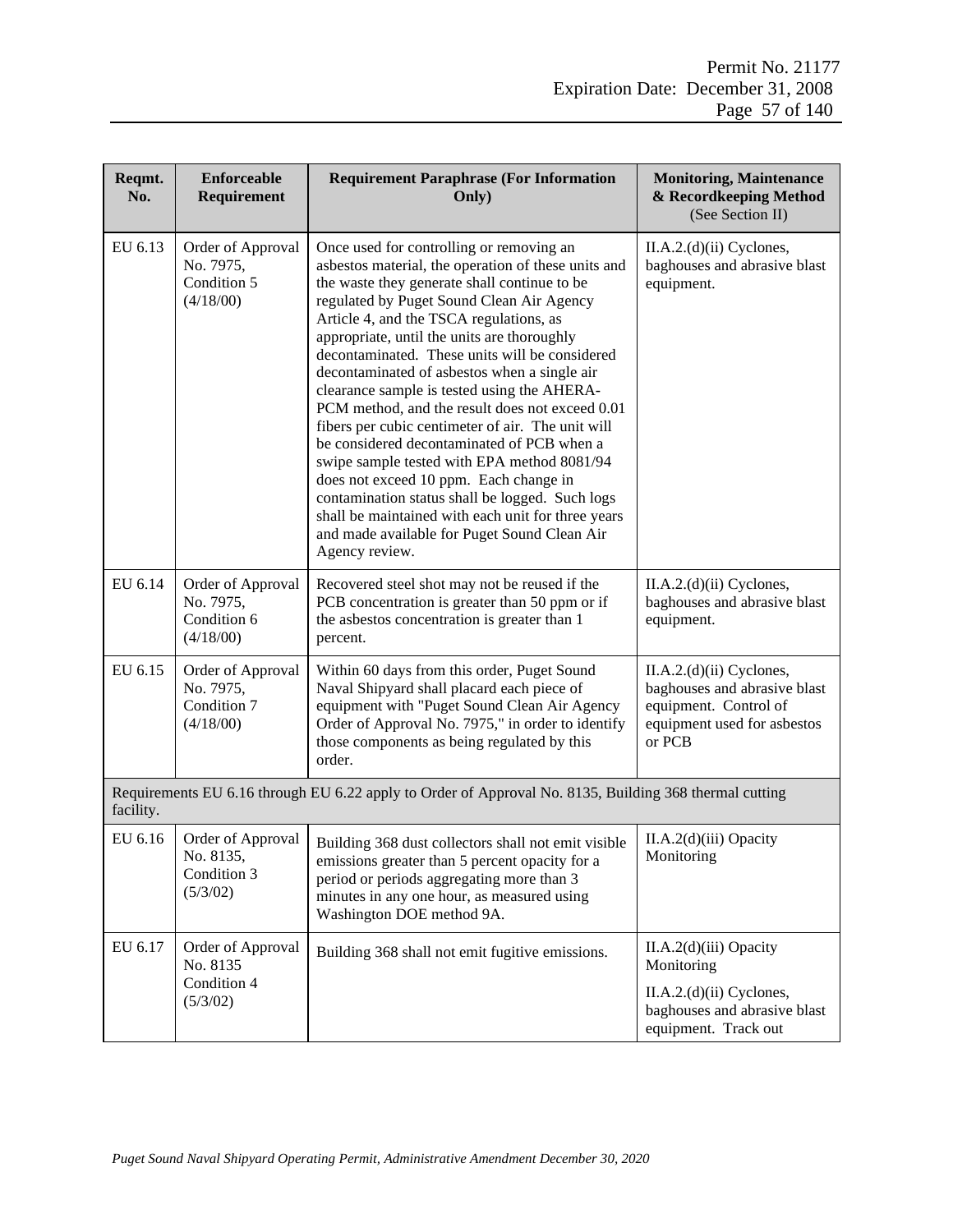| Reqmt. No. | Enforceable Requirement | Requirement Paraphrase (For Information Only) | Monitoring, Maintenance & Recordkeeping Method (See Section II) |
|---|---|---|---|
| EU 6.13 | Order of Approval No. 7975, Condition 5 (4/18/00) | Once used for controlling or removing an asbestos material, the operation of these units and the waste they generate shall continue to be regulated by Puget Sound Clean Air Agency Article 4, and the TSCA regulations, as appropriate, until the units are thoroughly decontaminated. These units will be considered decontaminated of asbestos when a single air clearance sample is tested using the AHERA-PCM method, and the result does not exceed 0.01 fibers per cubic centimeter of air. The unit will be considered decontaminated of PCB when a swipe sample tested with EPA method 8081/94 does not exceed 10 ppm. Each change in contamination status shall be logged. Such logs shall be maintained with each unit for three years and made available for Puget Sound Clean Air Agency review. | II.A.2.(d)(ii) Cyclones, baghouses and abrasive blast equipment. |
| EU 6.14 | Order of Approval No. 7975, Condition 6 (4/18/00) | Recovered steel shot may not be reused if the PCB concentration is greater than 50 ppm or if the asbestos concentration is greater than 1 percent. | II.A.2.(d)(ii) Cyclones, baghouses and abrasive blast equipment. |
| EU 6.15 | Order of Approval No. 7975, Condition 7 (4/18/00) | Within 60 days from this order, Puget Sound Naval Shipyard shall placard each piece of equipment with "Puget Sound Clean Air Agency Order of Approval No. 7975," in order to identify those components as being regulated by this order. | II.A.2.(d)(ii) Cyclones, baghouses and abrasive blast equipment. Control of equipment used for asbestos or PCB |
| Requirements EU 6.16 through EU 6.22 apply to Order of Approval No. 8135, Building 368 thermal cutting facility. | | | |
| EU 6.16 | Order of Approval No. 8135, Condition 3 (5/3/02) | Building 368 dust collectors shall not emit visible emissions greater than 5 percent opacity for a period or periods aggregating more than 3 minutes in any one hour, as measured using Washington DOE method 9A. | II.A.2(d)(iii) Opacity Monitoring |
| EU 6.17 | Order of Approval No. 8135 Condition 4 (5/3/02) | Building 368 shall not emit fugitive emissions. | II.A.2(d)(iii) Opacity Monitoring<br>II.A.2.(d)(ii) Cyclones, baghouses and abrasive blast equipment. Track out |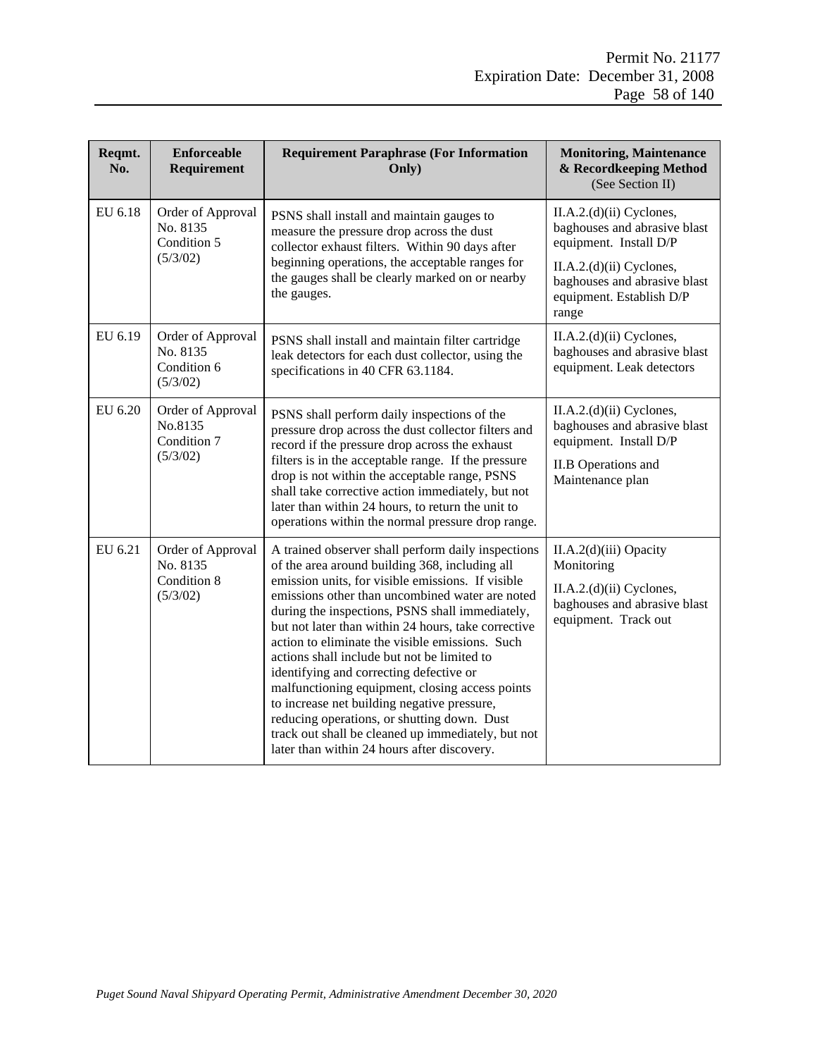| Reqmt. No. | Enforceable Requirement | Requirement Paraphrase (For Information Only) | Monitoring, Maintenance & Recordkeeping Method (See Section II) |
|---|---|---|---|
| EU 6.18 | Order of Approval No. 8135 Condition 5 (5/3/02) | PSNS shall install and maintain gauges to measure the pressure drop across the dust collector exhaust filters. Within 90 days after beginning operations, the acceptable ranges for the gauges shall be clearly marked on or nearby the gauges. | II.A.2.(d)(ii) Cyclones, baghouses and abrasive blast equipment. Install D/P<br><br>II.A.2.(d)(ii) Cyclones, baghouses and abrasive blast equipment. Establish D/P range |
| EU 6.19 | Order of Approval No. 8135 Condition 6 (5/3/02) | PSNS shall install and maintain filter cartridge leak detectors for each dust collector, using the specifications in 40 CFR 63.1184. | II.A.2.(d)(ii) Cyclones, baghouses and abrasive blast equipment. Leak detectors |
| EU 6.20 | Order of Approval No.8135 Condition 7 (5/3/02) | PSNS shall perform daily inspections of the pressure drop across the dust collector filters and record if the pressure drop across the exhaust filters is in the acceptable range. If the pressure drop is not within the acceptable range, PSNS shall take corrective action immediately, but not later than within 24 hours, to return the unit to operations within the normal pressure drop range. | II.A.2.(d)(ii) Cyclones, baghouses and abrasive blast equipment. Install D/P<br><br>II.B Operations and Maintenance plan |
| EU 6.21 | Order of Approval No. 8135 Condition 8 (5/3/02) | A trained observer shall perform daily inspections of the area around building 368, including all emission units, for visible emissions. If visible emissions other than uncombined water are noted during the inspections, PSNS shall immediately, but not later than within 24 hours, take corrective action to eliminate the visible emissions. Such actions shall include but not be limited to identifying and correcting defective or malfunctioning equipment, closing access points to increase net building negative pressure, reducing operations, or shutting down. Dust track out shall be cleaned up immediately, but not later than within 24 hours after discovery. | II.A.2(d)(iii) Opacity Monitoring<br><br>II.A.2.(d)(ii) Cyclones, baghouses and abrasive blast equipment. Track out |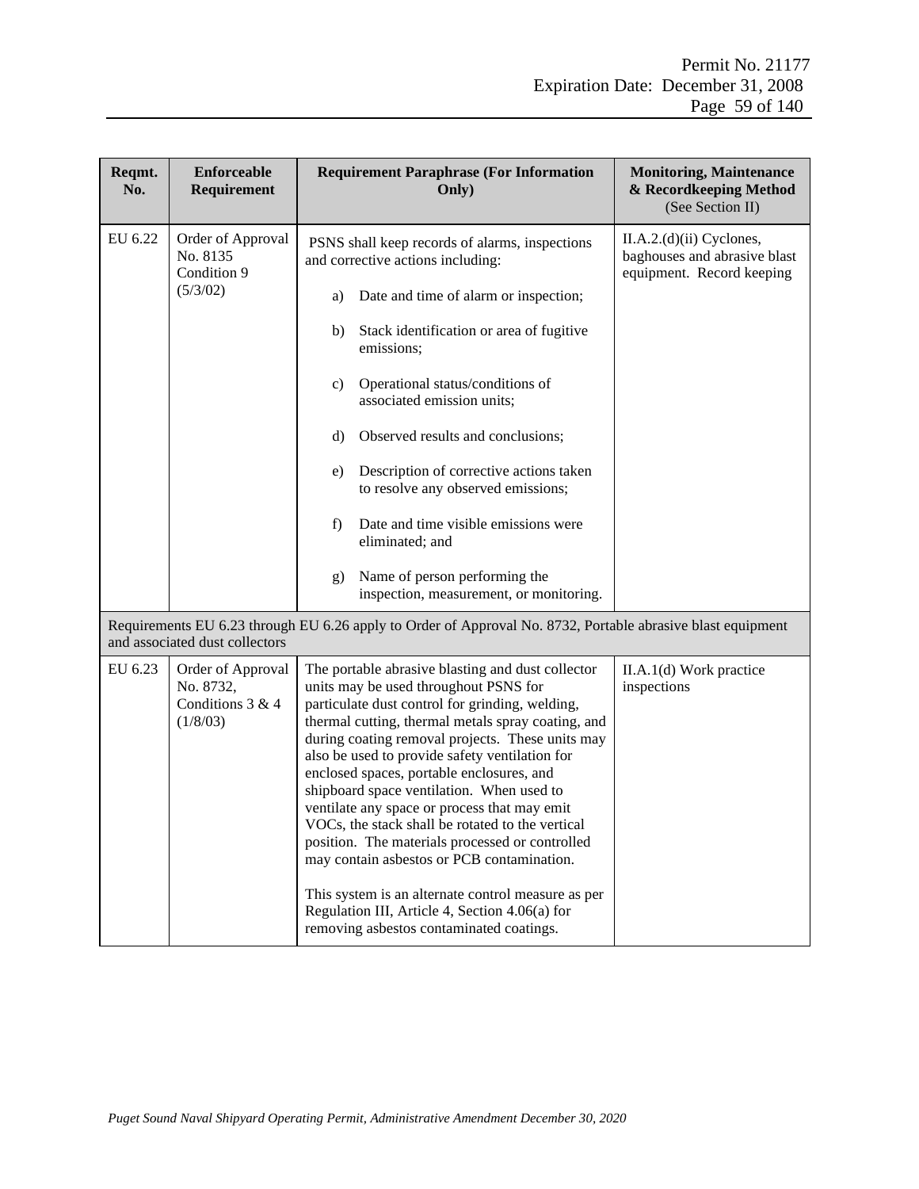| Reqmt. No. | Enforceable Requirement | Requirement Paraphrase (For Information Only) | Monitoring, Maintenance & Recordkeeping Method (See Section II) |
|---|---|---|---|
| EU 6.22 | Order of Approval No. 8135 Condition 9 (5/3/02) | PSNS shall keep records of alarms, inspections and corrective actions including:<br><br>a) Date and time of alarm or inspection;<br><br>b) Stack identification or area of fugitive emissions;<br><br>c) Operational status/conditions of associated emission units;<br><br>d) Observed results and conclusions;<br><br>e) Description of corrective actions taken to resolve any observed emissions;<br><br>f) Date and time visible emissions were eliminated; and<br><br>g) Name of person performing the inspection, measurement, or monitoring. | II.A.2.(d)(ii) Cyclones, baghouses and abrasive blast equipment. Record keeping |
| Requirements EU 6.23 through EU 6.26 apply to Order of Approval No. 8732, Portable abrasive blast equipment and associated dust collectors | | | |
| EU 6.23 | Order of Approval No. 8732, Conditions 3 & 4 (1/8/03) | The portable abrasive blasting and dust collector units may be used throughout PSNS for particulate dust control for grinding, welding, thermal cutting, thermal metals spray coating, and during coating removal projects. These units may also be used to provide safety ventilation for enclosed spaces, portable enclosures, and shipboard space ventilation. When used to ventilate any space or process that may emit VOCs, the stack shall be rotated to the vertical position. The materials processed or controlled may contain asbestos or PCB contamination.<br><br>This system is an alternate control measure as per Regulation III, Article 4, Section 4.06(a) for removing asbestos contaminated coatings. | II.A.1(d) Work practice inspections |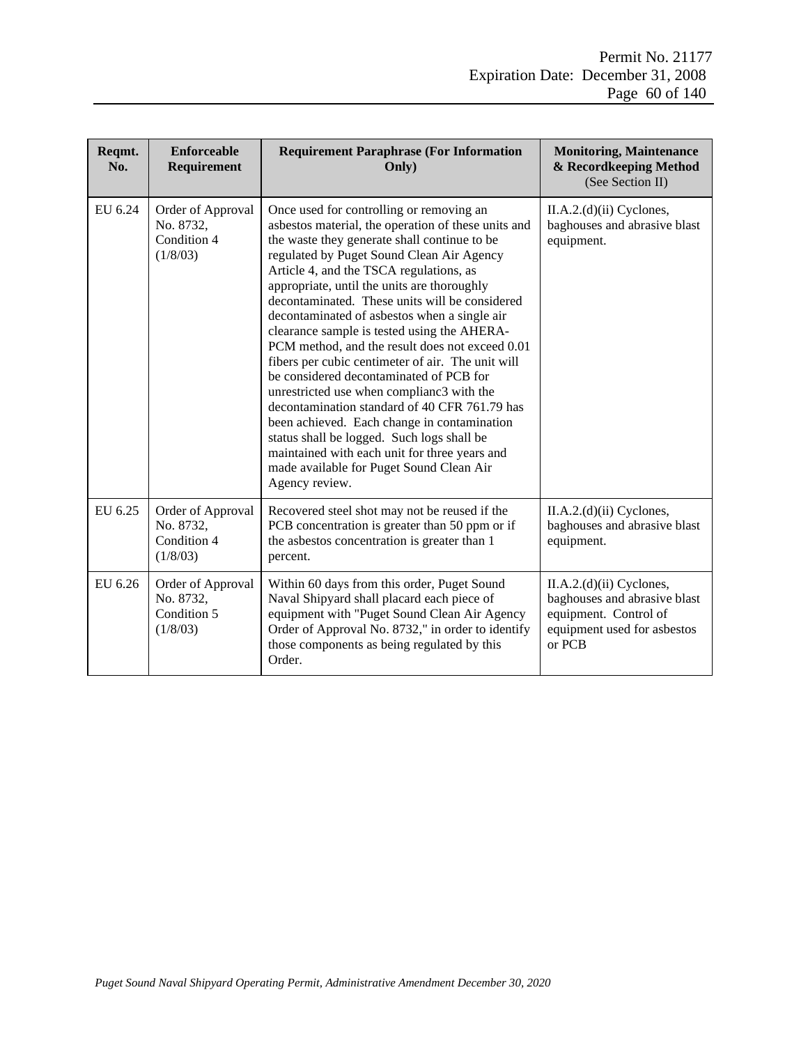| Reqmt. No. | Enforceable Requirement | Requirement Paraphrase (For Information Only) | Monitoring, Maintenance & Recordkeeping Method (See Section II) |
|---|---|---|---|
| EU 6.24 | Order of Approval No. 8732, Condition 4 (1/8/03) | Once used for controlling or removing an asbestos material, the operation of these units and the waste they generate shall continue to be regulated by Puget Sound Clean Air Agency Article 4, and the TSCA regulations, as appropriate, until the units are thoroughly decontaminated. These units will be considered decontaminated of asbestos when a single air clearance sample is tested using the AHERA-PCM method, and the result does not exceed 0.01 fibers per cubic centimeter of air. The unit will be considered decontaminated of PCB for unrestricted use when complianc3 with the decontamination standard of 40 CFR 761.79 has been achieved. Each change in contamination status shall be logged. Such logs shall be maintained with each unit for three years and made available for Puget Sound Clean Air Agency review. | II.A.2.(d)(ii) Cyclones, baghouses and abrasive blast equipment. |
| EU 6.25 | Order of Approval No. 8732, Condition 4 (1/8/03) | Recovered steel shot may not be reused if the PCB concentration is greater than 50 ppm or if the asbestos concentration is greater than 1 percent. | II.A.2.(d)(ii) Cyclones, baghouses and abrasive blast equipment. |
| EU 6.26 | Order of Approval No. 8732, Condition 5 (1/8/03) | Within 60 days from this order, Puget Sound Naval Shipyard shall placard each piece of equipment with "Puget Sound Clean Air Agency Order of Approval No. 8732," in order to identify those components as being regulated by this Order. | II.A.2.(d)(ii) Cyclones, baghouses and abrasive blast equipment. Control of equipment used for asbestos or PCB |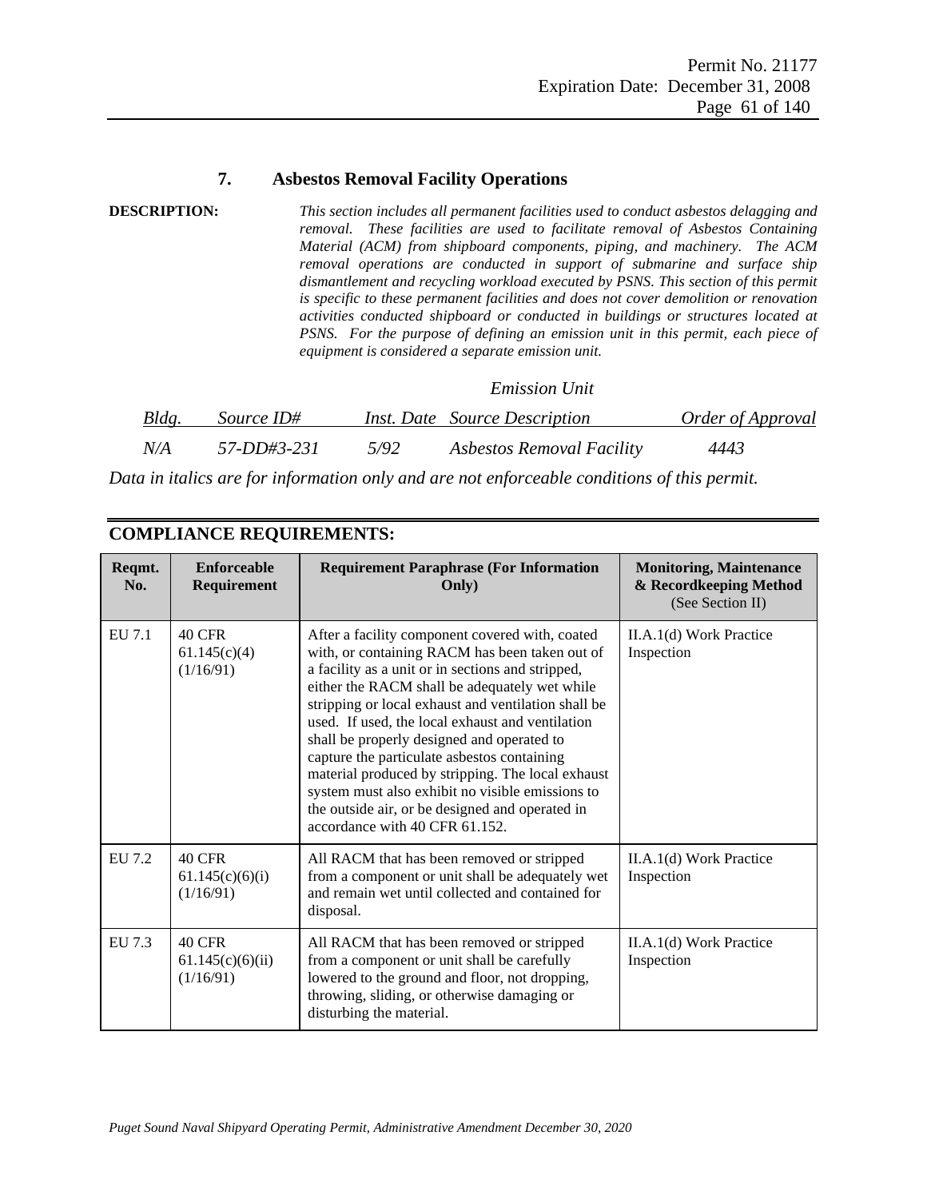## 7. Asbestos Removal Facility Operations

**DESCRIPTION:** *This section includes all permanent facilities used to conduct asbestos delagging and removal. These facilities are used to facilitate removal of Asbestos Containing Material (ACM) from shipboard components, piping, and machinery. The ACM removal operations are conducted in support of submarine and surface ship dismantlement and recycling workload executed by PSNS. This section of this permit is specific to these permanent facilities and does not cover demolition or renovation activities conducted shipboard or conducted in buildings or structures located at PSNS. For the purpose of defining an emission unit in this permit, each piece of equipment is considered a separate emission unit.*

*Emission Unit*

| *Bldg.* | *Source ID#* | *Inst. Date* | *Source Description* | *Order of Approval* |
|---|---|---|---|---|
| *N/A* | *57-DD#3-231* | *5/92* | *Asbestos Removal Facility* | *4443* |

*Data in italics are for information only and are not enforceable conditions of this permit.*

## COMPLIANCE REQUIREMENTS:

| Reqmt. No. | Enforceable Requirement | Requirement Paraphrase (For Information Only) | Monitoring, Maintenance & Recordkeeping Method (See Section II) |
|---|---|---|---|
| EU 7.1 | 40 CFR 61.145(c)(4) (1/16/91) | After a facility component covered with, coated with, or containing RACM has been taken out of a facility as a unit or in sections and stripped, either the RACM shall be adequately wet while stripping or local exhaust and ventilation shall be used. If used, the local exhaust and ventilation shall be properly designed and operated to capture the particulate asbestos containing material produced by stripping. The local exhaust system must also exhibit no visible emissions to the outside air, or be designed and operated in accordance with 40 CFR 61.152. | II.A.1(d) Work Practice Inspection |
| EU 7.2 | 40 CFR 61.145(c)(6)(i) (1/16/91) | All RACM that has been removed or stripped from a component or unit shall be adequately wet and remain wet until collected and contained for disposal. | II.A.1(d) Work Practice Inspection |
| EU 7.3 | 40 CFR 61.145(c)(6)(ii) (1/16/91) | All RACM that has been removed or stripped from a component or unit shall be carefully lowered to the ground and floor, not dropping, throwing, sliding, or otherwise damaging or disturbing the material. | II.A.1(d) Work Practice Inspection |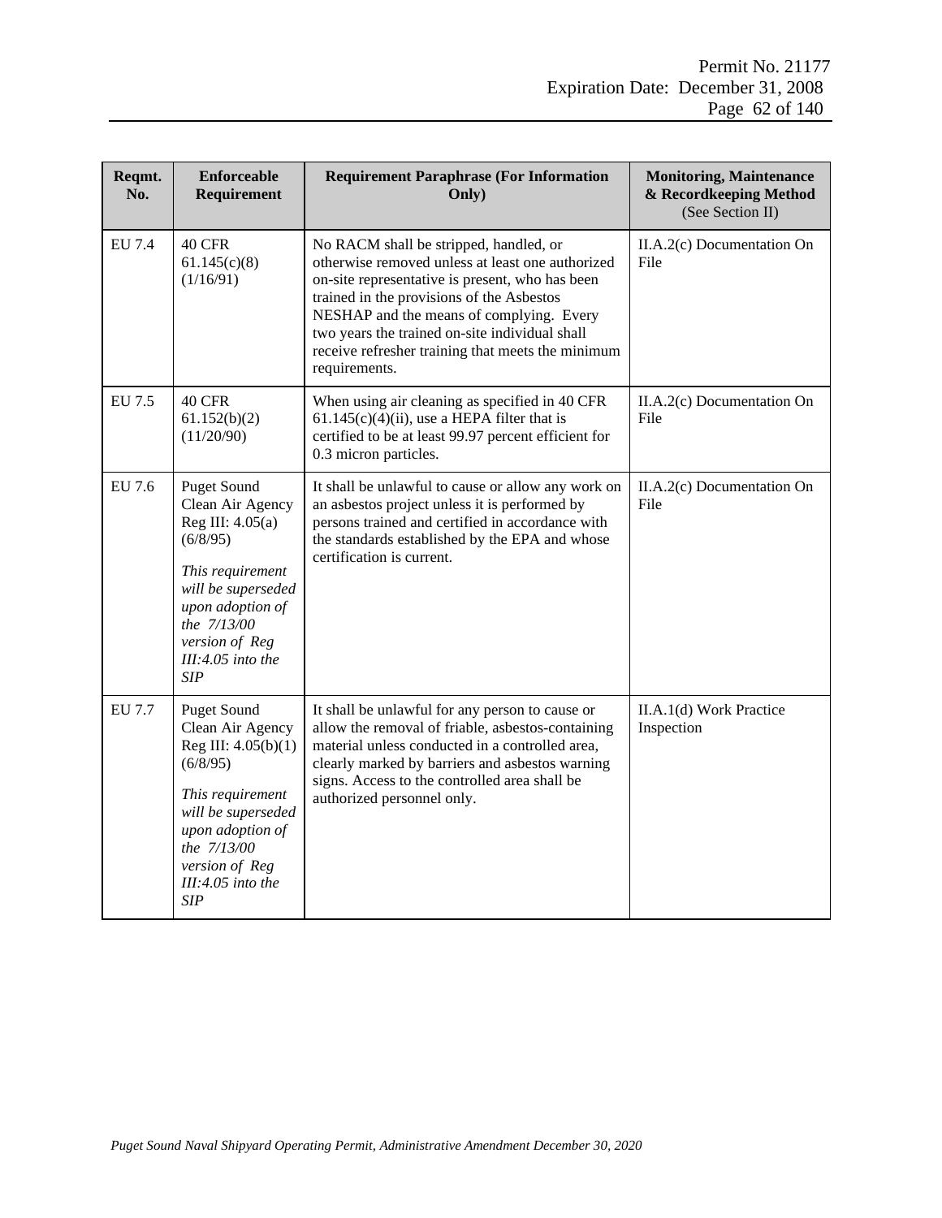| Reqmt. No. | Enforceable Requirement | Requirement Paraphrase (For Information Only) | Monitoring, Maintenance & Recordkeeping Method (See Section II) |
|---|---|---|---|
| EU 7.4 | 40 CFR 61.145(c)(8) (1/16/91) | No RACM shall be stripped, handled, or otherwise removed unless at least one authorized on-site representative is present, who has been trained in the provisions of the Asbestos NESHAP and the means of complying. Every two years the trained on-site individual shall receive refresher training that meets the minimum requirements. | II.A.2(c) Documentation On File |
| EU 7.5 | 40 CFR 61.152(b)(2) (11/20/90) | When using air cleaning as specified in 40 CFR 61.145(c)(4)(ii), use a HEPA filter that is certified to be at least 99.97 percent efficient for 0.3 micron particles. | II.A.2(c) Documentation On File |
| EU 7.6 | Puget Sound Clean Air Agency Reg III: 4.05(a) (6/8/95)<br><br>*This requirement will be superseded upon adoption of the 7/13/00 version of Reg III:4.05 into the SIP* | It shall be unlawful to cause or allow any work on an asbestos project unless it is performed by persons trained and certified in accordance with the standards established by the EPA and whose certification is current. | II.A.2(c) Documentation On File |
| EU 7.7 | Puget Sound Clean Air Agency Reg III: 4.05(b)(1) (6/8/95)<br><br>*This requirement will be superseded upon adoption of the 7/13/00 version of Reg III:4.05 into the SIP* | It shall be unlawful for any person to cause or allow the removal of friable, asbestos-containing material unless conducted in a controlled area, clearly marked by barriers and asbestos warning signs. Access to the controlled area shall be authorized personnel only. | II.A.1(d) Work Practice Inspection |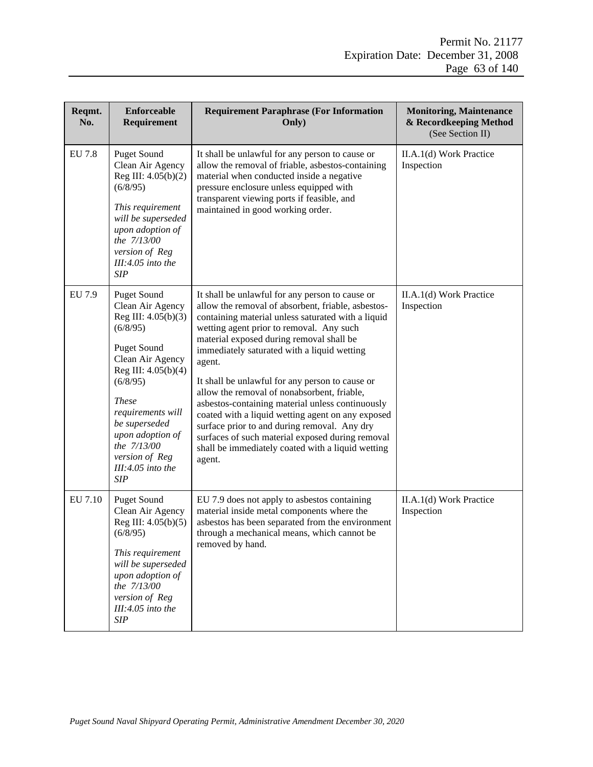| Reqmt. No. | Enforceable Requirement | Requirement Paraphrase (For Information Only) | Monitoring, Maintenance & Recordkeeping Method (See Section II) |
|---|---|---|---|
| EU 7.8 | Puget Sound Clean Air Agency Reg III: 4.05(b)(2) (6/8/95)<br><br>*This requirement will be superseded upon adoption of the 7/13/00 version of Reg III:4.05 into the SIP* | It shall be unlawful for any person to cause or allow the removal of friable, asbestos-containing material when conducted inside a negative pressure enclosure unless equipped with transparent viewing ports if feasible, and maintained in good working order. | II.A.1(d) Work Practice Inspection |
| EU 7.9 | Puget Sound Clean Air Agency Reg III: 4.05(b)(3) (6/8/95)<br><br>Puget Sound Clean Air Agency Reg III: 4.05(b)(4) (6/8/95)<br><br>*These requirements will be superseded upon adoption of the 7/13/00 version of Reg III:4.05 into the SIP* | It shall be unlawful for any person to cause or allow the removal of absorbent, friable, asbestos-containing material unless saturated with a liquid wetting agent prior to removal. Any such material exposed during removal shall be immediately saturated with a liquid wetting agent.<br><br>It shall be unlawful for any person to cause or allow the removal of nonabsorbent, friable, asbestos-containing material unless continuously coated with a liquid wetting agent on any exposed surface prior to and during removal. Any dry surfaces of such material exposed during removal shall be immediately coated with a liquid wetting agent. | II.A.1(d) Work Practice Inspection |
| EU 7.10 | Puget Sound Clean Air Agency Reg III: 4.05(b)(5) (6/8/95)<br><br>*This requirement will be superseded upon adoption of the 7/13/00 version of Reg III:4.05 into the SIP* | EU 7.9 does not apply to asbestos containing material inside metal components where the asbestos has been separated from the environment through a mechanical means, which cannot be removed by hand. | II.A.1(d) Work Practice Inspection |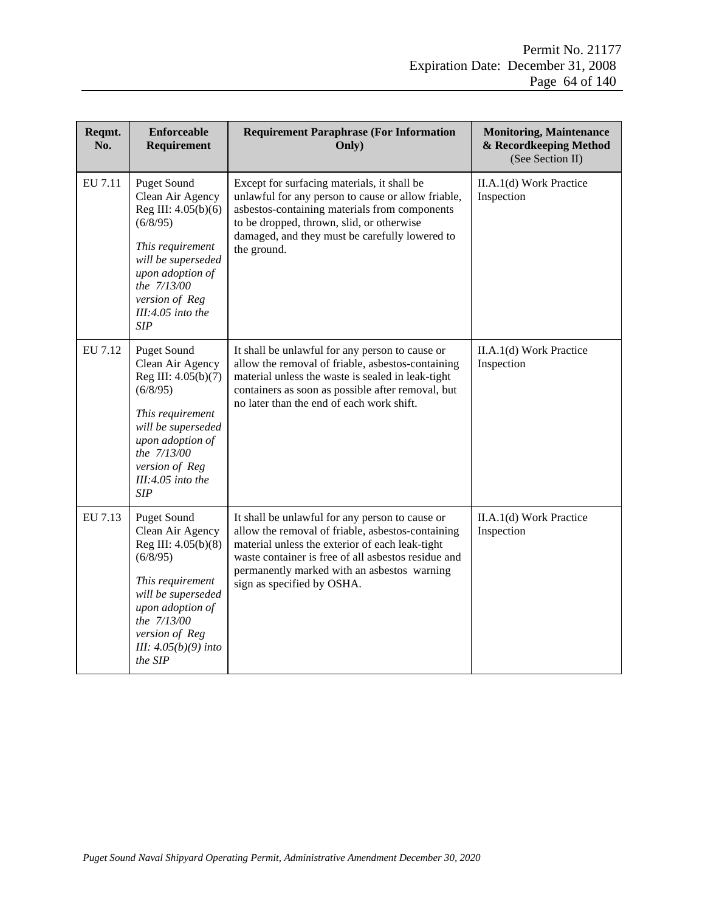| Reqmt. No. | Enforceable Requirement | Requirement Paraphrase (For Information Only) | Monitoring, Maintenance & Recordkeeping Method (See Section II) |
|---|---|---|---|
| EU 7.11 | Puget Sound Clean Air Agency Reg III: 4.05(b)(6) (6/8/95) *This requirement will be superseded upon adoption of the 7/13/00 version of Reg III:4.05 into the SIP* | Except for surfacing materials, it shall be unlawful for any person to cause or allow friable, asbestos-containing materials from components to be dropped, thrown, slid, or otherwise damaged, and they must be carefully lowered to the ground. | II.A.1(d) Work Practice Inspection |
| EU 7.12 | Puget Sound Clean Air Agency Reg III: 4.05(b)(7) (6/8/95) *This requirement will be superseded upon adoption of the 7/13/00 version of Reg III:4.05 into the SIP* | It shall be unlawful for any person to cause or allow the removal of friable, asbestos-containing material unless the waste is sealed in leak-tight containers as soon as possible after removal, but no later than the end of each work shift. | II.A.1(d) Work Practice Inspection |
| EU 7.13 | Puget Sound Clean Air Agency Reg III: 4.05(b)(8) (6/8/95) *This requirement will be superseded upon adoption of the 7/13/00 version of Reg III: 4.05(b)(9) into the SIP* | It shall be unlawful for any person to cause or allow the removal of friable, asbestos-containing material unless the exterior of each leak-tight waste container is free of all asbestos residue and permanently marked with an asbestos warning sign as specified by OSHA. | II.A.1(d) Work Practice Inspection |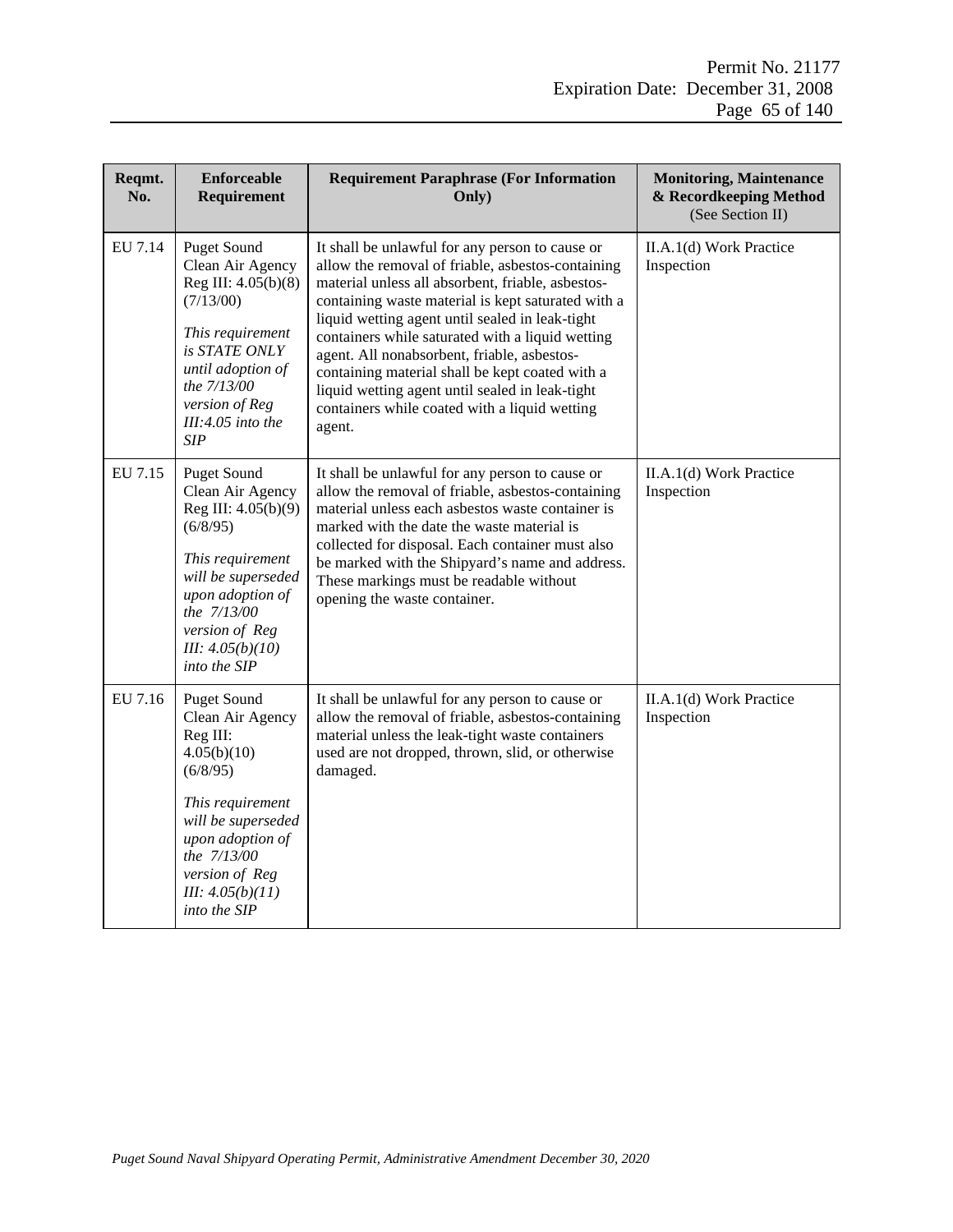| Reqmt. No. | Enforceable Requirement | Requirement Paraphrase (For Information Only) | Monitoring, Maintenance & Recordkeeping Method (See Section II) |
|---|---|---|---|
| EU 7.14 | Puget Sound Clean Air Agency Reg III: 4.05(b)(8) (7/13/00) *This requirement is STATE ONLY until adoption of the 7/13/00 version of Reg III:4.05 into the SIP* | It shall be unlawful for any person to cause or allow the removal of friable, asbestos-containing material unless all absorbent, friable, asbestos-containing waste material is kept saturated with a liquid wetting agent until sealed in leak-tight containers while saturated with a liquid wetting agent. All nonabsorbent, friable, asbestos-containing material shall be kept coated with a liquid wetting agent until sealed in leak-tight containers while coated with a liquid wetting agent. | II.A.1(d) Work Practice Inspection |
| EU 7.15 | Puget Sound Clean Air Agency Reg III: 4.05(b)(9) (6/8/95) *This requirement will be superseded upon adoption of the 7/13/00 version of Reg III: 4.05(b)(10) into the SIP* | It shall be unlawful for any person to cause or allow the removal of friable, asbestos-containing material unless each asbestos waste container is marked with the date the waste material is collected for disposal. Each container must also be marked with the Shipyard's name and address. These markings must be readable without opening the waste container. | II.A.1(d) Work Practice Inspection |
| EU 7.16 | Puget Sound Clean Air Agency Reg III: 4.05(b)(10) (6/8/95) *This requirement will be superseded upon adoption of the 7/13/00 version of Reg III: 4.05(b)(11) into the SIP* | It shall be unlawful for any person to cause or allow the removal of friable, asbestos-containing material unless the leak-tight waste containers used are not dropped, thrown, slid, or otherwise damaged. | II.A.1(d) Work Practice Inspection |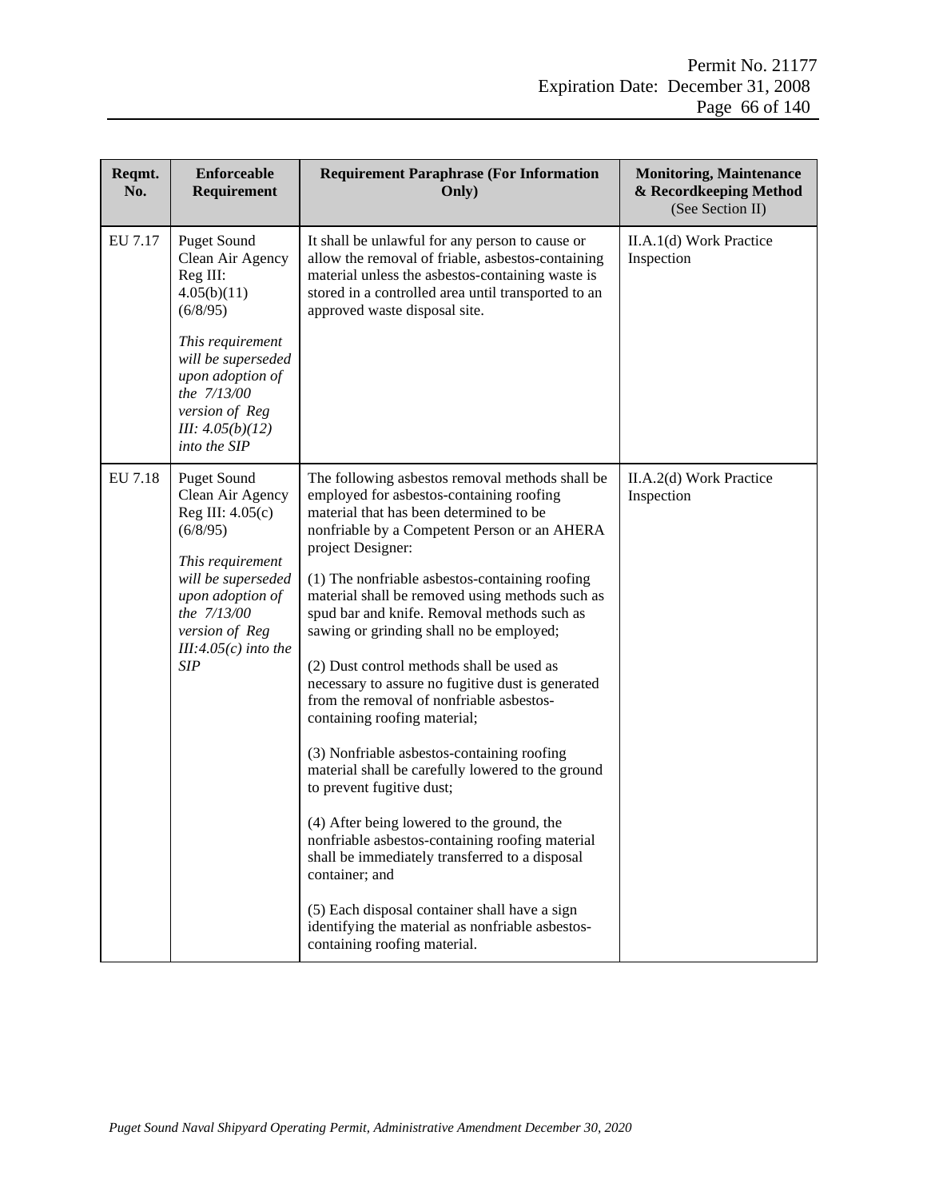| Reqmt. No. | Enforceable Requirement | Requirement Paraphrase (For Information Only) | Monitoring, Maintenance & Recordkeeping Method (See Section II) |
|---|---|---|---|
| EU 7.17 | Puget Sound Clean Air Agency Reg III: 4.05(b)(11) (6/8/95)<br><br>*This requirement will be superseded upon adoption of the 7/13/00 version of Reg III: 4.05(b)(12) into the SIP* | It shall be unlawful for any person to cause or allow the removal of friable, asbestos-containing material unless the asbestos-containing waste is stored in a controlled area until transported to an approved waste disposal site. | II.A.1(d) Work Practice Inspection |
| EU 7.18 | Puget Sound Clean Air Agency Reg III: 4.05(c) (6/8/95)<br><br>*This requirement will be superseded upon adoption of the 7/13/00 version of Reg III:4.05(c) into the SIP* | The following asbestos removal methods shall be employed for asbestos-containing roofing material that has been determined to be nonfriable by a Competent Person or an AHERA project Designer:<br><br>(1) The nonfriable asbestos-containing roofing material shall be removed using methods such as spud bar and knife. Removal methods such as sawing or grinding shall no be employed;<br><br>(2) Dust control methods shall be used as necessary to assure no fugitive dust is generated from the removal of nonfriable asbestos-containing roofing material;<br><br>(3) Nonfriable asbestos-containing roofing material shall be carefully lowered to the ground to prevent fugitive dust;<br><br>(4) After being lowered to the ground, the nonfriable asbestos-containing roofing material shall be immediately transferred to a disposal container; and<br><br>(5) Each disposal container shall have a sign identifying the material as nonfriable asbestos-containing roofing material. | II.A.2(d) Work Practice Inspection |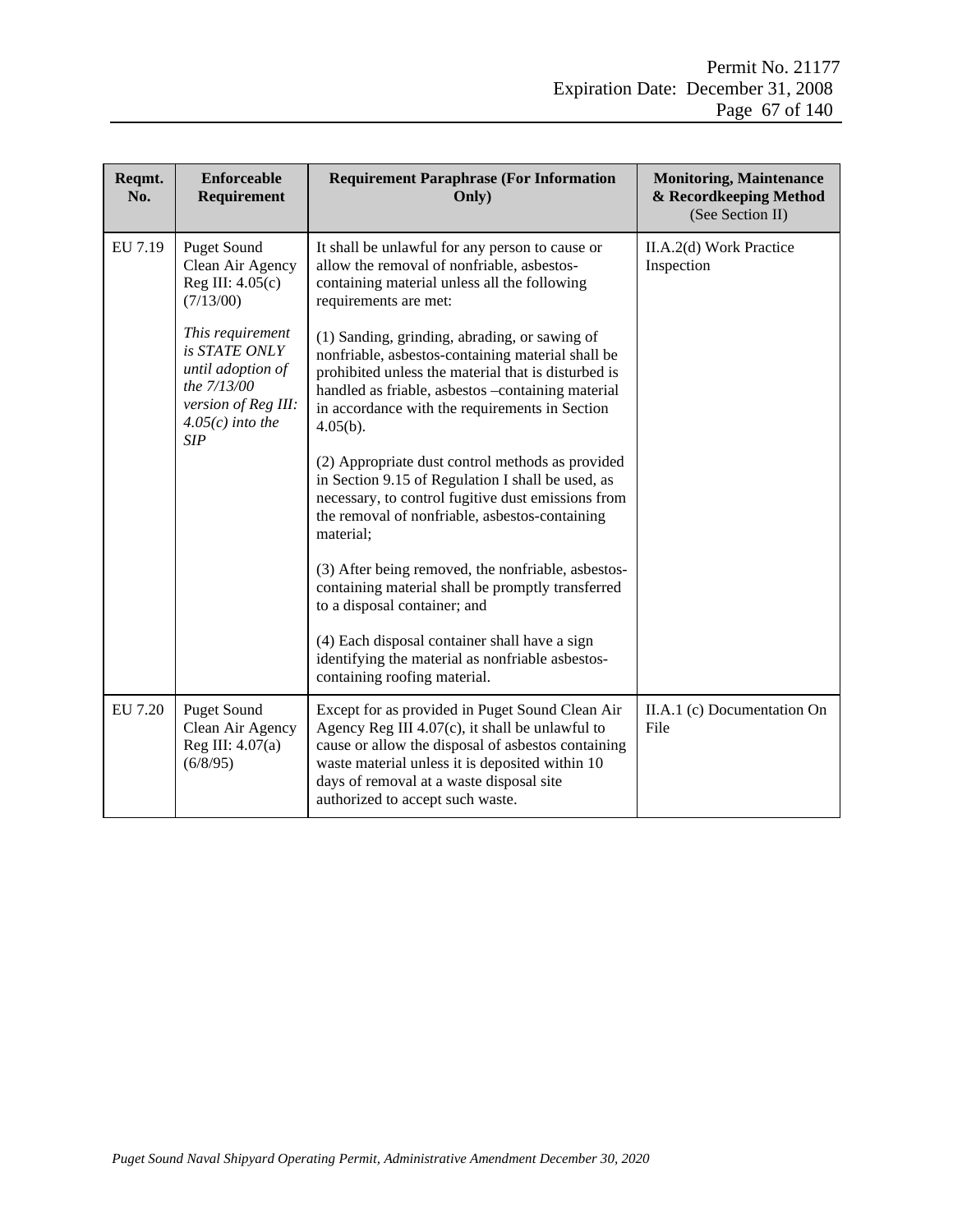| Reqmt. No. | Enforceable Requirement | Requirement Paraphrase (For Information Only) | Monitoring, Maintenance & Recordkeeping Method (See Section II) |
|---|---|---|---|
| EU 7.19 | Puget Sound Clean Air Agency Reg III: 4.05(c) (7/13/00)<br><br>*This requirement is STATE ONLY until adoption of the 7/13/00 version of Reg III: 4.05(c) into the SIP* | It shall be unlawful for any person to cause or allow the removal of nonfriable, asbestos-containing material unless all the following requirements are met:<br><br>(1) Sanding, grinding, abrading, or sawing of nonfriable, asbestos-containing material shall be prohibited unless the material that is disturbed is handled as friable, asbestos –containing material in accordance with the requirements in Section 4.05(b).<br><br>(2) Appropriate dust control methods as provided in Section 9.15 of Regulation I shall be used, as necessary, to control fugitive dust emissions from the removal of nonfriable, asbestos-containing material;<br><br>(3) After being removed, the nonfriable, asbestos-containing material shall be promptly transferred to a disposal container; and<br><br>(4) Each disposal container shall have a sign identifying the material as nonfriable asbestos-containing roofing material. | II.A.2(d) Work Practice Inspection |
| EU 7.20 | Puget Sound Clean Air Agency Reg III: 4.07(a) (6/8/95) | Except for as provided in Puget Sound Clean Air Agency Reg III 4.07(c), it shall be unlawful to cause or allow the disposal of asbestos containing waste material unless it is deposited within 10 days of removal at a waste disposal site authorized to accept such waste. | II.A.1 (c) Documentation On File |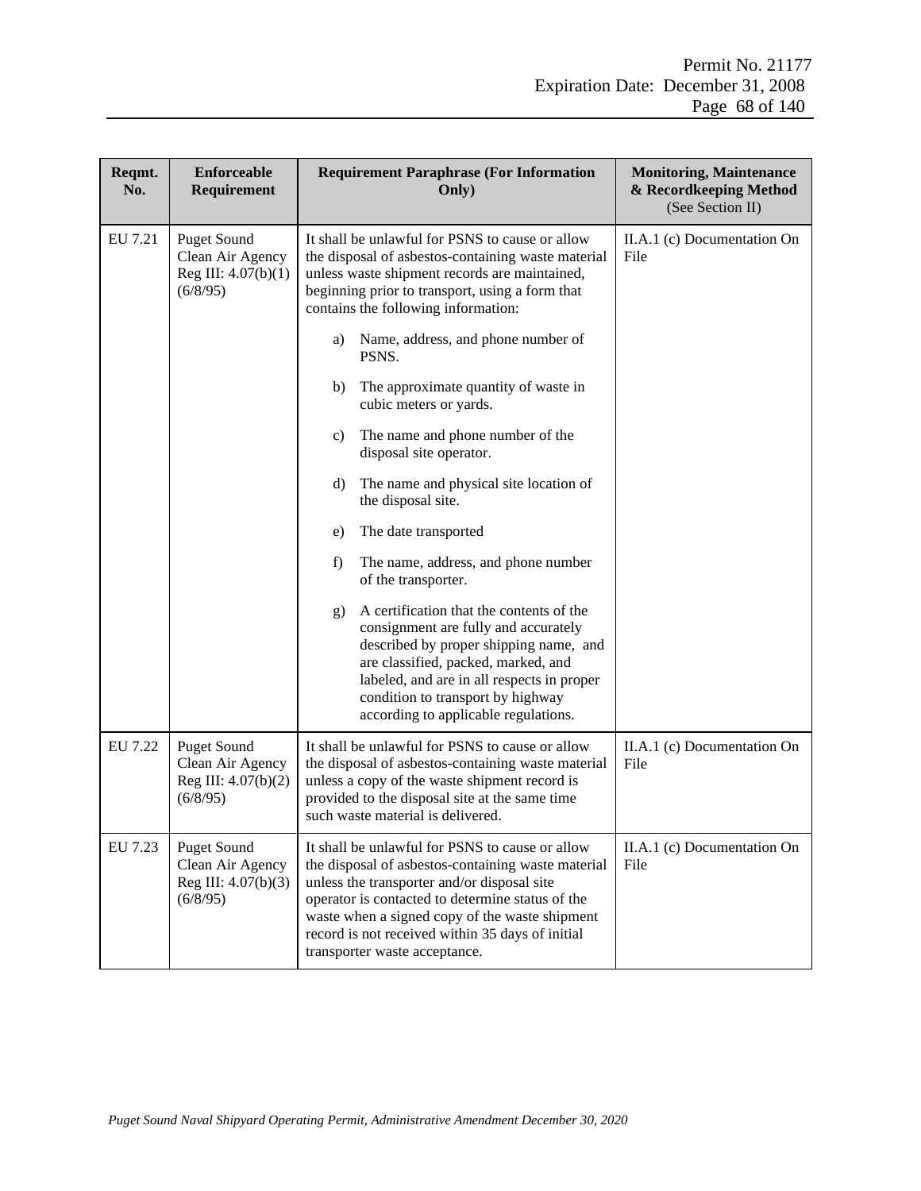| Reqmt. No. | Enforceable Requirement | Requirement Paraphrase (For Information Only) | Monitoring, Maintenance & Recordkeeping Method (See Section II) |
|---|---|---|---|
| EU 7.21 | Puget Sound Clean Air Agency Reg III: 4.07(b)(1) (6/8/95) | It shall be unlawful for PSNS to cause or allow the disposal of asbestos-containing waste material unless waste shipment records are maintained, beginning prior to transport, using a form that contains the following information:<br><br>a) Name, address, and phone number of PSNS.<br><br>b) The approximate quantity of waste in cubic meters or yards.<br><br>c) The name and phone number of the disposal site operator.<br><br>d) The name and physical site location of the disposal site.<br><br>e) The date transported<br><br>f) The name, address, and phone number of the transporter.<br><br>g) A certification that the contents of the consignment are fully and accurately described by proper shipping name, and are classified, packed, marked, and labeled, and are in all respects in proper condition to transport by highway according to applicable regulations. | II.A.1 (c) Documentation On File |
| EU 7.22 | Puget Sound Clean Air Agency Reg III: 4.07(b)(2) (6/8/95) | It shall be unlawful for PSNS to cause or allow the disposal of asbestos-containing waste material unless a copy of the waste shipment record is provided to the disposal site at the same time such waste material is delivered. | II.A.1 (c) Documentation On File |
| EU 7.23 | Puget Sound Clean Air Agency Reg III: 4.07(b)(3) (6/8/95) | It shall be unlawful for PSNS to cause or allow the disposal of asbestos-containing waste material unless the transporter and/or disposal site operator is contacted to determine status of the waste when a signed copy of the waste shipment record is not received within 35 days of initial transporter waste acceptance. | II.A.1 (c) Documentation On File |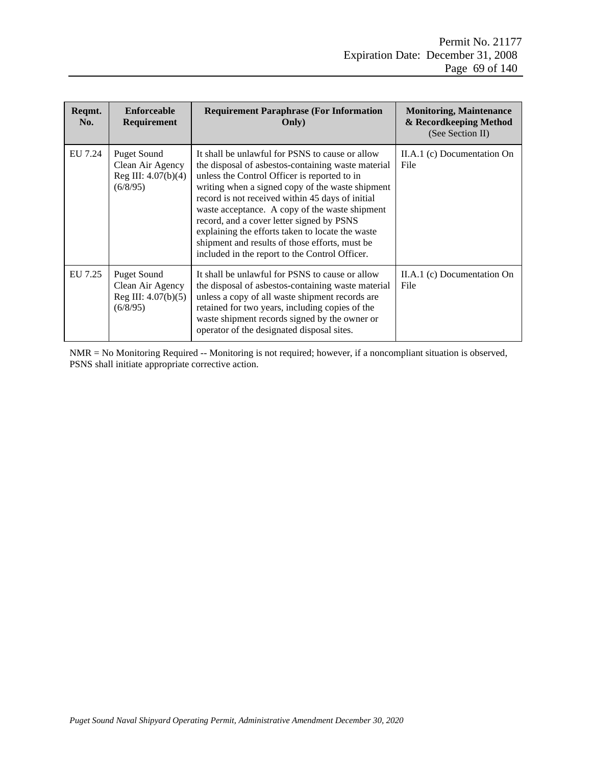| Reqmt. No. | Enforceable Requirement | Requirement Paraphrase (For Information Only) | Monitoring, Maintenance & Recordkeeping Method (See Section II) |
|---|---|---|---|
| EU 7.24 | Puget Sound Clean Air Agency Reg III: 4.07(b)(4) (6/8/95) | It shall be unlawful for PSNS to cause or allow the disposal of asbestos-containing waste material unless the Control Officer is reported to in writing when a signed copy of the waste shipment record is not received within 45 days of initial waste acceptance. A copy of the waste shipment record, and a cover letter signed by PSNS explaining the efforts taken to locate the waste shipment and results of those efforts, must be included in the report to the Control Officer. | II.A.1 (c) Documentation On File |
| EU 7.25 | Puget Sound Clean Air Agency Reg III: 4.07(b)(5) (6/8/95) | It shall be unlawful for PSNS to cause or allow the disposal of asbestos-containing waste material unless a copy of all waste shipment records are retained for two years, including copies of the waste shipment records signed by the owner or operator of the designated disposal sites. | II.A.1 (c) Documentation On File |

NMR = No Monitoring Required -- Monitoring is not required; however, if a noncompliant situation is observed, PSNS shall initiate appropriate corrective action.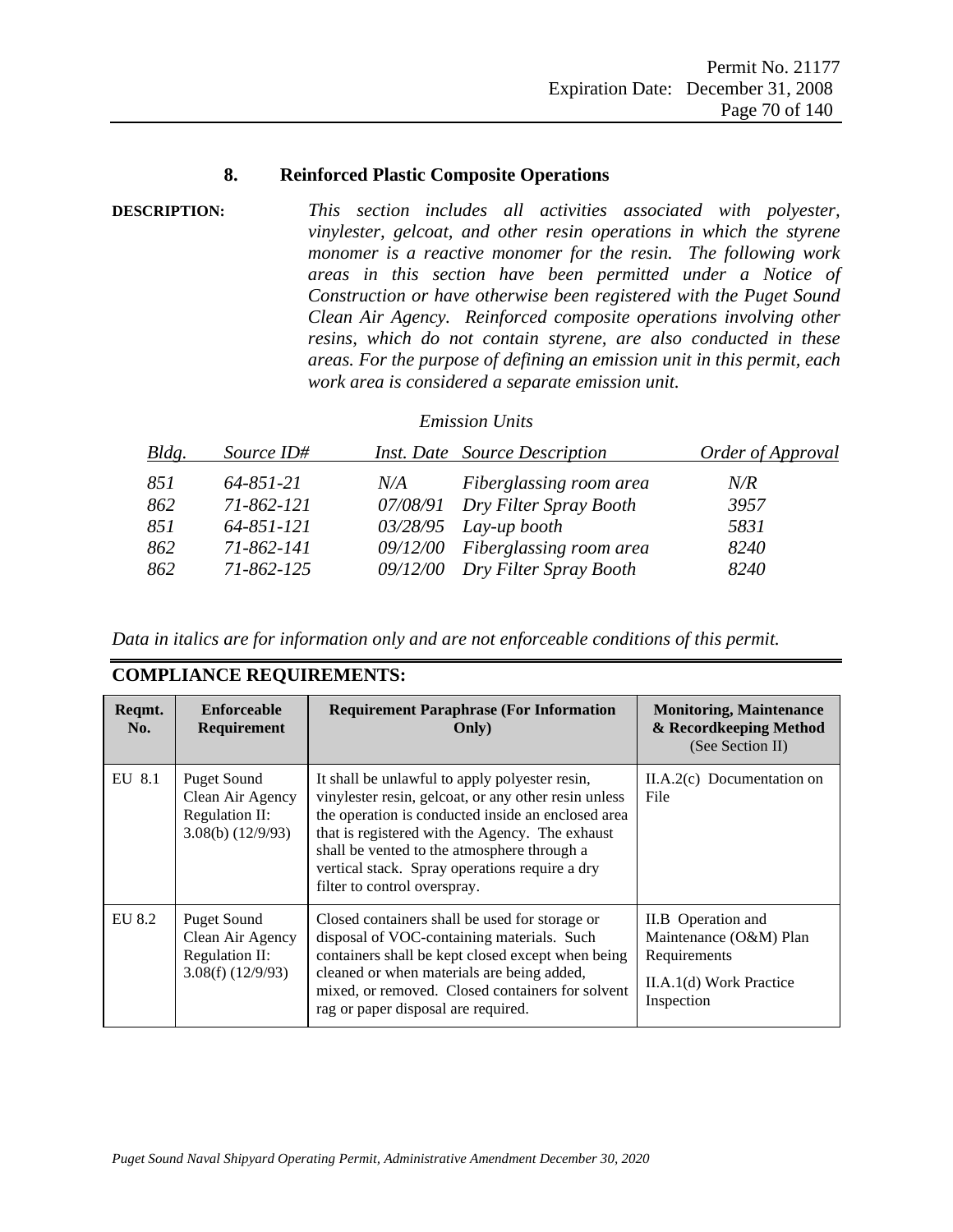## 8. Reinforced Plastic Composite Operations

**DESCRIPTION:** *This section includes all activities associated with polyester, vinylester, gelcoat, and other resin operations in which the styrene monomer is a reactive monomer for the resin. The following work areas in this section have been permitted under a Notice of Construction or have otherwise been registered with the Puget Sound Clean Air Agency. Reinforced composite operations involving other resins, which do not contain styrene, are also conducted in these areas. For the purpose of defining an emission unit in this permit, each work area is considered a separate emission unit.*

*Emission Units*

| *Bldg.* | *Source ID#* | *Inst. Date* | *Source Description* | *Order of Approval* |
|---|---|---|---|---|
| *851* | *64-851-21* | *N/A* | *Fiberglassing room area* | *N/R* |
| *862* | *71-862-121* | *07/08/91* | *Dry Filter Spray Booth* | *3957* |
| *851* | *64-851-121* | *03/28/95* | *Lay-up booth* | *5831* |
| *862* | *71-862-141* | *09/12/00* | *Fiberglassing room area* | *8240* |
| *862* | *71-862-125* | *09/12/00* | *Dry Filter Spray Booth* | *8240* |

*Data in italics are for information only and are not enforceable conditions of this permit.*

### COMPLIANCE REQUIREMENTS:

| Reqmt. No. | Enforceable Requirement | Requirement Paraphrase (For Information Only) | Monitoring, Maintenance & Recordkeeping Method (See Section II) |
|---|---|---|---|
| EU 8.1 | Puget Sound Clean Air Agency Regulation II: 3.08(b) (12/9/93) | It shall be unlawful to apply polyester resin, vinylester resin, gelcoat, or any other resin unless the operation is conducted inside an enclosed area that is registered with the Agency. The exhaust shall be vented to the atmosphere through a vertical stack. Spray operations require a dry filter to control overspray. | II.A.2(c) Documentation on File |
| EU 8.2 | Puget Sound Clean Air Agency Regulation II: 3.08(f) (12/9/93) | Closed containers shall be used for storage or disposal of VOC-containing materials. Such containers shall be kept closed except when being cleaned or when materials are being added, mixed, or removed. Closed containers for solvent rag or paper disposal are required. | II.B Operation and Maintenance (O&M) Plan Requirements<br><br>II.A.1(d) Work Practice Inspection |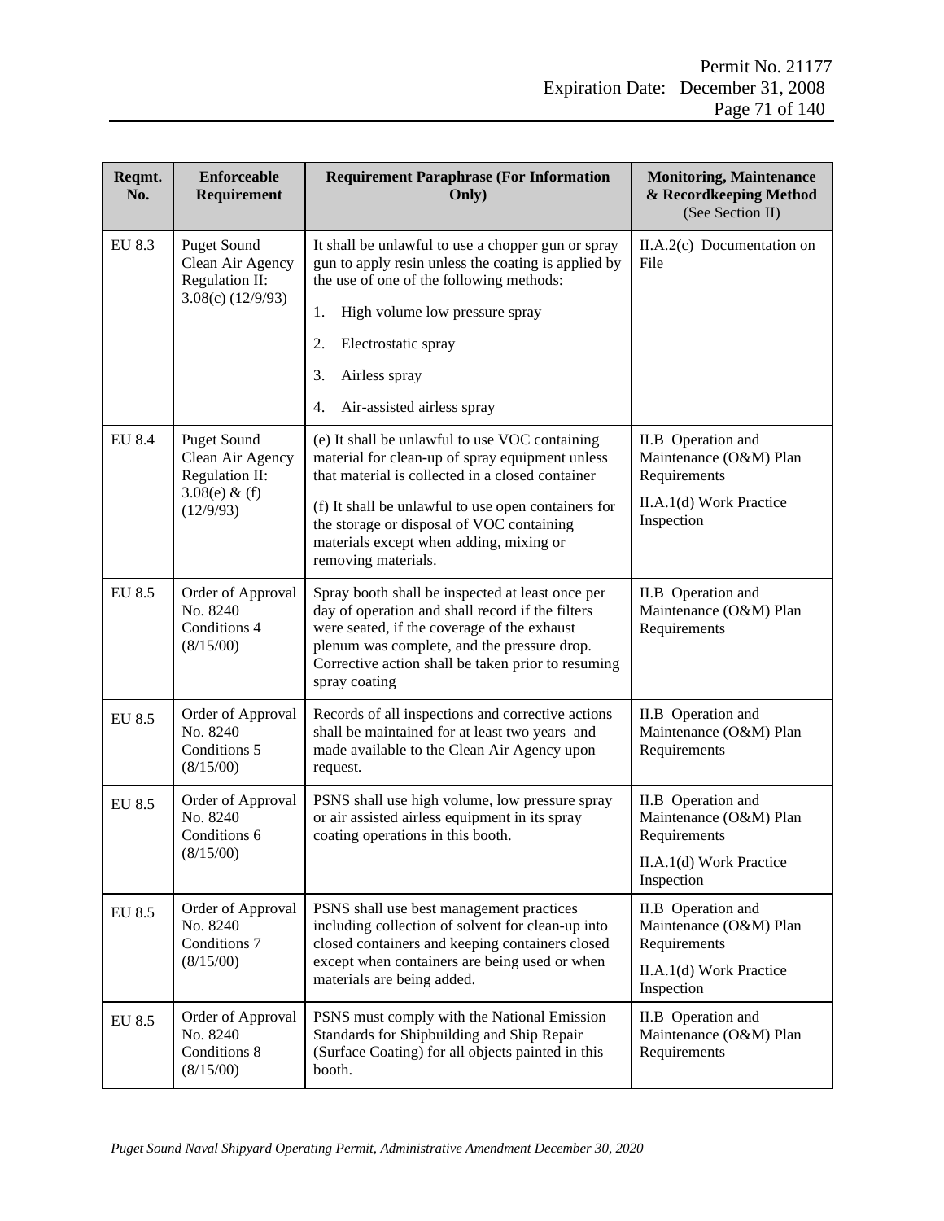| Reqmt. No. | Enforceable Requirement | Requirement Paraphrase (For Information Only) | Monitoring, Maintenance & Recordkeeping Method (See Section II) |
|---|---|---|---|
| EU 8.3 | Puget Sound Clean Air Agency Regulation II: 3.08(c) (12/9/93) | It shall be unlawful to use a chopper gun or spray gun to apply resin unless the coating is applied by the use of one of the following methods:<br>1. High volume low pressure spray<br>2. Electrostatic spray<br>3. Airless spray<br>4. Air-assisted airless spray | II.A.2(c) Documentation on File |
| EU 8.4 | Puget Sound Clean Air Agency Regulation II: 3.08(e) & (f) (12/9/93) | (e) It shall be unlawful to use VOC containing material for clean-up of spray equipment unless that material is collected in a closed container<br>(f) It shall be unlawful to use open containers for the storage or disposal of VOC containing materials except when adding, mixing or removing materials. | II.B Operation and Maintenance (O&M) Plan Requirements<br>II.A.1(d) Work Practice Inspection |
| EU 8.5 | Order of Approval No. 8240 Conditions 4 (8/15/00) | Spray booth shall be inspected at least once per day of operation and shall record if the filters were seated, if the coverage of the exhaust plenum was complete, and the pressure drop. Corrective action shall be taken prior to resuming spray coating | II.B Operation and Maintenance (O&M) Plan Requirements |
| EU 8.5 | Order of Approval No. 8240 Conditions 5 (8/15/00) | Records of all inspections and corrective actions shall be maintained for at least two years and made available to the Clean Air Agency upon request. | II.B Operation and Maintenance (O&M) Plan Requirements |
| EU 8.5 | Order of Approval No. 8240 Conditions 6 (8/15/00) | PSNS shall use high volume, low pressure spray or air assisted airless equipment in its spray coating operations in this booth. | II.B Operation and Maintenance (O&M) Plan Requirements<br>II.A.1(d) Work Practice Inspection |
| EU 8.5 | Order of Approval No. 8240 Conditions 7 (8/15/00) | PSNS shall use best management practices including collection of solvent for clean-up into closed containers and keeping containers closed except when containers are being used or when materials are being added. | II.B Operation and Maintenance (O&M) Plan Requirements<br>II.A.1(d) Work Practice Inspection |
| EU 8.5 | Order of Approval No. 8240 Conditions 8 (8/15/00) | PSNS must comply with the National Emission Standards for Shipbuilding and Ship Repair (Surface Coating) for all objects painted in this booth. | II.B Operation and Maintenance (O&M) Plan Requirements |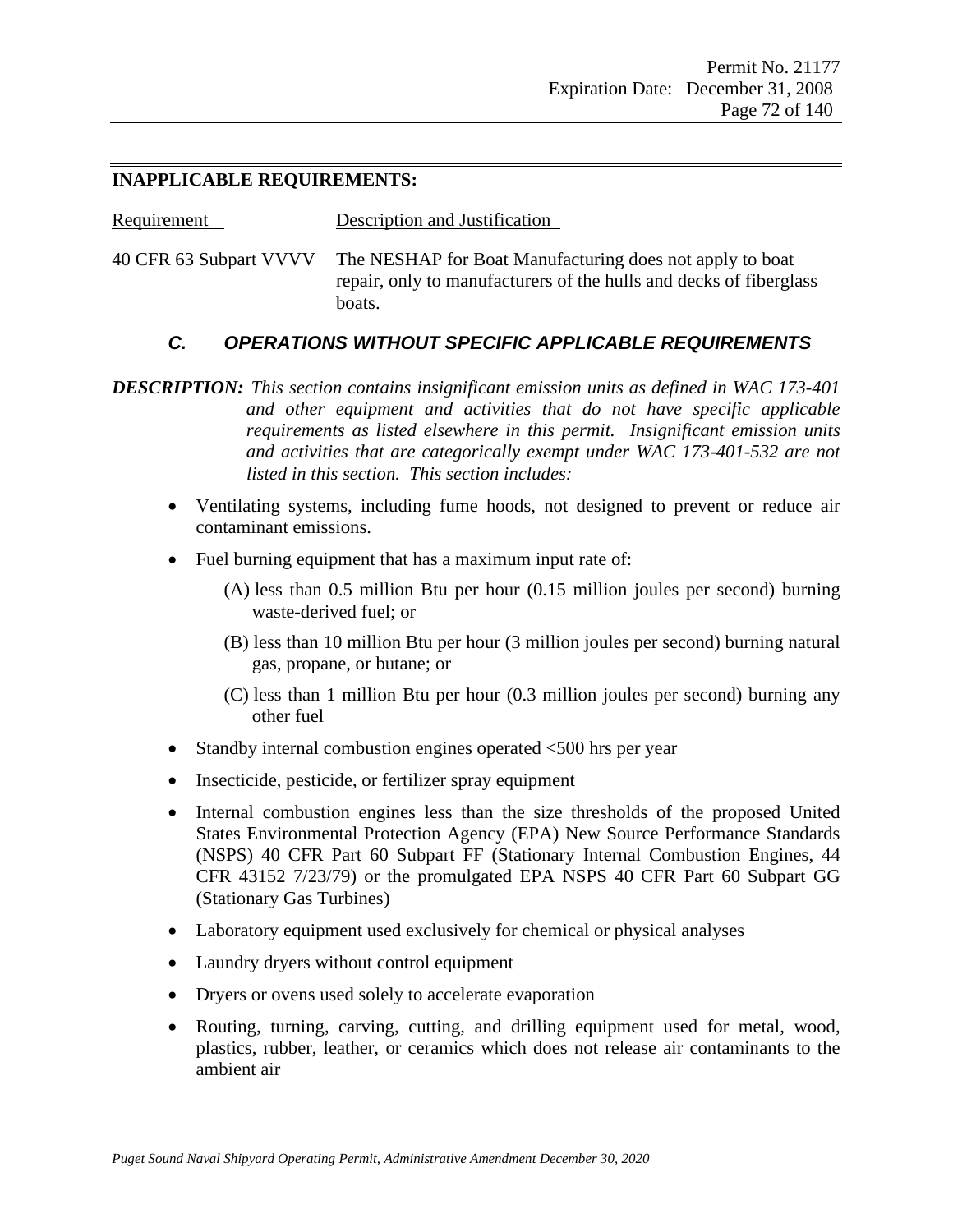**INAPPLICABLE REQUIREMENTS:**

| Requirement | Description and Justification |
| --- | --- |
| 40 CFR 63 Subpart VVVV | The NESHAP for Boat Manufacturing does not apply to boat repair, only to manufacturers of the hulls and decks of fiberglass boats. |

## *C. OPERATIONS WITHOUT SPECIFIC APPLICABLE REQUIREMENTS*

***DESCRIPTION:*** *This section contains insignificant emission units as defined in WAC 173-401 and other equipment and activities that do not have specific applicable requirements as listed elsewhere in this permit. Insignificant emission units and activities that are categorically exempt under WAC 173-401-532 are not listed in this section. This section includes:*

- Ventilating systems, including fume hoods, not designed to prevent or reduce air contaminant emissions.
- Fuel burning equipment that has a maximum input rate of:
  - (A) less than 0.5 million Btu per hour (0.15 million joules per second) burning waste-derived fuel; or
  - (B) less than 10 million Btu per hour (3 million joules per second) burning natural gas, propane, or butane; or
  - (C) less than 1 million Btu per hour (0.3 million joules per second) burning any other fuel
- Standby internal combustion engines operated <500 hrs per year
- Insecticide, pesticide, or fertilizer spray equipment
- Internal combustion engines less than the size thresholds of the proposed United States Environmental Protection Agency (EPA) New Source Performance Standards (NSPS) 40 CFR Part 60 Subpart FF (Stationary Internal Combustion Engines, 44 CFR 43152 7/23/79) or the promulgated EPA NSPS 40 CFR Part 60 Subpart GG (Stationary Gas Turbines)
- Laboratory equipment used exclusively for chemical or physical analyses
- Laundry dryers without control equipment
- Dryers or ovens used solely to accelerate evaporation
- Routing, turning, carving, cutting, and drilling equipment used for metal, wood, plastics, rubber, leather, or ceramics which does not release air contaminants to the ambient air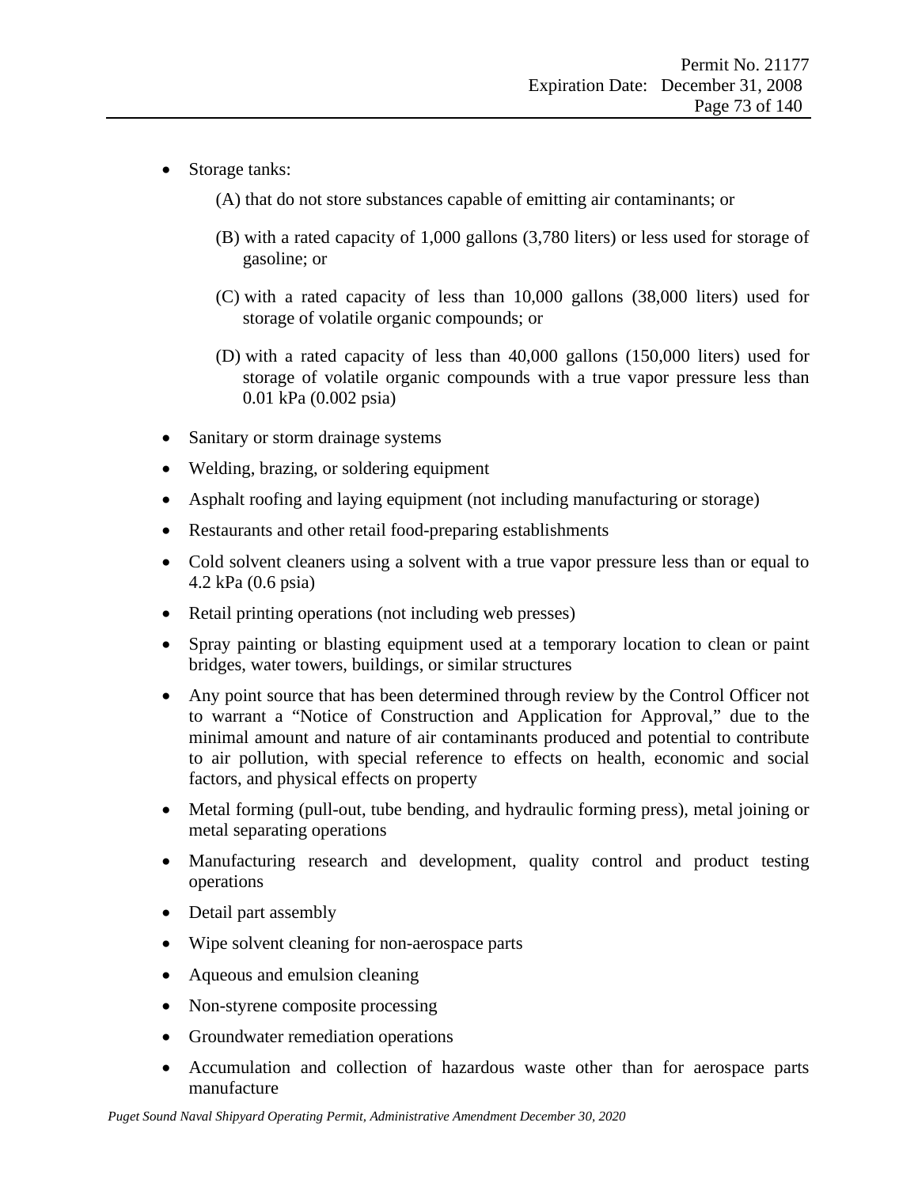- Storage tanks:

  (A) that do not store substances capable of emitting air contaminants; or

  (B) with a rated capacity of 1,000 gallons (3,780 liters) or less used for storage of gasoline; or

  (C) with a rated capacity of less than 10,000 gallons (38,000 liters) used for storage of volatile organic compounds; or

  (D) with a rated capacity of less than 40,000 gallons (150,000 liters) used for storage of volatile organic compounds with a true vapor pressure less than 0.01 kPa (0.002 psia)

- Sanitary or storm drainage systems
- Welding, brazing, or soldering equipment
- Asphalt roofing and laying equipment (not including manufacturing or storage)
- Restaurants and other retail food-preparing establishments
- Cold solvent cleaners using a solvent with a true vapor pressure less than or equal to 4.2 kPa (0.6 psia)
- Retail printing operations (not including web presses)
- Spray painting or blasting equipment used at a temporary location to clean or paint bridges, water towers, buildings, or similar structures
- Any point source that has been determined through review by the Control Officer not to warrant a "Notice of Construction and Application for Approval," due to the minimal amount and nature of air contaminants produced and potential to contribute to air pollution, with special reference to effects on health, economic and social factors, and physical effects on property
- Metal forming (pull-out, tube bending, and hydraulic forming press), metal joining or metal separating operations
- Manufacturing research and development, quality control and product testing operations
- Detail part assembly
- Wipe solvent cleaning for non-aerospace parts
- Aqueous and emulsion cleaning
- Non-styrene composite processing
- Groundwater remediation operations
- Accumulation and collection of hazardous waste other than for aerospace parts manufacture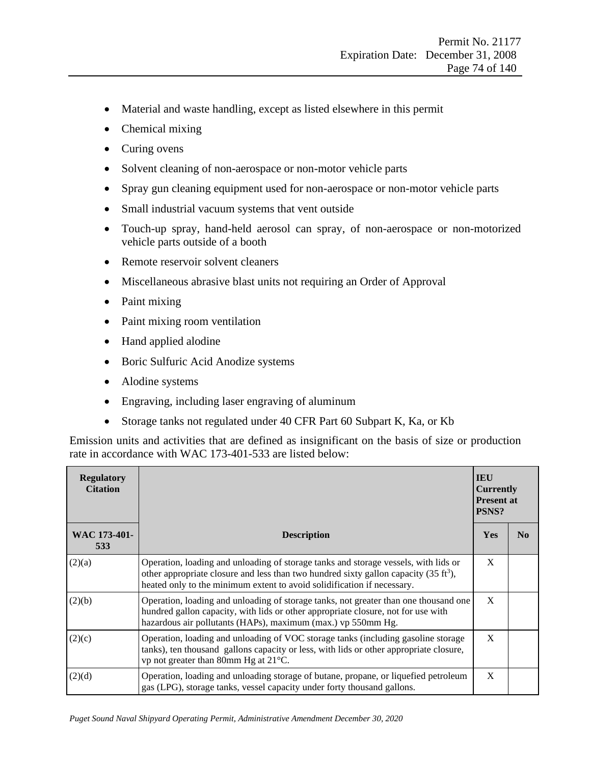- Material and waste handling, except as listed elsewhere in this permit
- Chemical mixing
- Curing ovens
- Solvent cleaning of non-aerospace or non-motor vehicle parts
- Spray gun cleaning equipment used for non-aerospace or non-motor vehicle parts
- Small industrial vacuum systems that vent outside
- Touch-up spray, hand-held aerosol can spray, of non-aerospace or non-motorized vehicle parts outside of a booth
- Remote reservoir solvent cleaners
- Miscellaneous abrasive blast units not requiring an Order of Approval
- Paint mixing
- Paint mixing room ventilation
- Hand applied alodine
- Boric Sulfuric Acid Anodize systems
- Alodine systems
- Engraving, including laser engraving of aluminum
- Storage tanks not regulated under 40 CFR Part 60 Subpart K, Ka, or Kb

Emission units and activities that are defined as insignificant on the basis of size or production rate in accordance with WAC 173-401-533 are listed below:

| **Regulatory Citation** | | **IEU Currently Present at PSNS?** | |
|---|---|---|---|
| **WAC 173-401-533** | **Description** | **Yes** | **No** |
| (2)(a) | Operation, loading and unloading of storage tanks and storage vessels, with lids or other appropriate closure and less than two hundred sixty gallon capacity (35 $ft^3$), heated only to the minimum extent to avoid solidification if necessary. | X | |
| (2)(b) | Operation, loading and unloading of storage tanks, not greater than one thousand one hundred gallon capacity, with lids or other appropriate closure, not for use with hazardous air pollutants (HAPs), maximum (max.) vp 550mm Hg. | X | |
| (2)(c) | Operation, loading and unloading of VOC storage tanks (including gasoline storage tanks), ten thousand gallons capacity or less, with lids or other appropriate closure, vp not greater than 80mm Hg at 21°C. | X | |
| (2)(d) | Operation, loading and unloading storage of butane, propane, or liquefied petroleum gas (LPG), storage tanks, vessel capacity under forty thousand gallons. | X | |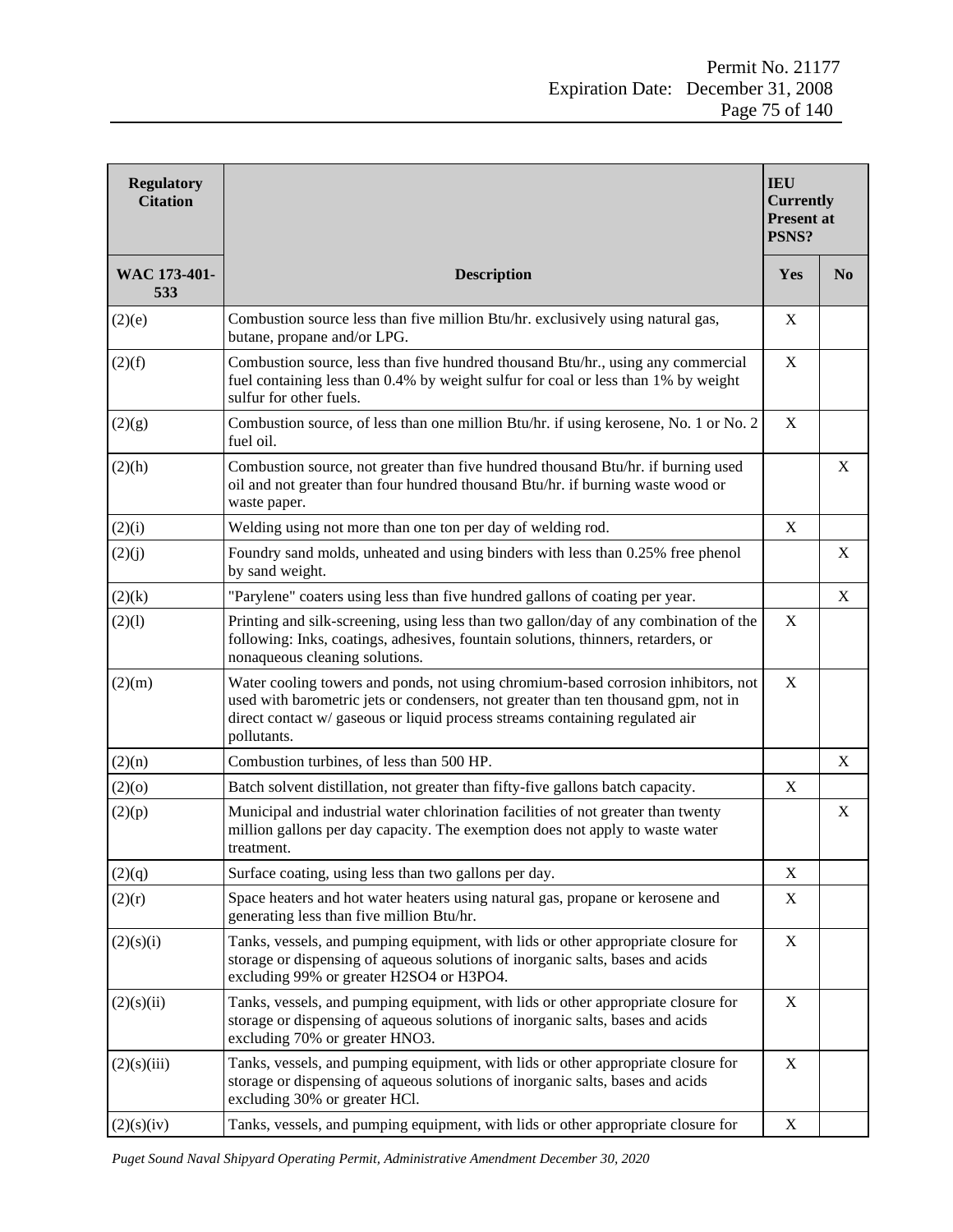| Regulatory Citation | | IEU Currently Present at PSNS? | |
|---|---|---|---|
| **WAC 173-401-533** | **Description** | **Yes** | **No** |
| (2)(e) | Combustion source less than five million Btu/hr. exclusively using natural gas, butane, propane and/or LPG. | X | |
| (2)(f) | Combustion source, less than five hundred thousand Btu/hr., using any commercial fuel containing less than 0.4% by weight sulfur for coal or less than 1% by weight sulfur for other fuels. | X | |
| (2)(g) | Combustion source, of less than one million Btu/hr. if using kerosene, No. 1 or No. 2 fuel oil. | X | |
| (2)(h) | Combustion source, not greater than five hundred thousand Btu/hr. if burning used oil and not greater than four hundred thousand Btu/hr. if burning waste wood or waste paper. | | X |
| (2)(i) | Welding using not more than one ton per day of welding rod. | X | |
| (2)(j) | Foundry sand molds, unheated and using binders with less than 0.25% free phenol by sand weight. | | X |
| (2)(k) | "Parylene" coaters using less than five hundred gallons of coating per year. | | X |
| (2)(l) | Printing and silk-screening, using less than two gallon/day of any combination of the following: Inks, coatings, adhesives, fountain solutions, thinners, retarders, or nonaqueous cleaning solutions. | X | |
| (2)(m) | Water cooling towers and ponds, not using chromium-based corrosion inhibitors, not used with barometric jets or condensers, not greater than ten thousand gpm, not in direct contact w/ gaseous or liquid process streams containing regulated air pollutants. | X | |
| (2)(n) | Combustion turbines, of less than 500 HP. | | X |
| (2)(o) | Batch solvent distillation, not greater than fifty-five gallons batch capacity. | X | |
| (2)(p) | Municipal and industrial water chlorination facilities of not greater than twenty million gallons per day capacity. The exemption does not apply to waste water treatment. | | X |
| (2)(q) | Surface coating, using less than two gallons per day. | X | |
| (2)(r) | Space heaters and hot water heaters using natural gas, propane or kerosene and generating less than five million Btu/hr. | X | |
| (2)(s)(i) | Tanks, vessels, and pumping equipment, with lids or other appropriate closure for storage or dispensing of aqueous solutions of inorganic salts, bases and acids excluding 99% or greater $H_2SO_4$ or $H_3PO_4$. | X | |
| (2)(s)(ii) | Tanks, vessels, and pumping equipment, with lids or other appropriate closure for storage or dispensing of aqueous solutions of inorganic salts, bases and acids excluding 70% or greater $HNO_3$. | X | |
| (2)(s)(iii) | Tanks, vessels, and pumping equipment, with lids or other appropriate closure for storage or dispensing of aqueous solutions of inorganic salts, bases and acids excluding 30% or greater HCl. | X | |
| (2)(s)(iv) | Tanks, vessels, and pumping equipment, with lids or other appropriate closure for | X | |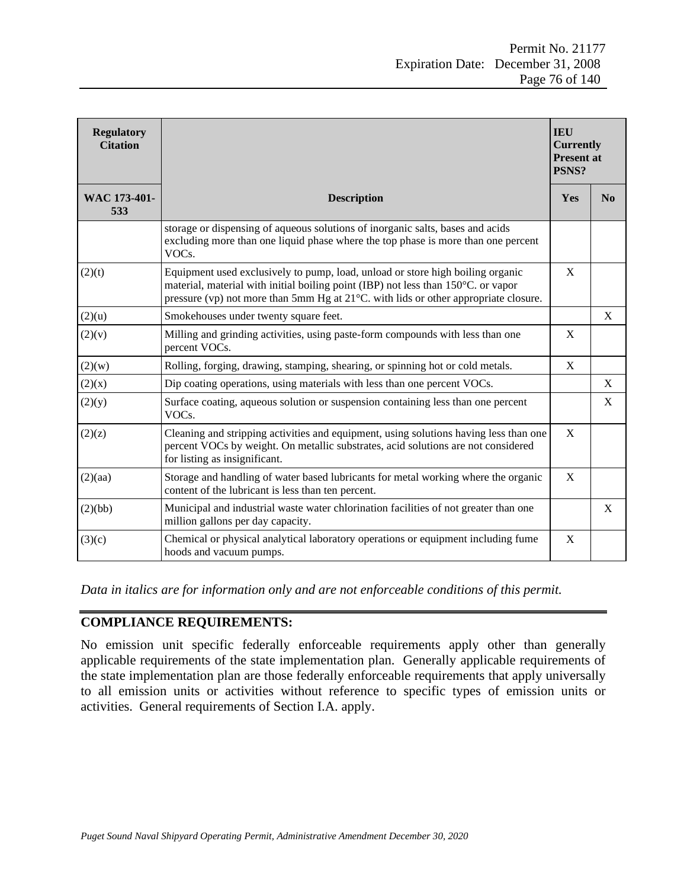| Regulatory Citation | | IEU Currently Present at PSNS? | |
|---|---|---|---|
| WAC 173-401-533 | Description | Yes | No |
| | storage or dispensing of aqueous solutions of inorganic salts, bases and acids excluding more than one liquid phase where the top phase is more than one percent VOCs. | | |
| (2)(t) | Equipment used exclusively to pump, load, unload or store high boiling organic material, material with initial boiling point (IBP) not less than 150°C. or vapor pressure (vp) not more than 5mm Hg at 21°C. with lids or other appropriate closure. | X | |
| (2)(u) | Smokehouses under twenty square feet. | | X |
| (2)(v) | Milling and grinding activities, using paste-form compounds with less than one percent VOCs. | X | |
| (2)(w) | Rolling, forging, drawing, stamping, shearing, or spinning hot or cold metals. | X | |
| (2)(x) | Dip coating operations, using materials with less than one percent VOCs. | | X |
| (2)(y) | Surface coating, aqueous solution or suspension containing less than one percent VOCs. | | X |
| (2)(z) | Cleaning and stripping activities and equipment, using solutions having less than one percent VOCs by weight. On metallic substrates, acid solutions are not considered for listing as insignificant. | X | |
| (2)(aa) | Storage and handling of water based lubricants for metal working where the organic content of the lubricant is less than ten percent. | X | |
| (2)(bb) | Municipal and industrial waste water chlorination facilities of not greater than one million gallons per day capacity. | | X |
| (3)(c) | Chemical or physical analytical laboratory operations or equipment including fume hoods and vacuum pumps. | X | |

*Data in italics are for information only and are not enforceable conditions of this permit.*

## COMPLIANCE REQUIREMENTS:

No emission unit specific federally enforceable requirements apply other than generally applicable requirements of the state implementation plan. Generally applicable requirements of the state implementation plan are those federally enforceable requirements that apply universally to all emission units or activities without reference to specific types of emission units or activities. General requirements of Section I.A. apply.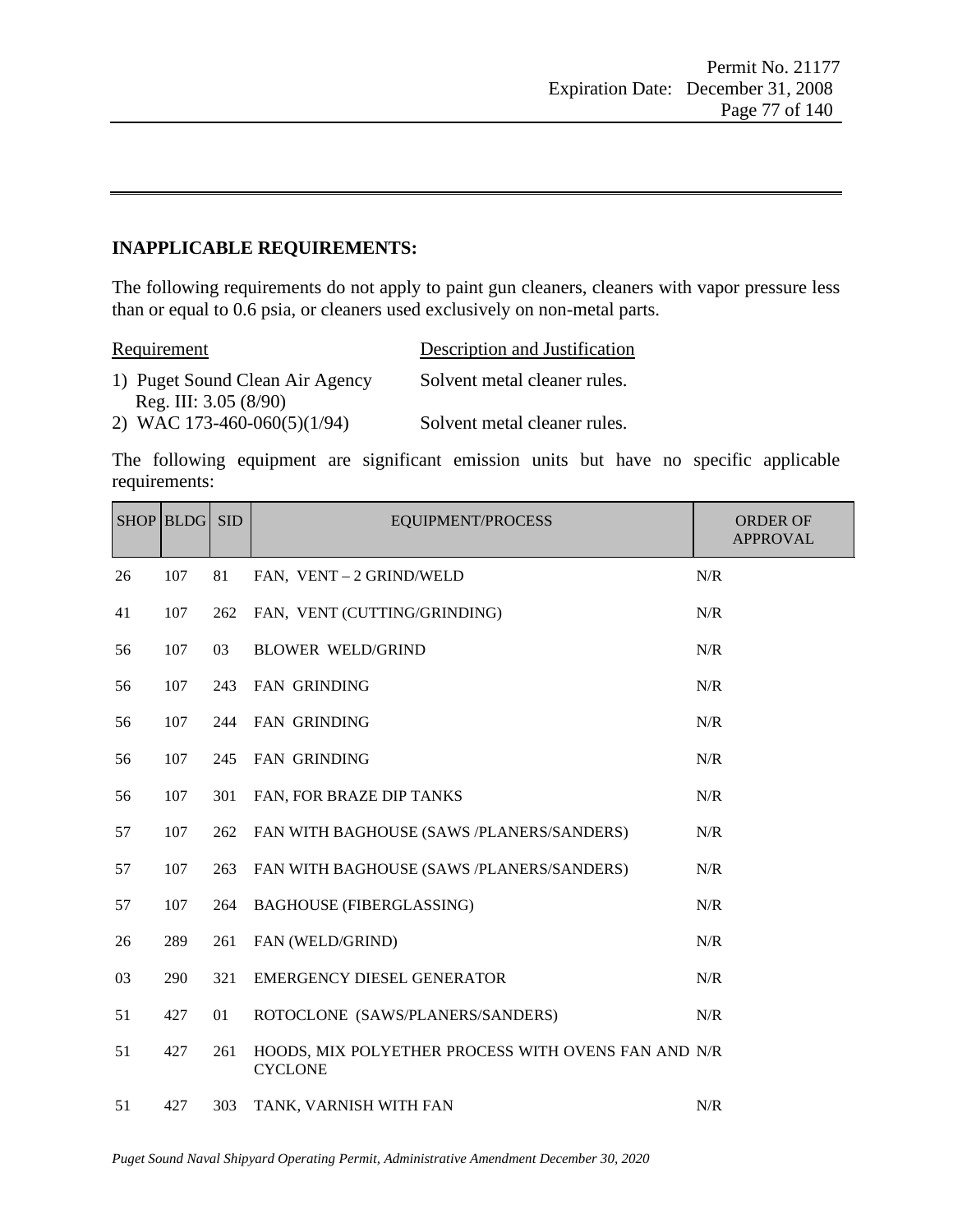## INAPPLICABLE REQUIREMENTS:

The following requirements do not apply to paint gun cleaners, cleaners with vapor pressure less than or equal to 0.6 psia, or cleaners used exclusively on non-metal parts.

| Requirement | Description and Justification |
|---|---|
| 1) Puget Sound Clean Air Agency Reg. III: 3.05 (8/90) | Solvent metal cleaner rules. |
| 2) WAC 173-460-060(5)(1/94) | Solvent metal cleaner rules. |

The following equipment are significant emission units but have no specific applicable requirements:

| SHOP | BLDG | SID | EQUIPMENT/PROCESS | ORDER OF APPROVAL |
|---|---|---|---|---|
| 26 | 107 | 81 | FAN, VENT – 2 GRIND/WELD | N/R |
| 41 | 107 | 262 | FAN, VENT (CUTTING/GRINDING) | N/R |
| 56 | 107 | 03 | BLOWER WELD/GRIND | N/R |
| 56 | 107 | 243 | FAN GRINDING | N/R |
| 56 | 107 | 244 | FAN GRINDING | N/R |
| 56 | 107 | 245 | FAN GRINDING | N/R |
| 56 | 107 | 301 | FAN, FOR BRAZE DIP TANKS | N/R |
| 57 | 107 | 262 | FAN WITH BAGHOUSE (SAWS /PLANERS/SANDERS) | N/R |
| 57 | 107 | 263 | FAN WITH BAGHOUSE (SAWS /PLANERS/SANDERS) | N/R |
| 57 | 107 | 264 | BAGHOUSE (FIBERGLASSING) | N/R |
| 26 | 289 | 261 | FAN (WELD/GRIND) | N/R |
| 03 | 290 | 321 | EMERGENCY DIESEL GENERATOR | N/R |
| 51 | 427 | 01 | ROTOCLONE (SAWS/PLANERS/SANDERS) | N/R |
| 51 | 427 | 261 | HOODS, MIX POLYETHER PROCESS WITH OVENS FAN AND CYCLONE | N/R |
| 51 | 427 | 303 | TANK, VARNISH WITH FAN | N/R |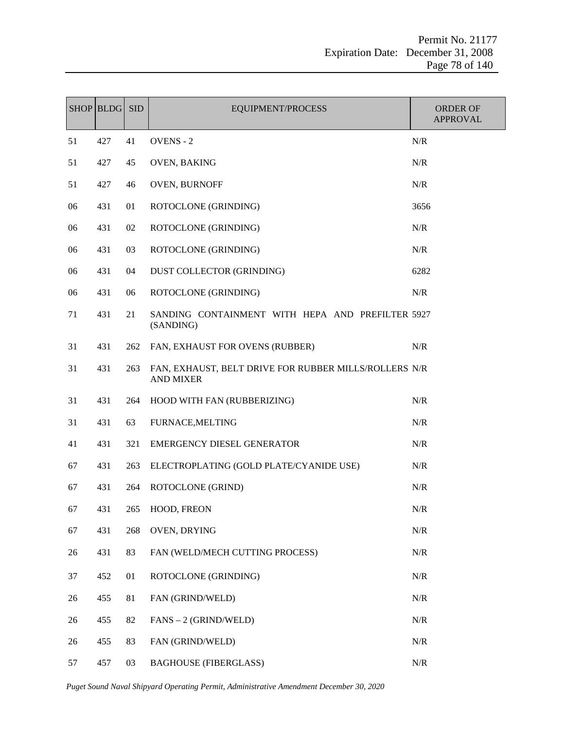| SHOP | BLDG | SID | EQUIPMENT/PROCESS | ORDER OF APPROVAL |
|---|---|---|---|---|
| 51 | 427 | 41 | OVENS - 2 | N/R |
| 51 | 427 | 45 | OVEN, BAKING | N/R |
| 51 | 427 | 46 | OVEN, BURNOFF | N/R |
| 06 | 431 | 01 | ROTOCLONE (GRINDING) | 3656 |
| 06 | 431 | 02 | ROTOCLONE (GRINDING) | N/R |
| 06 | 431 | 03 | ROTOCLONE (GRINDING) | N/R |
| 06 | 431 | 04 | DUST COLLECTOR (GRINDING) | 6282 |
| 06 | 431 | 06 | ROTOCLONE (GRINDING) | N/R |
| 71 | 431 | 21 | SANDING CONTAINMENT WITH HEPA AND PREFILTER (SANDING) | 5927 |
| 31 | 431 | 262 | FAN, EXHAUST FOR OVENS (RUBBER) | N/R |
| 31 | 431 | 263 | FAN, EXHAUST, BELT DRIVE FOR RUBBER MILLS/ROLLERS AND MIXER | N/R |
| 31 | 431 | 264 | HOOD WITH FAN (RUBBERIZING) | N/R |
| 31 | 431 | 63 | FURNACE,MELTING | N/R |
| 41 | 431 | 321 | EMERGENCY DIESEL GENERATOR | N/R |
| 67 | 431 | 263 | ELECTROPLATING (GOLD PLATE/CYANIDE USE) | N/R |
| 67 | 431 | 264 | ROTOCLONE (GRIND) | N/R |
| 67 | 431 | 265 | HOOD, FREON | N/R |
| 67 | 431 | 268 | OVEN, DRYING | N/R |
| 26 | 431 | 83 | FAN (WELD/MECH CUTTING PROCESS) | N/R |
| 37 | 452 | 01 | ROTOCLONE (GRINDING) | N/R |
| 26 | 455 | 81 | FAN (GRIND/WELD) | N/R |
| 26 | 455 | 82 | FANS – 2 (GRIND/WELD) | N/R |
| 26 | 455 | 83 | FAN (GRIND/WELD) | N/R |
| 57 | 457 | 03 | BAGHOUSE (FIBERGLASS) | N/R |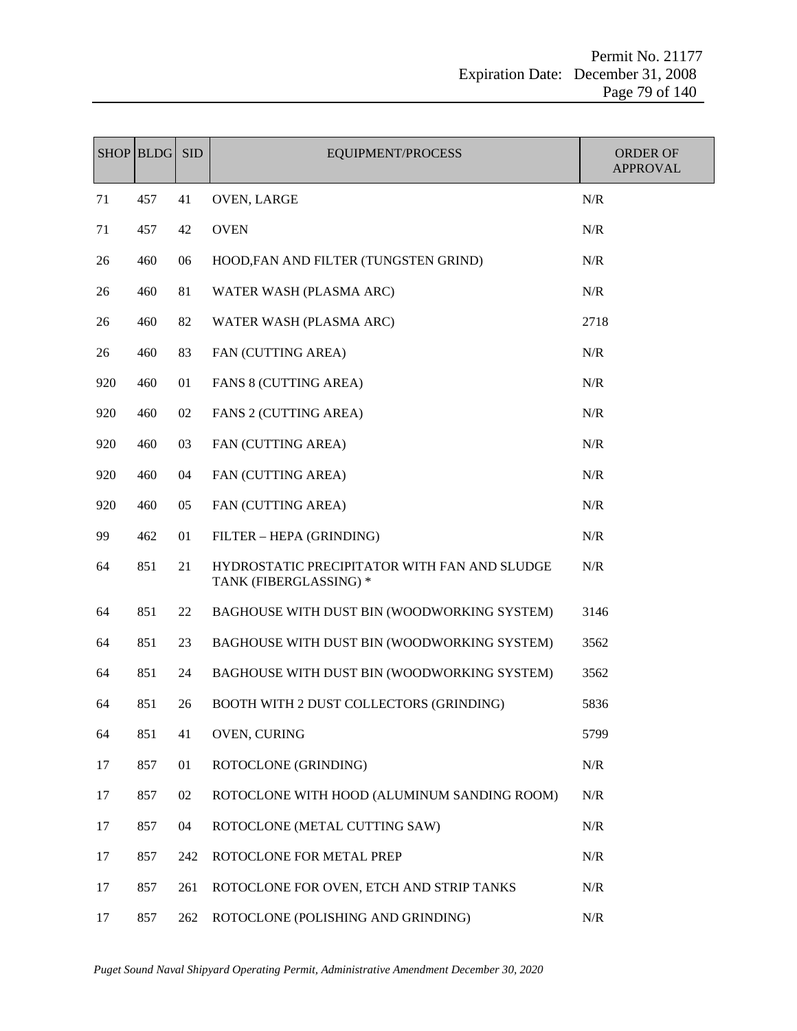| SHOP | BLDG | SID | EQUIPMENT/PROCESS | ORDER OF APPROVAL |
|---|---|---|---|---|
| 71 | 457 | 41 | OVEN, LARGE | N/R |
| 71 | 457 | 42 | OVEN | N/R |
| 26 | 460 | 06 | HOOD,FAN AND FILTER (TUNGSTEN GRIND) | N/R |
| 26 | 460 | 81 | WATER WASH (PLASMA ARC) | N/R |
| 26 | 460 | 82 | WATER WASH (PLASMA ARC) | 2718 |
| 26 | 460 | 83 | FAN (CUTTING AREA) | N/R |
| 920 | 460 | 01 | FANS 8 (CUTTING AREA) | N/R |
| 920 | 460 | 02 | FANS 2 (CUTTING AREA) | N/R |
| 920 | 460 | 03 | FAN (CUTTING AREA) | N/R |
| 920 | 460 | 04 | FAN (CUTTING AREA) | N/R |
| 920 | 460 | 05 | FAN (CUTTING AREA) | N/R |
| 99 | 462 | 01 | FILTER – HEPA (GRINDING) | N/R |
| 64 | 851 | 21 | HYDROSTATIC PRECIPITATOR WITH FAN AND SLUDGE TANK (FIBERGLASSING) * | N/R |
| 64 | 851 | 22 | BAGHOUSE WITH DUST BIN (WOODWORKING SYSTEM) | 3146 |
| 64 | 851 | 23 | BAGHOUSE WITH DUST BIN (WOODWORKING SYSTEM) | 3562 |
| 64 | 851 | 24 | BAGHOUSE WITH DUST BIN (WOODWORKING SYSTEM) | 3562 |
| 64 | 851 | 26 | BOOTH WITH 2 DUST COLLECTORS (GRINDING) | 5836 |
| 64 | 851 | 41 | OVEN, CURING | 5799 |
| 17 | 857 | 01 | ROTOCLONE (GRINDING) | N/R |
| 17 | 857 | 02 | ROTOCLONE WITH HOOD (ALUMINUM SANDING ROOM) | N/R |
| 17 | 857 | 04 | ROTOCLONE (METAL CUTTING SAW) | N/R |
| 17 | 857 | 242 | ROTOCLONE FOR METAL PREP | N/R |
| 17 | 857 | 261 | ROTOCLONE FOR OVEN, ETCH AND STRIP TANKS | N/R |
| 17 | 857 | 262 | ROTOCLONE (POLISHING AND GRINDING) | N/R |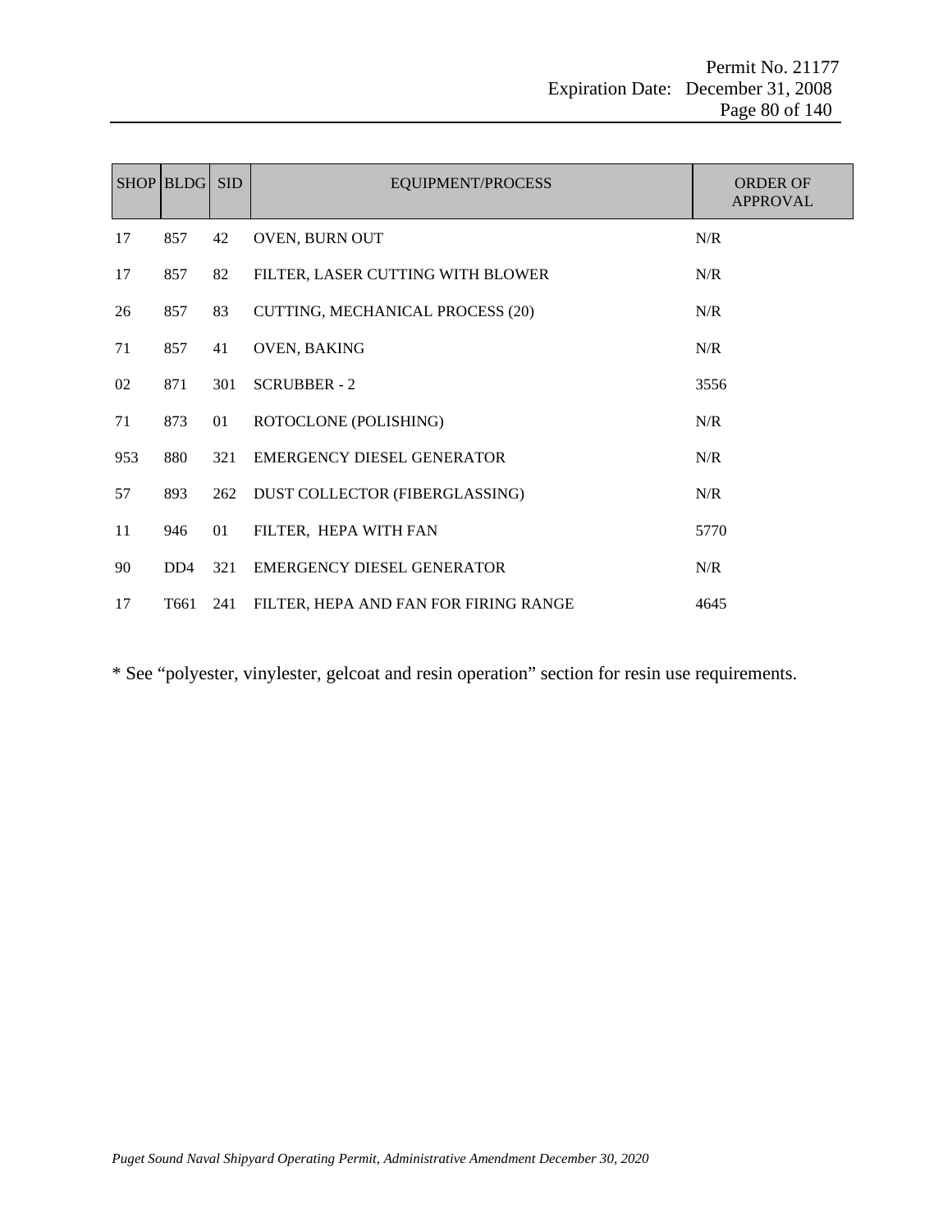| SHOP | BLDG | SID | EQUIPMENT/PROCESS | ORDER OF APPROVAL |
|---|---|---|---|---|
| 17 | 857 | 42 | OVEN, BURN OUT | N/R |
| 17 | 857 | 82 | FILTER, LASER CUTTING WITH BLOWER | N/R |
| 26 | 857 | 83 | CUTTING, MECHANICAL PROCESS (20) | N/R |
| 71 | 857 | 41 | OVEN, BAKING | N/R |
| 02 | 871 | 301 | SCRUBBER - 2 | 3556 |
| 71 | 873 | 01 | ROTOCLONE (POLISHING) | N/R |
| 953 | 880 | 321 | EMERGENCY DIESEL GENERATOR | N/R |
| 57 | 893 | 262 | DUST COLLECTOR (FIBERGLASSING) | N/R |
| 11 | 946 | 01 | FILTER, HEPA WITH FAN | 5770 |
| 90 | DD4 | 321 | EMERGENCY DIESEL GENERATOR | N/R |
| 17 | T661 | 241 | FILTER, HEPA AND FAN FOR FIRING RANGE | 4645 |

* See “polyester, vinylester, gelcoat and resin operation” section for resin use requirements.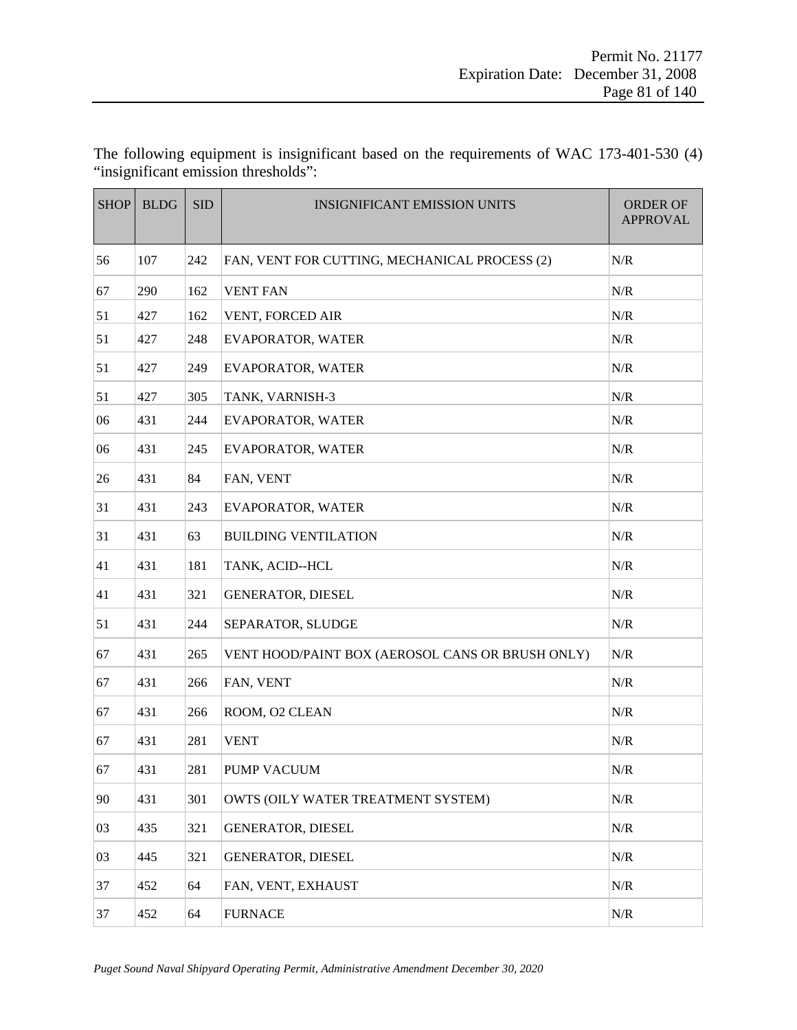The following equipment is insignificant based on the requirements of WAC 173-401-530 (4) “insignificant emission thresholds”:

| SHOP | BLDG | SID | INSIGNIFICANT EMISSION UNITS | ORDER OF APPROVAL |
|---|---|---|---|---|
| 56 | 107 | 242 | FAN, VENT FOR CUTTING, MECHANICAL PROCESS (2) | N/R |
| 67 | 290 | 162 | VENT FAN | N/R |
| 51 | 427 | 162 | VENT, FORCED AIR | N/R |
| 51 | 427 | 248 | EVAPORATOR, WATER | N/R |
| 51 | 427 | 249 | EVAPORATOR, WATER | N/R |
| 51 | 427 | 305 | TANK, VARNISH-3 | N/R |
| 06 | 431 | 244 | EVAPORATOR, WATER | N/R |
| 06 | 431 | 245 | EVAPORATOR, WATER | N/R |
| 26 | 431 | 84 | FAN, VENT | N/R |
| 31 | 431 | 243 | EVAPORATOR, WATER | N/R |
| 31 | 431 | 63 | BUILDING VENTILATION | N/R |
| 41 | 431 | 181 | TANK, ACID--HCL | N/R |
| 41 | 431 | 321 | GENERATOR, DIESEL | N/R |
| 51 | 431 | 244 | SEPARATOR, SLUDGE | N/R |
| 67 | 431 | 265 | VENT HOOD/PAINT BOX (AEROSOL CANS OR BRUSH ONLY) | N/R |
| 67 | 431 | 266 | FAN, VENT | N/R |
| 67 | 431 | 266 | ROOM, O2 CLEAN | N/R |
| 67 | 431 | 281 | VENT | N/R |
| 67 | 431 | 281 | PUMP VACUUM | N/R |
| 90 | 431 | 301 | OWTS (OILY WATER TREATMENT SYSTEM) | N/R |
| 03 | 435 | 321 | GENERATOR, DIESEL | N/R |
| 03 | 445 | 321 | GENERATOR, DIESEL | N/R |
| 37 | 452 | 64 | FAN, VENT, EXHAUST | N/R |
| 37 | 452 | 64 | FURNACE | N/R |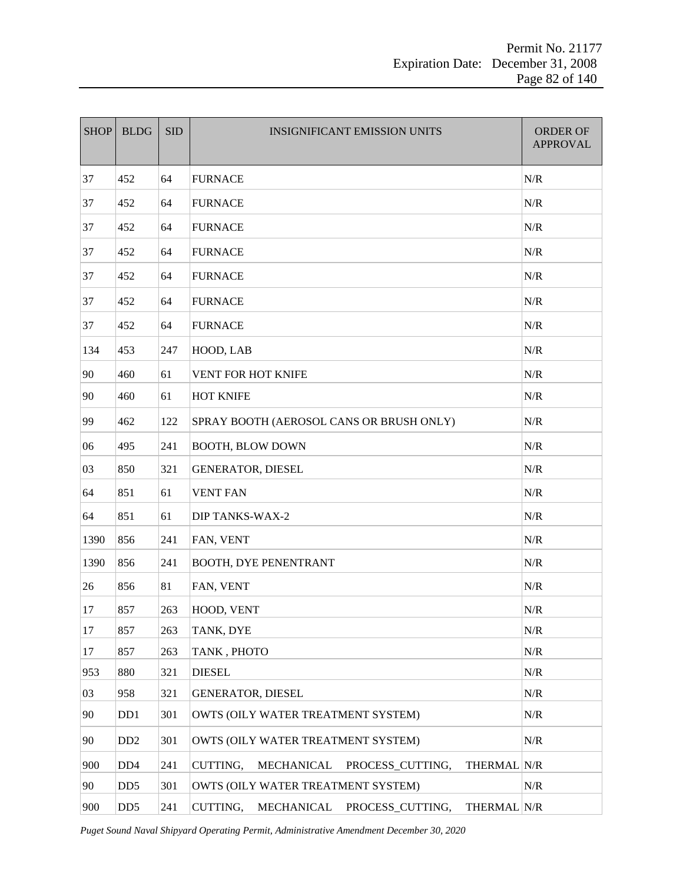| SHOP | BLDG | SID | INSIGNIFICANT EMISSION UNITS | ORDER OF APPROVAL |
|---|---|---|---|---|
| 37 | 452 | 64 | FURNACE | N/R |
| 37 | 452 | 64 | FURNACE | N/R |
| 37 | 452 | 64 | FURNACE | N/R |
| 37 | 452 | 64 | FURNACE | N/R |
| 37 | 452 | 64 | FURNACE | N/R |
| 37 | 452 | 64 | FURNACE | N/R |
| 37 | 452 | 64 | FURNACE | N/R |
| 134 | 453 | 247 | HOOD, LAB | N/R |
| 90 | 460 | 61 | VENT FOR HOT KNIFE | N/R |
| 90 | 460 | 61 | HOT KNIFE | N/R |
| 99 | 462 | 122 | SPRAY BOOTH (AEROSOL CANS OR BRUSH ONLY) | N/R |
| 06 | 495 | 241 | BOOTH, BLOW DOWN | N/R |
| 03 | 850 | 321 | GENERATOR, DIESEL | N/R |
| 64 | 851 | 61 | VENT FAN | N/R |
| 64 | 851 | 61 | DIP TANKS-WAX-2 | N/R |
| 1390 | 856 | 241 | FAN, VENT | N/R |
| 1390 | 856 | 241 | BOOTH, DYE PENENTRANT | N/R |
| 26 | 856 | 81 | FAN, VENT | N/R |
| 17 | 857 | 263 | HOOD, VENT | N/R |
| 17 | 857 | 263 | TANK, DYE | N/R |
| 17 | 857 | 263 | TANK , PHOTO | N/R |
| 953 | 880 | 321 | DIESEL | N/R |
| 03 | 958 | 321 | GENERATOR, DIESEL | N/R |
| 90 | DD1 | 301 | OWTS (OILY WATER TREATMENT SYSTEM) | N/R |
| 90 | DD2 | 301 | OWTS (OILY WATER TREATMENT SYSTEM) | N/R |
| 900 | DD4 | 241 | CUTTING, MECHANICAL PROCESS_CUTTING, THERMAL | N/R |
| 90 | DD5 | 301 | OWTS (OILY WATER TREATMENT SYSTEM) | N/R |
| 900 | DD5 | 241 | CUTTING, MECHANICAL PROCESS_CUTTING, THERMAL | N/R |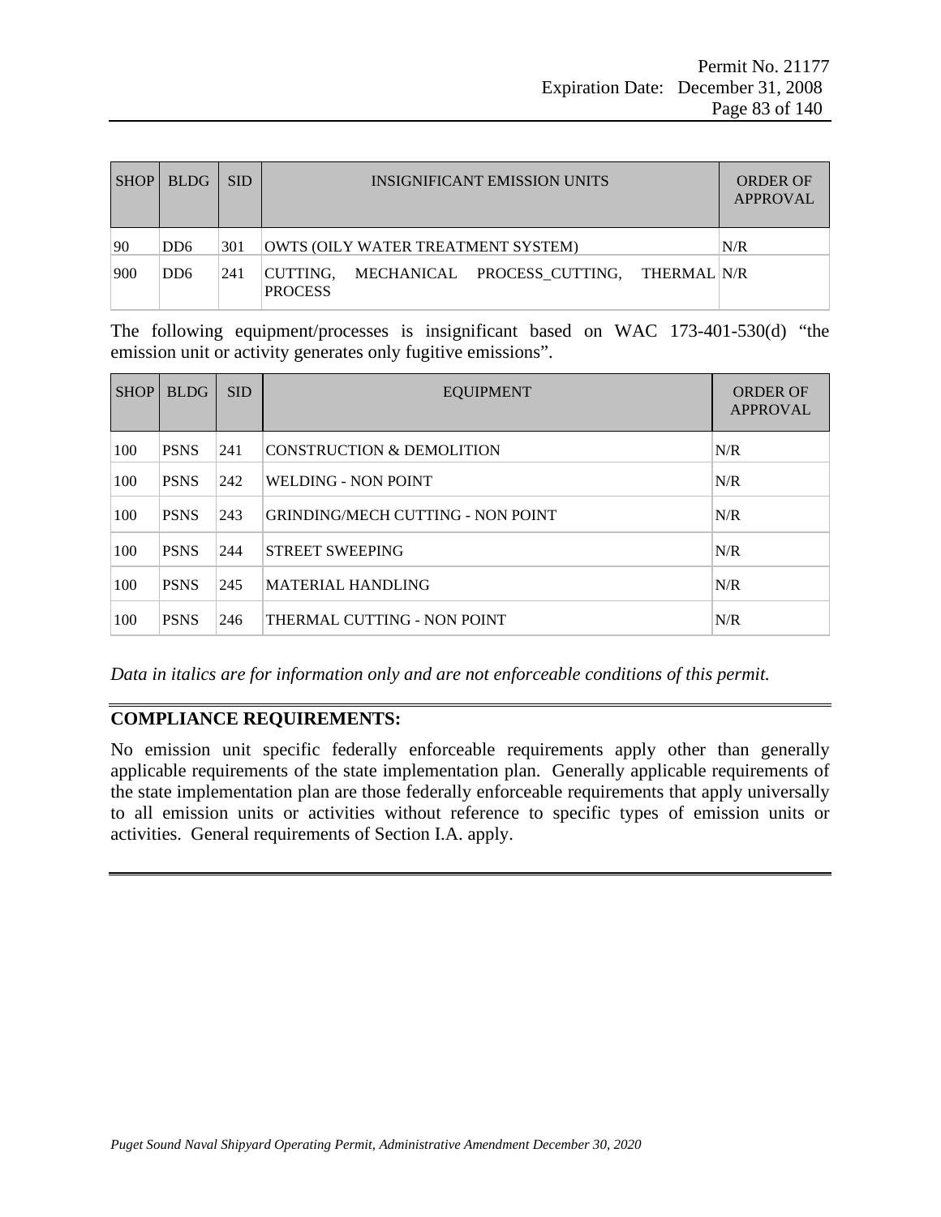| SHOP | BLDG | SID | INSIGNIFICANT EMISSION UNITS | ORDER OF APPROVAL |
|---|---|---|---|---|
| 90 | DD6 | 301 | OWTS (OILY WATER TREATMENT SYSTEM) | N/R |
| 900 | DD6 | 241 | CUTTING, MECHANICAL PROCESS_CUTTING, THERMAL PROCESS | N/R |

The following equipment/processes is insignificant based on WAC 173-401-530(d) "the emission unit or activity generates only fugitive emissions".

| SHOP | BLDG | SID | EQUIPMENT | ORDER OF APPROVAL |
|---|---|---|---|---|
| 100 | PSNS | 241 | CONSTRUCTION & DEMOLITION | N/R |
| 100 | PSNS | 242 | WELDING - NON POINT | N/R |
| 100 | PSNS | 243 | GRINDING/MECH CUTTING - NON POINT | N/R |
| 100 | PSNS | 244 | STREET SWEEPING | N/R |
| 100 | PSNS | 245 | MATERIAL HANDLING | N/R |
| 100 | PSNS | 246 | THERMAL CUTTING - NON POINT | N/R |

*Data in italics are for information only and are not enforceable conditions of this permit.*

## COMPLIANCE REQUIREMENTS:

No emission unit specific federally enforceable requirements apply other than generally applicable requirements of the state implementation plan. Generally applicable requirements of the state implementation plan are those federally enforceable requirements that apply universally to all emission units or activities without reference to specific types of emission units or activities. General requirements of Section I.A. apply.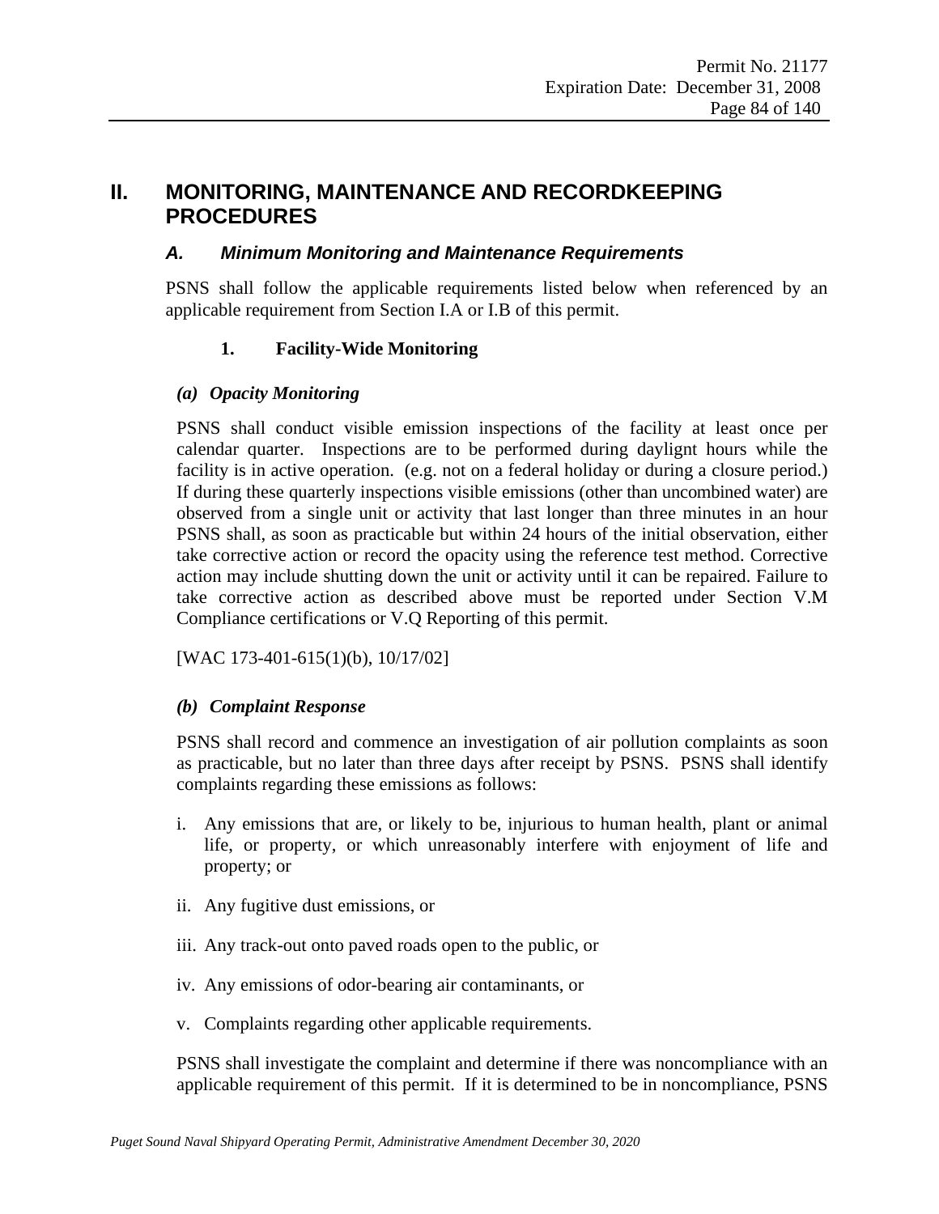# II. MONITORING, MAINTENANCE AND RECORDKEEPING PROCEDURES

## *A. Minimum Monitoring and Maintenance Requirements*

PSNS shall follow the applicable requirements listed below when referenced by an applicable requirement from Section I.A or I.B of this permit.

### 1. Facility-Wide Monitoring

***(a) Opacity Monitoring***

PSNS shall conduct visible emission inspections of the facility at least once per calendar quarter. Inspections are to be performed during daylignt hours while the facility is in active operation. (e.g. not on a federal holiday or during a closure period.) If during these quarterly inspections visible emissions (other than uncombined water) are observed from a single unit or activity that last longer than three minutes in an hour PSNS shall, as soon as practicable but within 24 hours of the initial observation, either take corrective action or record the opacity using the reference test method. Corrective action may include shutting down the unit or activity until it can be repaired. Failure to take corrective action as described above must be reported under Section V.M Compliance certifications or V.Q Reporting of this permit.

[WAC 173-401-615(1)(b), 10/17/02]

***(b) Complaint Response***

PSNS shall record and commence an investigation of air pollution complaints as soon as practicable, but no later than three days after receipt by PSNS. PSNS shall identify complaints regarding these emissions as follows:

i. Any emissions that are, or likely to be, injurious to human health, plant or animal life, or property, or which unreasonably interfere with enjoyment of life and property; or

ii. Any fugitive dust emissions, or

iii. Any track-out onto paved roads open to the public, or

iv. Any emissions of odor-bearing air contaminants, or

v. Complaints regarding other applicable requirements.

PSNS shall investigate the complaint and determine if there was noncompliance with an applicable requirement of this permit. If it is determined to be in noncompliance, PSNS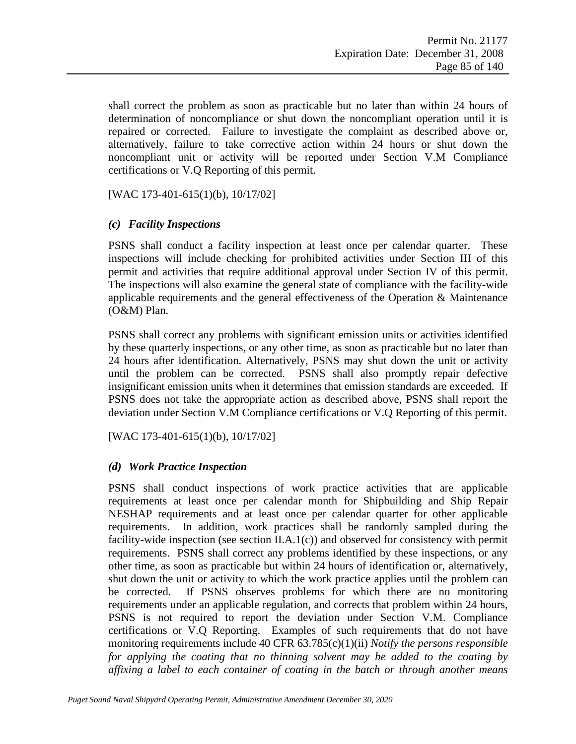shall correct the problem as soon as practicable but no later than within 24 hours of determination of noncompliance or shut down the noncompliant operation until it is repaired or corrected. Failure to investigate the complaint as described above or, alternatively, failure to take corrective action within 24 hours or shut down the noncompliant unit or activity will be reported under Section V.M Compliance certifications or V.Q Reporting of this permit.

[WAC 173-401-615(1)(b), 10/17/02]

### *(c) Facility Inspections*

PSNS shall conduct a facility inspection at least once per calendar quarter. These inspections will include checking for prohibited activities under Section III of this permit and activities that require additional approval under Section IV of this permit. The inspections will also examine the general state of compliance with the facility-wide applicable requirements and the general effectiveness of the Operation & Maintenance (O&M) Plan.

PSNS shall correct any problems with significant emission units or activities identified by these quarterly inspections, or any other time, as soon as practicable but no later than 24 hours after identification. Alternatively, PSNS may shut down the unit or activity until the problem can be corrected. PSNS shall also promptly repair defective insignificant emission units when it determines that emission standards are exceeded. If PSNS does not take the appropriate action as described above, PSNS shall report the deviation under Section V.M Compliance certifications or V.Q Reporting of this permit.

[WAC 173-401-615(1)(b), 10/17/02]

### *(d) Work Practice Inspection*

PSNS shall conduct inspections of work practice activities that are applicable requirements at least once per calendar month for Shipbuilding and Ship Repair NESHAP requirements and at least once per calendar quarter for other applicable requirements. In addition, work practices shall be randomly sampled during the facility-wide inspection (see section II.A.1(c)) and observed for consistency with permit requirements. PSNS shall correct any problems identified by these inspections, or any other time, as soon as practicable but within 24 hours of identification or, alternatively, shut down the unit or activity to which the work practice applies until the problem can be corrected. If PSNS observes problems for which there are no monitoring requirements under an applicable regulation, and corrects that problem within 24 hours, PSNS is not required to report the deviation under Section V.M. Compliance certifications or V.Q Reporting. Examples of such requirements that do not have monitoring requirements include 40 CFR 63.785(c)(1)(ii) *Notify the persons responsible for applying the coating that no thinning solvent may be added to the coating by affixing a label to each container of coating in the batch or through another means*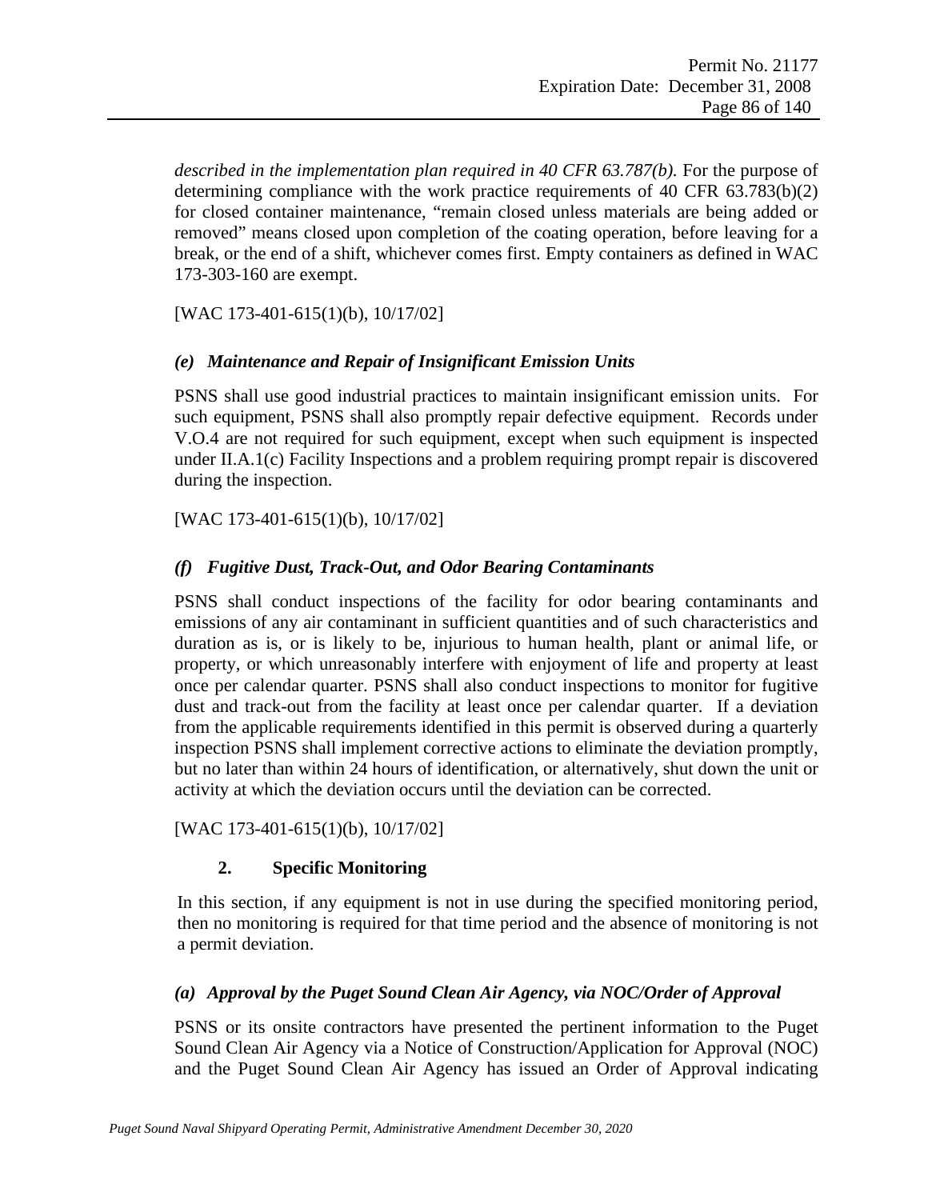*described in the implementation plan required in 40 CFR 63.787(b).* For the purpose of determining compliance with the work practice requirements of 40 CFR 63.783(b)(2) for closed container maintenance, "remain closed unless materials are being added or removed" means closed upon completion of the coating operation, before leaving for a break, or the end of a shift, whichever comes first. Empty containers as defined in WAC 173-303-160 are exempt.

[WAC 173-401-615(1)(b), 10/17/02]

### *(e) Maintenance and Repair of Insignificant Emission Units*

PSNS shall use good industrial practices to maintain insignificant emission units. For such equipment, PSNS shall also promptly repair defective equipment. Records under V.O.4 are not required for such equipment, except when such equipment is inspected under II.A.1(c) Facility Inspections and a problem requiring prompt repair is discovered during the inspection.

[WAC 173-401-615(1)(b), 10/17/02]

### *(f) Fugitive Dust, Track-Out, and Odor Bearing Contaminants*

PSNS shall conduct inspections of the facility for odor bearing contaminants and emissions of any air contaminant in sufficient quantities and of such characteristics and duration as is, or is likely to be, injurious to human health, plant or animal life, or property, or which unreasonably interfere with enjoyment of life and property at least once per calendar quarter. PSNS shall also conduct inspections to monitor for fugitive dust and track-out from the facility at least once per calendar quarter. If a deviation from the applicable requirements identified in this permit is observed during a quarterly inspection PSNS shall implement corrective actions to eliminate the deviation promptly, but no later than within 24 hours of identification, or alternatively, shut down the unit or activity at which the deviation occurs until the deviation can be corrected.

[WAC 173-401-615(1)(b), 10/17/02]

## 2. Specific Monitoring

In this section, if any equipment is not in use during the specified monitoring period, then no monitoring is required for that time period and the absence of monitoring is not a permit deviation.

### *(a) Approval by the Puget Sound Clean Air Agency, via NOC/Order of Approval*

PSNS or its onsite contractors have presented the pertinent information to the Puget Sound Clean Air Agency via a Notice of Construction/Application for Approval (NOC) and the Puget Sound Clean Air Agency has issued an Order of Approval indicating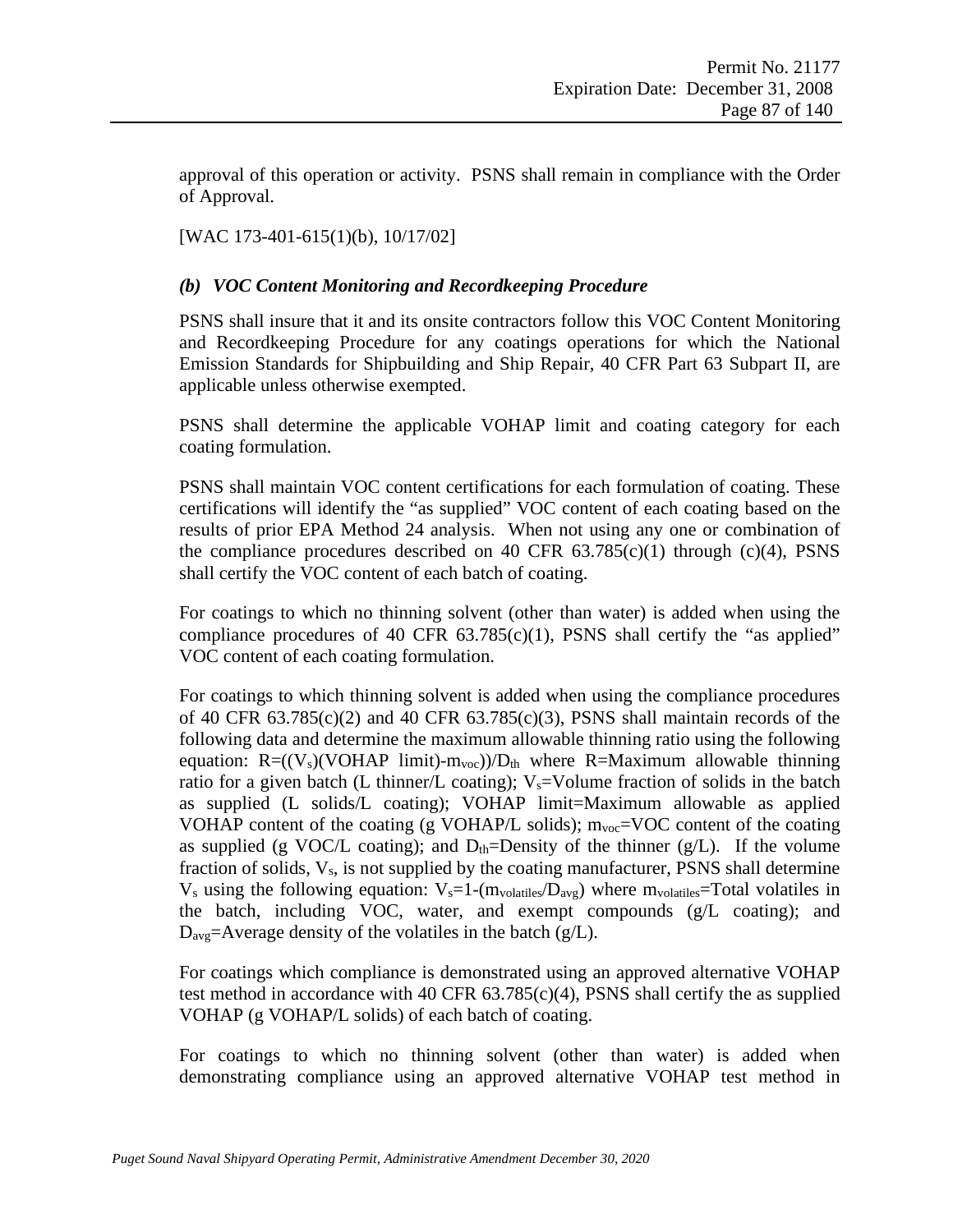approval of this operation or activity. PSNS shall remain in compliance with the Order of Approval.

[WAC 173-401-615(1)(b), 10/17/02]

### *(b) VOC Content Monitoring and Recordkeeping Procedure*

PSNS shall insure that it and its onsite contractors follow this VOC Content Monitoring and Recordkeeping Procedure for any coatings operations for which the National Emission Standards for Shipbuilding and Ship Repair, 40 CFR Part 63 Subpart II, are applicable unless otherwise exempted.

PSNS shall determine the applicable VOHAP limit and coating category for each coating formulation.

PSNS shall maintain VOC content certifications for each formulation of coating. These certifications will identify the "as supplied" VOC content of each coating based on the results of prior EPA Method 24 analysis. When not using any one or combination of the compliance procedures described on 40 CFR 63.785(c)(1) through (c)(4), PSNS shall certify the VOC content of each batch of coating.

For coatings to which no thinning solvent (other than water) is added when using the compliance procedures of 40 CFR 63.785(c)(1), PSNS shall certify the "as applied" VOC content of each coating formulation.

For coatings to which thinning solvent is added when using the compliance procedures of 40 CFR 63.785(c)(2) and 40 CFR 63.785(c)(3), PSNS shall maintain records of the following data and determine the maximum allowable thinning ratio using the following equation: $R=((V_s)(\text{VOHAP limit})-m_{voc}))/D_{th}$ where R=Maximum allowable thinning ratio for a given batch (L thinner/L coating); $V_s$=Volume fraction of solids in the batch as supplied (L solids/L coating); VOHAP limit=Maximum allowable as applied VOHAP content of the coating (g VOHAP/L solids); $m_{voc}$=VOC content of the coating as supplied (g VOC/L coating); and $D_{th}$=Density of the thinner (g/L). If the volume fraction of solids, $V_s$, is not supplied by the coating manufacturer, PSNS shall determine $V_s$ using the following equation: $V_s=1-(m_{volatiles}/D_{avg})$ where $m_{volatiles}$=Total volatiles in the batch, including VOC, water, and exempt compounds (g/L coating); and $D_{avg}$=Average density of the volatiles in the batch (g/L).

For coatings which compliance is demonstrated using an approved alternative VOHAP test method in accordance with 40 CFR 63.785(c)(4), PSNS shall certify the as supplied VOHAP (g VOHAP/L solids) of each batch of coating.

For coatings to which no thinning solvent (other than water) is added when demonstrating compliance using an approved alternative VOHAP test method in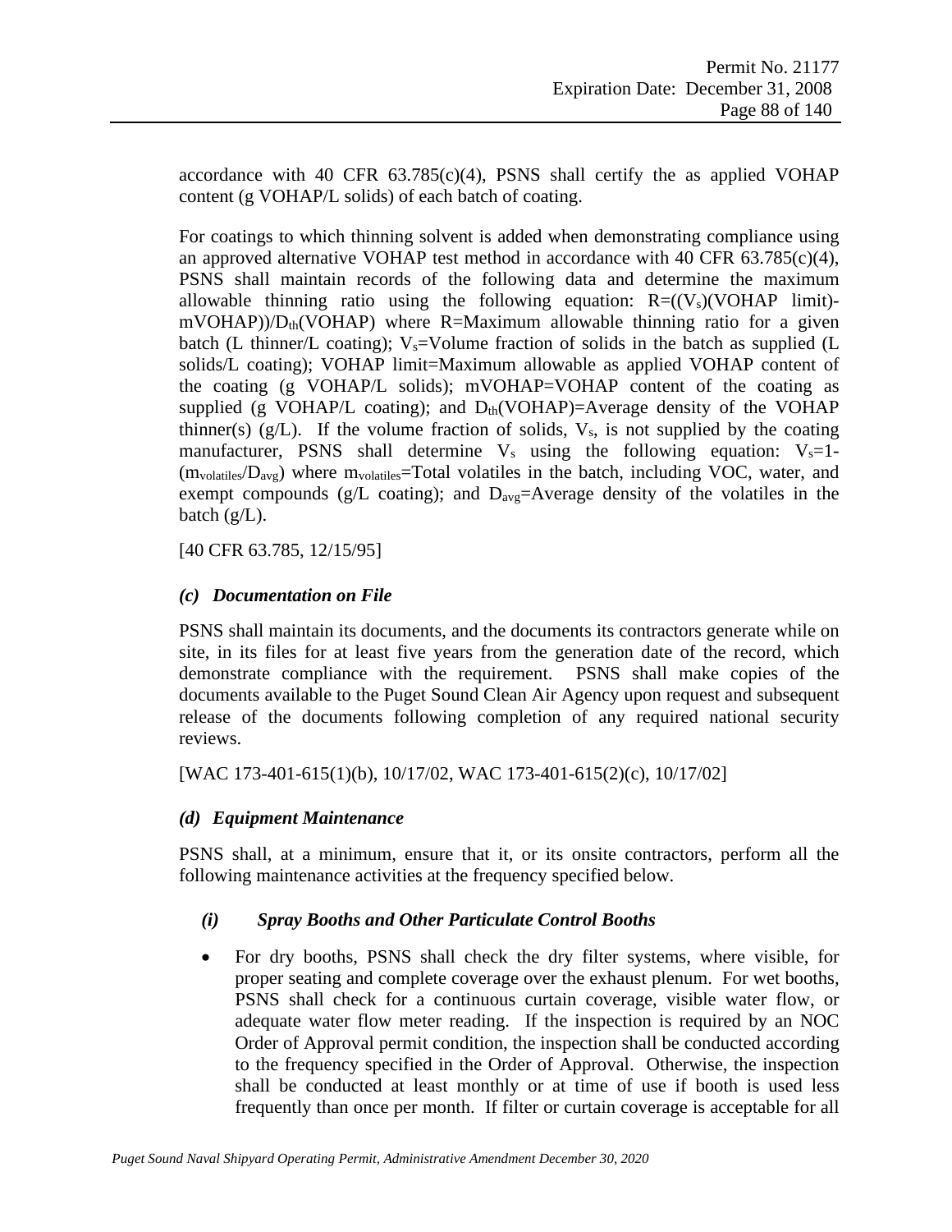accordance with 40 CFR 63.785(c)(4), PSNS shall certify the as applied VOHAP content (g VOHAP/L solids) of each batch of coating.

For coatings to which thinning solvent is added when demonstrating compliance using an approved alternative VOHAP test method in accordance with 40 CFR 63.785(c)(4), PSNS shall maintain records of the following data and determine the maximum allowable thinning ratio using the following equation: $R=((V_s)(\text{VOHAP limit})-\text{mVOHAP}))/D_{th}(\text{VOHAP})$ where R=Maximum allowable thinning ratio for a given batch (L thinner/L coating); $V_s$=Volume fraction of solids in the batch as supplied (L solids/L coating); VOHAP limit=Maximum allowable as applied VOHAP content of the coating (g VOHAP/L solids); mVOHAP=VOHAP content of the coating as supplied (g VOHAP/L coating); and $D_{th}$(VOHAP)=Average density of the VOHAP thinner(s) (g/L). If the volume fraction of solids, $V_s$, is not supplied by the coating manufacturer, PSNS shall determine $V_s$ using the following equation: $V_s=1-(m_{volatiles}/D_{avg})$ where $m_{volatiles}$=Total volatiles in the batch, including VOC, water, and exempt compounds (g/L coating); and $D_{avg}$=Average density of the volatiles in the batch (g/L).

[40 CFR 63.785, 12/15/95]

### *(c) Documentation on File*

PSNS shall maintain its documents, and the documents its contractors generate while on site, in its files for at least five years from the generation date of the record, which demonstrate compliance with the requirement. PSNS shall make copies of the documents available to the Puget Sound Clean Air Agency upon request and subsequent release of the documents following completion of any required national security reviews.

[WAC 173-401-615(1)(b), 10/17/02, WAC 173-401-615(2)(c), 10/17/02]

### *(d) Equipment Maintenance*

PSNS shall, at a minimum, ensure that it, or its onsite contractors, perform all the following maintenance activities at the frequency specified below.

#### *(i) Spray Booths and Other Particulate Control Booths*

- For dry booths, PSNS shall check the dry filter systems, where visible, for proper seating and complete coverage over the exhaust plenum. For wet booths, PSNS shall check for a continuous curtain coverage, visible water flow, or adequate water flow meter reading. If the inspection is required by an NOC Order of Approval permit condition, the inspection shall be conducted according to the frequency specified in the Order of Approval. Otherwise, the inspection shall be conducted at least monthly or at time of use if booth is used less frequently than once per month. If filter or curtain coverage is acceptable for all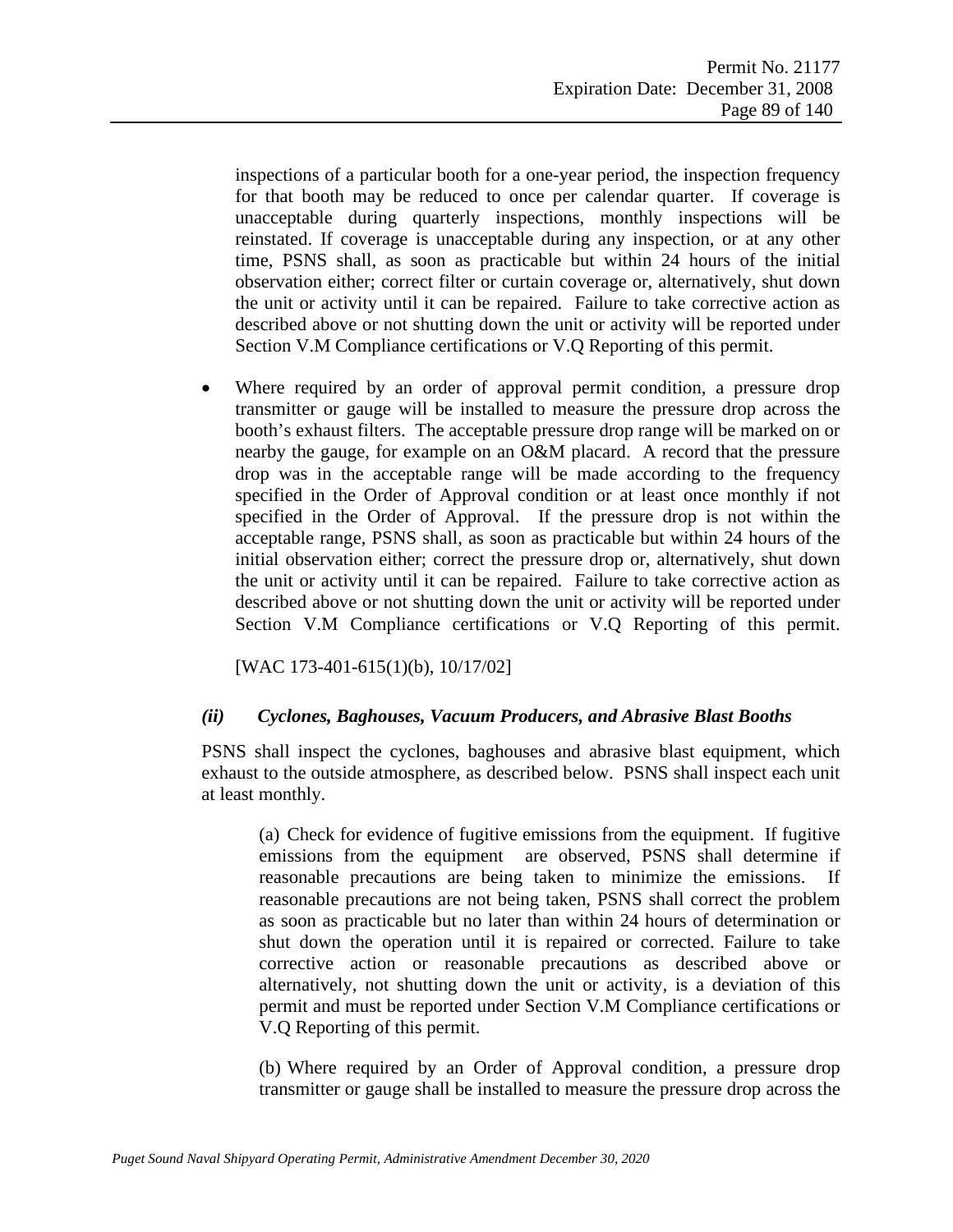inspections of a particular booth for a one-year period, the inspection frequency for that booth may be reduced to once per calendar quarter. If coverage is unacceptable during quarterly inspections, monthly inspections will be reinstated. If coverage is unacceptable during any inspection, or at any other time, PSNS shall, as soon as practicable but within 24 hours of the initial observation either; correct filter or curtain coverage or, alternatively, shut down the unit or activity until it can be repaired. Failure to take corrective action as described above or not shutting down the unit or activity will be reported under Section V.M Compliance certifications or V.Q Reporting of this permit.

- Where required by an order of approval permit condition, a pressure drop transmitter or gauge will be installed to measure the pressure drop across the booth's exhaust filters. The acceptable pressure drop range will be marked on or nearby the gauge, for example on an O&M placard. A record that the pressure drop was in the acceptable range will be made according to the frequency specified in the Order of Approval condition or at least once monthly if not specified in the Order of Approval. If the pressure drop is not within the acceptable range, PSNS shall, as soon as practicable but within 24 hours of the initial observation either; correct the pressure drop or, alternatively, shut down the unit or activity until it can be repaired. Failure to take corrective action as described above or not shutting down the unit or activity will be reported under Section V.M Compliance certifications or V.Q Reporting of this permit.

  [WAC 173-401-615(1)(b), 10/17/02]

***(ii) Cyclones, Baghouses, Vacuum Producers, and Abrasive Blast Booths***

PSNS shall inspect the cyclones, baghouses and abrasive blast equipment, which exhaust to the outside atmosphere, as described below. PSNS shall inspect each unit at least monthly.

(a) Check for evidence of fugitive emissions from the equipment. If fugitive emissions from the equipment are observed, PSNS shall determine if reasonable precautions are being taken to minimize the emissions. If reasonable precautions are not being taken, PSNS shall correct the problem as soon as practicable but no later than within 24 hours of determination or shut down the operation until it is repaired or corrected. Failure to take corrective action or reasonable precautions as described above or alternatively, not shutting down the unit or activity, is a deviation of this permit and must be reported under Section V.M Compliance certifications or V.Q Reporting of this permit.

(b) Where required by an Order of Approval condition, a pressure drop transmitter or gauge shall be installed to measure the pressure drop across the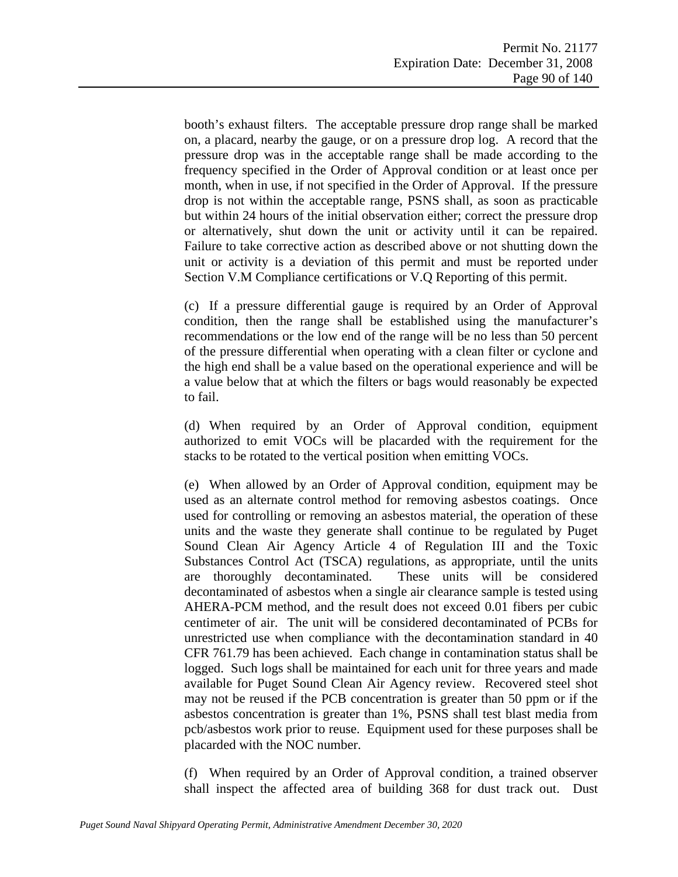booth's exhaust filters. The acceptable pressure drop range shall be marked on, a placard, nearby the gauge, or on a pressure drop log. A record that the pressure drop was in the acceptable range shall be made according to the frequency specified in the Order of Approval condition or at least once per month, when in use, if not specified in the Order of Approval. If the pressure drop is not within the acceptable range, PSNS shall, as soon as practicable but within 24 hours of the initial observation either; correct the pressure drop or alternatively, shut down the unit or activity until it can be repaired. Failure to take corrective action as described above or not shutting down the unit or activity is a deviation of this permit and must be reported under Section V.M Compliance certifications or V.Q Reporting of this permit.

(c) If a pressure differential gauge is required by an Order of Approval condition, then the range shall be established using the manufacturer's recommendations or the low end of the range will be no less than 50 percent of the pressure differential when operating with a clean filter or cyclone and the high end shall be a value based on the operational experience and will be a value below that at which the filters or bags would reasonably be expected to fail.

(d) When required by an Order of Approval condition, equipment authorized to emit VOCs will be placarded with the requirement for the stacks to be rotated to the vertical position when emitting VOCs.

(e) When allowed by an Order of Approval condition, equipment may be used as an alternate control method for removing asbestos coatings. Once used for controlling or removing an asbestos material, the operation of these units and the waste they generate shall continue to be regulated by Puget Sound Clean Air Agency Article 4 of Regulation III and the Toxic Substances Control Act (TSCA) regulations, as appropriate, until the units are thoroughly decontaminated. These units will be considered decontaminated of asbestos when a single air clearance sample is tested using AHERA-PCM method, and the result does not exceed 0.01 fibers per cubic centimeter of air. The unit will be considered decontaminated of PCBs for unrestricted use when compliance with the decontamination standard in 40 CFR 761.79 has been achieved. Each change in contamination status shall be logged. Such logs shall be maintained for each unit for three years and made available for Puget Sound Clean Air Agency review. Recovered steel shot may not be reused if the PCB concentration is greater than 50 ppm or if the asbestos concentration is greater than 1%, PSNS shall test blast media from pcb/asbestos work prior to reuse. Equipment used for these purposes shall be placarded with the NOC number.

(f) When required by an Order of Approval condition, a trained observer shall inspect the affected area of building 368 for dust track out. Dust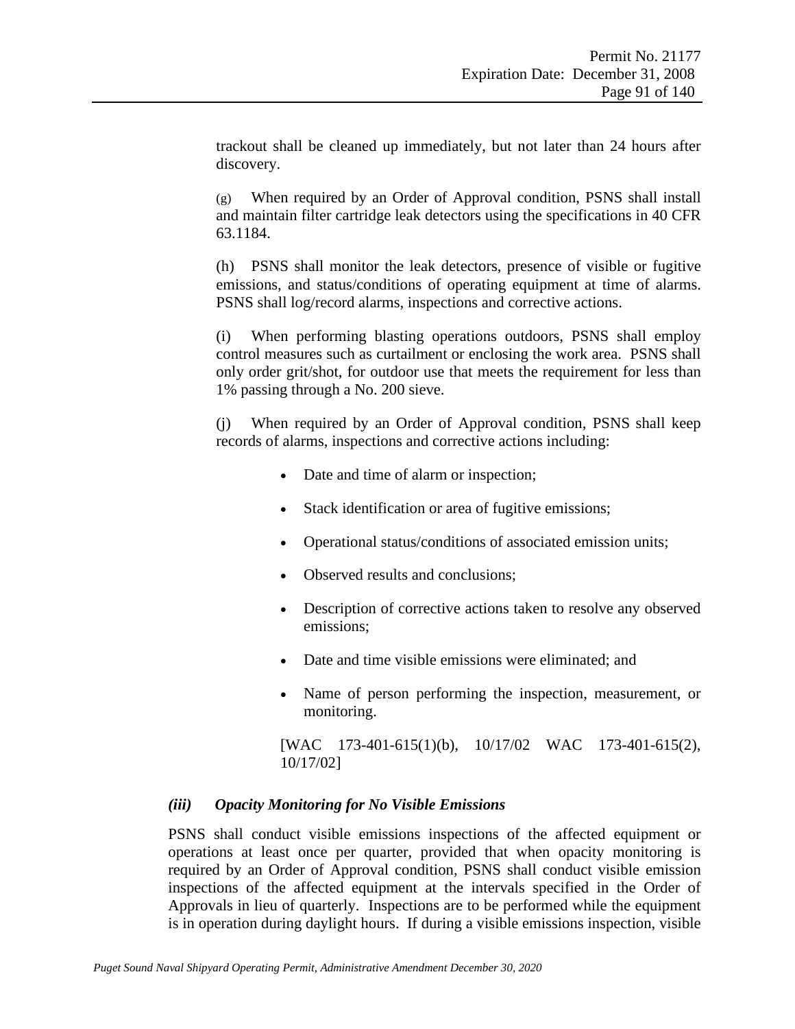trackout shall be cleaned up immediately, but not later than 24 hours after discovery.

(g) When required by an Order of Approval condition, PSNS shall install and maintain filter cartridge leak detectors using the specifications in 40 CFR 63.1184.

(h) PSNS shall monitor the leak detectors, presence of visible or fugitive emissions, and status/conditions of operating equipment at time of alarms. PSNS shall log/record alarms, inspections and corrective actions.

(i) When performing blasting operations outdoors, PSNS shall employ control measures such as curtailment or enclosing the work area. PSNS shall only order grit/shot, for outdoor use that meets the requirement for less than 1% passing through a No. 200 sieve.

(j) When required by an Order of Approval condition, PSNS shall keep records of alarms, inspections and corrective actions including:

- Date and time of alarm or inspection;
- Stack identification or area of fugitive emissions;
- Operational status/conditions of associated emission units;
- Observed results and conclusions;
- Description of corrective actions taken to resolve any observed emissions;
- Date and time visible emissions were eliminated; and
- Name of person performing the inspection, measurement, or monitoring.

[WAC 173-401-615(1)(b), 10/17/02 WAC 173-401-615(2), 10/17/02]

### *(iii) Opacity Monitoring for No Visible Emissions*

PSNS shall conduct visible emissions inspections of the affected equipment or operations at least once per quarter, provided that when opacity monitoring is required by an Order of Approval condition, PSNS shall conduct visible emission inspections of the affected equipment at the intervals specified in the Order of Approvals in lieu of quarterly. Inspections are to be performed while the equipment is in operation during daylight hours. If during a visible emissions inspection, visible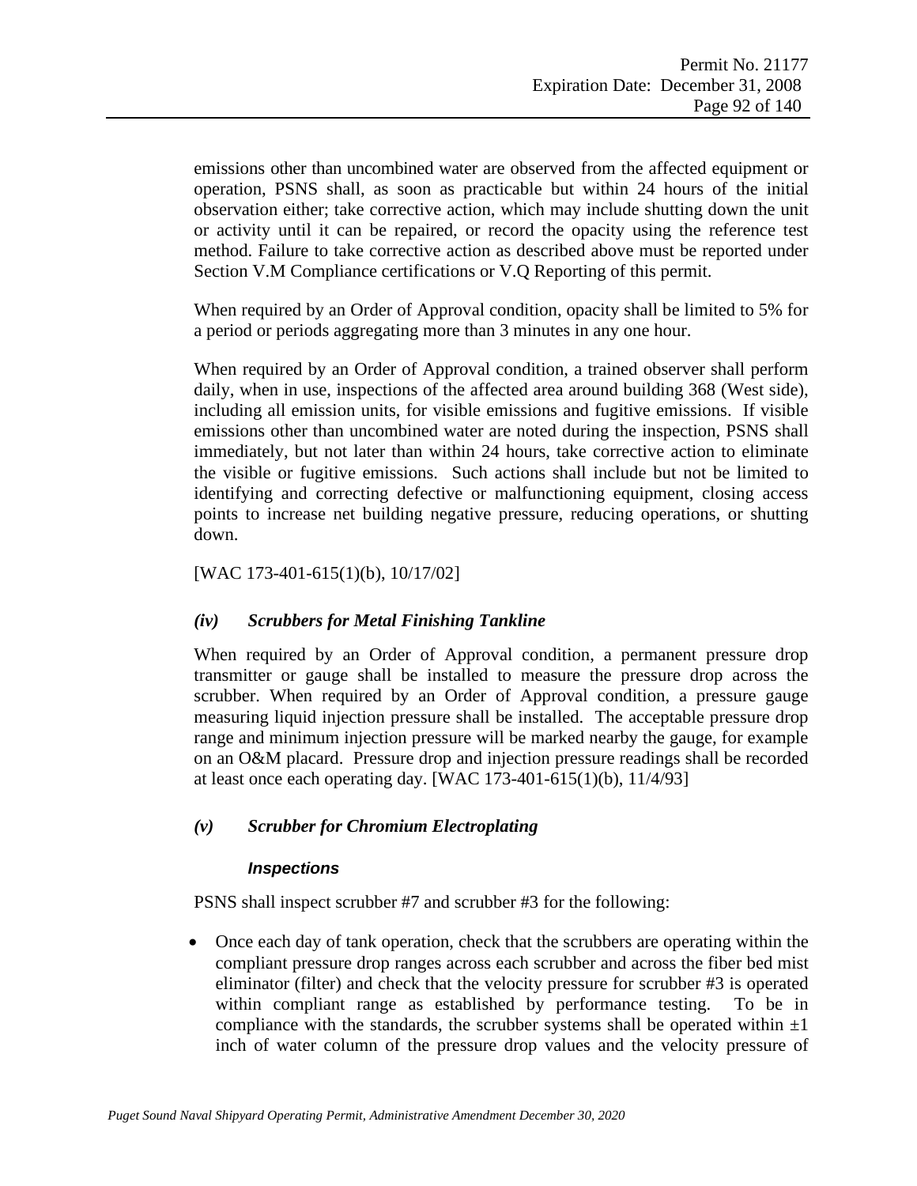emissions other than uncombined water are observed from the affected equipment or operation, PSNS shall, as soon as practicable but within 24 hours of the initial observation either; take corrective action, which may include shutting down the unit or activity until it can be repaired, or record the opacity using the reference test method. Failure to take corrective action as described above must be reported under Section V.M Compliance certifications or V.Q Reporting of this permit.

When required by an Order of Approval condition, opacity shall be limited to 5% for a period or periods aggregating more than 3 minutes in any one hour.

When required by an Order of Approval condition, a trained observer shall perform daily, when in use, inspections of the affected area around building 368 (West side), including all emission units, for visible emissions and fugitive emissions. If visible emissions other than uncombined water are noted during the inspection, PSNS shall immediately, but not later than within 24 hours, take corrective action to eliminate the visible or fugitive emissions. Such actions shall include but not be limited to identifying and correcting defective or malfunctioning equipment, closing access points to increase net building negative pressure, reducing operations, or shutting down.

[WAC 173-401-615(1)(b), 10/17/02]

### *(iv) Scrubbers for Metal Finishing Tankline*

When required by an Order of Approval condition, a permanent pressure drop transmitter or gauge shall be installed to measure the pressure drop across the scrubber. When required by an Order of Approval condition, a pressure gauge measuring liquid injection pressure shall be installed. The acceptable pressure drop range and minimum injection pressure will be marked nearby the gauge, for example on an O&M placard. Pressure drop and injection pressure readings shall be recorded at least once each operating day. [WAC 173-401-615(1)(b), 11/4/93]

### *(v) Scrubber for Chromium Electroplating*

#### *Inspections*

PSNS shall inspect scrubber #7 and scrubber #3 for the following:

- Once each day of tank operation, check that the scrubbers are operating within the compliant pressure drop ranges across each scrubber and across the fiber bed mist eliminator (filter) and check that the velocity pressure for scrubber #3 is operated within compliant range as established by performance testing. To be in compliance with the standards, the scrubber systems shall be operated within $\pm1$ inch of water column of the pressure drop values and the velocity pressure of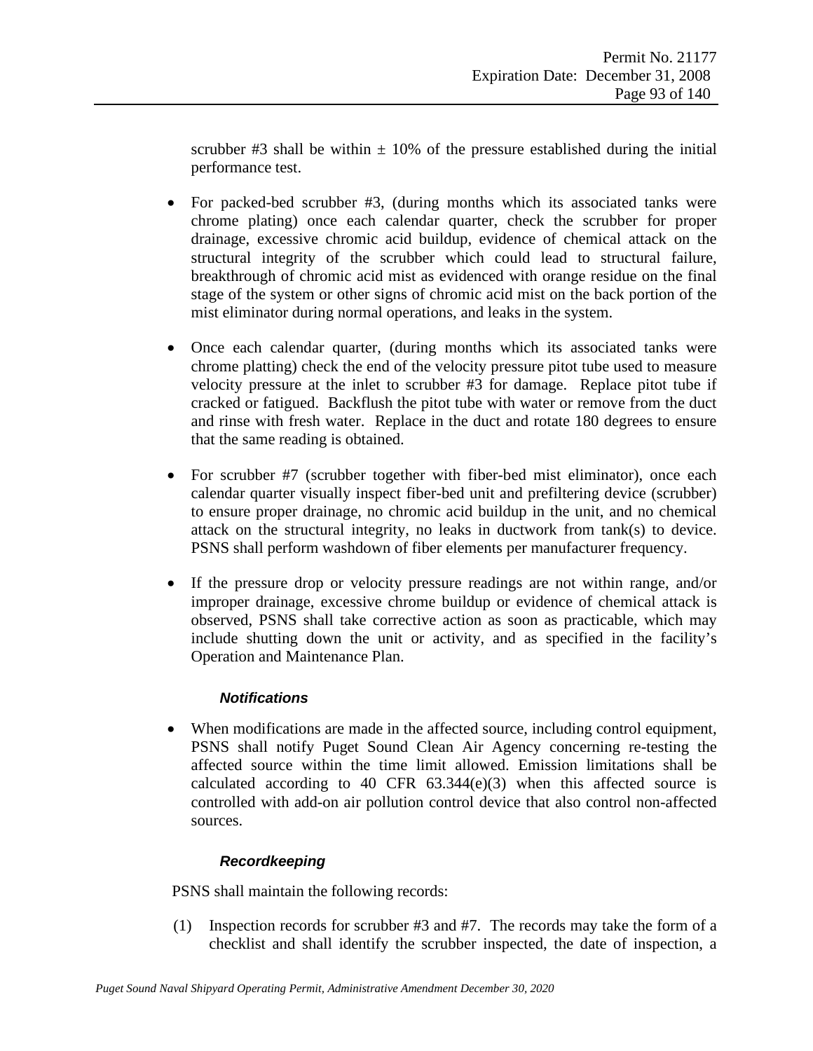scrubber #3 shall be within ± 10% of the pressure established during the initial performance test.

- For packed-bed scrubber #3, (during months which its associated tanks were chrome plating) once each calendar quarter, check the scrubber for proper drainage, excessive chromic acid buildup, evidence of chemical attack on the structural integrity of the scrubber which could lead to structural failure, breakthrough of chromic acid mist as evidenced with orange residue on the final stage of the system or other signs of chromic acid mist on the back portion of the mist eliminator during normal operations, and leaks in the system.

- Once each calendar quarter, (during months which its associated tanks were chrome platting) check the end of the velocity pressure pitot tube used to measure velocity pressure at the inlet to scrubber #3 for damage. Replace pitot tube if cracked or fatigued. Backflush the pitot tube with water or remove from the duct and rinse with fresh water. Replace in the duct and rotate 180 degrees to ensure that the same reading is obtained.

- For scrubber #7 (scrubber together with fiber-bed mist eliminator), once each calendar quarter visually inspect fiber-bed unit and prefiltering device (scrubber) to ensure proper drainage, no chromic acid buildup in the unit, and no chemical attack on the structural integrity, no leaks in ductwork from tank(s) to device. PSNS shall perform washdown of fiber elements per manufacturer frequency.

- If the pressure drop or velocity pressure readings are not within range, and/or improper drainage, excessive chrome buildup or evidence of chemical attack is observed, PSNS shall take corrective action as soon as practicable, which may include shutting down the unit or activity, and as specified in the facility's Operation and Maintenance Plan.

***Notifications***

- When modifications are made in the affected source, including control equipment, PSNS shall notify Puget Sound Clean Air Agency concerning re-testing the affected source within the time limit allowed. Emission limitations shall be calculated according to 40 CFR 63.344(e)(3) when this affected source is controlled with add-on air pollution control device that also control non-affected sources.

***Recordkeeping***

PSNS shall maintain the following records:

(1) Inspection records for scrubber #3 and #7. The records may take the form of a checklist and shall identify the scrubber inspected, the date of inspection, a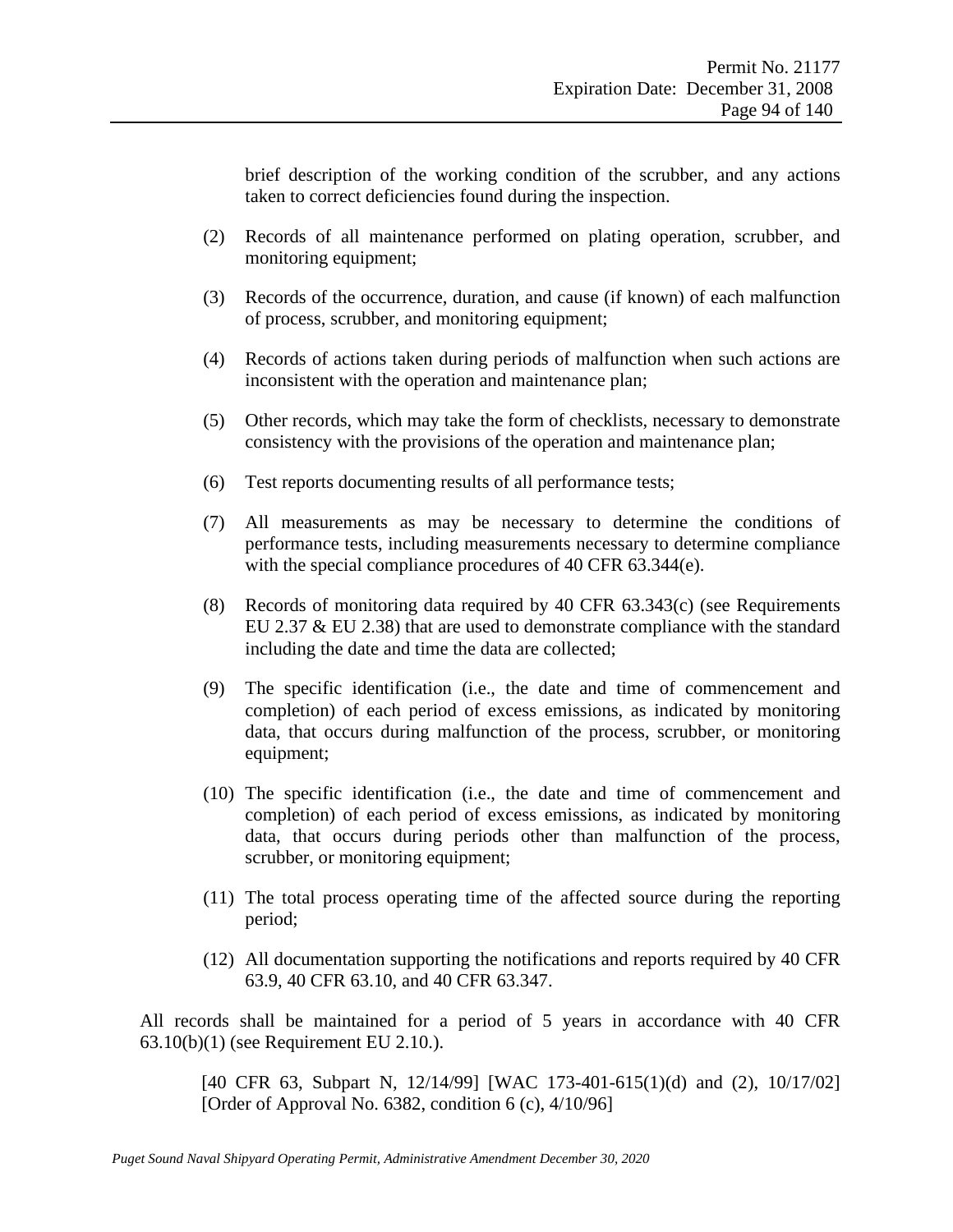brief description of the working condition of the scrubber, and any actions taken to correct deficiencies found during the inspection.

(2) Records of all maintenance performed on plating operation, scrubber, and monitoring equipment;

(3) Records of the occurrence, duration, and cause (if known) of each malfunction of process, scrubber, and monitoring equipment;

(4) Records of actions taken during periods of malfunction when such actions are inconsistent with the operation and maintenance plan;

(5) Other records, which may take the form of checklists, necessary to demonstrate consistency with the provisions of the operation and maintenance plan;

(6) Test reports documenting results of all performance tests;

(7) All measurements as may be necessary to determine the conditions of performance tests, including measurements necessary to determine compliance with the special compliance procedures of 40 CFR 63.344(e).

(8) Records of monitoring data required by 40 CFR 63.343(c) (see Requirements EU 2.37 & EU 2.38) that are used to demonstrate compliance with the standard including the date and time the data are collected;

(9) The specific identification (i.e., the date and time of commencement and completion) of each period of excess emissions, as indicated by monitoring data, that occurs during malfunction of the process, scrubber, or monitoring equipment;

(10) The specific identification (i.e., the date and time of commencement and completion) of each period of excess emissions, as indicated by monitoring data, that occurs during periods other than malfunction of the process, scrubber, or monitoring equipment;

(11) The total process operating time of the affected source during the reporting period;

(12) All documentation supporting the notifications and reports required by 40 CFR 63.9, 40 CFR 63.10, and 40 CFR 63.347.

All records shall be maintained for a period of 5 years in accordance with 40 CFR 63.10(b)(1) (see Requirement EU 2.10.).

[40 CFR 63, Subpart N, 12/14/99] [WAC 173-401-615(1)(d) and (2), 10/17/02] [Order of Approval No. 6382, condition 6 (c), 4/10/96]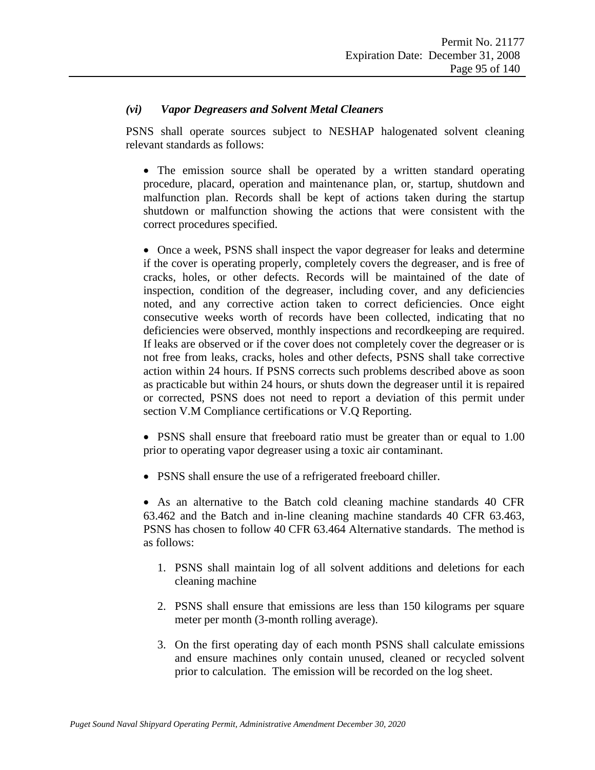### *(vi) Vapor Degreasers and Solvent Metal Cleaners*

PSNS shall operate sources subject to NESHAP halogenated solvent cleaning relevant standards as follows:

- The emission source shall be operated by a written standard operating procedure, placard, operation and maintenance plan, or, startup, shutdown and malfunction plan. Records shall be kept of actions taken during the startup shutdown or malfunction showing the actions that were consistent with the correct procedures specified.

- Once a week, PSNS shall inspect the vapor degreaser for leaks and determine if the cover is operating properly, completely covers the degreaser, and is free of cracks, holes, or other defects. Records will be maintained of the date of inspection, condition of the degreaser, including cover, and any deficiencies noted, and any corrective action taken to correct deficiencies. Once eight consecutive weeks worth of records have been collected, indicating that no deficiencies were observed, monthly inspections and recordkeeping are required. If leaks are observed or if the cover does not completely cover the degreaser or is not free from leaks, cracks, holes and other defects, PSNS shall take corrective action within 24 hours. If PSNS corrects such problems described above as soon as practicable but within 24 hours, or shuts down the degreaser until it is repaired or corrected, PSNS does not need to report a deviation of this permit under section V.M Compliance certifications or V.Q Reporting.

- PSNS shall ensure that freeboard ratio must be greater than or equal to 1.00 prior to operating vapor degreaser using a toxic air contaminant.

- PSNS shall ensure the use of a refrigerated freeboard chiller.

- As an alternative to the Batch cold cleaning machine standards 40 CFR 63.462 and the Batch and in-line cleaning machine standards 40 CFR 63.463, PSNS has chosen to follow 40 CFR 63.464 Alternative standards. The method is as follows:

  1. PSNS shall maintain log of all solvent additions and deletions for each cleaning machine

  2. PSNS shall ensure that emissions are less than 150 kilograms per square meter per month (3-month rolling average).

  3. On the first operating day of each month PSNS shall calculate emissions and ensure machines only contain unused, cleaned or recycled solvent prior to calculation. The emission will be recorded on the log sheet.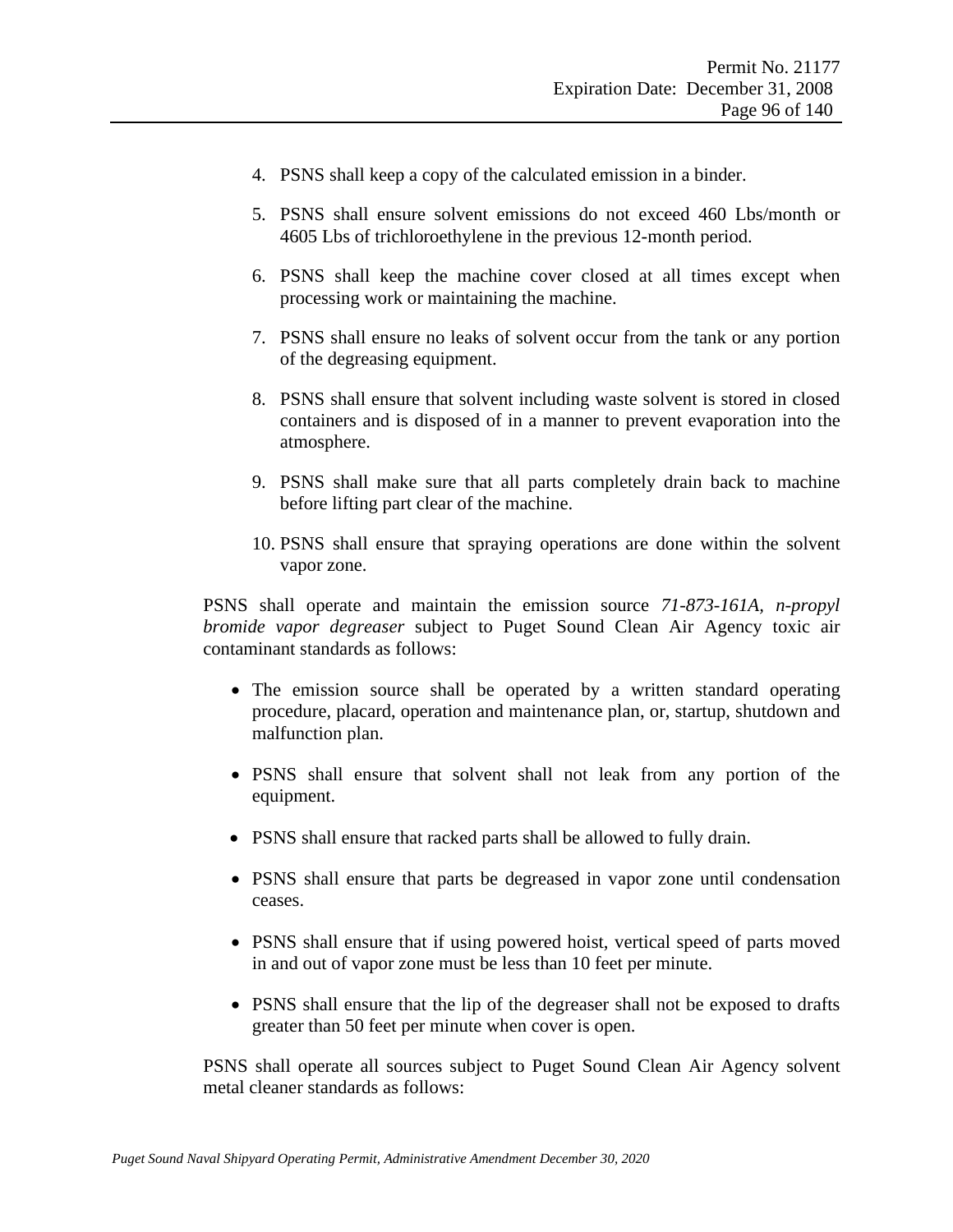4. PSNS shall keep a copy of the calculated emission in a binder.

5. PSNS shall ensure solvent emissions do not exceed 460 Lbs/month or 4605 Lbs of trichloroethylene in the previous 12-month period.

6. PSNS shall keep the machine cover closed at all times except when processing work or maintaining the machine.

7. PSNS shall ensure no leaks of solvent occur from the tank or any portion of the degreasing equipment.

8. PSNS shall ensure that solvent including waste solvent is stored in closed containers and is disposed of in a manner to prevent evaporation into the atmosphere.

9. PSNS shall make sure that all parts completely drain back to machine before lifting part clear of the machine.

10. PSNS shall ensure that spraying operations are done within the solvent vapor zone.

PSNS shall operate and maintain the emission source *71-873-161A, n-propyl bromide vapor degreaser* subject to Puget Sound Clean Air Agency toxic air contaminant standards as follows:

- The emission source shall be operated by a written standard operating procedure, placard, operation and maintenance plan, or, startup, shutdown and malfunction plan.
- PSNS shall ensure that solvent shall not leak from any portion of the equipment.
- PSNS shall ensure that racked parts shall be allowed to fully drain.
- PSNS shall ensure that parts be degreased in vapor zone until condensation ceases.
- PSNS shall ensure that if using powered hoist, vertical speed of parts moved in and out of vapor zone must be less than 10 feet per minute.
- PSNS shall ensure that the lip of the degreaser shall not be exposed to drafts greater than 50 feet per minute when cover is open.

PSNS shall operate all sources subject to Puget Sound Clean Air Agency solvent metal cleaner standards as follows: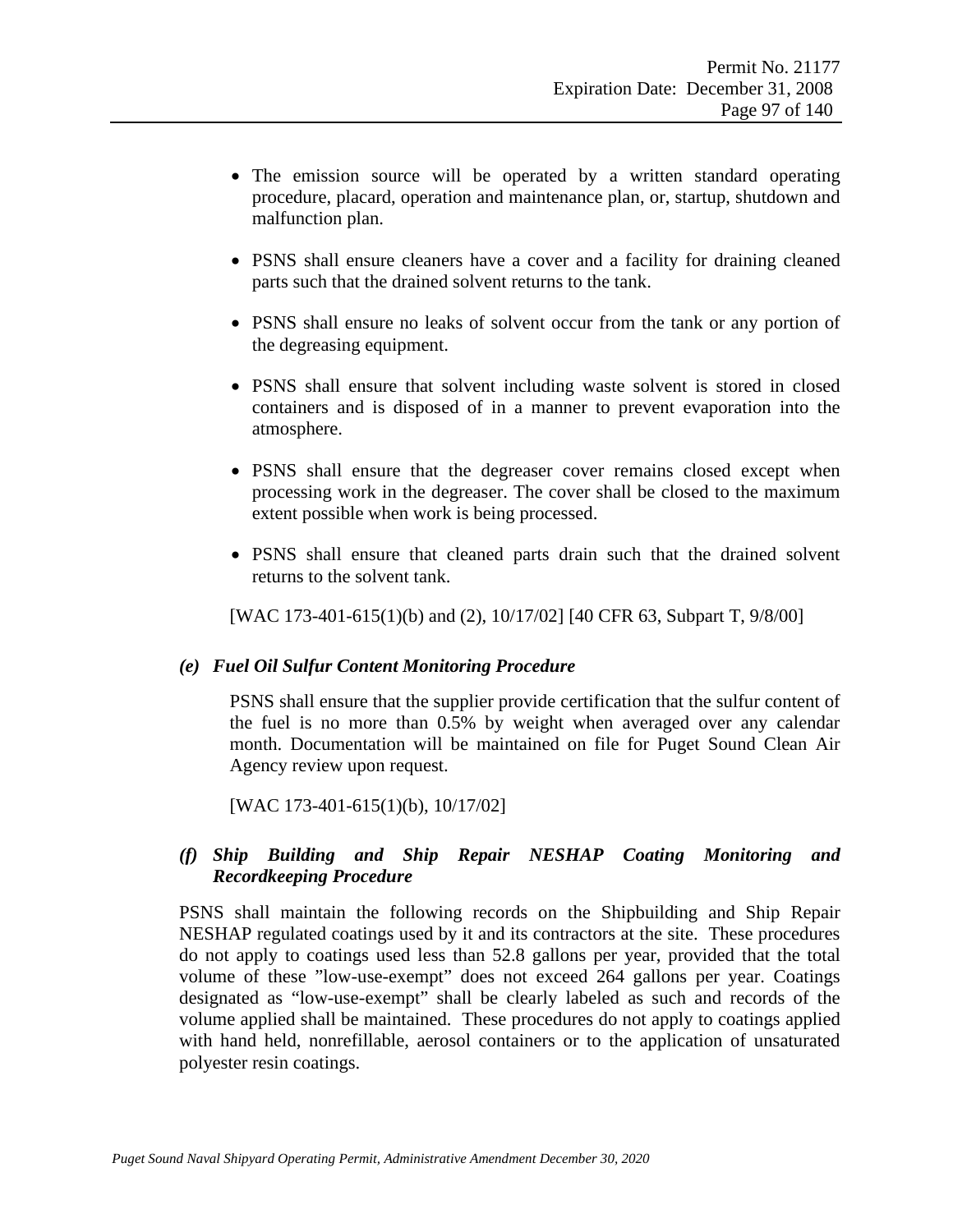- The emission source will be operated by a written standard operating procedure, placard, operation and maintenance plan, or, startup, shutdown and malfunction plan.
- PSNS shall ensure cleaners have a cover and a facility for draining cleaned parts such that the drained solvent returns to the tank.
- PSNS shall ensure no leaks of solvent occur from the tank or any portion of the degreasing equipment.
- PSNS shall ensure that solvent including waste solvent is stored in closed containers and is disposed of in a manner to prevent evaporation into the atmosphere.
- PSNS shall ensure that the degreaser cover remains closed except when processing work in the degreaser. The cover shall be closed to the maximum extent possible when work is being processed.
- PSNS shall ensure that cleaned parts drain such that the drained solvent returns to the solvent tank.

[WAC 173-401-615(1)(b) and (2), 10/17/02] [40 CFR 63, Subpart T, 9/8/00]

### *(e) Fuel Oil Sulfur Content Monitoring Procedure*

PSNS shall ensure that the supplier provide certification that the sulfur content of the fuel is no more than 0.5% by weight when averaged over any calendar month. Documentation will be maintained on file for Puget Sound Clean Air Agency review upon request.

[WAC 173-401-615(1)(b), 10/17/02]

### *(f) Ship Building and Ship Repair NESHAP Coating Monitoring and Recordkeeping Procedure*

PSNS shall maintain the following records on the Shipbuilding and Ship Repair NESHAP regulated coatings used by it and its contractors at the site. These procedures do not apply to coatings used less than 52.8 gallons per year, provided that the total volume of these "low-use-exempt" does not exceed 264 gallons per year. Coatings designated as "low-use-exempt" shall be clearly labeled as such and records of the volume applied shall be maintained. These procedures do not apply to coatings applied with hand held, nonrefillable, aerosol containers or to the application of unsaturated polyester resin coatings.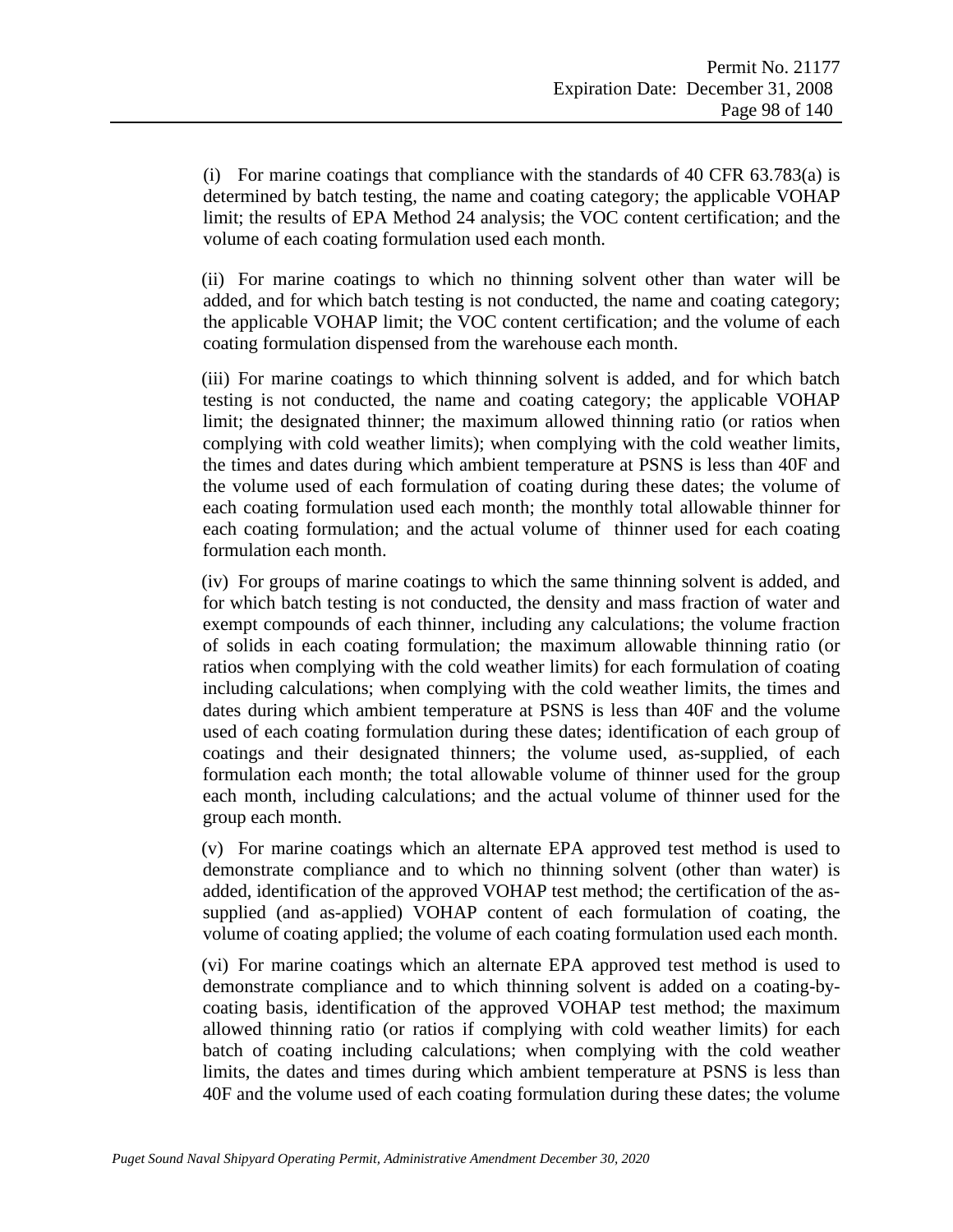(i) For marine coatings that compliance with the standards of 40 CFR 63.783(a) is determined by batch testing, the name and coating category; the applicable VOHAP limit; the results of EPA Method 24 analysis; the VOC content certification; and the volume of each coating formulation used each month.

(ii) For marine coatings to which no thinning solvent other than water will be added, and for which batch testing is not conducted, the name and coating category; the applicable VOHAP limit; the VOC content certification; and the volume of each coating formulation dispensed from the warehouse each month.

(iii) For marine coatings to which thinning solvent is added, and for which batch testing is not conducted, the name and coating category; the applicable VOHAP limit; the designated thinner; the maximum allowed thinning ratio (or ratios when complying with cold weather limits); when complying with the cold weather limits, the times and dates during which ambient temperature at PSNS is less than 40F and the volume used of each formulation of coating during these dates; the volume of each coating formulation used each month; the monthly total allowable thinner for each coating formulation; and the actual volume of thinner used for each coating formulation each month.

(iv) For groups of marine coatings to which the same thinning solvent is added, and for which batch testing is not conducted, the density and mass fraction of water and exempt compounds of each thinner, including any calculations; the volume fraction of solids in each coating formulation; the maximum allowable thinning ratio (or ratios when complying with the cold weather limits) for each formulation of coating including calculations; when complying with the cold weather limits, the times and dates during which ambient temperature at PSNS is less than 40F and the volume used of each coating formulation during these dates; identification of each group of coatings and their designated thinners; the volume used, as-supplied, of each formulation each month; the total allowable volume of thinner used for the group each month, including calculations; and the actual volume of thinner used for the group each month.

(v) For marine coatings which an alternate EPA approved test method is used to demonstrate compliance and to which no thinning solvent (other than water) is added, identification of the approved VOHAP test method; the certification of the as-supplied (and as-applied) VOHAP content of each formulation of coating, the volume of coating applied; the volume of each coating formulation used each month.

(vi) For marine coatings which an alternate EPA approved test method is used to demonstrate compliance and to which thinning solvent is added on a coating-by-coating basis, identification of the approved VOHAP test method; the maximum allowed thinning ratio (or ratios if complying with cold weather limits) for each batch of coating including calculations; when complying with the cold weather limits, the dates and times during which ambient temperature at PSNS is less than 40F and the volume used of each coating formulation during these dates; the volume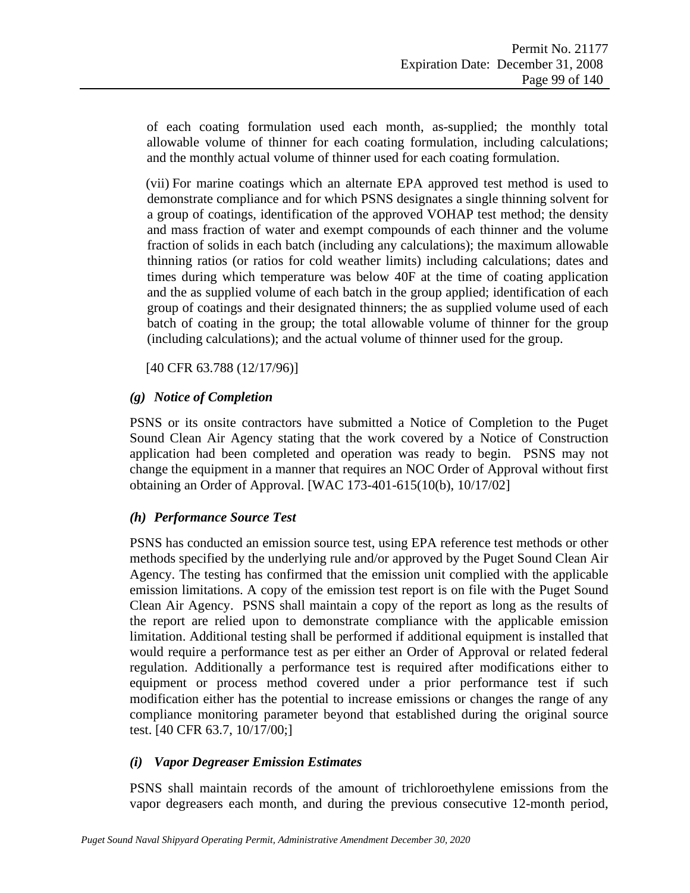of each coating formulation used each month, as-supplied; the monthly total allowable volume of thinner for each coating formulation, including calculations; and the monthly actual volume of thinner used for each coating formulation.

(vii) For marine coatings which an alternate EPA approved test method is used to demonstrate compliance and for which PSNS designates a single thinning solvent for a group of coatings, identification of the approved VOHAP test method; the density and mass fraction of water and exempt compounds of each thinner and the volume fraction of solids in each batch (including any calculations); the maximum allowable thinning ratios (or ratios for cold weather limits) including calculations; dates and times during which temperature was below 40F at the time of coating application and the as supplied volume of each batch in the group applied; identification of each group of coatings and their designated thinners; the as supplied volume used of each batch of coating in the group; the total allowable volume of thinner for the group (including calculations); and the actual volume of thinner used for the group.

[40 CFR 63.788 (12/17/96)]

***(g) Notice of Completion***

PSNS or its onsite contractors have submitted a Notice of Completion to the Puget Sound Clean Air Agency stating that the work covered by a Notice of Construction application had been completed and operation was ready to begin. PSNS may not change the equipment in a manner that requires an NOC Order of Approval without first obtaining an Order of Approval. [WAC 173-401-615(10(b), 10/17/02]

***(h) Performance Source Test***

PSNS has conducted an emission source test, using EPA reference test methods or other methods specified by the underlying rule and/or approved by the Puget Sound Clean Air Agency. The testing has confirmed that the emission unit complied with the applicable emission limitations. A copy of the emission test report is on file with the Puget Sound Clean Air Agency. PSNS shall maintain a copy of the report as long as the results of the report are relied upon to demonstrate compliance with the applicable emission limitation. Additional testing shall be performed if additional equipment is installed that would require a performance test as per either an Order of Approval or related federal regulation. Additionally a performance test is required after modifications either to equipment or process method covered under a prior performance test if such modification either has the potential to increase emissions or changes the range of any compliance monitoring parameter beyond that established during the original source test. [40 CFR 63.7, 10/17/00;]

***(i) Vapor Degreaser Emission Estimates***

PSNS shall maintain records of the amount of trichloroethylene emissions from the vapor degreasers each month, and during the previous consecutive 12-month period,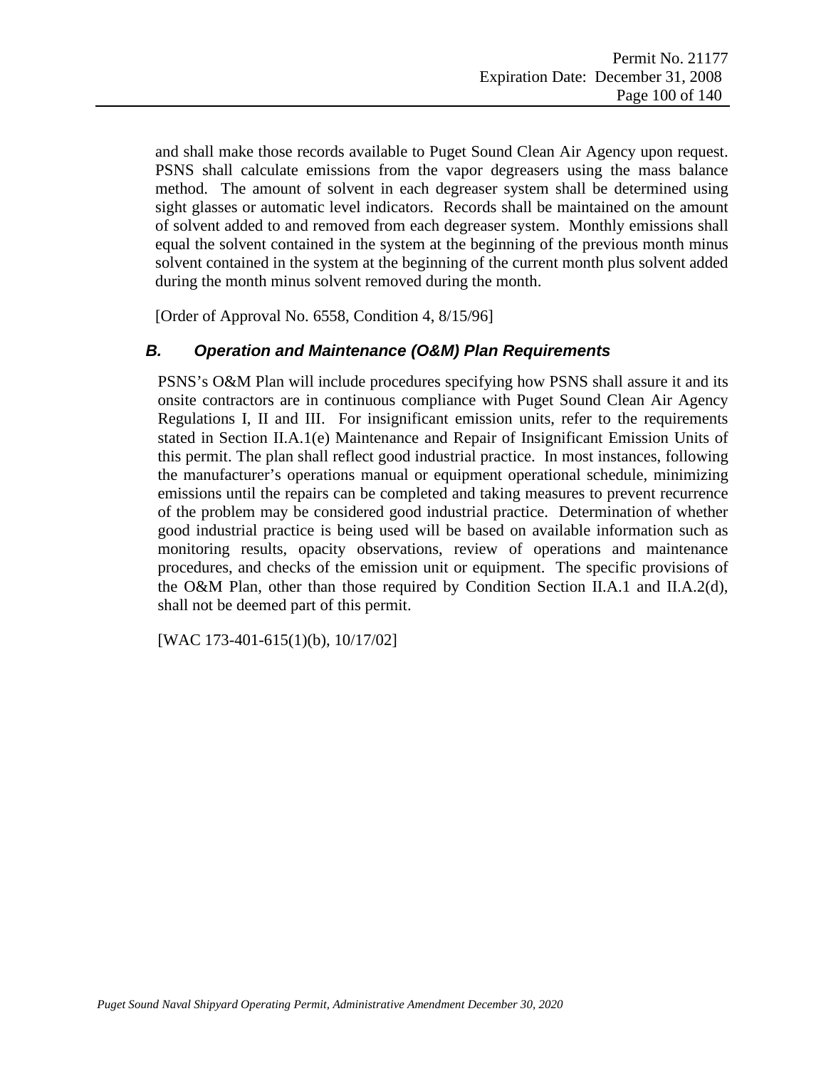and shall make those records available to Puget Sound Clean Air Agency upon request. PSNS shall calculate emissions from the vapor degreasers using the mass balance method. The amount of solvent in each degreaser system shall be determined using sight glasses or automatic level indicators. Records shall be maintained on the amount of solvent added to and removed from each degreaser system. Monthly emissions shall equal the solvent contained in the system at the beginning of the previous month minus solvent contained in the system at the beginning of the current month plus solvent added during the month minus solvent removed during the month.

[Order of Approval No. 6558, Condition 4, 8/15/96]

### *B. Operation and Maintenance (O&M) Plan Requirements*

PSNS's O&M Plan will include procedures specifying how PSNS shall assure it and its onsite contractors are in continuous compliance with Puget Sound Clean Air Agency Regulations I, II and III. For insignificant emission units, refer to the requirements stated in Section II.A.1(e) Maintenance and Repair of Insignificant Emission Units of this permit. The plan shall reflect good industrial practice. In most instances, following the manufacturer's operations manual or equipment operational schedule, minimizing emissions until the repairs can be completed and taking measures to prevent recurrence of the problem may be considered good industrial practice. Determination of whether good industrial practice is being used will be based on available information such as monitoring results, opacity observations, review of operations and maintenance procedures, and checks of the emission unit or equipment. The specific provisions of the O&M Plan, other than those required by Condition Section II.A.1 and II.A.2(d), shall not be deemed part of this permit.

[WAC 173-401-615(1)(b), 10/17/02]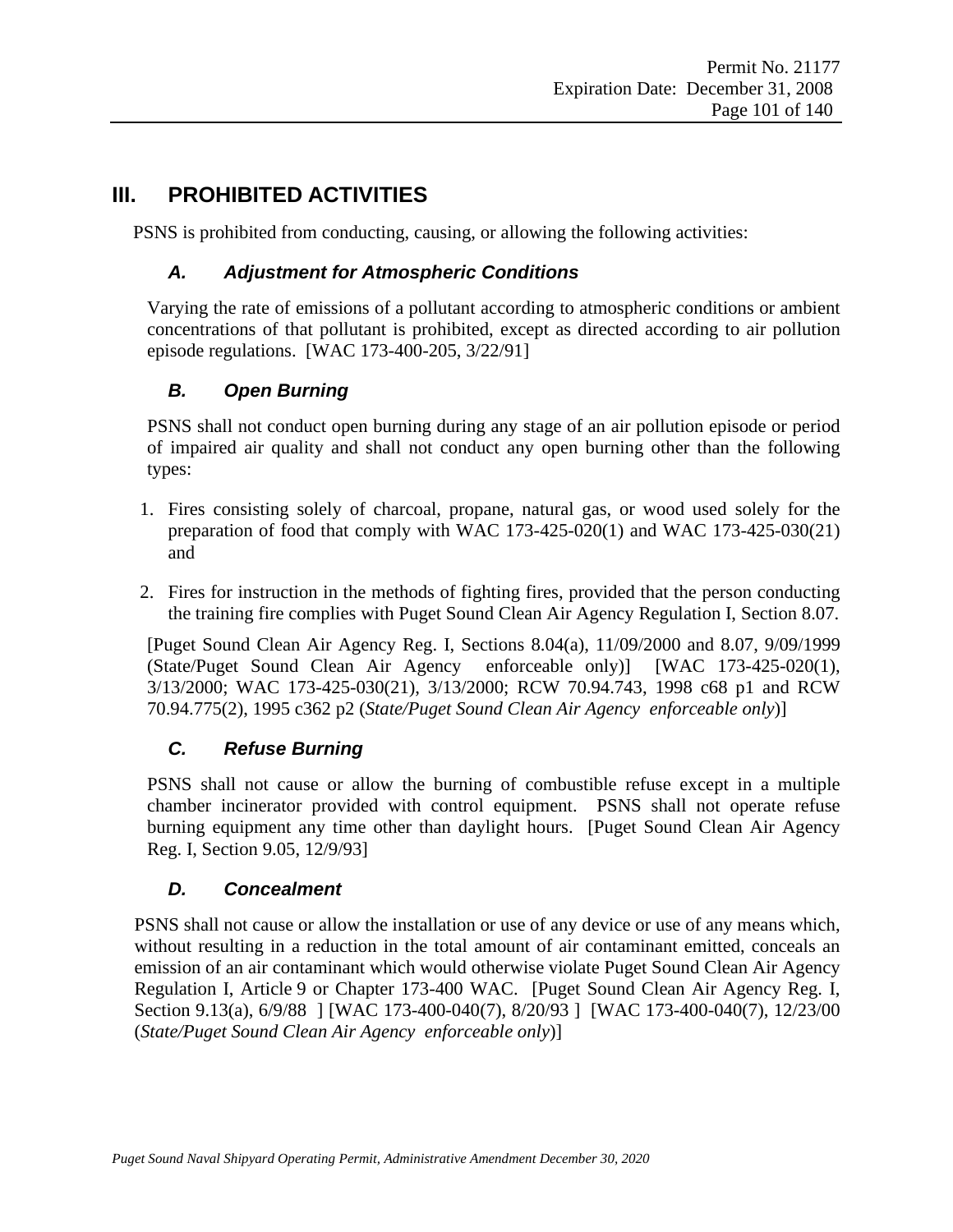# III. PROHIBITED ACTIVITIES

PSNS is prohibited from conducting, causing, or allowing the following activities:

## *A. Adjustment for Atmospheric Conditions*

Varying the rate of emissions of a pollutant according to atmospheric conditions or ambient concentrations of that pollutant is prohibited, except as directed according to air pollution episode regulations. [WAC 173-400-205, 3/22/91]

## *B. Open Burning*

PSNS shall not conduct open burning during any stage of an air pollution episode or period of impaired air quality and shall not conduct any open burning other than the following types:

1. Fires consisting solely of charcoal, propane, natural gas, or wood used solely for the preparation of food that comply with WAC 173-425-020(1) and WAC 173-425-030(21) and

2. Fires for instruction in the methods of fighting fires, provided that the person conducting the training fire complies with Puget Sound Clean Air Agency Regulation I, Section 8.07.

[Puget Sound Clean Air Agency Reg. I, Sections 8.04(a), 11/09/2000 and 8.07, 9/09/1999 (State/Puget Sound Clean Air Agency enforceable only)] [WAC 173-425-020(1), 3/13/2000; WAC 173-425-030(21), 3/13/2000; RCW 70.94.743, 1998 c68 p1 and RCW 70.94.775(2), 1995 c362 p2 (*State/Puget Sound Clean Air Agency enforceable only*)]

## *C. Refuse Burning*

PSNS shall not cause or allow the burning of combustible refuse except in a multiple chamber incinerator provided with control equipment. PSNS shall not operate refuse burning equipment any time other than daylight hours. [Puget Sound Clean Air Agency Reg. I, Section 9.05, 12/9/93]

## *D. Concealment*

PSNS shall not cause or allow the installation or use of any device or use of any means which, without resulting in a reduction in the total amount of air contaminant emitted, conceals an emission of an air contaminant which would otherwise violate Puget Sound Clean Air Agency Regulation I, Article 9 or Chapter 173-400 WAC. [Puget Sound Clean Air Agency Reg. I, Section 9.13(a), 6/9/88 ] [WAC 173-400-040(7), 8/20/93 ] [WAC 173-400-040(7), 12/23/00 (*State/Puget Sound Clean Air Agency enforceable only*)]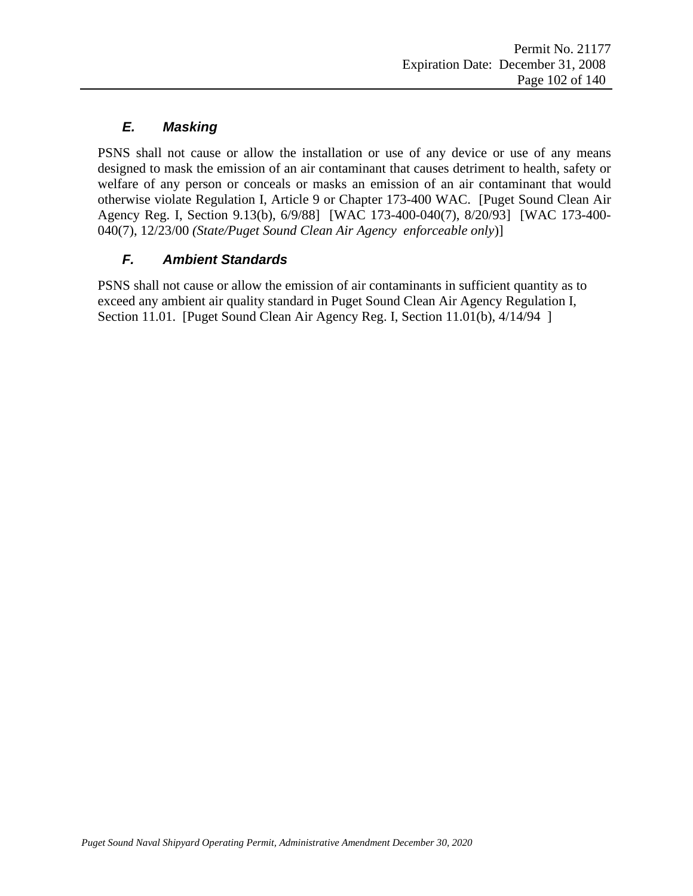### *E. Masking*

PSNS shall not cause or allow the installation or use of any device or use of any means designed to mask the emission of an air contaminant that causes detriment to health, safety or welfare of any person or conceals or masks an emission of an air contaminant that would otherwise violate Regulation I, Article 9 or Chapter 173-400 WAC. [Puget Sound Clean Air Agency Reg. I, Section 9.13(b), 6/9/88] [WAC 173-400-040(7), 8/20/93] [WAC 173-400-040(7), 12/23/00 *(State/Puget Sound Clean Air Agency enforceable only*)]

### *F. Ambient Standards*

PSNS shall not cause or allow the emission of air contaminants in sufficient quantity as to exceed any ambient air quality standard in Puget Sound Clean Air Agency Regulation I, Section 11.01. [Puget Sound Clean Air Agency Reg. I, Section 11.01(b), 4/14/94 ]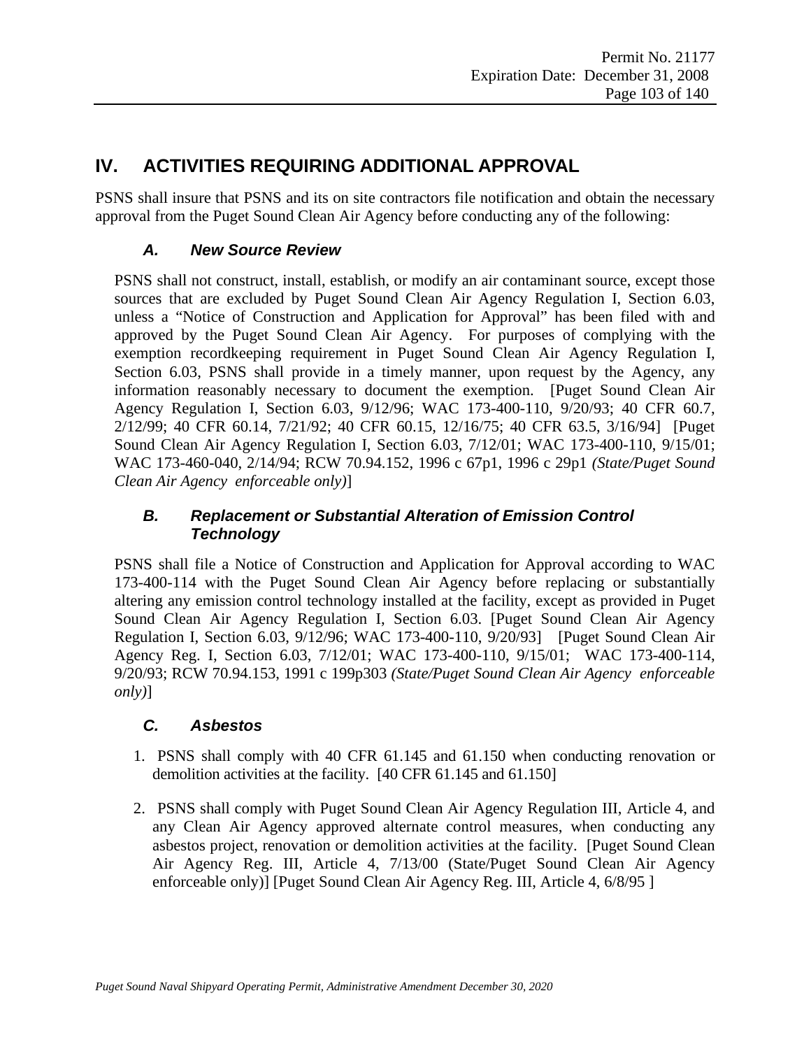## IV. ACTIVITIES REQUIRING ADDITIONAL APPROVAL

PSNS shall insure that PSNS and its on site contractors file notification and obtain the necessary approval from the Puget Sound Clean Air Agency before conducting any of the following:

### *A. New Source Review*

PSNS shall not construct, install, establish, or modify an air contaminant source, except those sources that are excluded by Puget Sound Clean Air Agency Regulation I, Section 6.03, unless a "Notice of Construction and Application for Approval" has been filed with and approved by the Puget Sound Clean Air Agency. For purposes of complying with the exemption recordkeeping requirement in Puget Sound Clean Air Agency Regulation I, Section 6.03, PSNS shall provide in a timely manner, upon request by the Agency, any information reasonably necessary to document the exemption. [Puget Sound Clean Air Agency Regulation I, Section 6.03, 9/12/96; WAC 173-400-110, 9/20/93; 40 CFR 60.7, 2/12/99; 40 CFR 60.14, 7/21/92; 40 CFR 60.15, 12/16/75; 40 CFR 63.5, 3/16/94] [Puget Sound Clean Air Agency Regulation I, Section 6.03, 7/12/01; WAC 173-400-110, 9/15/01; WAC 173-460-040, 2/14/94; RCW 70.94.152, 1996 c 67p1, 1996 c 29p1 *(State/Puget Sound Clean Air Agency enforceable only)*]

### *B. Replacement or Substantial Alteration of Emission Control Technology*

PSNS shall file a Notice of Construction and Application for Approval according to WAC 173-400-114 with the Puget Sound Clean Air Agency before replacing or substantially altering any emission control technology installed at the facility, except as provided in Puget Sound Clean Air Agency Regulation I, Section 6.03. [Puget Sound Clean Air Agency Regulation I, Section 6.03, 9/12/96; WAC 173-400-110, 9/20/93] [Puget Sound Clean Air Agency Reg. I, Section 6.03, 7/12/01; WAC 173-400-110, 9/15/01; WAC 173-400-114, 9/20/93; RCW 70.94.153, 1991 c 199p303 *(State/Puget Sound Clean Air Agency enforceable only)*]

### *C. Asbestos*

1. PSNS shall comply with 40 CFR 61.145 and 61.150 when conducting renovation or demolition activities at the facility. [40 CFR 61.145 and 61.150]

2. PSNS shall comply with Puget Sound Clean Air Agency Regulation III, Article 4, and any Clean Air Agency approved alternate control measures, when conducting any asbestos project, renovation or demolition activities at the facility. [Puget Sound Clean Air Agency Reg. III, Article 4, 7/13/00 (State/Puget Sound Clean Air Agency enforceable only)] [Puget Sound Clean Air Agency Reg. III, Article 4, 6/8/95 ]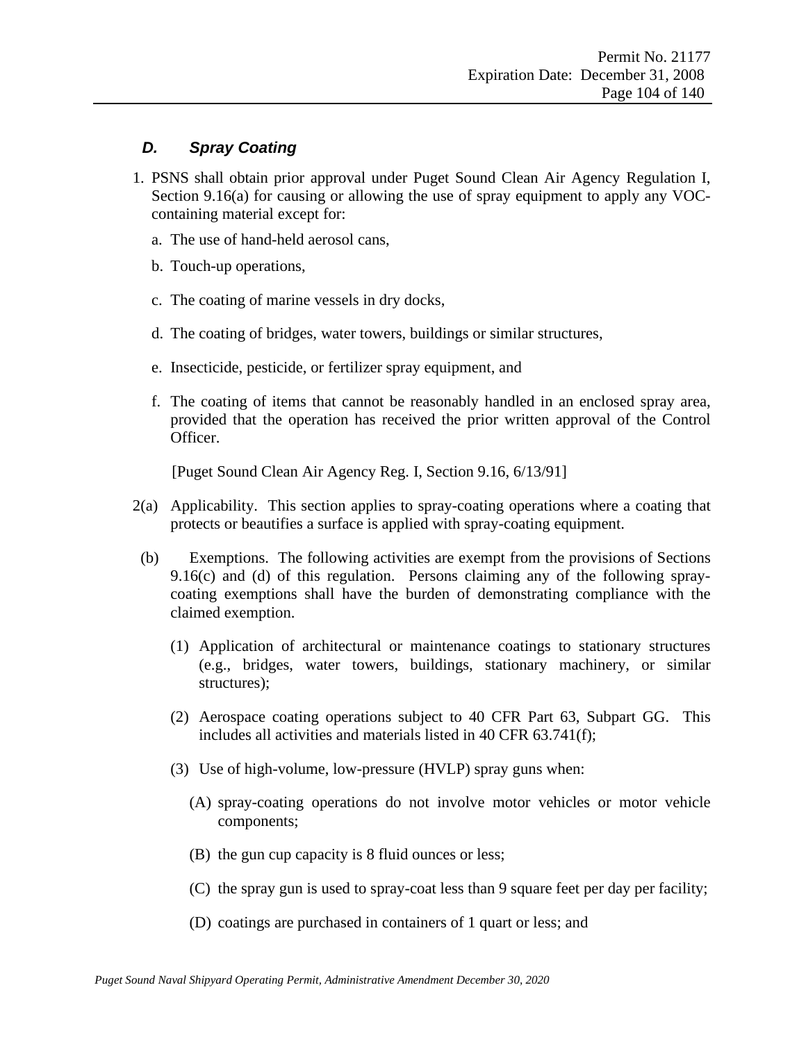### *D. Spray Coating*

1. PSNS shall obtain prior approval under Puget Sound Clean Air Agency Regulation I, Section 9.16(a) for causing or allowing the use of spray equipment to apply any VOC-containing material except for:

   a. The use of hand-held aerosol cans,

   b. Touch-up operations,

   c. The coating of marine vessels in dry docks,

   d. The coating of bridges, water towers, buildings or similar structures,

   e. Insecticide, pesticide, or fertilizer spray equipment, and

   f. The coating of items that cannot be reasonably handled in an enclosed spray area, provided that the operation has received the prior written approval of the Control Officer.

   [Puget Sound Clean Air Agency Reg. I, Section 9.16, 6/13/91]

2(a) Applicability. This section applies to spray-coating operations where a coating that protects or beautifies a surface is applied with spray-coating equipment.

(b) Exemptions. The following activities are exempt from the provisions of Sections 9.16(c) and (d) of this regulation. Persons claiming any of the following spray-coating exemptions shall have the burden of demonstrating compliance with the claimed exemption.

   (1) Application of architectural or maintenance coatings to stationary structures (e.g., bridges, water towers, buildings, stationary machinery, or similar structures);

   (2) Aerospace coating operations subject to 40 CFR Part 63, Subpart GG. This includes all activities and materials listed in 40 CFR 63.741(f);

   (3) Use of high-volume, low-pressure (HVLP) spray guns when:

      (A) spray-coating operations do not involve motor vehicles or motor vehicle components;

      (B) the gun cup capacity is 8 fluid ounces or less;

      (C) the spray gun is used to spray-coat less than 9 square feet per day per facility;

      (D) coatings are purchased in containers of 1 quart or less; and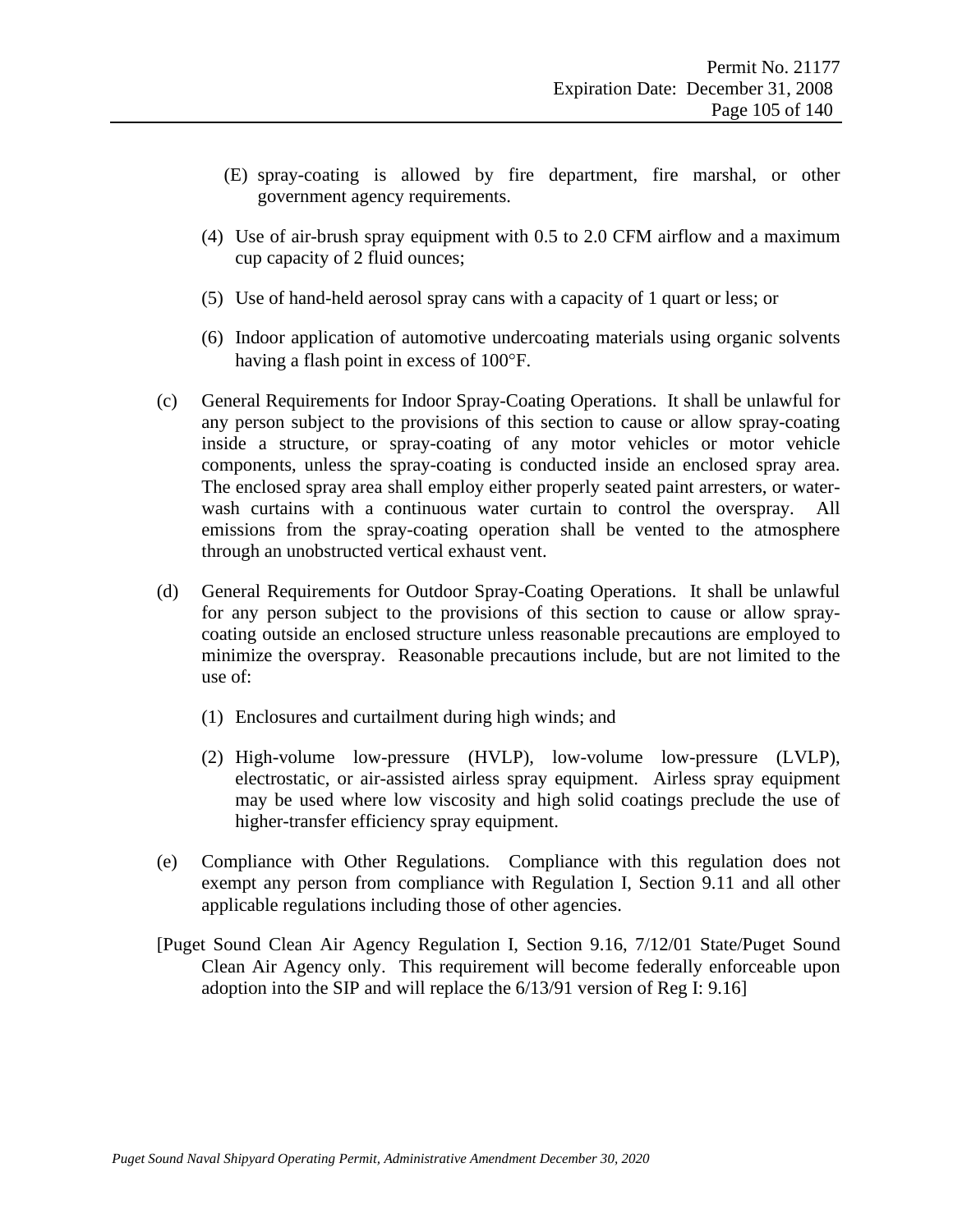(E) spray-coating is allowed by fire department, fire marshal, or other government agency requirements.

(4) Use of air-brush spray equipment with 0.5 to 2.0 CFM airflow and a maximum cup capacity of 2 fluid ounces;

(5) Use of hand-held aerosol spray cans with a capacity of 1 quart or less; or

(6) Indoor application of automotive undercoating materials using organic solvents having a flash point in excess of 100°F.

(c) General Requirements for Indoor Spray-Coating Operations. It shall be unlawful for any person subject to the provisions of this section to cause or allow spray-coating inside a structure, or spray-coating of any motor vehicles or motor vehicle components, unless the spray-coating is conducted inside an enclosed spray area. The enclosed spray area shall employ either properly seated paint arresters, or water-wash curtains with a continuous water curtain to control the overspray. All emissions from the spray-coating operation shall be vented to the atmosphere through an unobstructed vertical exhaust vent.

(d) General Requirements for Outdoor Spray-Coating Operations. It shall be unlawful for any person subject to the provisions of this section to cause or allow spray-coating outside an enclosed structure unless reasonable precautions are employed to minimize the overspray. Reasonable precautions include, but are not limited to the use of:

(1) Enclosures and curtailment during high winds; and

(2) High-volume low-pressure (HVLP), low-volume low-pressure (LVLP), electrostatic, or air-assisted airless spray equipment. Airless spray equipment may be used where low viscosity and high solid coatings preclude the use of higher-transfer efficiency spray equipment.

(e) Compliance with Other Regulations. Compliance with this regulation does not exempt any person from compliance with Regulation I, Section 9.11 and all other applicable regulations including those of other agencies.

[Puget Sound Clean Air Agency Regulation I, Section 9.16, 7/12/01 State/Puget Sound Clean Air Agency only. This requirement will become federally enforceable upon adoption into the SIP and will replace the 6/13/91 version of Reg I: 9.16]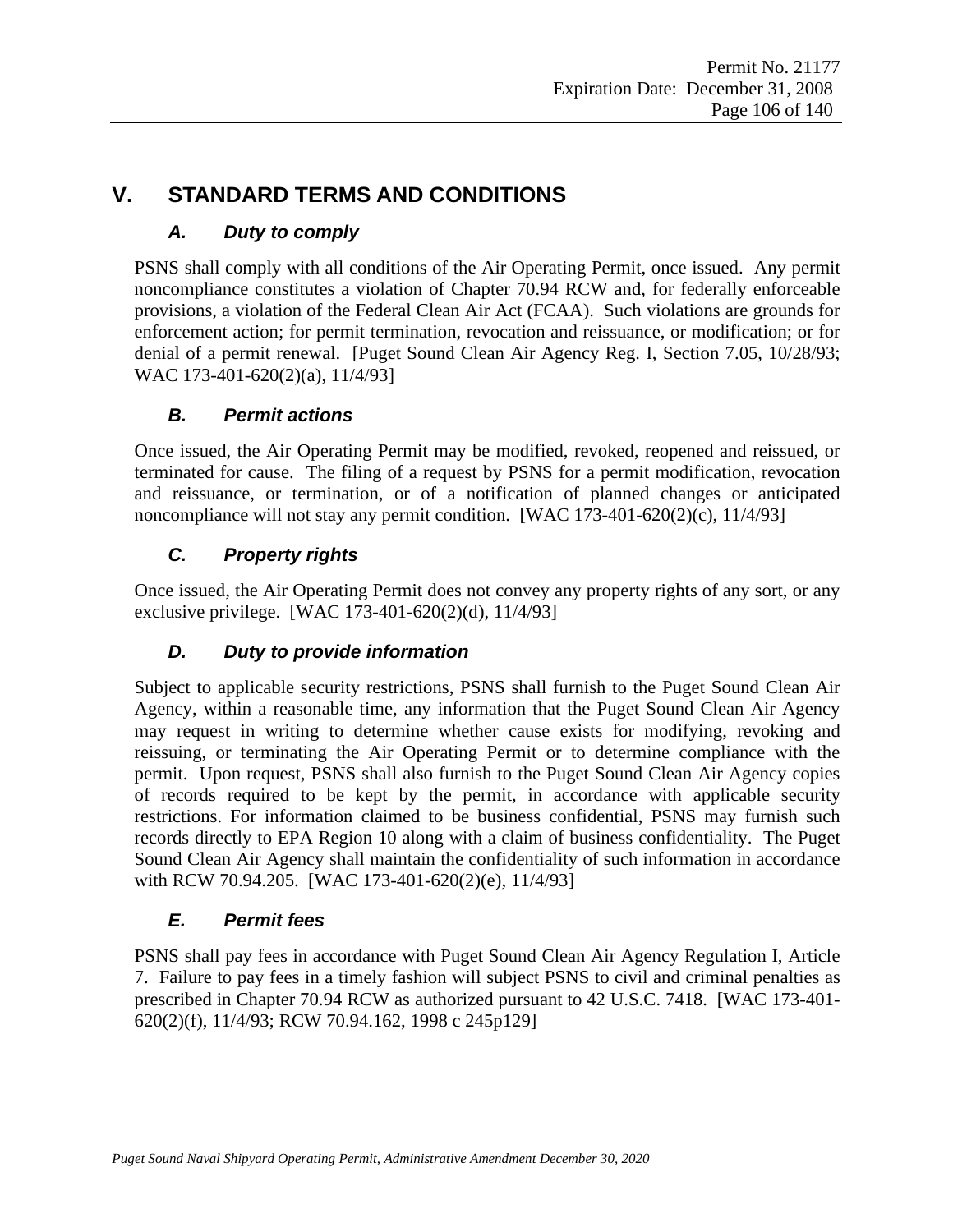# V. STANDARD TERMS AND CONDITIONS

## *A. Duty to comply*

PSNS shall comply with all conditions of the Air Operating Permit, once issued. Any permit noncompliance constitutes a violation of Chapter 70.94 RCW and, for federally enforceable provisions, a violation of the Federal Clean Air Act (FCAA). Such violations are grounds for enforcement action; for permit termination, revocation and reissuance, or modification; or for denial of a permit renewal. [Puget Sound Clean Air Agency Reg. I, Section 7.05, 10/28/93; WAC 173-401-620(2)(a), 11/4/93]

## *B. Permit actions*

Once issued, the Air Operating Permit may be modified, revoked, reopened and reissued, or terminated for cause. The filing of a request by PSNS for a permit modification, revocation and reissuance, or termination, or of a notification of planned changes or anticipated noncompliance will not stay any permit condition. [WAC 173-401-620(2)(c), 11/4/93]

## *C. Property rights*

Once issued, the Air Operating Permit does not convey any property rights of any sort, or any exclusive privilege. [WAC 173-401-620(2)(d), 11/4/93]

## *D. Duty to provide information*

Subject to applicable security restrictions, PSNS shall furnish to the Puget Sound Clean Air Agency, within a reasonable time, any information that the Puget Sound Clean Air Agency may request in writing to determine whether cause exists for modifying, revoking and reissuing, or terminating the Air Operating Permit or to determine compliance with the permit. Upon request, PSNS shall also furnish to the Puget Sound Clean Air Agency copies of records required to be kept by the permit, in accordance with applicable security restrictions. For information claimed to be business confidential, PSNS may furnish such records directly to EPA Region 10 along with a claim of business confidentiality. The Puget Sound Clean Air Agency shall maintain the confidentiality of such information in accordance with RCW 70.94.205. [WAC 173-401-620(2)(e), 11/4/93]

## *E. Permit fees*

PSNS shall pay fees in accordance with Puget Sound Clean Air Agency Regulation I, Article 7. Failure to pay fees in a timely fashion will subject PSNS to civil and criminal penalties as prescribed in Chapter 70.94 RCW as authorized pursuant to 42 U.S.C. 7418. [WAC 173-401-620(2)(f), 11/4/93; RCW 70.94.162, 1998 c 245p129]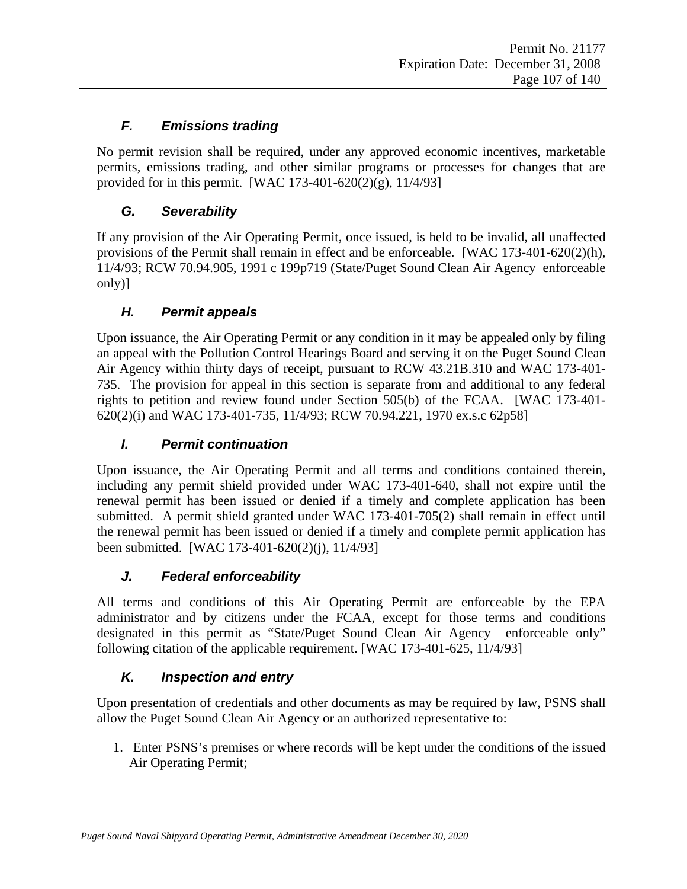### *F. Emissions trading*

No permit revision shall be required, under any approved economic incentives, marketable permits, emissions trading, and other similar programs or processes for changes that are provided for in this permit. [WAC 173-401-620(2)(g), 11/4/93]

### *G. Severability*

If any provision of the Air Operating Permit, once issued, is held to be invalid, all unaffected provisions of the Permit shall remain in effect and be enforceable. [WAC 173-401-620(2)(h), 11/4/93; RCW 70.94.905, 1991 c 199p719 (State/Puget Sound Clean Air Agency enforceable only)]

### *H. Permit appeals*

Upon issuance, the Air Operating Permit or any condition in it may be appealed only by filing an appeal with the Pollution Control Hearings Board and serving it on the Puget Sound Clean Air Agency within thirty days of receipt, pursuant to RCW 43.21B.310 and WAC 173-401-735. The provision for appeal in this section is separate from and additional to any federal rights to petition and review found under Section 505(b) of the FCAA. [WAC 173-401-620(2)(i) and WAC 173-401-735, 11/4/93; RCW 70.94.221, 1970 ex.s.c 62p58]

### *I. Permit continuation*

Upon issuance, the Air Operating Permit and all terms and conditions contained therein, including any permit shield provided under WAC 173-401-640, shall not expire until the renewal permit has been issued or denied if a timely and complete application has been submitted. A permit shield granted under WAC 173-401-705(2) shall remain in effect until the renewal permit has been issued or denied if a timely and complete permit application has been submitted. [WAC 173-401-620(2)(j), 11/4/93]

### *J. Federal enforceability*

All terms and conditions of this Air Operating Permit are enforceable by the EPA administrator and by citizens under the FCAA, except for those terms and conditions designated in this permit as "State/Puget Sound Clean Air Agency enforceable only" following citation of the applicable requirement. [WAC 173-401-625, 11/4/93]

### *K. Inspection and entry*

Upon presentation of credentials and other documents as may be required by law, PSNS shall allow the Puget Sound Clean Air Agency or an authorized representative to:

1. Enter PSNS's premises or where records will be kept under the conditions of the issued Air Operating Permit;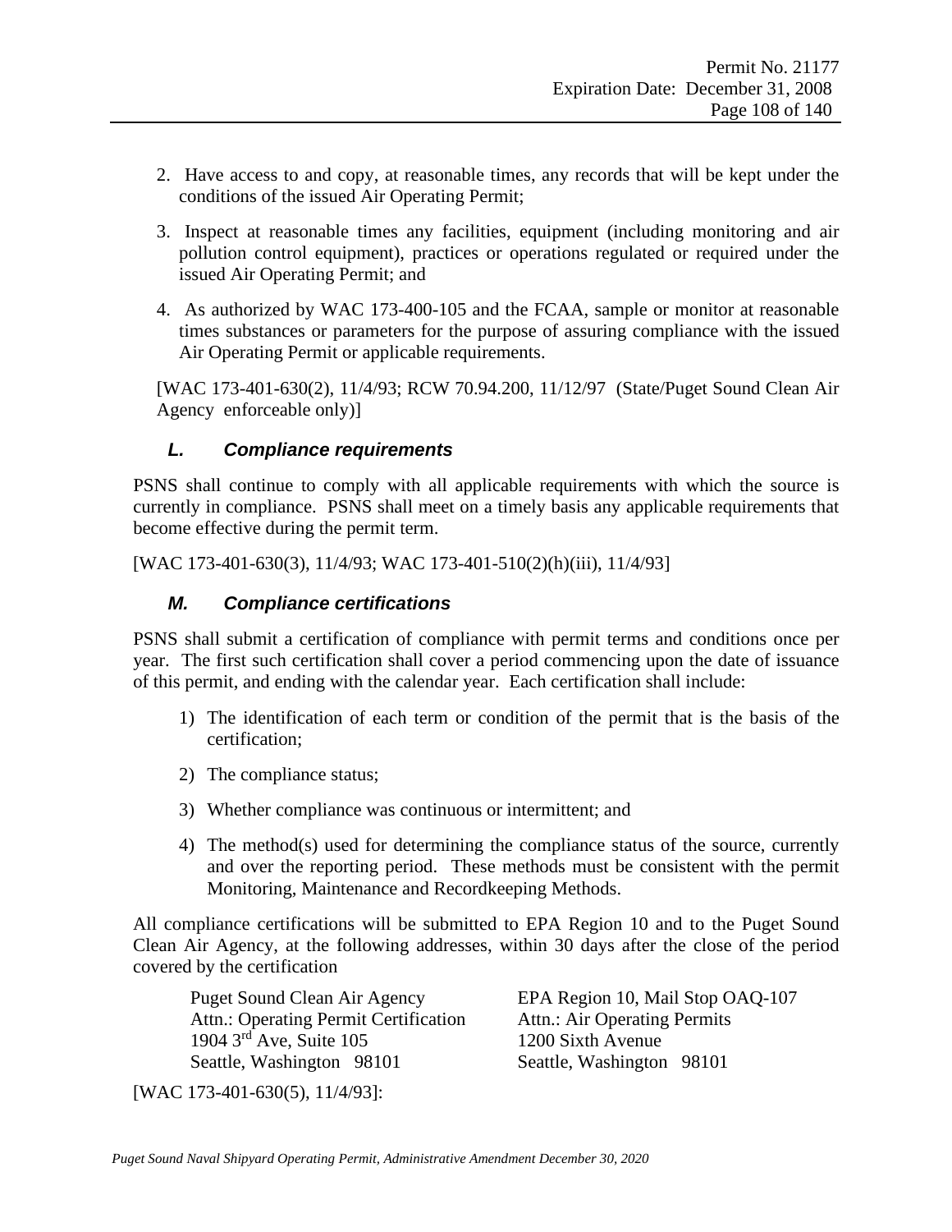2. Have access to and copy, at reasonable times, any records that will be kept under the conditions of the issued Air Operating Permit;

3. Inspect at reasonable times any facilities, equipment (including monitoring and air pollution control equipment), practices or operations regulated or required under the issued Air Operating Permit; and

4. As authorized by WAC 173-400-105 and the FCAA, sample or monitor at reasonable times substances or parameters for the purpose of assuring compliance with the issued Air Operating Permit or applicable requirements.

[WAC 173-401-630(2), 11/4/93; RCW 70.94.200, 11/12/97 (State/Puget Sound Clean Air Agency enforceable only)]

### *L. Compliance requirements*

PSNS shall continue to comply with all applicable requirements with which the source is currently in compliance. PSNS shall meet on a timely basis any applicable requirements that become effective during the permit term.

[WAC 173-401-630(3), 11/4/93; WAC 173-401-510(2)(h)(iii), 11/4/93]

### *M. Compliance certifications*

PSNS shall submit a certification of compliance with permit terms and conditions once per year. The first such certification shall cover a period commencing upon the date of issuance of this permit, and ending with the calendar year. Each certification shall include:

1) The identification of each term or condition of the permit that is the basis of the certification;

2) The compliance status;

3) Whether compliance was continuous or intermittent; and

4) The method(s) used for determining the compliance status of the source, currently and over the reporting period. These methods must be consistent with the permit Monitoring, Maintenance and Recordkeeping Methods.

All compliance certifications will be submitted to EPA Region 10 and to the Puget Sound Clean Air Agency, at the following addresses, within 30 days after the close of the period covered by the certification

Puget Sound Clean Air Agency
Attn.: Operating Permit Certification
1904 3rd Ave, Suite 105
Seattle, Washington 98101

EPA Region 10, Mail Stop OAQ-107
Attn.: Air Operating Permits
1200 Sixth Avenue
Seattle, Washington 98101

[WAC 173-401-630(5), 11/4/93]: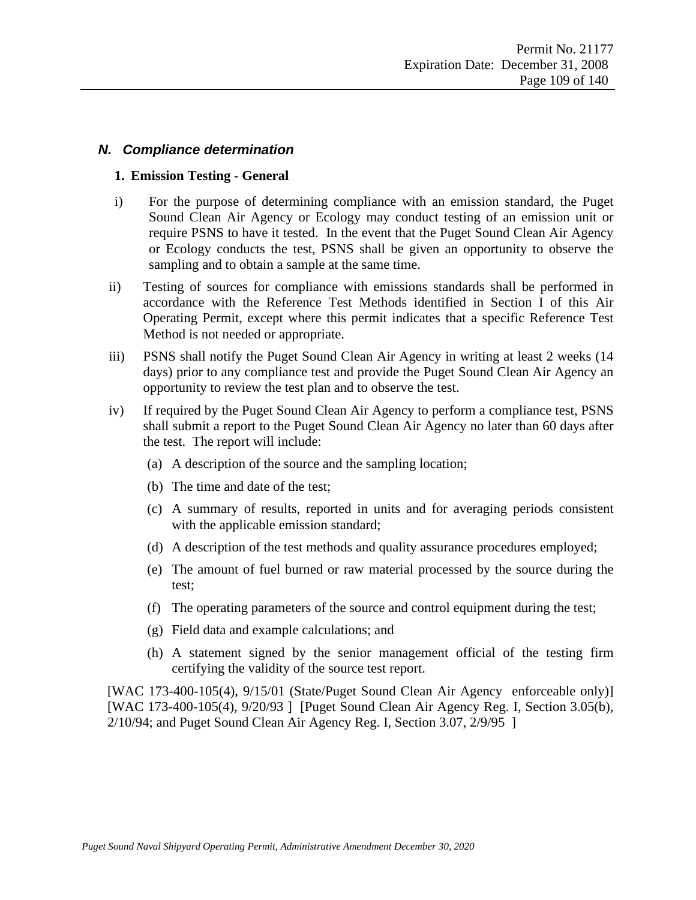## *N. Compliance determination*

**1. Emission Testing - General**

i) For the purpose of determining compliance with an emission standard, the Puget Sound Clean Air Agency or Ecology may conduct testing of an emission unit or require PSNS to have it tested. In the event that the Puget Sound Clean Air Agency or Ecology conducts the test, PSNS shall be given an opportunity to observe the sampling and to obtain a sample at the same time.

ii) Testing of sources for compliance with emissions standards shall be performed in accordance with the Reference Test Methods identified in Section I of this Air Operating Permit, except where this permit indicates that a specific Reference Test Method is not needed or appropriate.

iii) PSNS shall notify the Puget Sound Clean Air Agency in writing at least 2 weeks (14 days) prior to any compliance test and provide the Puget Sound Clean Air Agency an opportunity to review the test plan and to observe the test.

iv) If required by the Puget Sound Clean Air Agency to perform a compliance test, PSNS shall submit a report to the Puget Sound Clean Air Agency no later than 60 days after the test. The report will include:

(a) A description of the source and the sampling location;

(b) The time and date of the test;

(c) A summary of results, reported in units and for averaging periods consistent with the applicable emission standard;

(d) A description of the test methods and quality assurance procedures employed;

(e) The amount of fuel burned or raw material processed by the source during the test;

(f) The operating parameters of the source and control equipment during the test;

(g) Field data and example calculations; and

(h) A statement signed by the senior management official of the testing firm certifying the validity of the source test report.

[WAC 173-400-105(4), 9/15/01 (State/Puget Sound Clean Air Agency enforceable only)] [WAC 173-400-105(4), 9/20/93 ] [Puget Sound Clean Air Agency Reg. I, Section 3.05(b), 2/10/94; and Puget Sound Clean Air Agency Reg. I, Section 3.07, 2/9/95 ]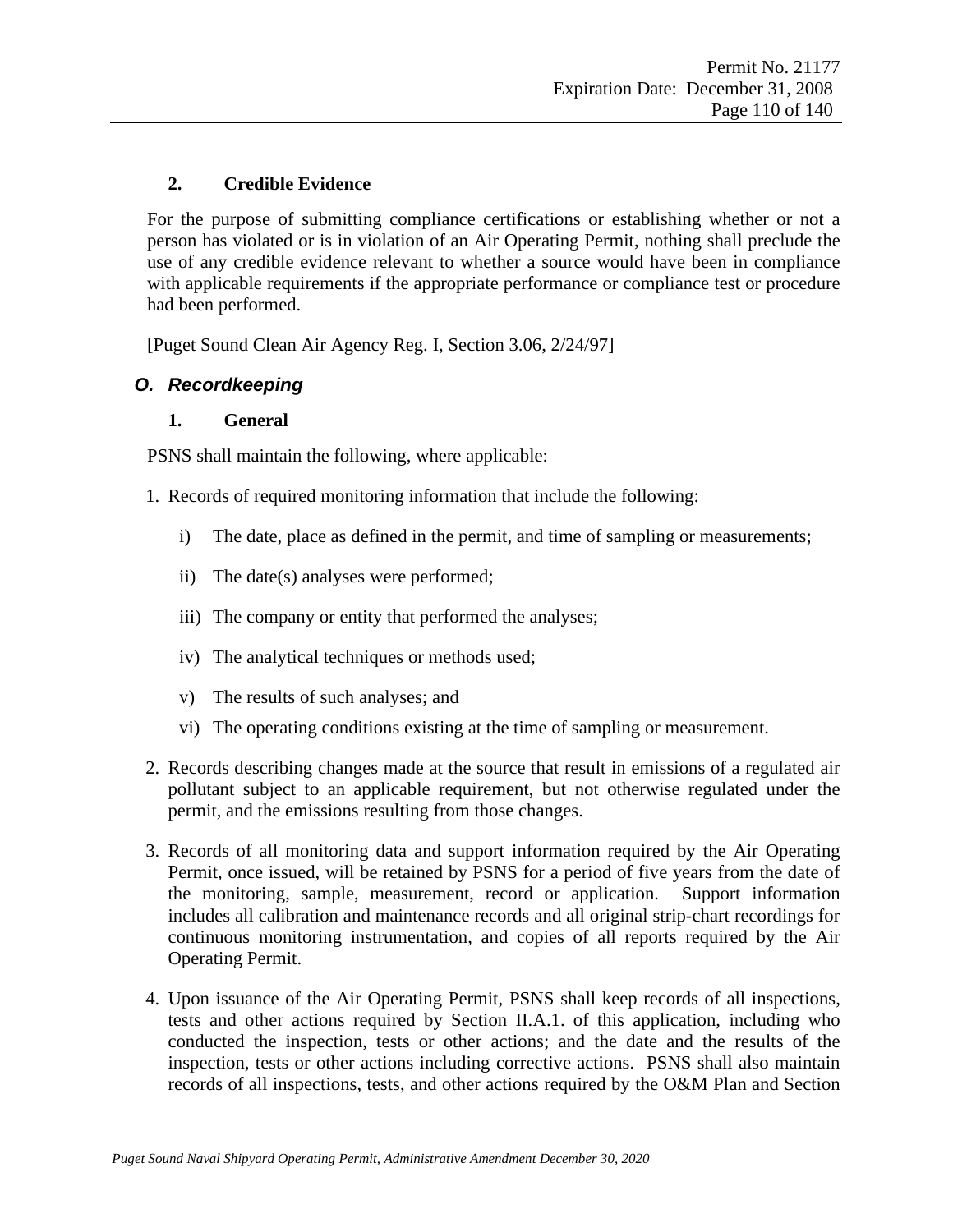### 2. Credible Evidence

For the purpose of submitting compliance certifications or establishing whether or not a person has violated or is in violation of an Air Operating Permit, nothing shall preclude the use of any credible evidence relevant to whether a source would have been in compliance with applicable requirements if the appropriate performance or compliance test or procedure had been performed.

[Puget Sound Clean Air Agency Reg. I, Section 3.06, 2/24/97]

## *O. Recordkeeping*

### 1. General

PSNS shall maintain the following, where applicable:

1. Records of required monitoring information that include the following:

   i) The date, place as defined in the permit, and time of sampling or measurements;

   ii) The date(s) analyses were performed;

   iii) The company or entity that performed the analyses;

   iv) The analytical techniques or methods used;

   v) The results of such analyses; and

   vi) The operating conditions existing at the time of sampling or measurement.

2. Records describing changes made at the source that result in emissions of a regulated air pollutant subject to an applicable requirement, but not otherwise regulated under the permit, and the emissions resulting from those changes.

3. Records of all monitoring data and support information required by the Air Operating Permit, once issued, will be retained by PSNS for a period of five years from the date of the monitoring, sample, measurement, record or application. Support information includes all calibration and maintenance records and all original strip-chart recordings for continuous monitoring instrumentation, and copies of all reports required by the Air Operating Permit.

4. Upon issuance of the Air Operating Permit, PSNS shall keep records of all inspections, tests and other actions required by Section II.A.1. of this application, including who conducted the inspection, tests or other actions; and the date and the results of the inspection, tests or other actions including corrective actions. PSNS shall also maintain records of all inspections, tests, and other actions required by the O&M Plan and Section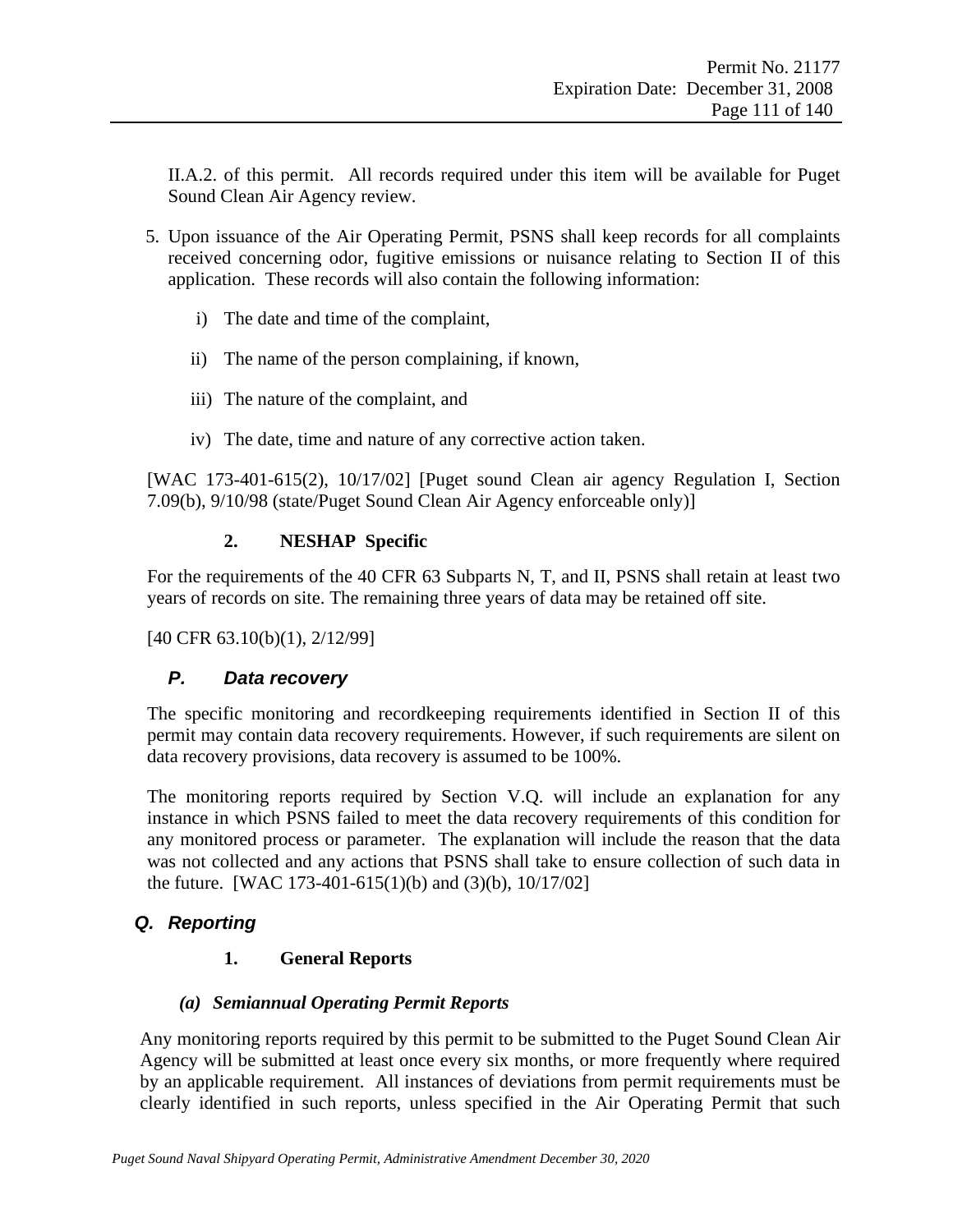II.A.2. of this permit. All records required under this item will be available for Puget Sound Clean Air Agency review.

5. Upon issuance of the Air Operating Permit, PSNS shall keep records for all complaints received concerning odor, fugitive emissions or nuisance relating to Section II of this application. These records will also contain the following information:

   i) The date and time of the complaint,

   ii) The name of the person complaining, if known,

   iii) The nature of the complaint, and

   iv) The date, time and nature of any corrective action taken.

[WAC 173-401-615(2), 10/17/02] [Puget sound Clean air agency Regulation I, Section 7.09(b), 9/10/98 (state/Puget Sound Clean Air Agency enforceable only)]

#### 2. NESHAP Specific

For the requirements of the 40 CFR 63 Subparts N, T, and II, PSNS shall retain at least two years of records on site. The remaining three years of data may be retained off site.

[40 CFR 63.10(b)(1), 2/12/99]

### *P. Data recovery*

The specific monitoring and recordkeeping requirements identified in Section II of this permit may contain data recovery requirements. However, if such requirements are silent on data recovery provisions, data recovery is assumed to be 100%.

The monitoring reports required by Section V.Q. will include an explanation for any instance in which PSNS failed to meet the data recovery requirements of this condition for any monitored process or parameter. The explanation will include the reason that the data was not collected and any actions that PSNS shall take to ensure collection of such data in the future. [WAC 173-401-615(1)(b) and (3)(b), 10/17/02]

### *Q. Reporting*

#### 1. General Reports

##### *(a) Semiannual Operating Permit Reports*

Any monitoring reports required by this permit to be submitted to the Puget Sound Clean Air Agency will be submitted at least once every six months, or more frequently where required by an applicable requirement. All instances of deviations from permit requirements must be clearly identified in such reports, unless specified in the Air Operating Permit that such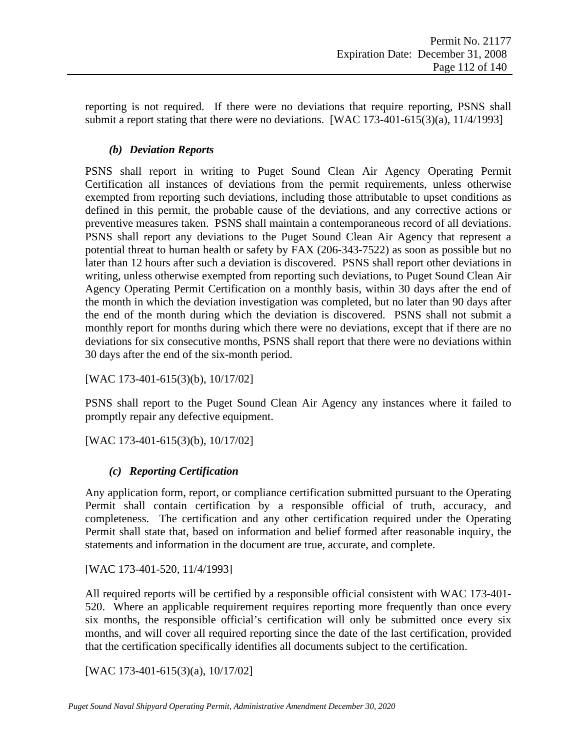reporting is not required. If there were no deviations that require reporting, PSNS shall submit a report stating that there were no deviations. [WAC 173-401-615(3)(a), 11/4/1993]

### *(b) Deviation Reports*

PSNS shall report in writing to Puget Sound Clean Air Agency Operating Permit Certification all instances of deviations from the permit requirements, unless otherwise exempted from reporting such deviations, including those attributable to upset conditions as defined in this permit, the probable cause of the deviations, and any corrective actions or preventive measures taken. PSNS shall maintain a contemporaneous record of all deviations. PSNS shall report any deviations to the Puget Sound Clean Air Agency that represent a potential threat to human health or safety by FAX (206-343-7522) as soon as possible but no later than 12 hours after such a deviation is discovered. PSNS shall report other deviations in writing, unless otherwise exempted from reporting such deviations, to Puget Sound Clean Air Agency Operating Permit Certification on a monthly basis, within 30 days after the end of the month in which the deviation investigation was completed, but no later than 90 days after the end of the month during which the deviation is discovered. PSNS shall not submit a monthly report for months during which there were no deviations, except that if there are no deviations for six consecutive months, PSNS shall report that there were no deviations within 30 days after the end of the six-month period.

[WAC 173-401-615(3)(b), 10/17/02]

PSNS shall report to the Puget Sound Clean Air Agency any instances where it failed to promptly repair any defective equipment.

[WAC 173-401-615(3)(b), 10/17/02]

### *(c) Reporting Certification*

Any application form, report, or compliance certification submitted pursuant to the Operating Permit shall contain certification by a responsible official of truth, accuracy, and completeness. The certification and any other certification required under the Operating Permit shall state that, based on information and belief formed after reasonable inquiry, the statements and information in the document are true, accurate, and complete.

[WAC 173-401-520, 11/4/1993]

All required reports will be certified by a responsible official consistent with WAC 173-401-520. Where an applicable requirement requires reporting more frequently than once every six months, the responsible official's certification will only be submitted once every six months, and will cover all required reporting since the date of the last certification, provided that the certification specifically identifies all documents subject to the certification.

[WAC 173-401-615(3)(a), 10/17/02]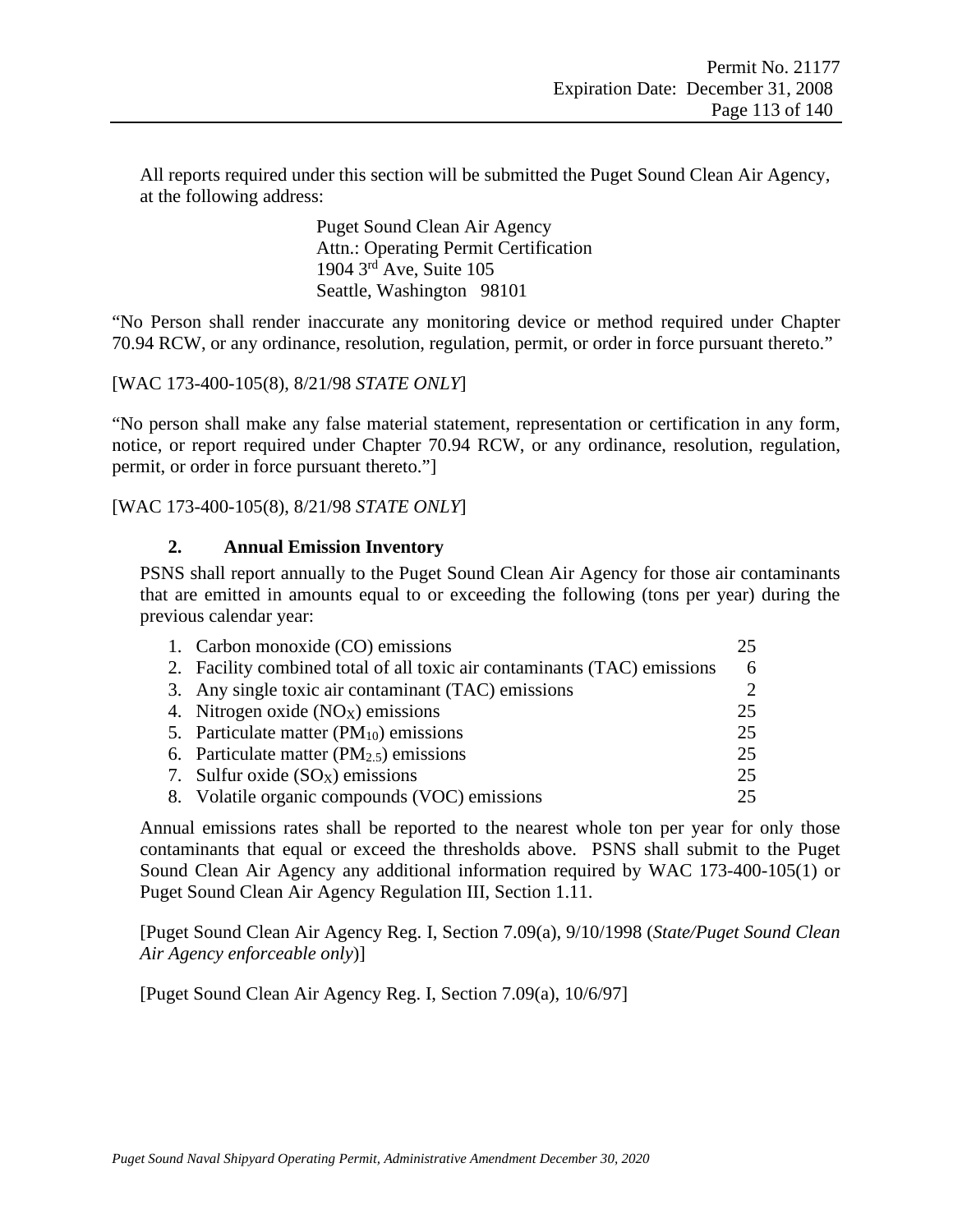All reports required under this section will be submitted the Puget Sound Clean Air Agency, at the following address:

Puget Sound Clean Air Agency
Attn.: Operating Permit Certification
1904 3rd Ave, Suite 105
Seattle, Washington 98101

"No Person shall render inaccurate any monitoring device or method required under Chapter 70.94 RCW, or any ordinance, resolution, regulation, permit, or order in force pursuant thereto."

[WAC 173-400-105(8), 8/21/98 *STATE ONLY*]

"No person shall make any false material statement, representation or certification in any form, notice, or report required under Chapter 70.94 RCW, or any ordinance, resolution, regulation, permit, or order in force pursuant thereto."]

[WAC 173-400-105(8), 8/21/98 *STATE ONLY*]

### 2. Annual Emission Inventory

PSNS shall report annually to the Puget Sound Clean Air Agency for those air contaminants that are emitted in amounts equal to or exceeding the following (tons per year) during the previous calendar year:

| | Contaminant | tpy |
|---|---|---|
| 1. | Carbon monoxide (CO) emissions | 25 |
| 2. | Facility combined total of all toxic air contaminants (TAC) emissions | 6 |
| 3. | Any single toxic air contaminant (TAC) emissions | 2 |
| 4. | Nitrogen oxide ($NO_X$) emissions | 25 |
| 5. | Particulate matter ($PM_{10}$) emissions | 25 |
| 6. | Particulate matter ($PM_{2.5}$) emissions | 25 |
| 7. | Sulfur oxide ($SO_X$) emissions | 25 |
| 8. | Volatile organic compounds (VOC) emissions | 25 |

Annual emissions rates shall be reported to the nearest whole ton per year for only those contaminants that equal or exceed the thresholds above. PSNS shall submit to the Puget Sound Clean Air Agency any additional information required by WAC 173-400-105(1) or Puget Sound Clean Air Agency Regulation III, Section 1.11.

[Puget Sound Clean Air Agency Reg. I, Section 7.09(a), 9/10/1998 (*State/Puget Sound Clean Air Agency enforceable only*)]

[Puget Sound Clean Air Agency Reg. I, Section 7.09(a), 10/6/97]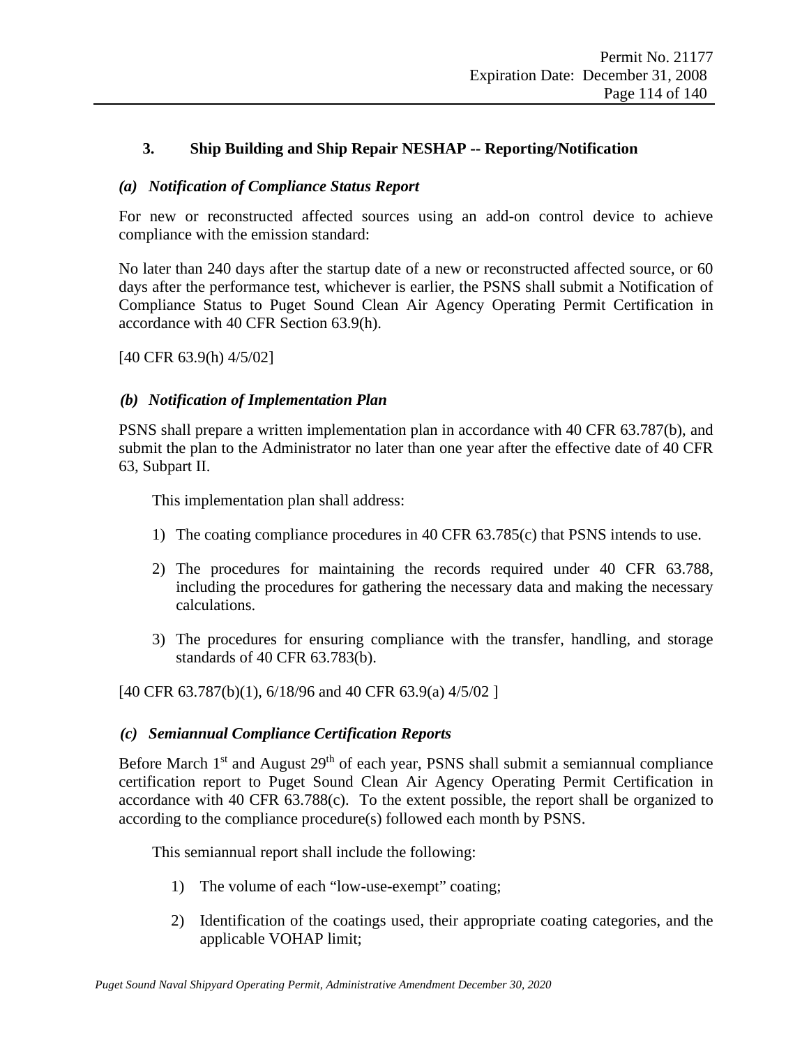### 3. Ship Building and Ship Repair NESHAP -- Reporting/Notification

#### *(a) Notification of Compliance Status Report*

For new or reconstructed affected sources using an add-on control device to achieve compliance with the emission standard:

No later than 240 days after the startup date of a new or reconstructed affected source, or 60 days after the performance test, whichever is earlier, the PSNS shall submit a Notification of Compliance Status to Puget Sound Clean Air Agency Operating Permit Certification in accordance with 40 CFR Section 63.9(h).

[40 CFR 63.9(h) 4/5/02]

#### *(b) Notification of Implementation Plan*

PSNS shall prepare a written implementation plan in accordance with 40 CFR 63.787(b), and submit the plan to the Administrator no later than one year after the effective date of 40 CFR 63, Subpart II.

This implementation plan shall address:

1) The coating compliance procedures in 40 CFR 63.785(c) that PSNS intends to use.
2) The procedures for maintaining the records required under 40 CFR 63.788, including the procedures for gathering the necessary data and making the necessary calculations.
3) The procedures for ensuring compliance with the transfer, handling, and storage standards of 40 CFR 63.783(b).

[40 CFR 63.787(b)(1), 6/18/96 and 40 CFR 63.9(a) 4/5/02 ]

#### *(c) Semiannual Compliance Certification Reports*

Before March 1st and August 29th of each year, PSNS shall submit a semiannual compliance certification report to Puget Sound Clean Air Agency Operating Permit Certification in accordance with 40 CFR 63.788(c). To the extent possible, the report shall be organized to according to the compliance procedure(s) followed each month by PSNS.

This semiannual report shall include the following:

1) The volume of each "low-use-exempt" coating;
2) Identification of the coatings used, their appropriate coating categories, and the applicable VOHAP limit;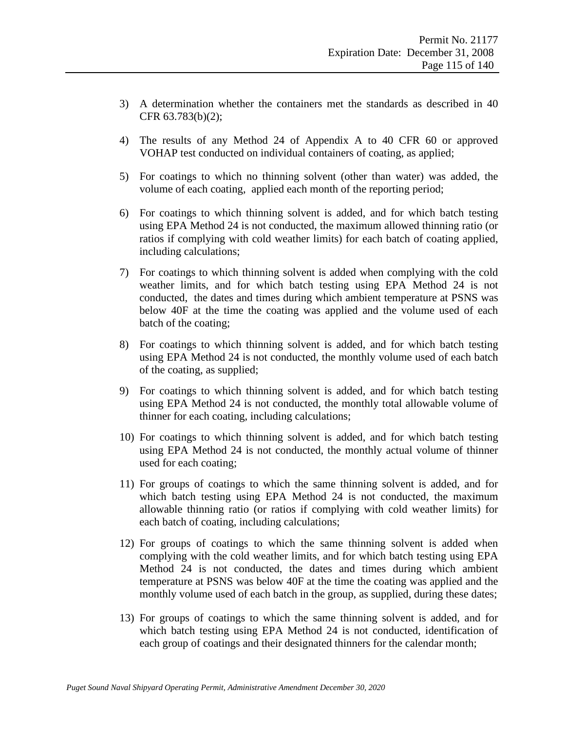3) A determination whether the containers met the standards as described in 40 CFR 63.783(b)(2);

4) The results of any Method 24 of Appendix A to 40 CFR 60 or approved VOHAP test conducted on individual containers of coating, as applied;

5) For coatings to which no thinning solvent (other than water) was added, the volume of each coating, applied each month of the reporting period;

6) For coatings to which thinning solvent is added, and for which batch testing using EPA Method 24 is not conducted, the maximum allowed thinning ratio (or ratios if complying with cold weather limits) for each batch of coating applied, including calculations;

7) For coatings to which thinning solvent is added when complying with the cold weather limits, and for which batch testing using EPA Method 24 is not conducted, the dates and times during which ambient temperature at PSNS was below 40F at the time the coating was applied and the volume used of each batch of the coating;

8) For coatings to which thinning solvent is added, and for which batch testing using EPA Method 24 is not conducted, the monthly volume used of each batch of the coating, as supplied;

9) For coatings to which thinning solvent is added, and for which batch testing using EPA Method 24 is not conducted, the monthly total allowable volume of thinner for each coating, including calculations;

10) For coatings to which thinning solvent is added, and for which batch testing using EPA Method 24 is not conducted, the monthly actual volume of thinner used for each coating;

11) For groups of coatings to which the same thinning solvent is added, and for which batch testing using EPA Method 24 is not conducted, the maximum allowable thinning ratio (or ratios if complying with cold weather limits) for each batch of coating, including calculations;

12) For groups of coatings to which the same thinning solvent is added when complying with the cold weather limits, and for which batch testing using EPA Method 24 is not conducted, the dates and times during which ambient temperature at PSNS was below 40F at the time the coating was applied and the monthly volume used of each batch in the group, as supplied, during these dates;

13) For groups of coatings to which the same thinning solvent is added, and for which batch testing using EPA Method 24 is not conducted, identification of each group of coatings and their designated thinners for the calendar month;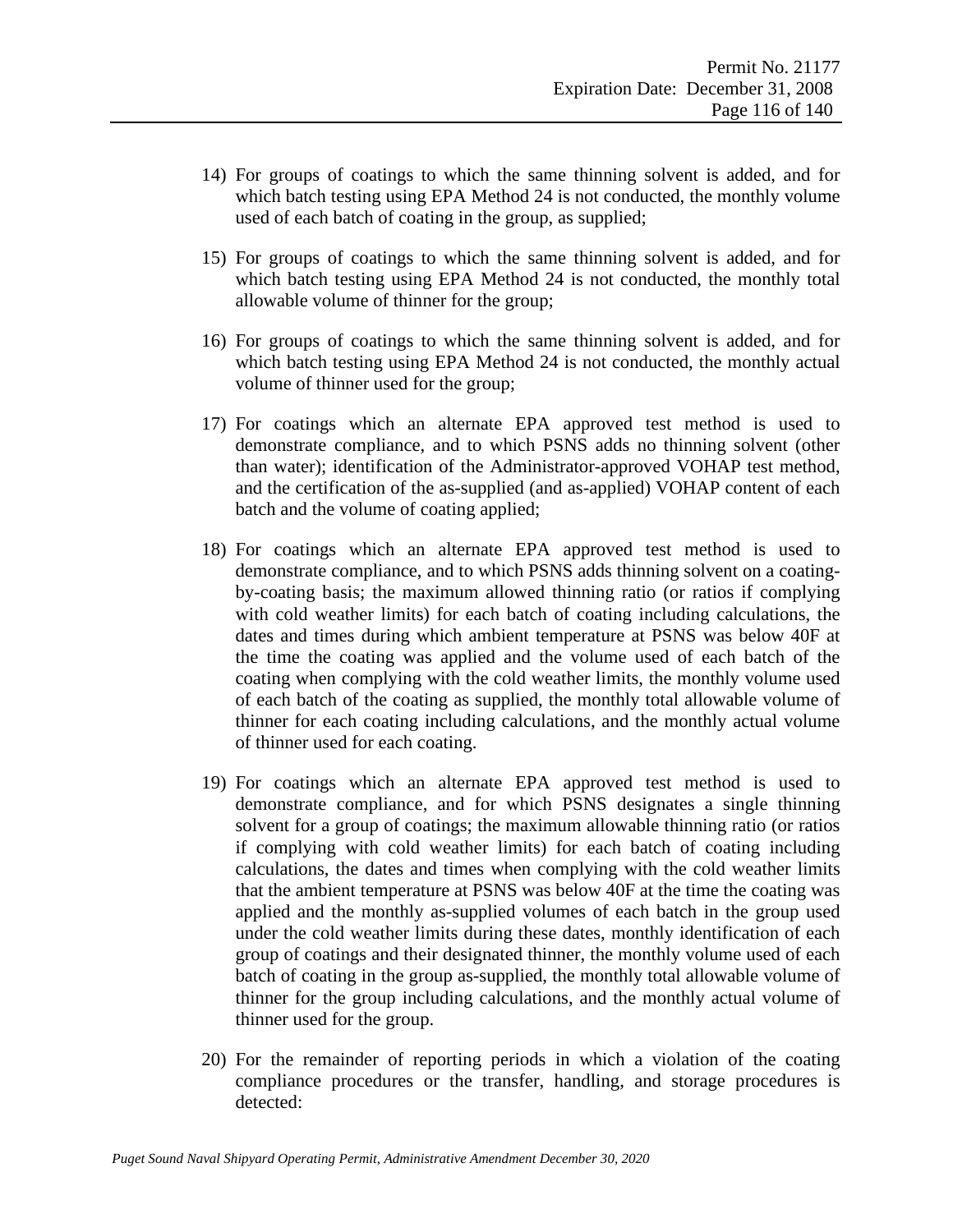14) For groups of coatings to which the same thinning solvent is added, and for which batch testing using EPA Method 24 is not conducted, the monthly volume used of each batch of coating in the group, as supplied;

15) For groups of coatings to which the same thinning solvent is added, and for which batch testing using EPA Method 24 is not conducted, the monthly total allowable volume of thinner for the group;

16) For groups of coatings to which the same thinning solvent is added, and for which batch testing using EPA Method 24 is not conducted, the monthly actual volume of thinner used for the group;

17) For coatings which an alternate EPA approved test method is used to demonstrate compliance, and to which PSNS adds no thinning solvent (other than water); identification of the Administrator-approved VOHAP test method, and the certification of the as-supplied (and as-applied) VOHAP content of each batch and the volume of coating applied;

18) For coatings which an alternate EPA approved test method is used to demonstrate compliance, and to which PSNS adds thinning solvent on a coating-by-coating basis; the maximum allowed thinning ratio (or ratios if complying with cold weather limits) for each batch of coating including calculations, the dates and times during which ambient temperature at PSNS was below 40F at the time the coating was applied and the volume used of each batch of the coating when complying with the cold weather limits, the monthly volume used of each batch of the coating as supplied, the monthly total allowable volume of thinner for each coating including calculations, and the monthly actual volume of thinner used for each coating.

19) For coatings which an alternate EPA approved test method is used to demonstrate compliance, and for which PSNS designates a single thinning solvent for a group of coatings; the maximum allowable thinning ratio (or ratios if complying with cold weather limits) for each batch of coating including calculations, the dates and times when complying with the cold weather limits that the ambient temperature at PSNS was below 40F at the time the coating was applied and the monthly as-supplied volumes of each batch in the group used under the cold weather limits during these dates, monthly identification of each group of coatings and their designated thinner, the monthly volume used of each batch of coating in the group as-supplied, the monthly total allowable volume of thinner for the group including calculations, and the monthly actual volume of thinner used for the group.

20) For the remainder of reporting periods in which a violation of the coating compliance procedures or the transfer, handling, and storage procedures is detected: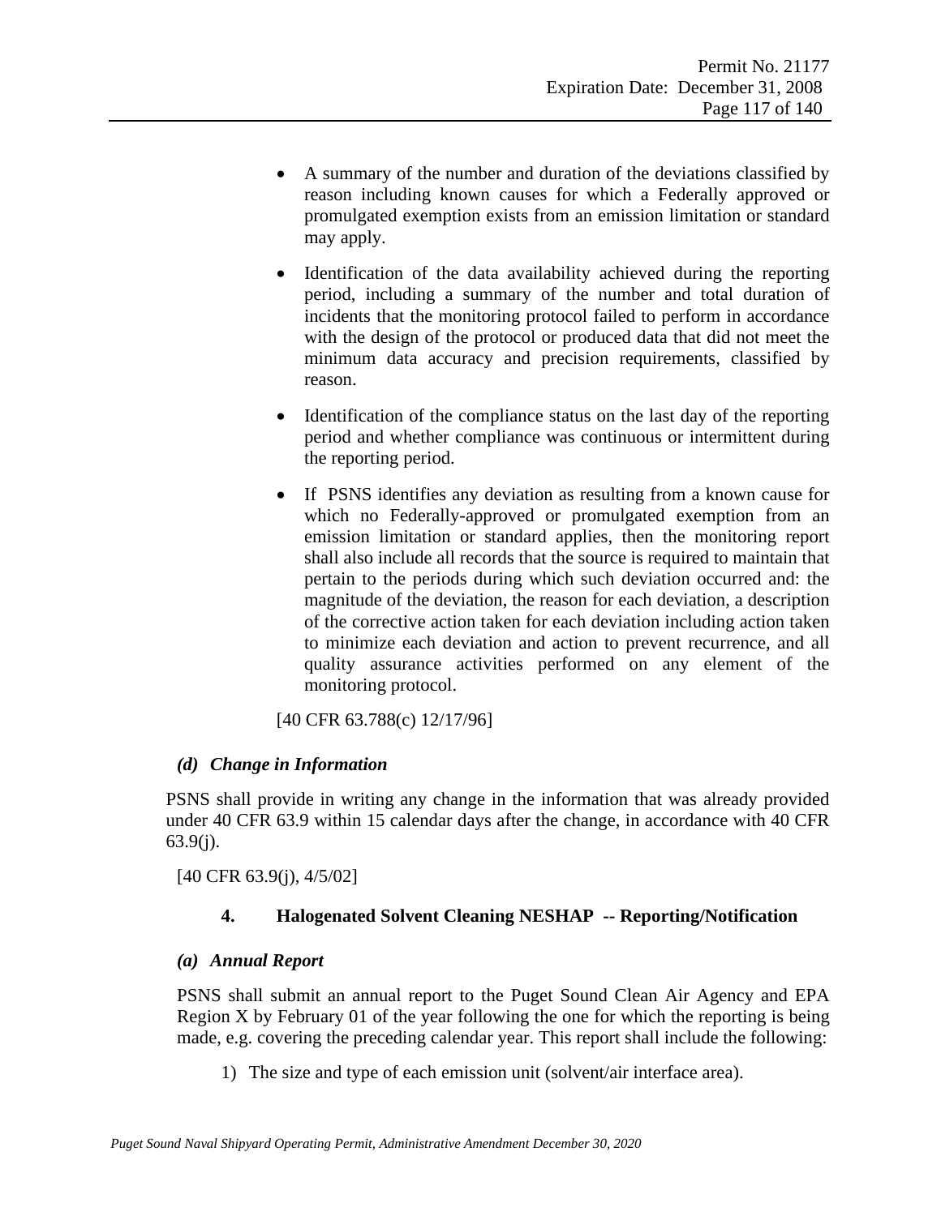- A summary of the number and duration of the deviations classified by reason including known causes for which a Federally approved or promulgated exemption exists from an emission limitation or standard may apply.
- Identification of the data availability achieved during the reporting period, including a summary of the number and total duration of incidents that the monitoring protocol failed to perform in accordance with the design of the protocol or produced data that did not meet the minimum data accuracy and precision requirements, classified by reason.
- Identification of the compliance status on the last day of the reporting period and whether compliance was continuous or intermittent during the reporting period.
- If PSNS identifies any deviation as resulting from a known cause for which no Federally-approved or promulgated exemption from an emission limitation or standard applies, then the monitoring report shall also include all records that the source is required to maintain that pertain to the periods during which such deviation occurred and: the magnitude of the deviation, the reason for each deviation, a description of the corrective action taken for each deviation including action taken to minimize each deviation and action to prevent recurrence, and all quality assurance activities performed on any element of the monitoring protocol.

[40 CFR 63.788(c) 12/17/96]

***(d) Change in Information***

PSNS shall provide in writing any change in the information that was already provided under 40 CFR 63.9 within 15 calendar days after the change, in accordance with 40 CFR 63.9(j).

[40 CFR 63.9(j), 4/5/02]

### 4. Halogenated Solvent Cleaning NESHAP -- Reporting/Notification

***(a) Annual Report***

PSNS shall submit an annual report to the Puget Sound Clean Air Agency and EPA Region X by February 01 of the year following the one for which the reporting is being made, e.g. covering the preceding calendar year. This report shall include the following:

1) The size and type of each emission unit (solvent/air interface area).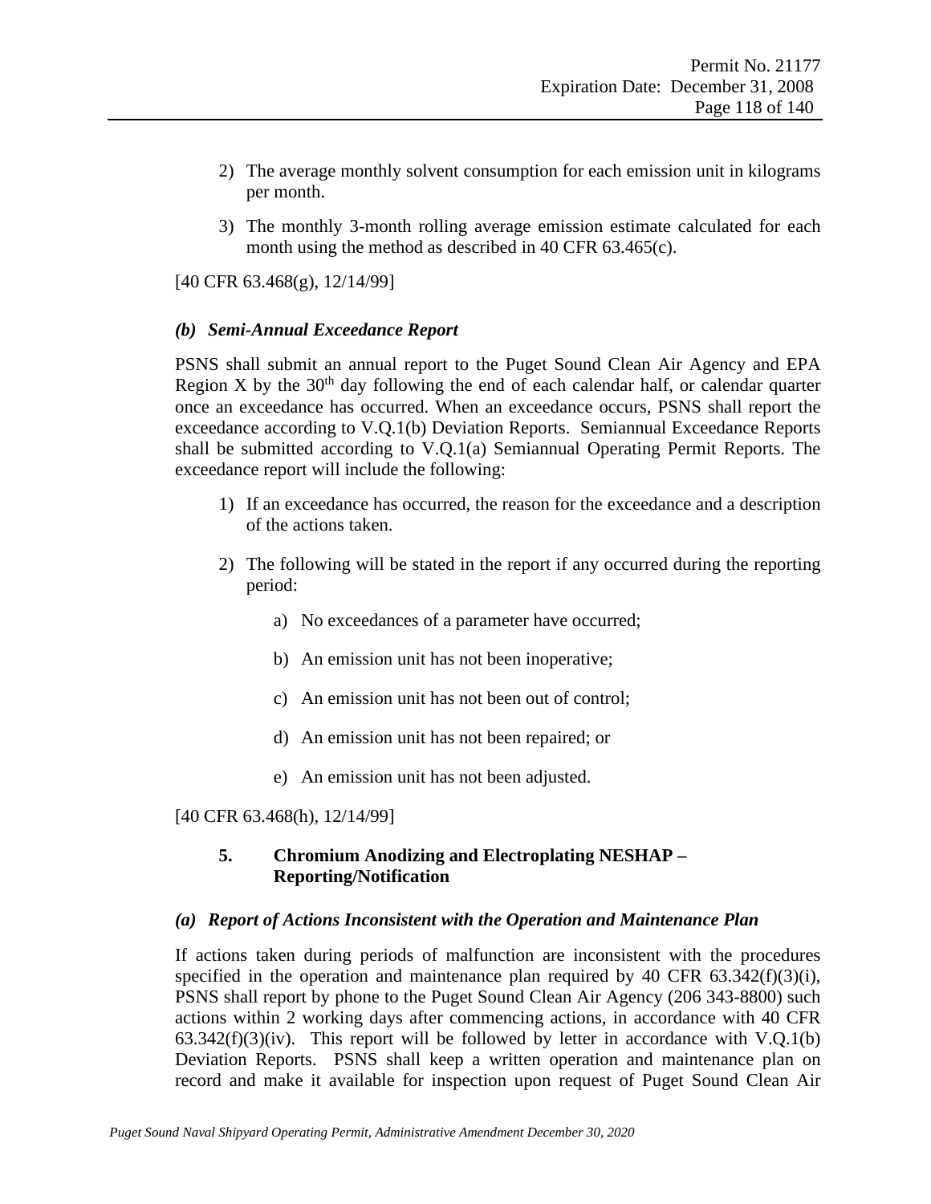2) The average monthly solvent consumption for each emission unit in kilograms per month.

3) The monthly 3-month rolling average emission estimate calculated for each month using the method as described in 40 CFR 63.465(c).

[40 CFR 63.468(g), 12/14/99]

***(b) Semi-Annual Exceedance Report***

PSNS shall submit an annual report to the Puget Sound Clean Air Agency and EPA Region X by the 30th day following the end of each calendar half, or calendar quarter once an exceedance has occurred. When an exceedance occurs, PSNS shall report the exceedance according to V.Q.1(b) Deviation Reports. Semiannual Exceedance Reports shall be submitted according to V.Q.1(a) Semiannual Operating Permit Reports. The exceedance report will include the following:

1) If an exceedance has occurred, the reason for the exceedance and a description of the actions taken.

2) The following will be stated in the report if any occurred during the reporting period:

   a) No exceedances of a parameter have occurred;

   b) An emission unit has not been inoperative;

   c) An emission unit has not been out of control;

   d) An emission unit has not been repaired; or

   e) An emission unit has not been adjusted.

[40 CFR 63.468(h), 12/14/99]

**5. Chromium Anodizing and Electroplating NESHAP – Reporting/Notification**

***(a) Report of Actions Inconsistent with the Operation and Maintenance Plan***

If actions taken during periods of malfunction are inconsistent with the procedures specified in the operation and maintenance plan required by 40 CFR 63.342(f)(3)(i), PSNS shall report by phone to the Puget Sound Clean Air Agency (206 343-8800) such actions within 2 working days after commencing actions, in accordance with 40 CFR 63.342(f)(3)(iv). This report will be followed by letter in accordance with V.Q.1(b) Deviation Reports. PSNS shall keep a written operation and maintenance plan on record and make it available for inspection upon request of Puget Sound Clean Air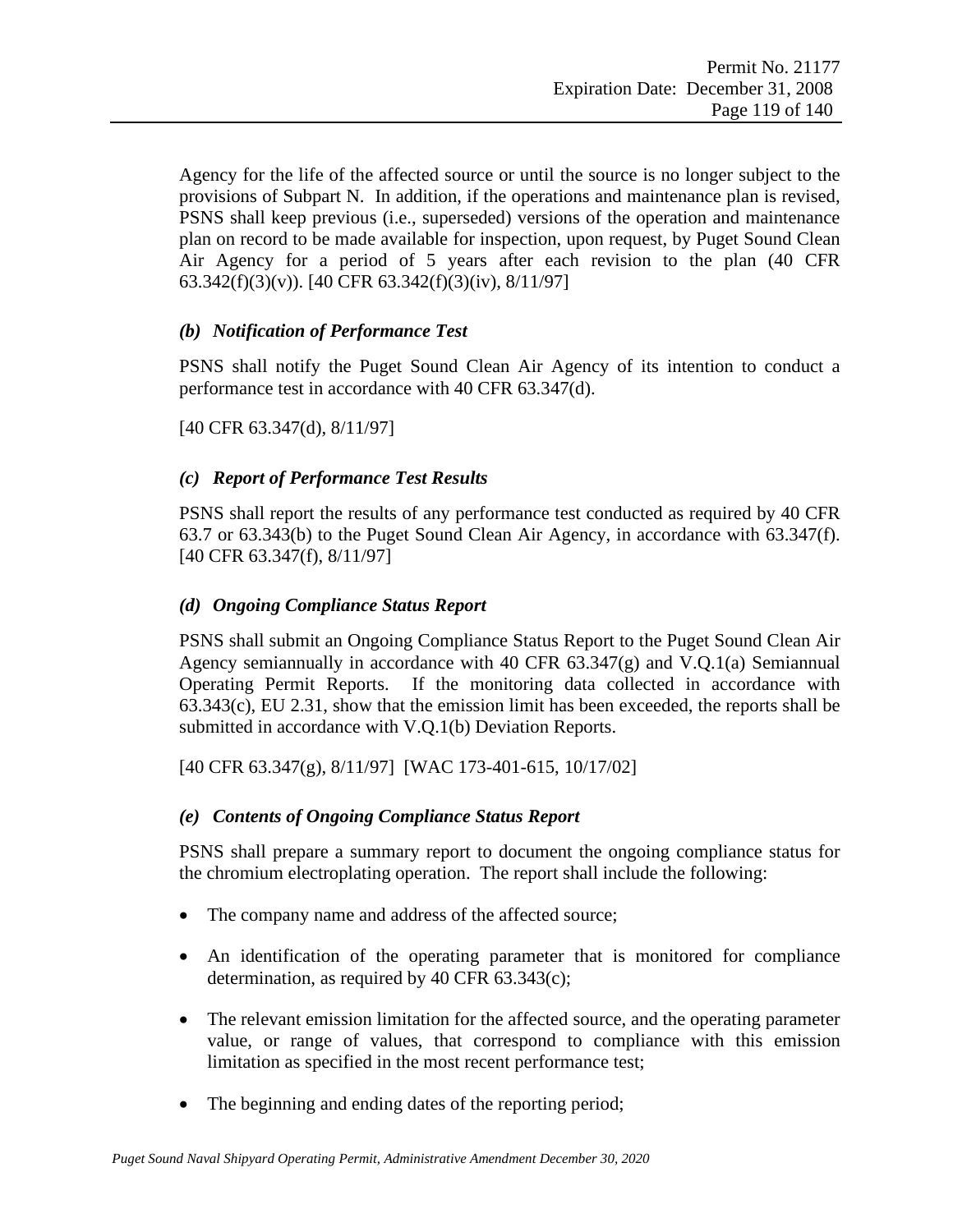Agency for the life of the affected source or until the source is no longer subject to the provisions of Subpart N. In addition, if the operations and maintenance plan is revised, PSNS shall keep previous (i.e., superseded) versions of the operation and maintenance plan on record to be made available for inspection, upon request, by Puget Sound Clean Air Agency for a period of 5 years after each revision to the plan (40 CFR 63.342(f)(3)(v)). [40 CFR 63.342(f)(3)(iv), 8/11/97]

### *(b) Notification of Performance Test*

PSNS shall notify the Puget Sound Clean Air Agency of its intention to conduct a performance test in accordance with 40 CFR 63.347(d).

[40 CFR 63.347(d), 8/11/97]

### *(c) Report of Performance Test Results*

PSNS shall report the results of any performance test conducted as required by 40 CFR 63.7 or 63.343(b) to the Puget Sound Clean Air Agency, in accordance with 63.347(f). [40 CFR 63.347(f), 8/11/97]

### *(d) Ongoing Compliance Status Report*

PSNS shall submit an Ongoing Compliance Status Report to the Puget Sound Clean Air Agency semiannually in accordance with 40 CFR 63.347(g) and V.Q.1(a) Semiannual Operating Permit Reports. If the monitoring data collected in accordance with 63.343(c), EU 2.31, show that the emission limit has been exceeded, the reports shall be submitted in accordance with V.Q.1(b) Deviation Reports.

[40 CFR 63.347(g), 8/11/97] [WAC 173-401-615, 10/17/02]

### *(e) Contents of Ongoing Compliance Status Report*

PSNS shall prepare a summary report to document the ongoing compliance status for the chromium electroplating operation. The report shall include the following:

- The company name and address of the affected source;
- An identification of the operating parameter that is monitored for compliance determination, as required by 40 CFR 63.343(c);
- The relevant emission limitation for the affected source, and the operating parameter value, or range of values, that correspond to compliance with this emission limitation as specified in the most recent performance test;
- The beginning and ending dates of the reporting period;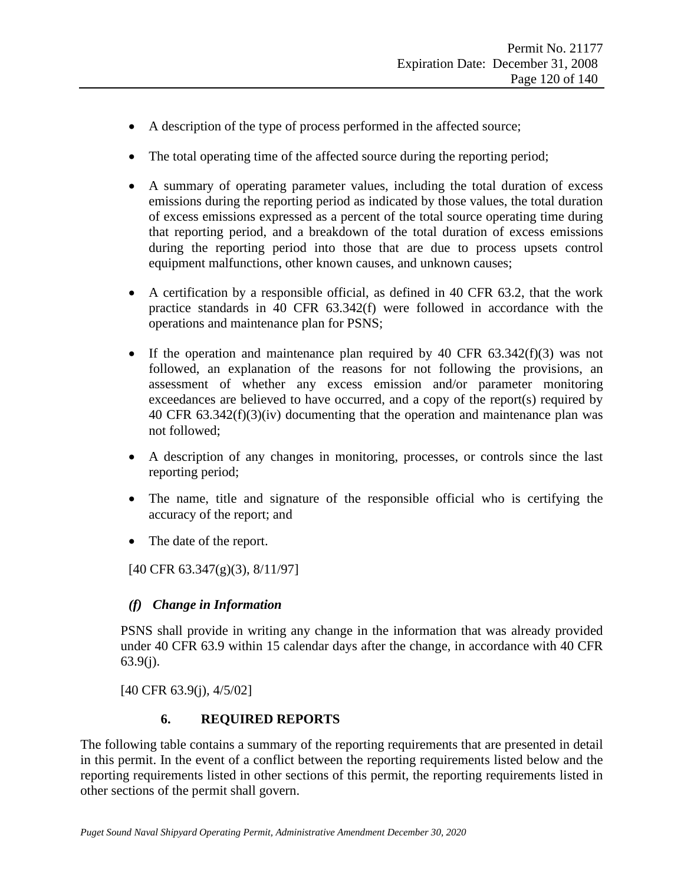- A description of the type of process performed in the affected source;
- The total operating time of the affected source during the reporting period;
- A summary of operating parameter values, including the total duration of excess emissions during the reporting period as indicated by those values, the total duration of excess emissions expressed as a percent of the total source operating time during that reporting period, and a breakdown of the total duration of excess emissions during the reporting period into those that are due to process upsets control equipment malfunctions, other known causes, and unknown causes;
- A certification by a responsible official, as defined in 40 CFR 63.2, that the work practice standards in 40 CFR 63.342(f) were followed in accordance with the operations and maintenance plan for PSNS;
- If the operation and maintenance plan required by 40 CFR 63.342(f)(3) was not followed, an explanation of the reasons for not following the provisions, an assessment of whether any excess emission and/or parameter monitoring exceedances are believed to have occurred, and a copy of the report(s) required by 40 CFR 63.342(f)(3)(iv) documenting that the operation and maintenance plan was not followed;
- A description of any changes in monitoring, processes, or controls since the last reporting period;
- The name, title and signature of the responsible official who is certifying the accuracy of the report; and
- The date of the report.

[40 CFR 63.347(g)(3), 8/11/97]

***(f) Change in Information***

PSNS shall provide in writing any change in the information that was already provided under 40 CFR 63.9 within 15 calendar days after the change, in accordance with 40 CFR 63.9(j).

[40 CFR 63.9(j), 4/5/02]

## 6. REQUIRED REPORTS

The following table contains a summary of the reporting requirements that are presented in detail in this permit. In the event of a conflict between the reporting requirements listed below and the reporting requirements listed in other sections of this permit, the reporting requirements listed in other sections of the permit shall govern.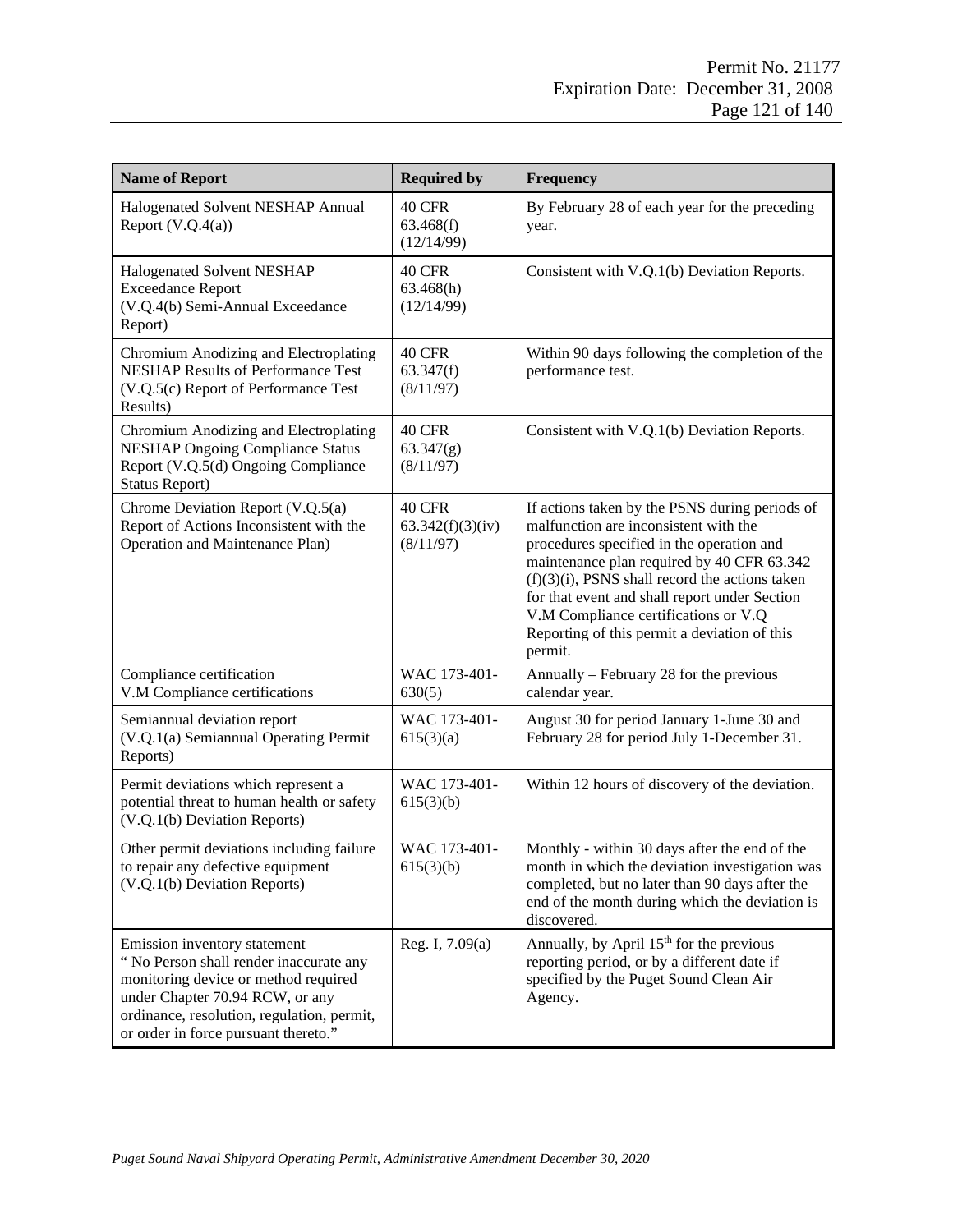| Name of Report | Required by | Frequency |
|---|---|---|
| Halogenated Solvent NESHAP Annual Report (V.Q.4(a)) | 40 CFR 63.468(f) (12/14/99) | By February 28 of each year for the preceding year. |
| Halogenated Solvent NESHAP Exceedance Report (V.Q.4(b) Semi-Annual Exceedance Report) | 40 CFR 63.468(h) (12/14/99) | Consistent with V.Q.1(b) Deviation Reports. |
| Chromium Anodizing and Electroplating NESHAP Results of Performance Test (V.Q.5(c) Report of Performance Test Results) | 40 CFR 63.347(f) (8/11/97) | Within 90 days following the completion of the performance test. |
| Chromium Anodizing and Electroplating NESHAP Ongoing Compliance Status Report (V.Q.5(d) Ongoing Compliance Status Report) | 40 CFR 63.347(g) (8/11/97) | Consistent with V.Q.1(b) Deviation Reports. |
| Chrome Deviation Report (V.Q.5(a) Report of Actions Inconsistent with the Operation and Maintenance Plan) | 40 CFR 63.342(f)(3)(iv) (8/11/97) | If actions taken by the PSNS during periods of malfunction are inconsistent with the procedures specified in the operation and maintenance plan required by 40 CFR 63.342 (f)(3)(i), PSNS shall record the actions taken for that event and shall report under Section V.M Compliance certifications or V.Q Reporting of this permit a deviation of this permit. |
| Compliance certification V.M Compliance certifications | WAC 173-401-630(5) | Annually – February 28 for the previous calendar year. |
| Semiannual deviation report (V.Q.1(a) Semiannual Operating Permit Reports) | WAC 173-401-615(3)(a) | August 30 for period January 1-June 30 and February 28 for period July 1-December 31. |
| Permit deviations which represent a potential threat to human health or safety (V.Q.1(b) Deviation Reports) | WAC 173-401-615(3)(b) | Within 12 hours of discovery of the deviation. |
| Other permit deviations including failure to repair any defective equipment (V.Q.1(b) Deviation Reports) | WAC 173-401-615(3)(b) | Monthly - within 30 days after the end of the month in which the deviation investigation was completed, but no later than 90 days after the end of the month during which the deviation is discovered. |
| Emission inventory statement " No Person shall render inaccurate any monitoring device or method required under Chapter 70.94 RCW, or any ordinance, resolution, regulation, permit, or order in force pursuant thereto." | Reg. I, 7.09(a) | Annually, by April 15th for the previous reporting period, or by a different date if specified by the Puget Sound Clean Air Agency. |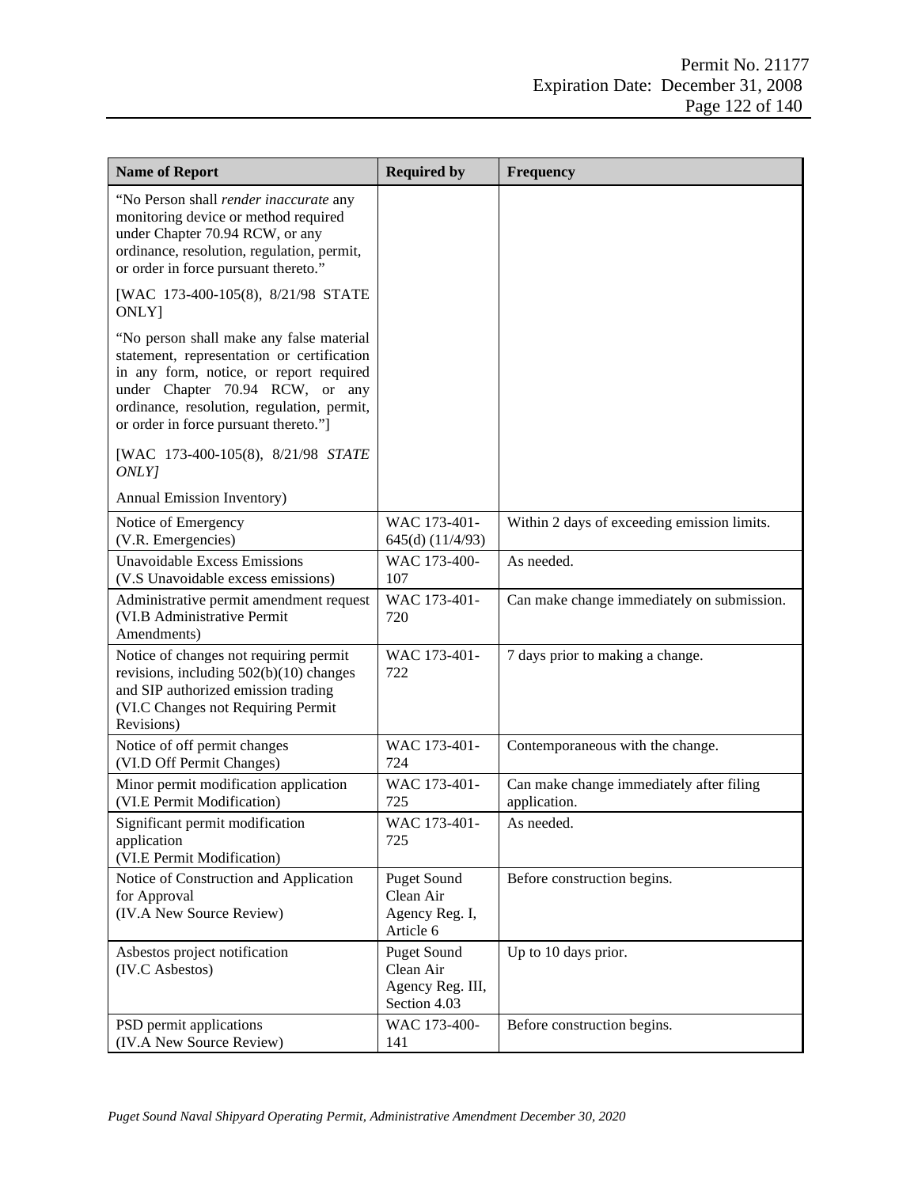| Name of Report | Required by | Frequency |
|---|---|---|
| "No Person shall *render inaccurate* any monitoring device or method required under Chapter 70.94 RCW, or any ordinance, resolution, regulation, permit, or order in force pursuant thereto." [WAC 173-400-105(8), 8/21/98 STATE ONLY] "No person shall make any false material statement, representation or certification in any form, notice, or report required under Chapter 70.94 RCW, or any ordinance, resolution, regulation, permit, or order in force pursuant thereto."] [WAC 173-400-105(8), 8/21/98 *STATE ONLY]* Annual Emission Inventory) | | |
| Notice of Emergency (V.R. Emergencies) | WAC 173-401-645(d) (11/4/93) | Within 2 days of exceeding emission limits. |
| Unavoidable Excess Emissions (V.S Unavoidable excess emissions) | WAC 173-400-107 | As needed. |
| Administrative permit amendment request (VI.B Administrative Permit Amendments) | WAC 173-401-720 | Can make change immediately on submission. |
| Notice of changes not requiring permit revisions, including 502(b)(10) changes and SIP authorized emission trading (VI.C Changes not Requiring Permit Revisions) | WAC 173-401-722 | 7 days prior to making a change. |
| Notice of off permit changes (VI.D Off Permit Changes) | WAC 173-401-724 | Contemporaneous with the change. |
| Minor permit modification application (VI.E Permit Modification) | WAC 173-401-725 | Can make change immediately after filing application. |
| Significant permit modification application (VI.E Permit Modification) | WAC 173-401-725 | As needed. |
| Notice of Construction and Application for Approval (IV.A New Source Review) | Puget Sound Clean Air Agency Reg. I, Article 6 | Before construction begins. |
| Asbestos project notification (IV.C Asbestos) | Puget Sound Clean Air Agency Reg. III, Section 4.03 | Up to 10 days prior. |
| PSD permit applications (IV.A New Source Review) | WAC 173-400-141 | Before construction begins. |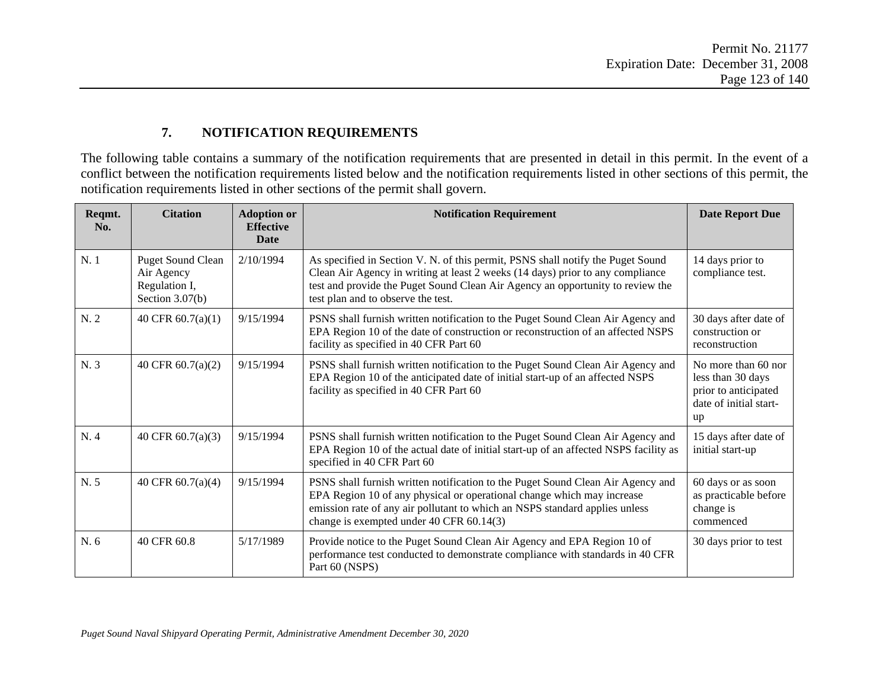## 7. NOTIFICATION REQUIREMENTS

The following table contains a summary of the notification requirements that are presented in detail in this permit. In the event of a conflict between the notification requirements listed below and the notification requirements listed in other sections of this permit, the notification requirements listed in other sections of the permit shall govern.

| Reqmt. No. | Citation | Adoption or Effective Date | Notification Requirement | Date Report Due |
|---|---|---|---|---|
| N. 1 | Puget Sound Clean Air Agency Regulation I, Section 3.07(b) | 2/10/1994 | As specified in Section V. N. of this permit, PSNS shall notify the Puget Sound Clean Air Agency in writing at least 2 weeks (14 days) prior to any compliance test and provide the Puget Sound Clean Air Agency an opportunity to review the test plan and to observe the test. | 14 days prior to compliance test. |
| N. 2 | 40 CFR 60.7(a)(1) | 9/15/1994 | PSNS shall furnish written notification to the Puget Sound Clean Air Agency and EPA Region 10 of the date of construction or reconstruction of an affected NSPS facility as specified in 40 CFR Part 60 | 30 days after date of construction or reconstruction |
| N. 3 | 40 CFR 60.7(a)(2) | 9/15/1994 | PSNS shall furnish written notification to the Puget Sound Clean Air Agency and EPA Region 10 of the anticipated date of initial start-up of an affected NSPS facility as specified in 40 CFR Part 60 | No more than 60 nor less than 30 days prior to anticipated date of initial start-up |
| N. 4 | 40 CFR 60.7(a)(3) | 9/15/1994 | PSNS shall furnish written notification to the Puget Sound Clean Air Agency and EPA Region 10 of the actual date of initial start-up of an affected NSPS facility as specified in 40 CFR Part 60 | 15 days after date of initial start-up |
| N. 5 | 40 CFR 60.7(a)(4) | 9/15/1994 | PSNS shall furnish written notification to the Puget Sound Clean Air Agency and EPA Region 10 of any physical or operational change which may increase emission rate of any air pollutant to which an NSPS standard applies unless change is exempted under 40 CFR 60.14(3) | 60 days or as soon as practicable before change is commenced |
| N. 6 | 40 CFR 60.8 | 5/17/1989 | Provide notice to the Puget Sound Clean Air Agency and EPA Region 10 of performance test conducted to demonstrate compliance with standards in 40 CFR Part 60 (NSPS) | 30 days prior to test |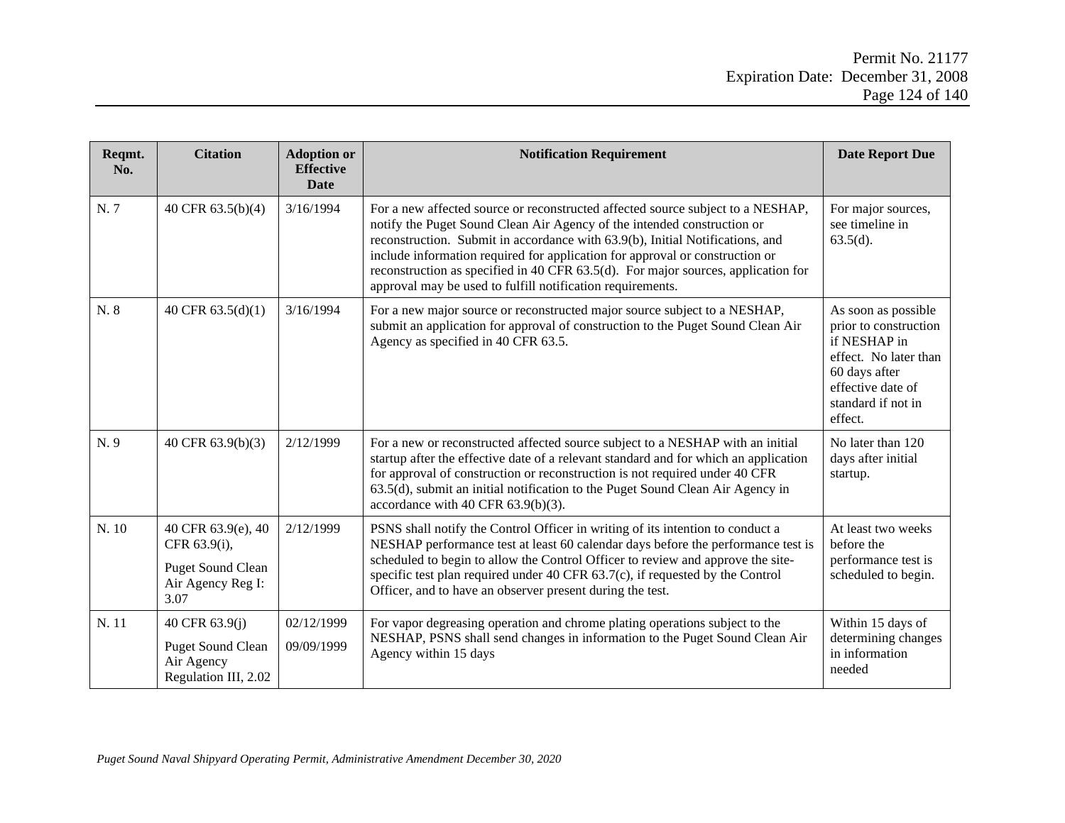| Reqmt. No. | Citation | Adoption or Effective Date | Notification Requirement | Date Report Due |
|---|---|---|---|---|
| N. 7 | 40 CFR 63.5(b)(4) | 3/16/1994 | For a new affected source or reconstructed affected source subject to a NESHAP, notify the Puget Sound Clean Air Agency of the intended construction or reconstruction. Submit in accordance with 63.9(b), Initial Notifications, and include information required for application for approval or construction or reconstruction as specified in 40 CFR 63.5(d). For major sources, application for approval may be used to fulfill notification requirements. | For major sources, see timeline in 63.5(d). |
| N. 8 | 40 CFR 63.5(d)(1) | 3/16/1994 | For a new major source or reconstructed major source subject to a NESHAP, submit an application for approval of construction to the Puget Sound Clean Air Agency as specified in 40 CFR 63.5. | As soon as possible prior to construction if NESHAP in effect. No later than 60 days after effective date of standard if not in effect. |
| N. 9 | 40 CFR 63.9(b)(3) | 2/12/1999 | For a new or reconstructed affected source subject to a NESHAP with an initial startup after the effective date of a relevant standard and for which an application for approval of construction or reconstruction is not required under 40 CFR 63.5(d), submit an initial notification to the Puget Sound Clean Air Agency in accordance with 40 CFR 63.9(b)(3). | No later than 120 days after initial startup. |
| N. 10 | 40 CFR 63.9(e), 40 CFR 63.9(i), Puget Sound Clean Air Agency Reg I: 3.07 | 2/12/1999 | PSNS shall notify the Control Officer in writing of its intention to conduct a NESHAP performance test at least 60 calendar days before the performance test is scheduled to begin to allow the Control Officer to review and approve the site-specific test plan required under 40 CFR 63.7(c), if requested by the Control Officer, and to have an observer present during the test. | At least two weeks before the performance test is scheduled to begin. |
| N. 11 | 40 CFR 63.9(j) Puget Sound Clean Air Agency Regulation III, 2.02 | 02/12/1999 09/09/1999 | For vapor degreasing operation and chrome plating operations subject to the NESHAP, PSNS shall send changes in information to the Puget Sound Clean Air Agency within 15 days | Within 15 days of determining changes in information needed |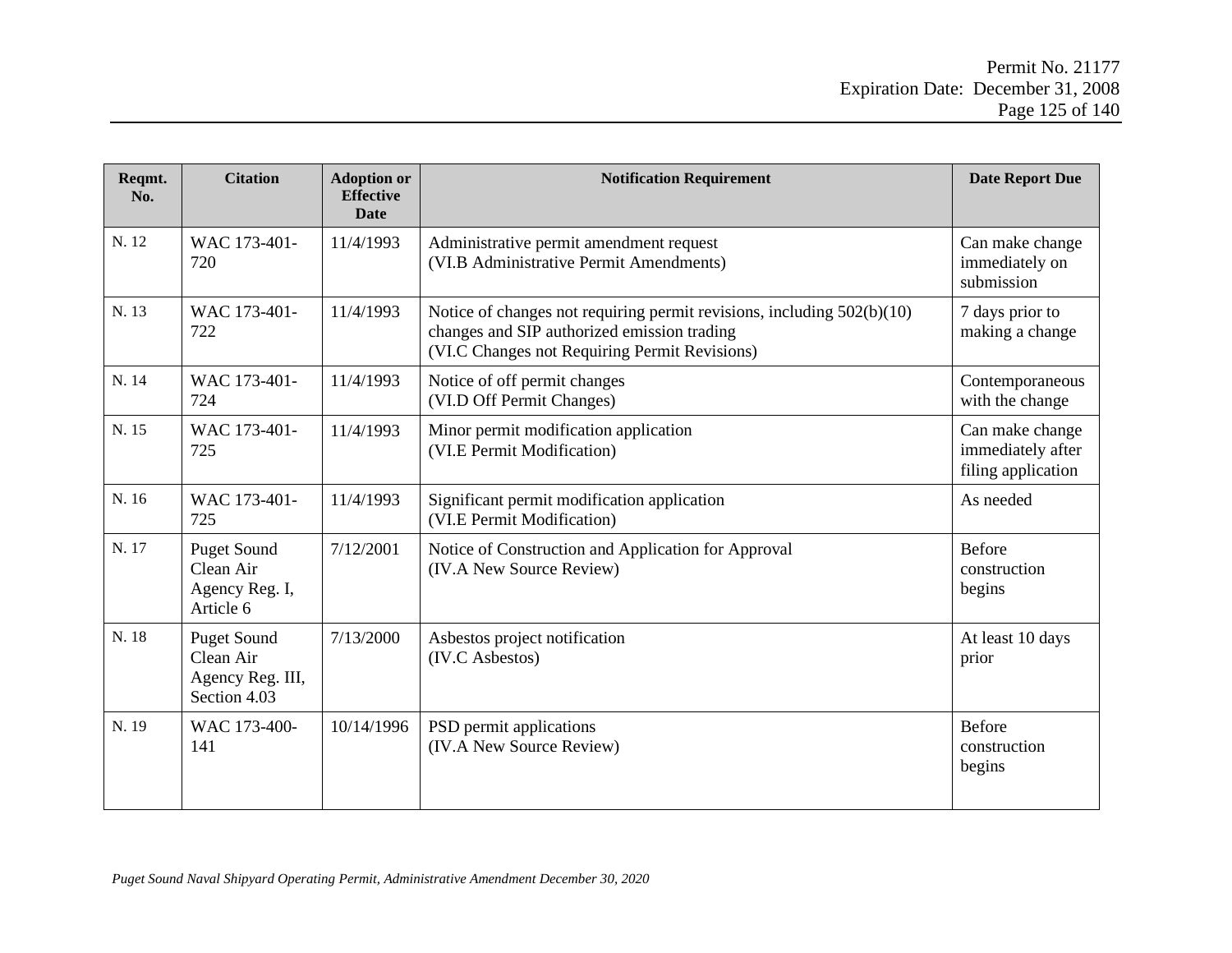| Reqmt. No. | Citation | Adoption or Effective Date | Notification Requirement | Date Report Due |
|---|---|---|---|---|
| N. 12 | WAC 173-401-720 | 11/4/1993 | Administrative permit amendment request<br>(VI.B Administrative Permit Amendments) | Can make change immediately on submission |
| N. 13 | WAC 173-401-722 | 11/4/1993 | Notice of changes not requiring permit revisions, including 502(b)(10) changes and SIP authorized emission trading<br>(VI.C Changes not Requiring Permit Revisions) | 7 days prior to making a change |
| N. 14 | WAC 173-401-724 | 11/4/1993 | Notice of off permit changes<br>(VI.D Off Permit Changes) | Contemporaneous with the change |
| N. 15 | WAC 173-401-725 | 11/4/1993 | Minor permit modification application<br>(VI.E Permit Modification) | Can make change immediately after filing application |
| N. 16 | WAC 173-401-725 | 11/4/1993 | Significant permit modification application<br>(VI.E Permit Modification) | As needed |
| N. 17 | Puget Sound Clean Air Agency Reg. I, Article 6 | 7/12/2001 | Notice of Construction and Application for Approval<br>(IV.A New Source Review) | Before construction begins |
| N. 18 | Puget Sound Clean Air Agency Reg. III, Section 4.03 | 7/13/2000 | Asbestos project notification<br>(IV.C Asbestos) | At least 10 days prior |
| N. 19 | WAC 173-400-141 | 10/14/1996 | PSD permit applications<br>(IV.A New Source Review) | Before construction begins |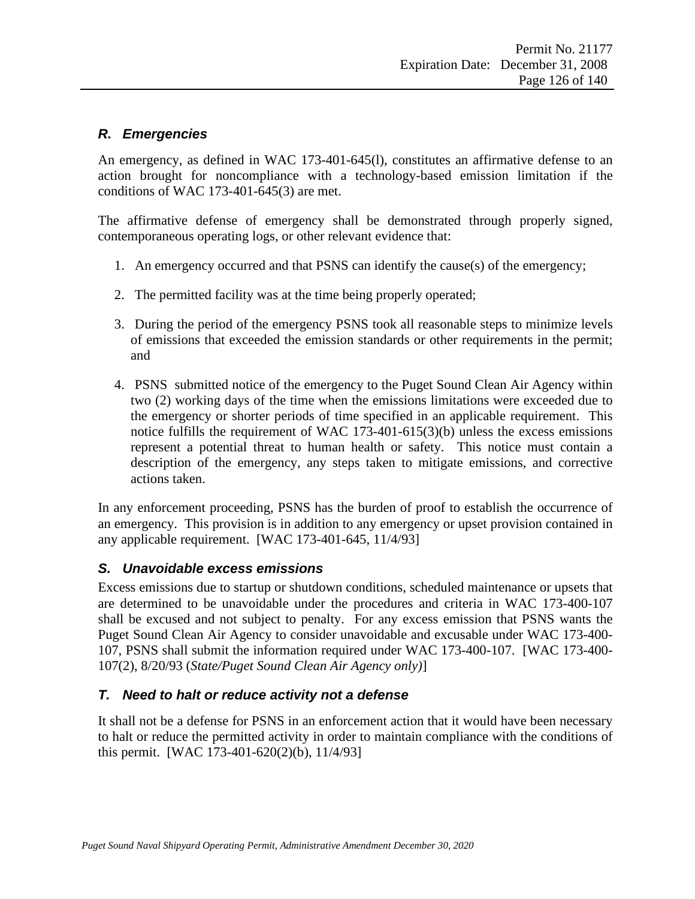### *R. Emergencies*

An emergency, as defined in WAC 173-401-645(l), constitutes an affirmative defense to an action brought for noncompliance with a technology-based emission limitation if the conditions of WAC 173-401-645(3) are met.

The affirmative defense of emergency shall be demonstrated through properly signed, contemporaneous operating logs, or other relevant evidence that:

1. An emergency occurred and that PSNS can identify the cause(s) of the emergency;
2. The permitted facility was at the time being properly operated;
3. During the period of the emergency PSNS took all reasonable steps to minimize levels of emissions that exceeded the emission standards or other requirements in the permit; and
4. PSNS submitted notice of the emergency to the Puget Sound Clean Air Agency within two (2) working days of the time when the emissions limitations were exceeded due to the emergency or shorter periods of time specified in an applicable requirement. This notice fulfills the requirement of WAC 173-401-615(3)(b) unless the excess emissions represent a potential threat to human health or safety. This notice must contain a description of the emergency, any steps taken to mitigate emissions, and corrective actions taken.

In any enforcement proceeding, PSNS has the burden of proof to establish the occurrence of an emergency. This provision is in addition to any emergency or upset provision contained in any applicable requirement. [WAC 173-401-645, 11/4/93]

### *S. Unavoidable excess emissions*

Excess emissions due to startup or shutdown conditions, scheduled maintenance or upsets that are determined to be unavoidable under the procedures and criteria in WAC 173-400-107 shall be excused and not subject to penalty. For any excess emission that PSNS wants the Puget Sound Clean Air Agency to consider unavoidable and excusable under WAC 173-400-107, PSNS shall submit the information required under WAC 173-400-107. [WAC 173-400-107(2), 8/20/93 (*State/Puget Sound Clean Air Agency only)*]

### *T. Need to halt or reduce activity not a defense*

It shall not be a defense for PSNS in an enforcement action that it would have been necessary to halt or reduce the permitted activity in order to maintain compliance with the conditions of this permit. [WAC 173-401-620(2)(b), 11/4/93]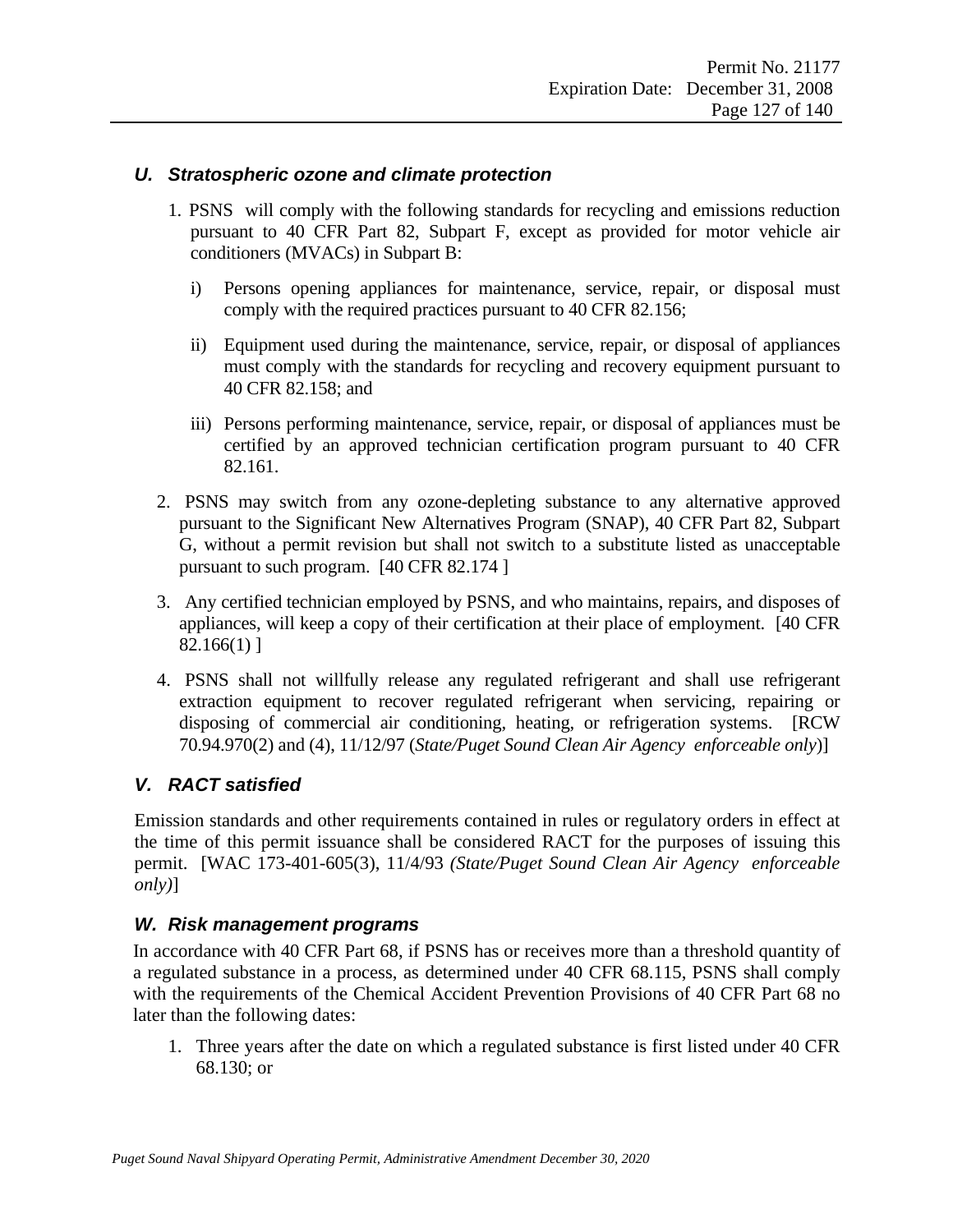### *U. Stratospheric ozone and climate protection*

1. PSNS will comply with the following standards for recycling and emissions reduction pursuant to 40 CFR Part 82, Subpart F, except as provided for motor vehicle air conditioners (MVACs) in Subpart B:

   i) Persons opening appliances for maintenance, service, repair, or disposal must comply with the required practices pursuant to 40 CFR 82.156;

   ii) Equipment used during the maintenance, service, repair, or disposal of appliances must comply with the standards for recycling and recovery equipment pursuant to 40 CFR 82.158; and

   iii) Persons performing maintenance, service, repair, or disposal of appliances must be certified by an approved technician certification program pursuant to 40 CFR 82.161.

2. PSNS may switch from any ozone-depleting substance to any alternative approved pursuant to the Significant New Alternatives Program (SNAP), 40 CFR Part 82, Subpart G, without a permit revision but shall not switch to a substitute listed as unacceptable pursuant to such program. [40 CFR 82.174 ]

3. Any certified technician employed by PSNS, and who maintains, repairs, and disposes of appliances, will keep a copy of their certification at their place of employment. [40 CFR 82.166(1) ]

4. PSNS shall not willfully release any regulated refrigerant and shall use refrigerant extraction equipment to recover regulated refrigerant when servicing, repairing or disposing of commercial air conditioning, heating, or refrigeration systems. [RCW 70.94.970(2) and (4), 11/12/97 (*State/Puget Sound Clean Air Agency enforceable only*)]

### *V. RACT satisfied*

Emission standards and other requirements contained in rules or regulatory orders in effect at the time of this permit issuance shall be considered RACT for the purposes of issuing this permit. [WAC 173-401-605(3), 11/4/93 *(State/Puget Sound Clean Air Agency enforceable only)*]

### *W. Risk management programs*

In accordance with 40 CFR Part 68, if PSNS has or receives more than a threshold quantity of a regulated substance in a process, as determined under 40 CFR 68.115, PSNS shall comply with the requirements of the Chemical Accident Prevention Provisions of 40 CFR Part 68 no later than the following dates:

1. Three years after the date on which a regulated substance is first listed under 40 CFR 68.130; or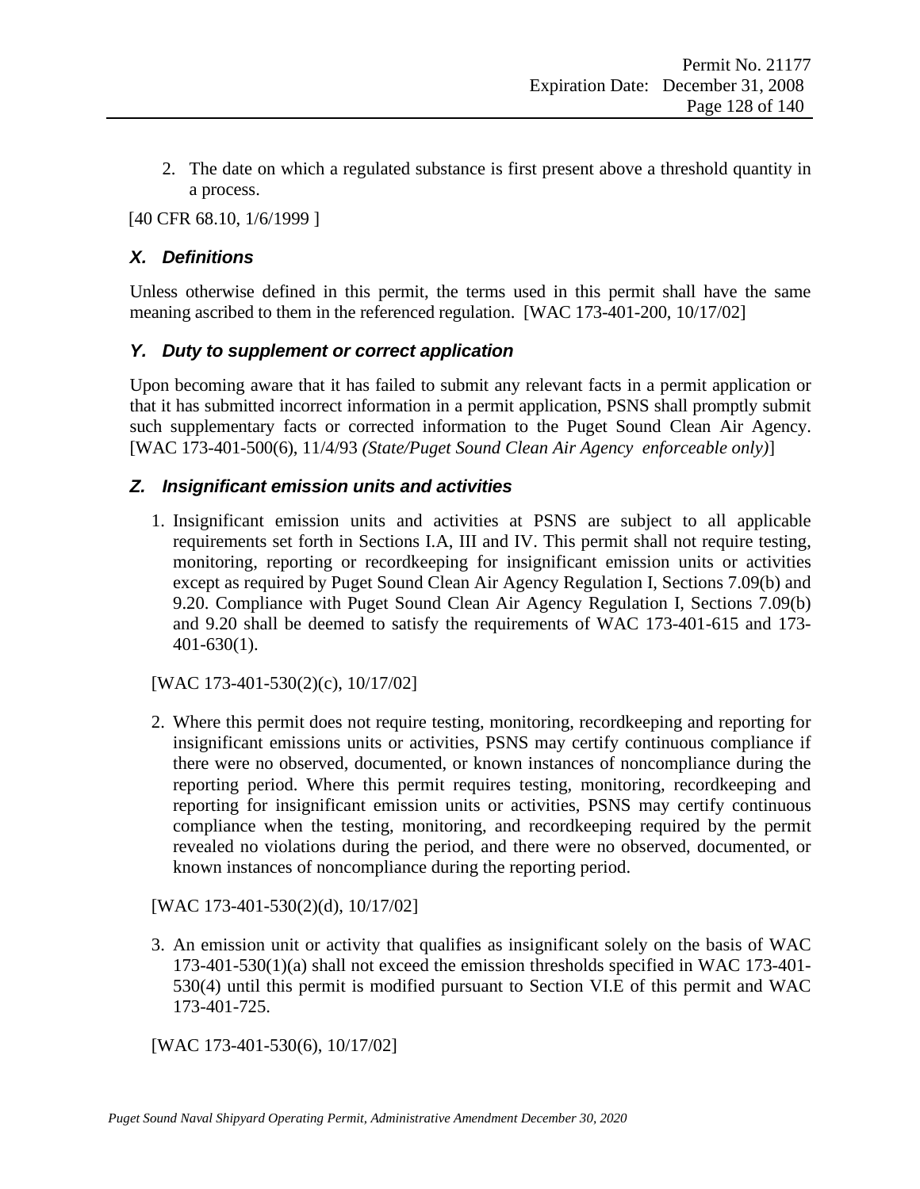2. The date on which a regulated substance is first present above a threshold quantity in a process.

[40 CFR 68.10, 1/6/1999 ]

### *X. Definitions*

Unless otherwise defined in this permit, the terms used in this permit shall have the same meaning ascribed to them in the referenced regulation. [WAC 173-401-200, 10/17/02]

### *Y. Duty to supplement or correct application*

Upon becoming aware that it has failed to submit any relevant facts in a permit application or that it has submitted incorrect information in a permit application, PSNS shall promptly submit such supplementary facts or corrected information to the Puget Sound Clean Air Agency. [WAC 173-401-500(6), 11/4/93 *(State/Puget Sound Clean Air Agency enforceable only)*]

### *Z. Insignificant emission units and activities*

1. Insignificant emission units and activities at PSNS are subject to all applicable requirements set forth in Sections I.A, III and IV. This permit shall not require testing, monitoring, reporting or recordkeeping for insignificant emission units or activities except as required by Puget Sound Clean Air Agency Regulation I, Sections 7.09(b) and 9.20. Compliance with Puget Sound Clean Air Agency Regulation I, Sections 7.09(b) and 9.20 shall be deemed to satisfy the requirements of WAC 173-401-615 and 173-401-630(1).

   [WAC 173-401-530(2)(c), 10/17/02]

2. Where this permit does not require testing, monitoring, recordkeeping and reporting for insignificant emissions units or activities, PSNS may certify continuous compliance if there were no observed, documented, or known instances of noncompliance during the reporting period. Where this permit requires testing, monitoring, recordkeeping and reporting for insignificant emission units or activities, PSNS may certify continuous compliance when the testing, monitoring, and recordkeeping required by the permit revealed no violations during the period, and there were no observed, documented, or known instances of noncompliance during the reporting period.

   [WAC 173-401-530(2)(d), 10/17/02]

3. An emission unit or activity that qualifies as insignificant solely on the basis of WAC 173-401-530(1)(a) shall not exceed the emission thresholds specified in WAC 173-401-530(4) until this permit is modified pursuant to Section VI.E of this permit and WAC 173-401-725.

   [WAC 173-401-530(6), 10/17/02]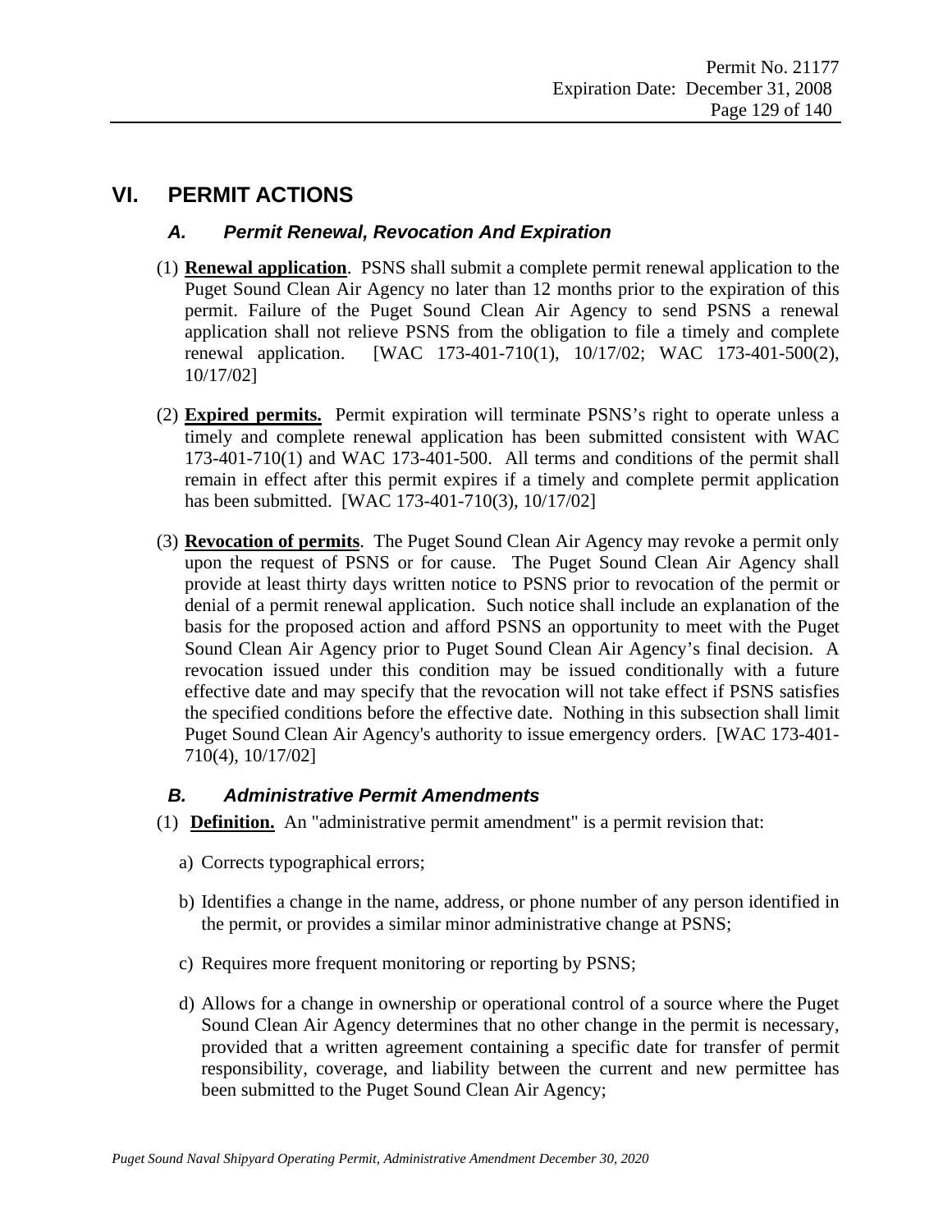# VI. PERMIT ACTIONS

## *A. Permit Renewal, Revocation And Expiration*

(1) **Renewal application**. PSNS shall submit a complete permit renewal application to the Puget Sound Clean Air Agency no later than 12 months prior to the expiration of this permit. Failure of the Puget Sound Clean Air Agency to send PSNS a renewal application shall not relieve PSNS from the obligation to file a timely and complete renewal application. [WAC 173-401-710(1), 10/17/02; WAC 173-401-500(2), 10/17/02]

(2) **Expired permits.** Permit expiration will terminate PSNS's right to operate unless a timely and complete renewal application has been submitted consistent with WAC 173-401-710(1) and WAC 173-401-500. All terms and conditions of the permit shall remain in effect after this permit expires if a timely and complete permit application has been submitted. [WAC 173-401-710(3), 10/17/02]

(3) **Revocation of permits**. The Puget Sound Clean Air Agency may revoke a permit only upon the request of PSNS or for cause. The Puget Sound Clean Air Agency shall provide at least thirty days written notice to PSNS prior to revocation of the permit or denial of a permit renewal application. Such notice shall include an explanation of the basis for the proposed action and afford PSNS an opportunity to meet with the Puget Sound Clean Air Agency prior to Puget Sound Clean Air Agency's final decision. A revocation issued under this condition may be issued conditionally with a future effective date and may specify that the revocation will not take effect if PSNS satisfies the specified conditions before the effective date. Nothing in this subsection shall limit Puget Sound Clean Air Agency's authority to issue emergency orders. [WAC 173-401-710(4), 10/17/02]

## *B. Administrative Permit Amendments*

(1) **Definition.** An "administrative permit amendment" is a permit revision that:

a) Corrects typographical errors;

b) Identifies a change in the name, address, or phone number of any person identified in the permit, or provides a similar minor administrative change at PSNS;

c) Requires more frequent monitoring or reporting by PSNS;

d) Allows for a change in ownership or operational control of a source where the Puget Sound Clean Air Agency determines that no other change in the permit is necessary, provided that a written agreement containing a specific date for transfer of permit responsibility, coverage, and liability between the current and new permittee has been submitted to the Puget Sound Clean Air Agency;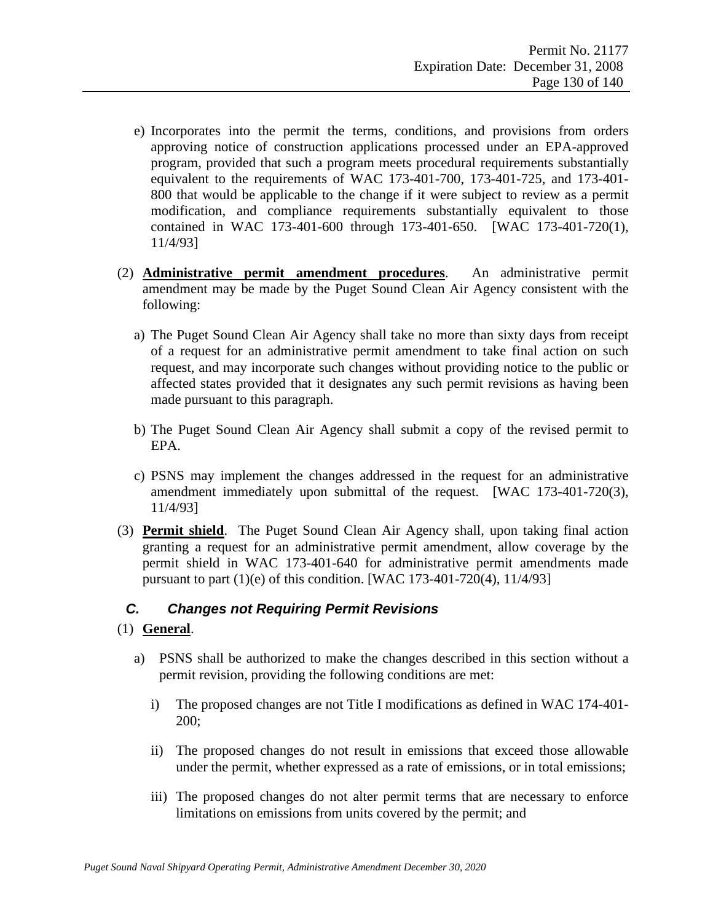e) Incorporates into the permit the terms, conditions, and provisions from orders approving notice of construction applications processed under an EPA-approved program, provided that such a program meets procedural requirements substantially equivalent to the requirements of WAC 173-401-700, 173-401-725, and 173-401-800 that would be applicable to the change if it were subject to review as a permit modification, and compliance requirements substantially equivalent to those contained in WAC 173-401-600 through 173-401-650. [WAC 173-401-720(1), 11/4/93]

(2) **Administrative permit amendment procedures**. An administrative permit amendment may be made by the Puget Sound Clean Air Agency consistent with the following:

a) The Puget Sound Clean Air Agency shall take no more than sixty days from receipt of a request for an administrative permit amendment to take final action on such request, and may incorporate such changes without providing notice to the public or affected states provided that it designates any such permit revisions as having been made pursuant to this paragraph.

b) The Puget Sound Clean Air Agency shall submit a copy of the revised permit to EPA.

c) PSNS may implement the changes addressed in the request for an administrative amendment immediately upon submittal of the request. [WAC 173-401-720(3), 11/4/93]

(3) **Permit shield**. The Puget Sound Clean Air Agency shall, upon taking final action granting a request for an administrative permit amendment, allow coverage by the permit shield in WAC 173-401-640 for administrative permit amendments made pursuant to part (1)(e) of this condition. [WAC 173-401-720(4), 11/4/93]

### *C. Changes not Requiring Permit Revisions*

(1) **General**.

a) PSNS shall be authorized to make the changes described in this section without a permit revision, providing the following conditions are met:

i) The proposed changes are not Title I modifications as defined in WAC 174-401-200;

ii) The proposed changes do not result in emissions that exceed those allowable under the permit, whether expressed as a rate of emissions, or in total emissions;

iii) The proposed changes do not alter permit terms that are necessary to enforce limitations on emissions from units covered by the permit; and

*Puget Sound Naval Shipyard Operating Permit, Administrative Amendment December 30, 2020*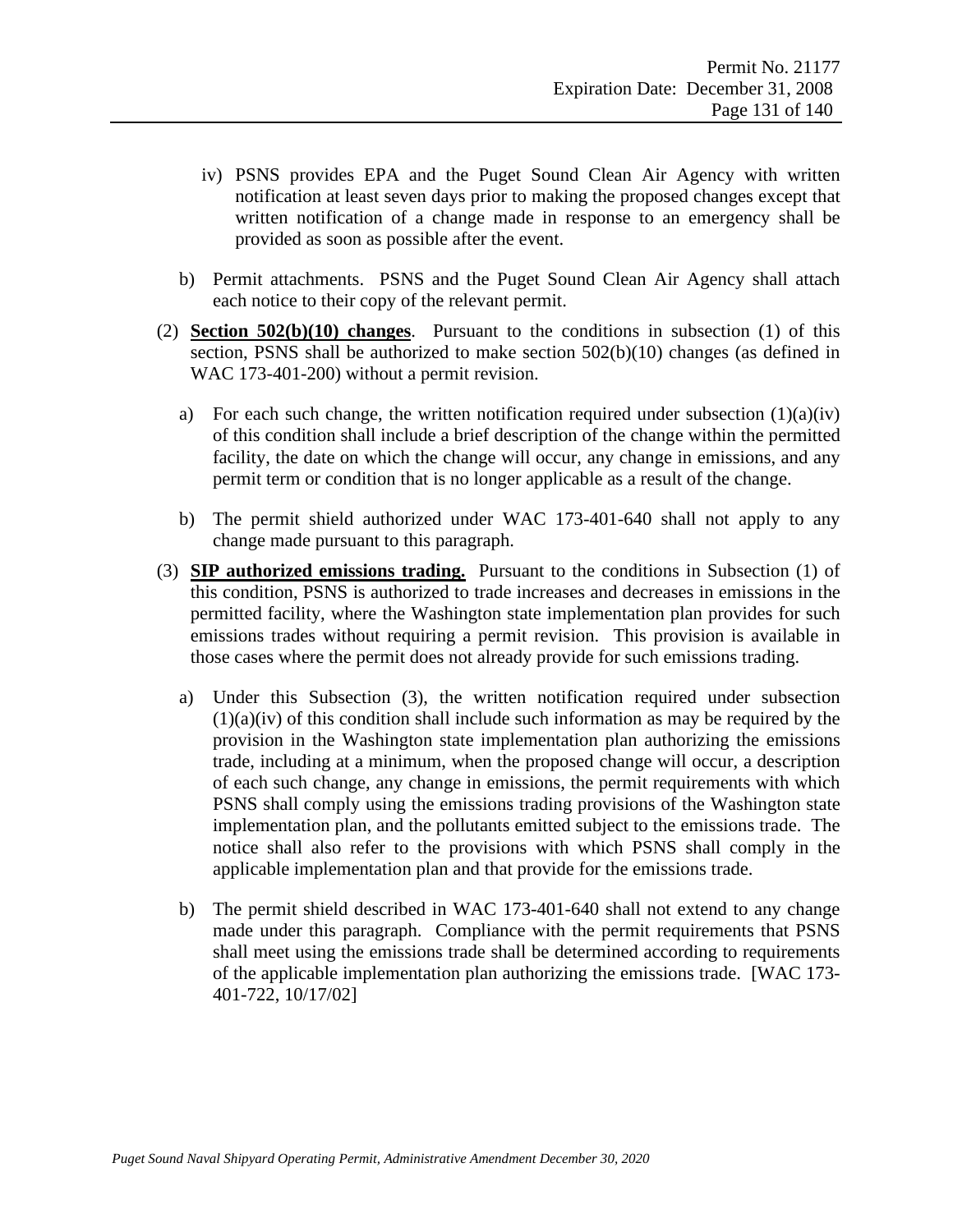iv) PSNS provides EPA and the Puget Sound Clean Air Agency with written notification at least seven days prior to making the proposed changes except that written notification of a change made in response to an emergency shall be provided as soon as possible after the event.

b) Permit attachments. PSNS and the Puget Sound Clean Air Agency shall attach each notice to their copy of the relevant permit.

(2) **Section 502(b)(10) changes**. Pursuant to the conditions in subsection (1) of this section, PSNS shall be authorized to make section 502(b)(10) changes (as defined in WAC 173-401-200) without a permit revision.

a) For each such change, the written notification required under subsection (1)(a)(iv) of this condition shall include a brief description of the change within the permitted facility, the date on which the change will occur, any change in emissions, and any permit term or condition that is no longer applicable as a result of the change.

b) The permit shield authorized under WAC 173-401-640 shall not apply to any change made pursuant to this paragraph.

(3) **SIP authorized emissions trading.** Pursuant to the conditions in Subsection (1) of this condition, PSNS is authorized to trade increases and decreases in emissions in the permitted facility, where the Washington state implementation plan provides for such emissions trades without requiring a permit revision. This provision is available in those cases where the permit does not already provide for such emissions trading.

a) Under this Subsection (3), the written notification required under subsection (1)(a)(iv) of this condition shall include such information as may be required by the provision in the Washington state implementation plan authorizing the emissions trade, including at a minimum, when the proposed change will occur, a description of each such change, any change in emissions, the permit requirements with which PSNS shall comply using the emissions trading provisions of the Washington state implementation plan, and the pollutants emitted subject to the emissions trade. The notice shall also refer to the provisions with which PSNS shall comply in the applicable implementation plan and that provide for the emissions trade.

b) The permit shield described in WAC 173-401-640 shall not extend to any change made under this paragraph. Compliance with the permit requirements that PSNS shall meet using the emissions trade shall be determined according to requirements of the applicable implementation plan authorizing the emissions trade. [WAC 173-401-722, 10/17/02]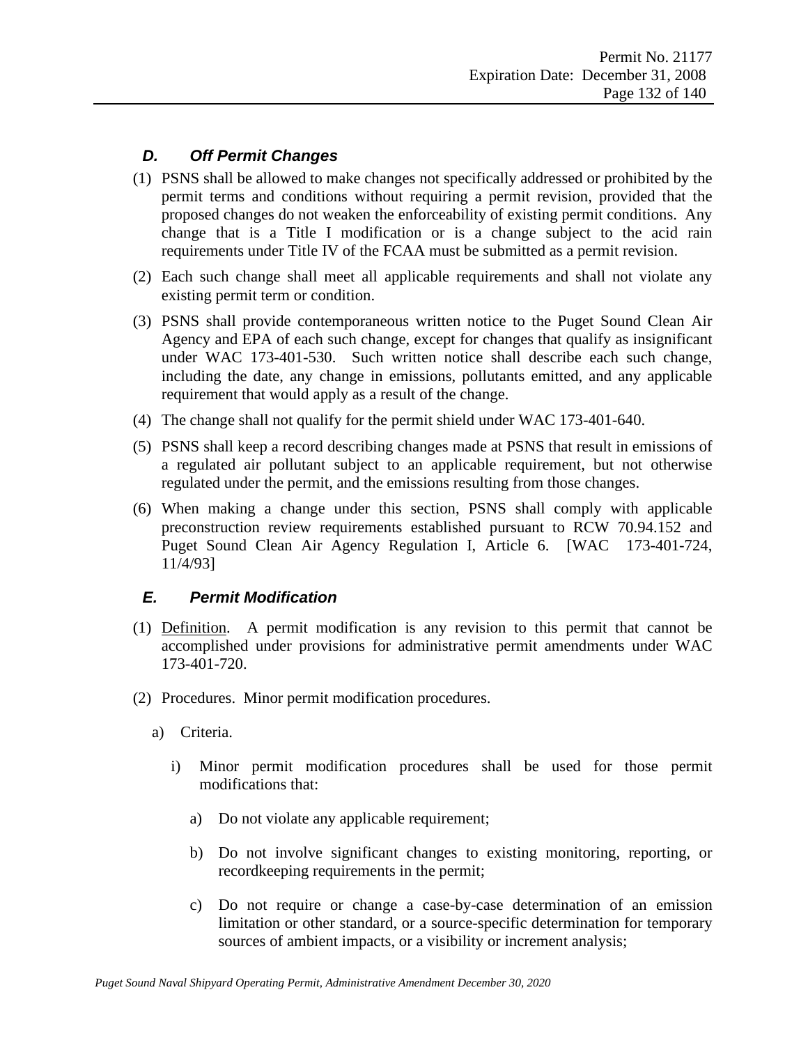### *D. Off Permit Changes*

(1) PSNS shall be allowed to make changes not specifically addressed or prohibited by the permit terms and conditions without requiring a permit revision, provided that the proposed changes do not weaken the enforceability of existing permit conditions. Any change that is a Title I modification or is a change subject to the acid rain requirements under Title IV of the FCAA must be submitted as a permit revision.

(2) Each such change shall meet all applicable requirements and shall not violate any existing permit term or condition.

(3) PSNS shall provide contemporaneous written notice to the Puget Sound Clean Air Agency and EPA of each such change, except for changes that qualify as insignificant under WAC 173-401-530. Such written notice shall describe each such change, including the date, any change in emissions, pollutants emitted, and any applicable requirement that would apply as a result of the change.

(4) The change shall not qualify for the permit shield under WAC 173-401-640.

(5) PSNS shall keep a record describing changes made at PSNS that result in emissions of a regulated air pollutant subject to an applicable requirement, but not otherwise regulated under the permit, and the emissions resulting from those changes.

(6) When making a change under this section, PSNS shall comply with applicable preconstruction review requirements established pursuant to RCW 70.94.152 and Puget Sound Clean Air Agency Regulation I, Article 6. [WAC 173-401-724, 11/4/93]

### *E. Permit Modification*

(1) Definition. A permit modification is any revision to this permit that cannot be accomplished under provisions for administrative permit amendments under WAC 173-401-720.

(2) Procedures. Minor permit modification procedures.

a) Criteria.

i) Minor permit modification procedures shall be used for those permit modifications that:

a) Do not violate any applicable requirement;

b) Do not involve significant changes to existing monitoring, reporting, or recordkeeping requirements in the permit;

c) Do not require or change a case-by-case determination of an emission limitation or other standard, or a source-specific determination for temporary sources of ambient impacts, or a visibility or increment analysis;

*Puget Sound Naval Shipyard Operating Permit, Administrative Amendment December 30, 2020*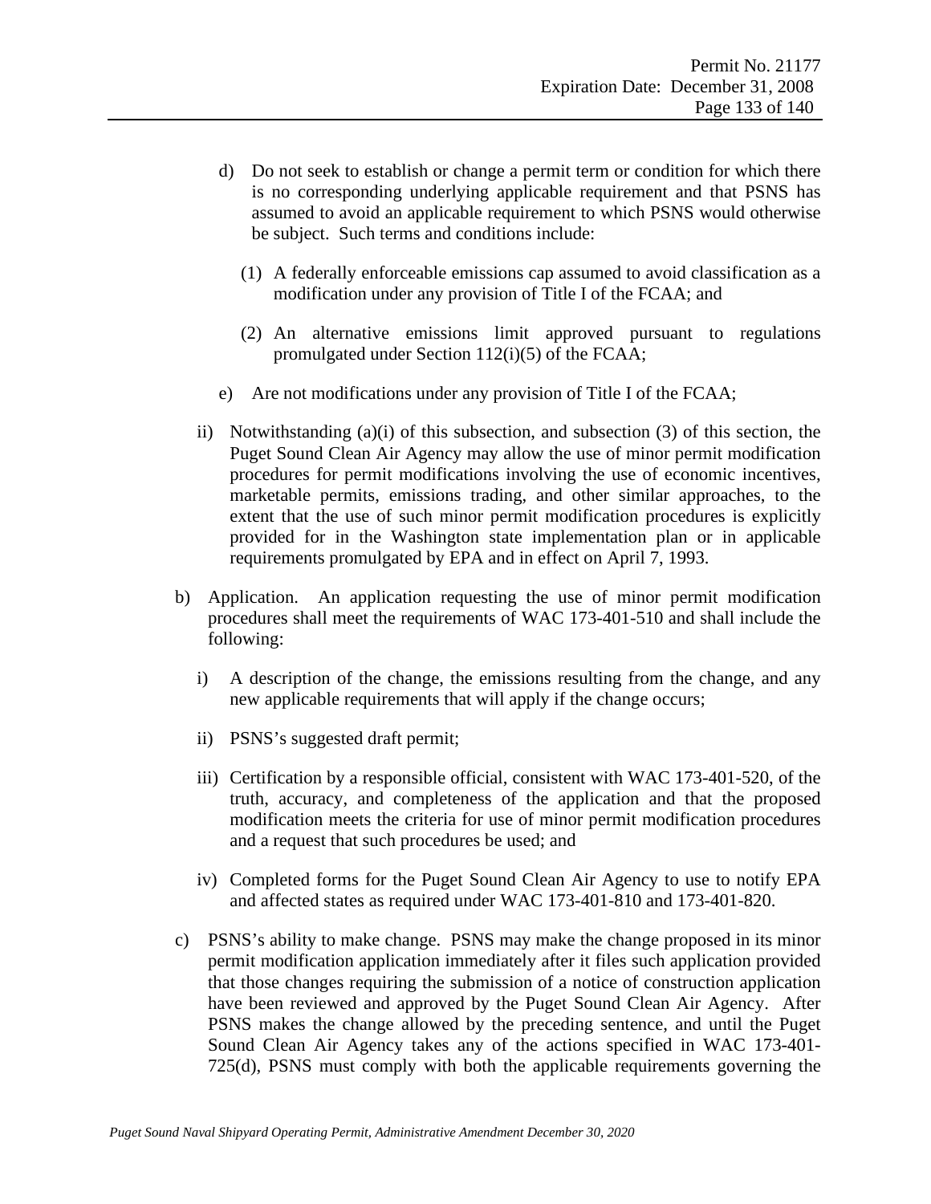d) Do not seek to establish or change a permit term or condition for which there is no corresponding underlying applicable requirement and that PSNS has assumed to avoid an applicable requirement to which PSNS would otherwise be subject. Such terms and conditions include:

   (1) A federally enforceable emissions cap assumed to avoid classification as a modification under any provision of Title I of the FCAA; and

   (2) An alternative emissions limit approved pursuant to regulations promulgated under Section 112(i)(5) of the FCAA;

e) Are not modifications under any provision of Title I of the FCAA;

ii) Notwithstanding (a)(i) of this subsection, and subsection (3) of this section, the Puget Sound Clean Air Agency may allow the use of minor permit modification procedures for permit modifications involving the use of economic incentives, marketable permits, emissions trading, and other similar approaches, to the extent that the use of such minor permit modification procedures is explicitly provided for in the Washington state implementation plan or in applicable requirements promulgated by EPA and in effect on April 7, 1993.

b) Application. An application requesting the use of minor permit modification procedures shall meet the requirements of WAC 173-401-510 and shall include the following:

   i) A description of the change, the emissions resulting from the change, and any new applicable requirements that will apply if the change occurs;

   ii) PSNS's suggested draft permit;

   iii) Certification by a responsible official, consistent with WAC 173-401-520, of the truth, accuracy, and completeness of the application and that the proposed modification meets the criteria for use of minor permit modification procedures and a request that such procedures be used; and

   iv) Completed forms for the Puget Sound Clean Air Agency to use to notify EPA and affected states as required under WAC 173-401-810 and 173-401-820.

c) PSNS's ability to make change. PSNS may make the change proposed in its minor permit modification application immediately after it files such application provided that those changes requiring the submission of a notice of construction application have been reviewed and approved by the Puget Sound Clean Air Agency. After PSNS makes the change allowed by the preceding sentence, and until the Puget Sound Clean Air Agency takes any of the actions specified in WAC 173-401-725(d), PSNS must comply with both the applicable requirements governing the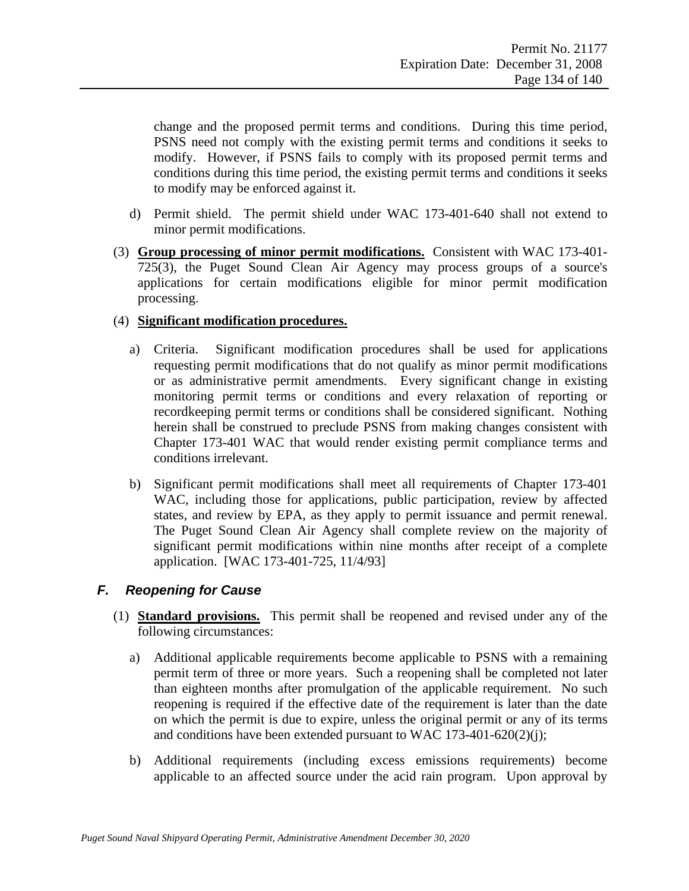change and the proposed permit terms and conditions. During this time period, PSNS need not comply with the existing permit terms and conditions it seeks to modify. However, if PSNS fails to comply with its proposed permit terms and conditions during this time period, the existing permit terms and conditions it seeks to modify may be enforced against it.

d) Permit shield. The permit shield under WAC 173-401-640 shall not extend to minor permit modifications.

(3) **Group processing of minor permit modifications.** Consistent with WAC 173-401-725(3), the Puget Sound Clean Air Agency may process groups of a source's applications for certain modifications eligible for minor permit modification processing.

(4) **Significant modification procedures.**

a) Criteria. Significant modification procedures shall be used for applications requesting permit modifications that do not qualify as minor permit modifications or as administrative permit amendments. Every significant change in existing monitoring permit terms or conditions and every relaxation of reporting or recordkeeping permit terms or conditions shall be considered significant. Nothing herein shall be construed to preclude PSNS from making changes consistent with Chapter 173-401 WAC that would render existing permit compliance terms and conditions irrelevant.

b) Significant permit modifications shall meet all requirements of Chapter 173-401 WAC, including those for applications, public participation, review by affected states, and review by EPA, as they apply to permit issuance and permit renewal. The Puget Sound Clean Air Agency shall complete review on the majority of significant permit modifications within nine months after receipt of a complete application. [WAC 173-401-725, 11/4/93]

### *F. Reopening for Cause*

(1) **Standard provisions.** This permit shall be reopened and revised under any of the following circumstances:

a) Additional applicable requirements become applicable to PSNS with a remaining permit term of three or more years. Such a reopening shall be completed not later than eighteen months after promulgation of the applicable requirement. No such reopening is required if the effective date of the requirement is later than the date on which the permit is due to expire, unless the original permit or any of its terms and conditions have been extended pursuant to WAC 173-401-620(2)(j);

b) Additional requirements (including excess emissions requirements) become applicable to an affected source under the acid rain program. Upon approval by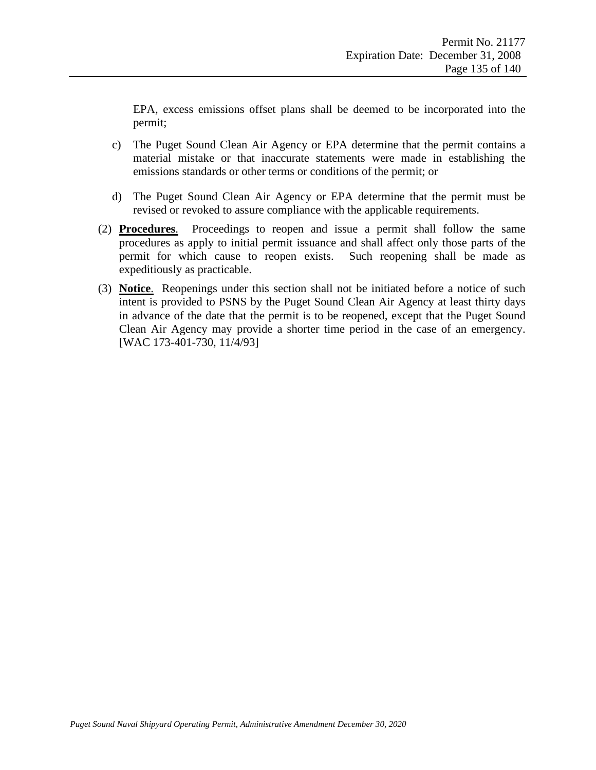EPA, excess emissions offset plans shall be deemed to be incorporated into the permit;

c) The Puget Sound Clean Air Agency or EPA determine that the permit contains a material mistake or that inaccurate statements were made in establishing the emissions standards or other terms or conditions of the permit; or

d) The Puget Sound Clean Air Agency or EPA determine that the permit must be revised or revoked to assure compliance with the applicable requirements.

(2) **Procedures**. Proceedings to reopen and issue a permit shall follow the same procedures as apply to initial permit issuance and shall affect only those parts of the permit for which cause to reopen exists. Such reopening shall be made as expeditiously as practicable.

(3) **Notice**. Reopenings under this section shall not be initiated before a notice of such intent is provided to PSNS by the Puget Sound Clean Air Agency at least thirty days in advance of the date that the permit is to be reopened, except that the Puget Sound Clean Air Agency may provide a shorter time period in the case of an emergency. [WAC 173-401-730, 11/4/93]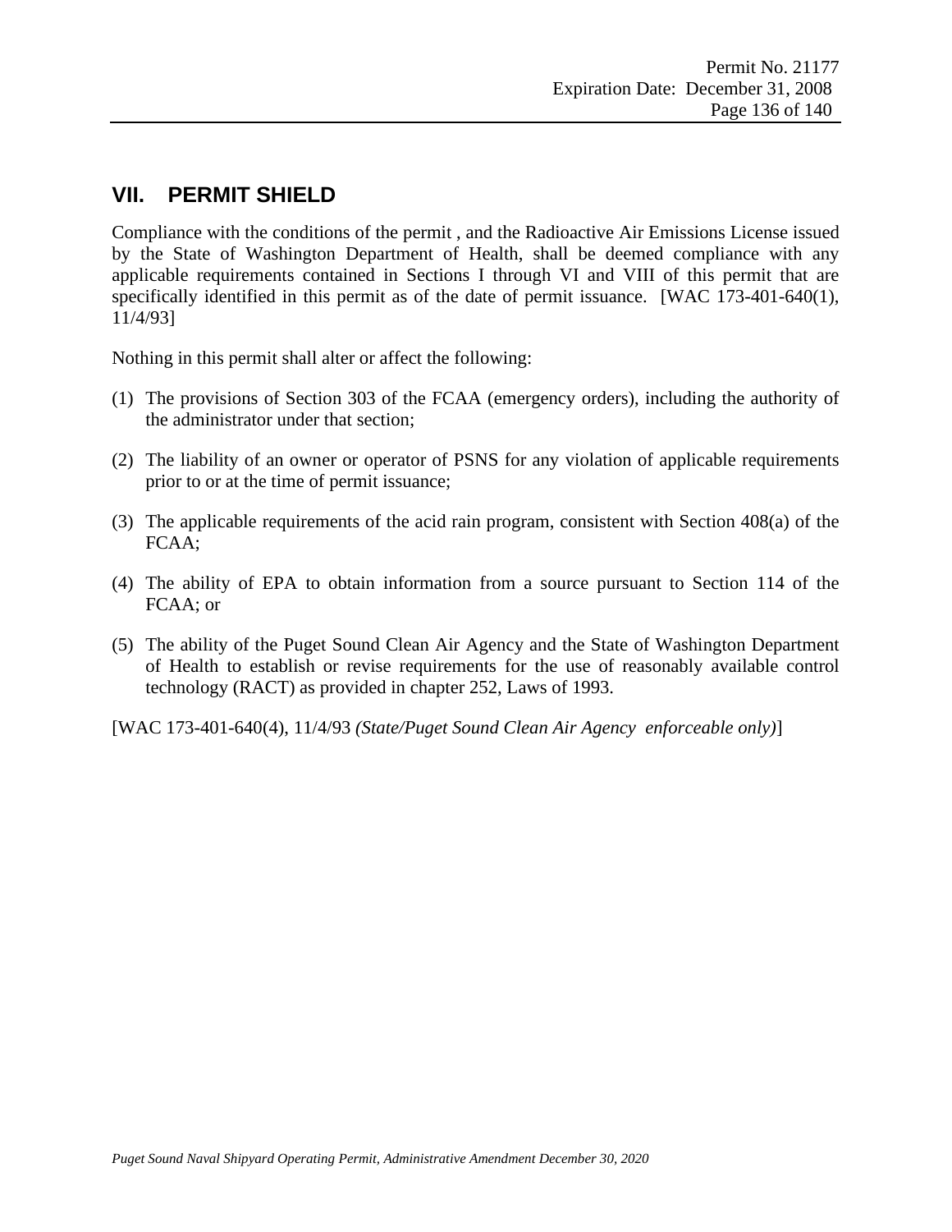## VII. PERMIT SHIELD

Compliance with the conditions of the permit , and the Radioactive Air Emissions License issued by the State of Washington Department of Health, shall be deemed compliance with any applicable requirements contained in Sections I through VI and VIII of this permit that are specifically identified in this permit as of the date of permit issuance. [WAC 173-401-640(1), 11/4/93]

Nothing in this permit shall alter or affect the following:

(1) The provisions of Section 303 of the FCAA (emergency orders), including the authority of the administrator under that section;

(2) The liability of an owner or operator of PSNS for any violation of applicable requirements prior to or at the time of permit issuance;

(3) The applicable requirements of the acid rain program, consistent with Section 408(a) of the FCAA;

(4) The ability of EPA to obtain information from a source pursuant to Section 114 of the FCAA; or

(5) The ability of the Puget Sound Clean Air Agency and the State of Washington Department of Health to establish or revise requirements for the use of reasonably available control technology (RACT) as provided in chapter 252, Laws of 1993.

[WAC 173-401-640(4), 11/4/93 *(State/Puget Sound Clean Air Agency enforceable only)*]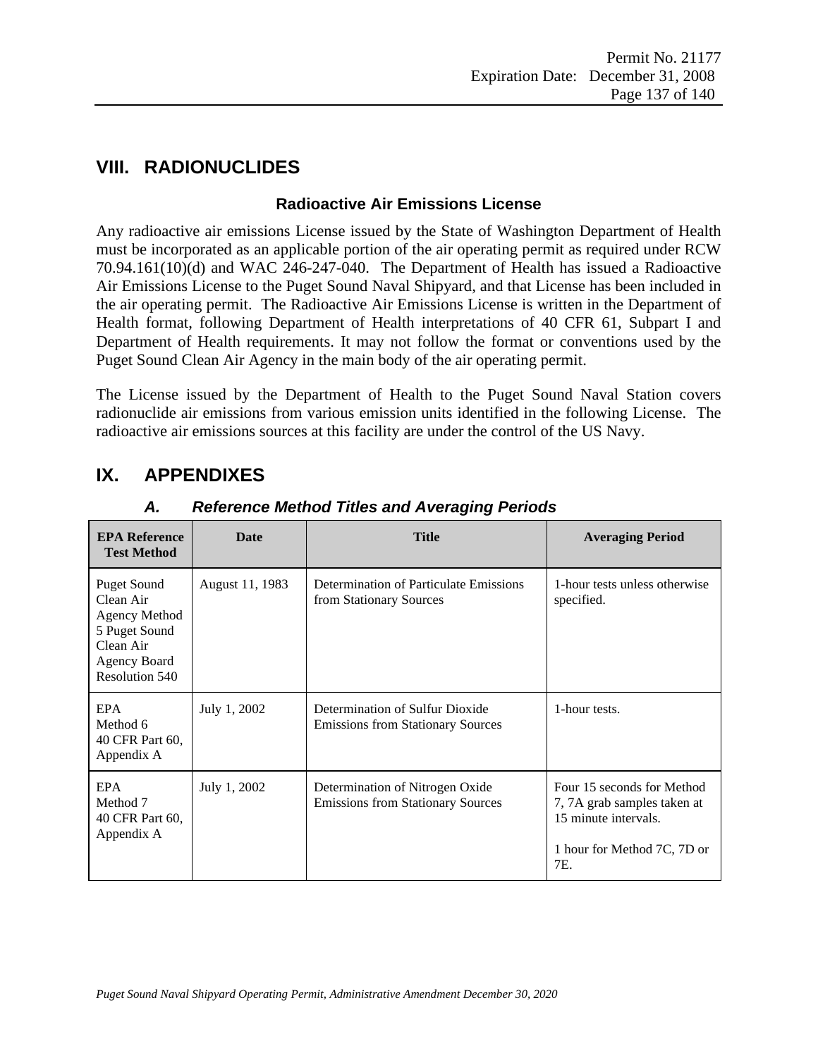# VIII. RADIONUCLIDES

### Radioactive Air Emissions License

Any radioactive air emissions License issued by the State of Washington Department of Health must be incorporated as an applicable portion of the air operating permit as required under RCW 70.94.161(10)(d) and WAC 246-247-040. The Department of Health has issued a Radioactive Air Emissions License to the Puget Sound Naval Shipyard, and that License has been included in the air operating permit. The Radioactive Air Emissions License is written in the Department of Health format, following Department of Health interpretations of 40 CFR 61, Subpart I and Department of Health requirements. It may not follow the format or conventions used by the Puget Sound Clean Air Agency in the main body of the air operating permit.

The License issued by the Department of Health to the Puget Sound Naval Station covers radionuclide air emissions from various emission units identified in the following License. The radioactive air emissions sources at this facility are under the control of the US Navy.

# IX. APPENDIXES

## *A. Reference Method Titles and Averaging Periods*

| EPA Reference Test Method | Date | Title | Averaging Period |
|---|---|---|---|
| Puget Sound Clean Air Agency Method 5 Puget Sound Clean Air Agency Board Resolution 540 | August 11, 1983 | Determination of Particulate Emissions from Stationary Sources | 1-hour tests unless otherwise specified. |
| EPA Method 6 40 CFR Part 60, Appendix A | July 1, 2002 | Determination of Sulfur Dioxide Emissions from Stationary Sources | 1-hour tests. |
| EPA Method 7 40 CFR Part 60, Appendix A | July 1, 2002 | Determination of Nitrogen Oxide Emissions from Stationary Sources | Four 15 seconds for Method 7, 7A grab samples taken at 15 minute intervals.<br><br>1 hour for Method 7C, 7D or 7E. |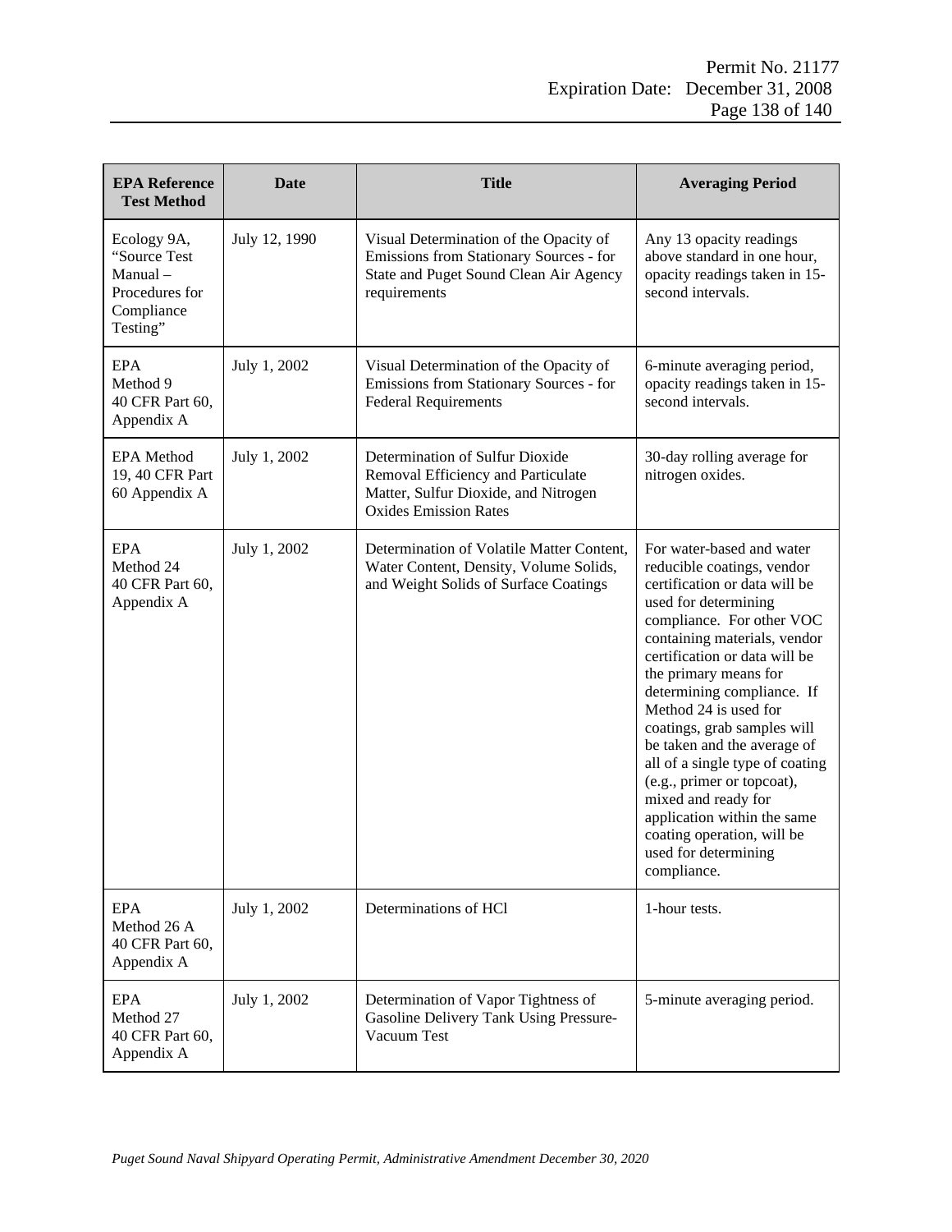| EPA Reference Test Method | Date | Title | Averaging Period |
|---|---|---|---|
| Ecology 9A, "Source Test Manual – Procedures for Compliance Testing" | July 12, 1990 | Visual Determination of the Opacity of Emissions from Stationary Sources - for State and Puget Sound Clean Air Agency requirements | Any 13 opacity readings above standard in one hour, opacity readings taken in 15-second intervals. |
| EPA Method 9 40 CFR Part 60, Appendix A | July 1, 2002 | Visual Determination of the Opacity of Emissions from Stationary Sources - for Federal Requirements | 6-minute averaging period, opacity readings taken in 15-second intervals. |
| EPA Method 19, 40 CFR Part 60 Appendix A | July 1, 2002 | Determination of Sulfur Dioxide Removal Efficiency and Particulate Matter, Sulfur Dioxide, and Nitrogen Oxides Emission Rates | 30-day rolling average for nitrogen oxides. |
| EPA Method 24 40 CFR Part 60, Appendix A | July 1, 2002 | Determination of Volatile Matter Content, Water Content, Density, Volume Solids, and Weight Solids of Surface Coatings | For water-based and water reducible coatings, vendor certification or data will be used for determining compliance. For other VOC containing materials, vendor certification or data will be the primary means for determining compliance. If Method 24 is used for coatings, grab samples will be taken and the average of all of a single type of coating (e.g., primer or topcoat), mixed and ready for application within the same coating operation, will be used for determining compliance. |
| EPA Method 26 A 40 CFR Part 60, Appendix A | July 1, 2002 | Determinations of HCl | 1-hour tests. |
| EPA Method 27 40 CFR Part 60, Appendix A | July 1, 2002 | Determination of Vapor Tightness of Gasoline Delivery Tank Using Pressure-Vacuum Test | 5-minute averaging period. |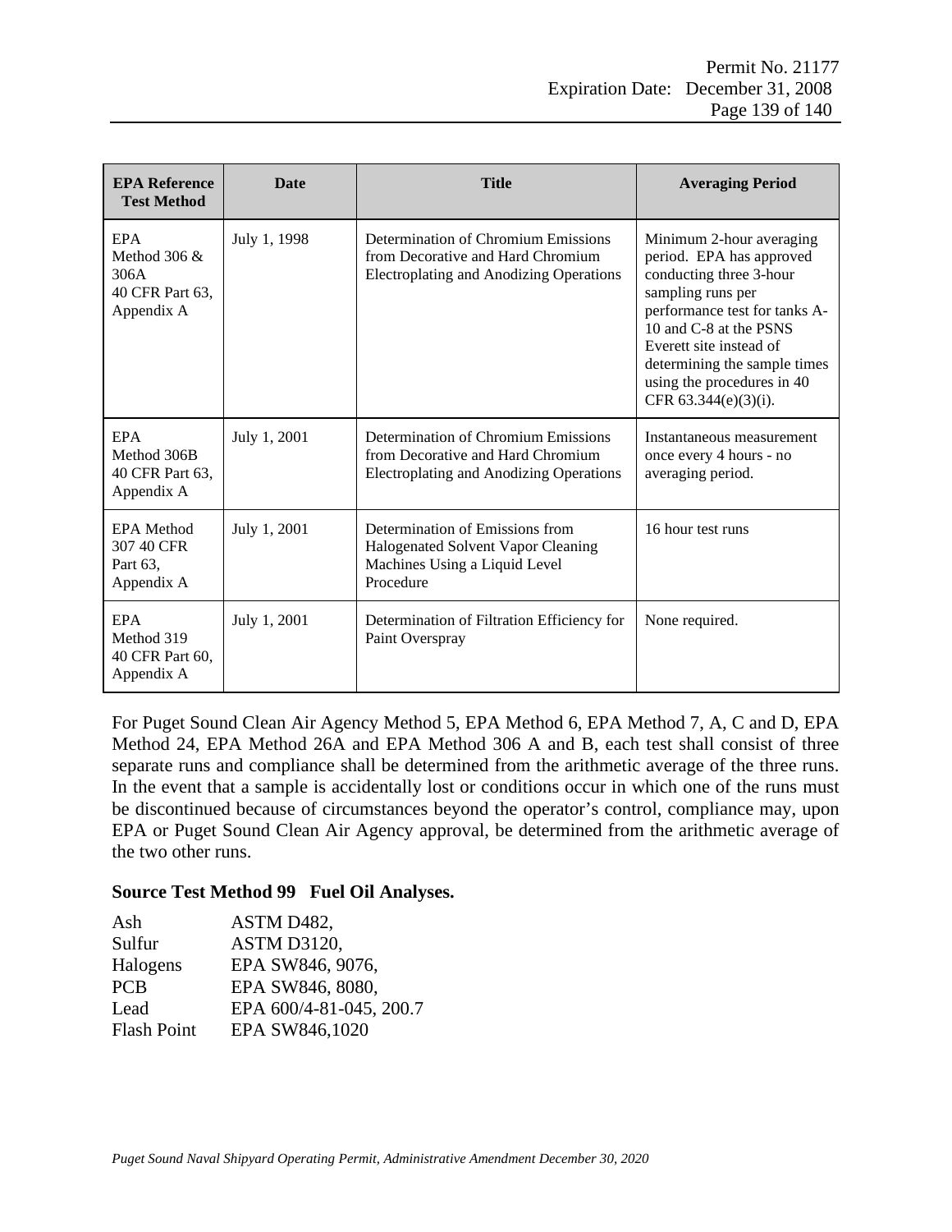| EPA Reference Test Method | Date | Title | Averaging Period |
|---|---|---|---|
| EPA Method 306 & 306A 40 CFR Part 63, Appendix A | July 1, 1998 | Determination of Chromium Emissions from Decorative and Hard Chromium Electroplating and Anodizing Operations | Minimum 2-hour averaging period. EPA has approved conducting three 3-hour sampling runs per performance test for tanks A-10 and C-8 at the PSNS Everett site instead of determining the sample times using the procedures in 40 CFR 63.344(e)(3)(i). |
| EPA Method 306B 40 CFR Part 63, Appendix A | July 1, 2001 | Determination of Chromium Emissions from Decorative and Hard Chromium Electroplating and Anodizing Operations | Instantaneous measurement once every 4 hours - no averaging period. |
| EPA Method 307 40 CFR Part 63, Appendix A | July 1, 2001 | Determination of Emissions from Halogenated Solvent Vapor Cleaning Machines Using a Liquid Level Procedure | 16 hour test runs |
| EPA Method 319 40 CFR Part 60, Appendix A | July 1, 2001 | Determination of Filtration Efficiency for Paint Overspray | None required. |

For Puget Sound Clean Air Agency Method 5, EPA Method 6, EPA Method 7, A, C and D, EPA Method 24, EPA Method 26A and EPA Method 306 A and B, each test shall consist of three separate runs and compliance shall be determined from the arithmetic average of the three runs. In the event that a sample is accidentally lost or conditions occur in which one of the runs must be discontinued because of circumstances beyond the operator's control, compliance may, upon EPA or Puget Sound Clean Air Agency approval, be determined from the arithmetic average of the two other runs.

**Source Test Method 99 Fuel Oil Analyses.**

| | |
|---|---|
| Ash | ASTM D482, |
| Sulfur | ASTM D3120, |
| Halogens | EPA SW846, 9076, |
| PCB | EPA SW846, 8080, |
| Lead | EPA 600/4-81-045, 200.7 |
| Flash Point | EPA SW846,1020 |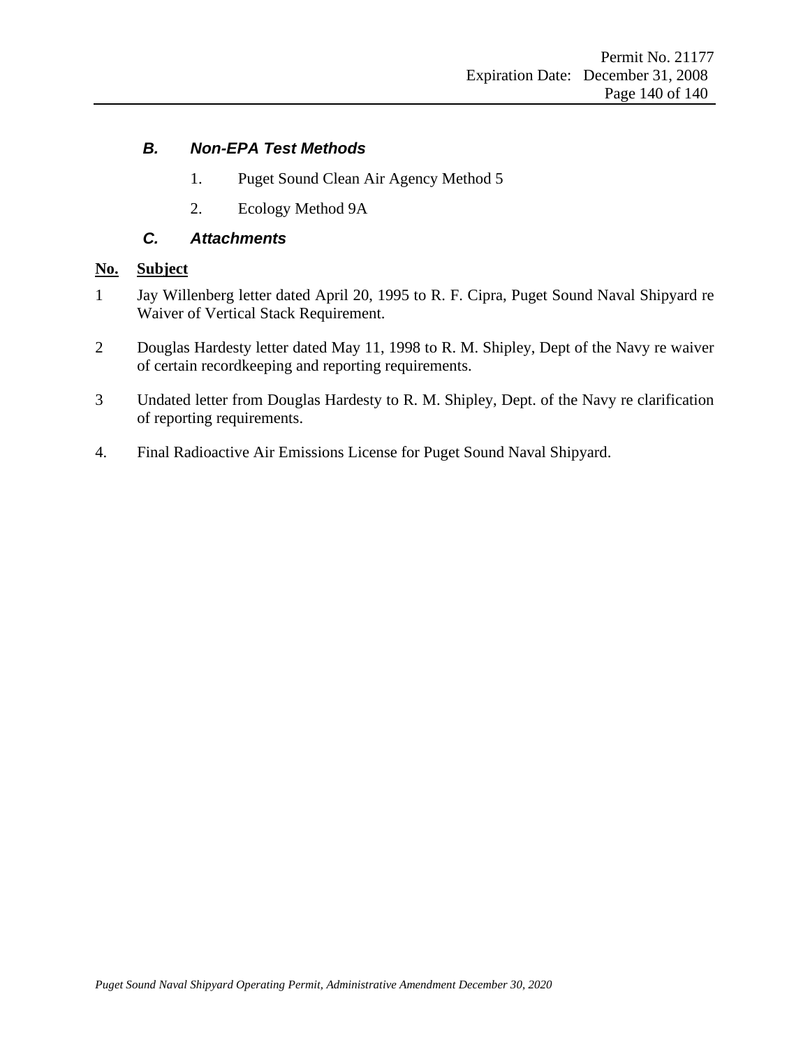### *B. Non-EPA Test Methods*

1. Puget Sound Clean Air Agency Method 5
2. Ecology Method 9A

### *C. Attachments*

| **No.** | **Subject** |
|---|---|
| 1 | Jay Willenberg letter dated April 20, 1995 to R. F. Cipra, Puget Sound Naval Shipyard re Waiver of Vertical Stack Requirement. |
| 2 | Douglas Hardesty letter dated May 11, 1998 to R. M. Shipley, Dept of the Navy re waiver of certain recordkeeping and reporting requirements. |
| 3 | Undated letter from Douglas Hardesty to R. M. Shipley, Dept. of the Navy re clarification of reporting requirements. |
| 4. | Final Radioactive Air Emissions License for Puget Sound Naval Shipyard. |